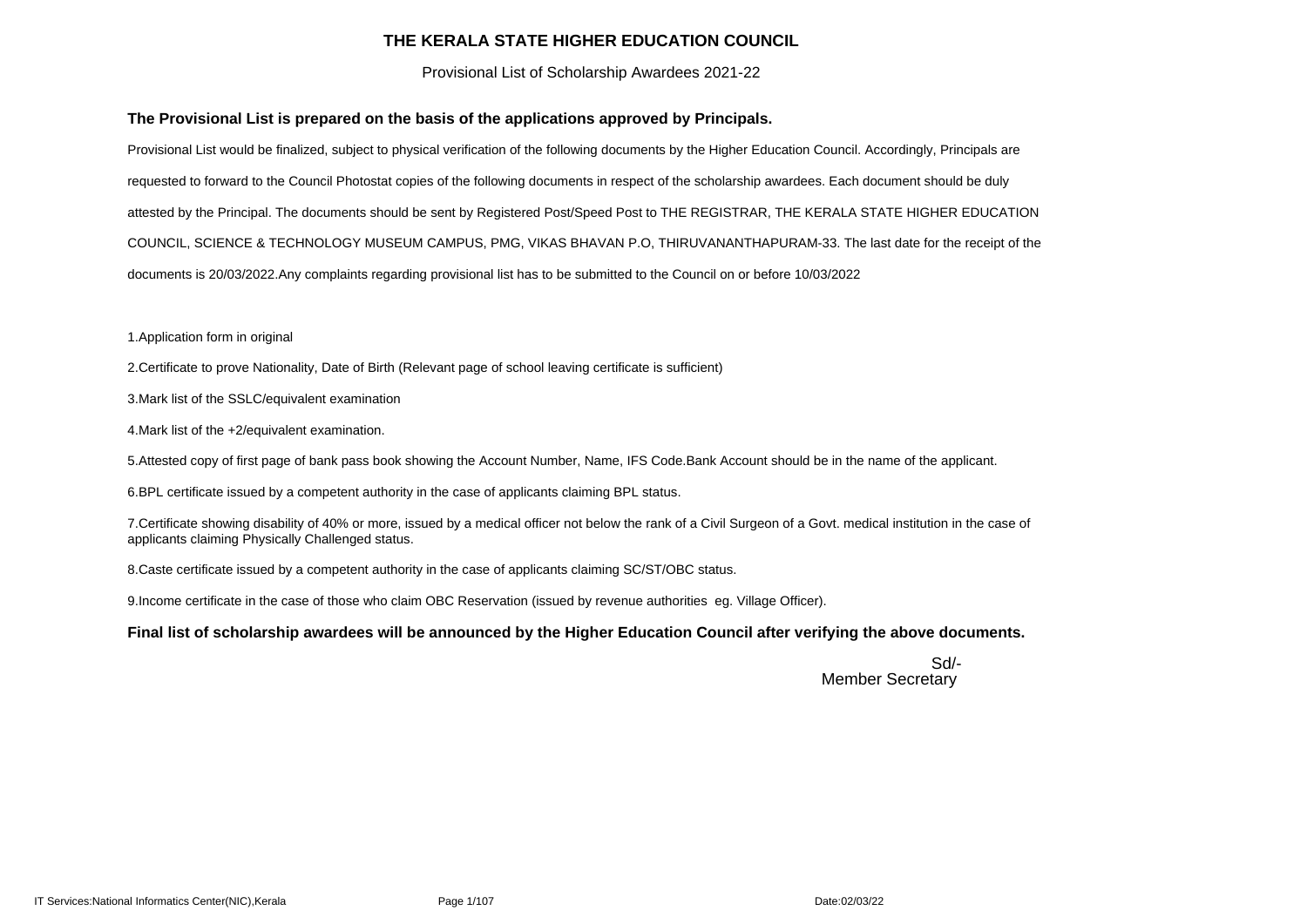# THE KERALA STATE HIGHER EDUCATION COUNCIL

Provisional List of Scholarship Awardees 2021-22

**The Provisional List is prepared on the basis of the applications approved by Principals.**

Provisional List would be finalized, subject to physical verification of the following documents by the Higher Education Council. Accordingly, Principals are requested to forward to the Council Photostat copies of the following documents in respect of the scholarship awardees. Each document should be duly attested by the Principal. The documents should be sent by Registered Post/Speed Post to THE REGISTRAR, THE KERALA STATE HIGHER EDUCATION COUNCIL, SCIENCE & TECHNOLOGY MUSEUM CAMPUS, PMG, VIKAS BHAVAN P.O, THIRUVANANTHAPURAM-33. The last date for the receipt of the documents is 20/03/2022.Any complaints regarding provisional list has to be submitted to the Council on or before 10/03/2022

1.Application form in original

2.Certificate to prove Nationality, Date of Birth (Relevant page of school leaving certificate is sufficient)

3.Mark list of the SSLC/equivalent examination

4.Mark list of the +2/equivalent examination.

5.Attested copy of first page of bank pass book showing the Account Number, Name, IFS Code.Bank Account should be in the name of the applicant.

6.BPL certificate issued by a competent authority in the case of applicants claiming BPL status.

7.Certificate showing disability of 40% or more, issued by a medical officer not below the rank of a Civil Surgeon of a Govt. medical institution in the case of applicants claiming Physically Challenged status.

8.Caste certificate issued by a competent authority in the case of applicants claiming SC/ST/OBC status.

9.Income certificate in the case of those who claim OBC Reservation (issued by revenue authorities eg. Village Officer).

**Final list of scholarship awardees will be announced by the Higher Education Council after verifying the above documents.**

Sd/-
Member Secretary

IT Services:National Informatics Center(NIC),Kerala

Date:02/03/22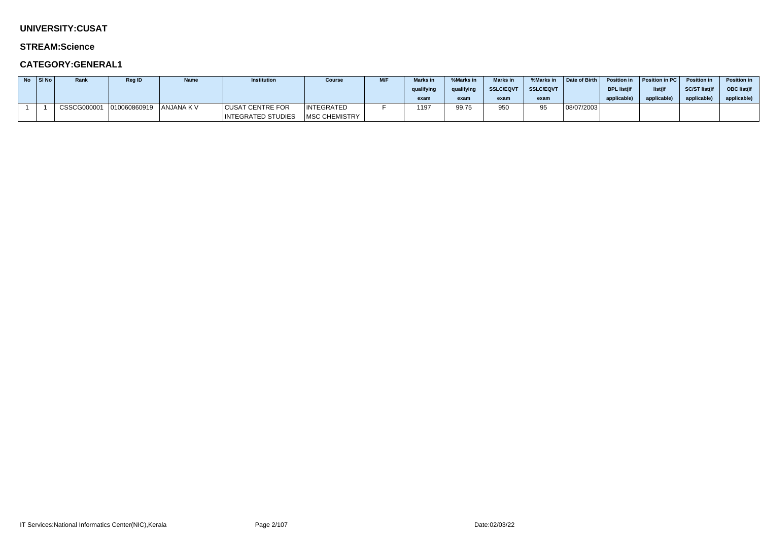**UNIVERSITY:CUSAT**

**STREAM:Science**

**CATEGORY:GENERAL1**

| No | Sl No | Rank | Reg ID | Name | Institution | Course | M/F | Marks in qualifying exam | %Marks in qualifying exam | Marks in SSLC/EQVT exam | %Marks in SSLC/EQVT exam | Date of Birth | Position in BPL list(if applicable) | Position in PC list(if applicable) | Position in SC/ST list(if applicable) | Position in OBC list(if applicable) |
|---|---|---|---|---|---|---|---|---|---|---|---|---|---|---|---|---|
| 1 | 1 | CSSCG000001 | 010060860919 | ANJANA K V | CUSAT CENTRE FOR INTEGRATED STUDIES | INTEGRATED MSC CHEMISTRY | F | 1197 | 99.75 | 950 | 95 | 08/07/2003 | | | | |

IT Services:National Informatics Center(NIC),Kerala

Date:02/03/22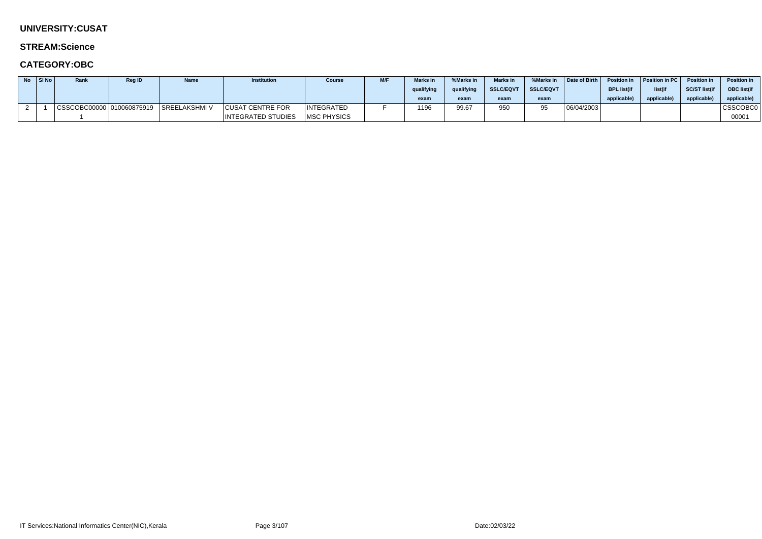**UNIVERSITY:CUSAT**

**STREAM:Science**

**CATEGORY:OBC**

| No | Sl No | Rank | Reg ID | Name | Institution | Course | M/F | Marks in qualifying exam | %Marks in qualifying exam | Marks in SSLC/EQVT exam | %Marks in SSLC/EQVT exam | Date of Birth | Position in BPL list(if applicable) | Position in PC list(if applicable) | Position in SC/ST list(if applicable) | Position in OBC list(if applicable) |
|---|---|---|---|---|---|---|---|---|---|---|---|---|---|---|---|---|
| 2 | 1 | CSSCOBC000001 | 010060875919 | SREELAKSHMI V | CUSAT CENTRE FOR INTEGRATED STUDIES | INTEGRATED MSC PHYSICS | F | 1196 | 99.67 | 950 | 95 | 06/04/2003 | | | | CSSCOBC000001 |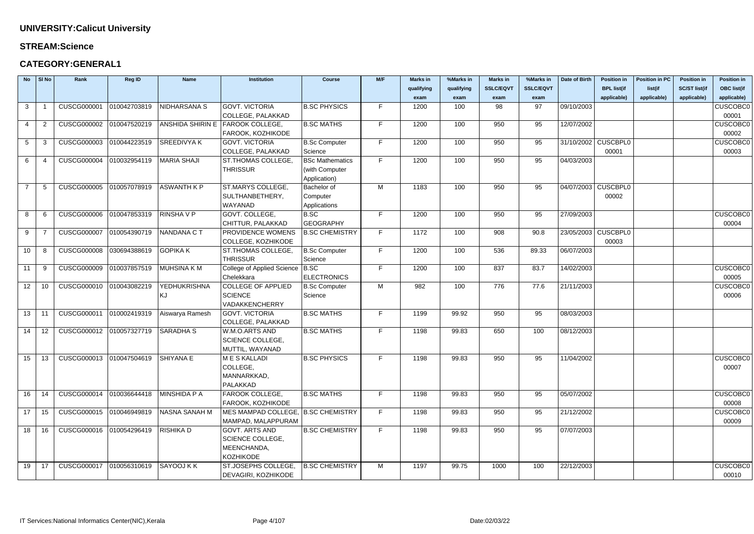**UNIVERSITY:Calicut University**

**STREAM:Science**

**CATEGORY:GENERAL1**

| No | Sl No | Rank | Reg ID | Name | Institution | Course | M/F | Marks in qualifying exam | %Marks in qualifying exam | Marks in SSLC/EQVT exam | %Marks in SSLC/EQVT exam | Date of Birth | Position in BPL list(if applicable) | Position in PC list(if applicable) | Position in SC/ST list(if applicable) | Position in OBC list(if applicable) |
|---|---|---|---|---|---|---|---|---|---|---|---|---|---|---|---|---|
| 3 | 1 | CUSCG000001 | 010042703819 | NIDHARSANA S | GOVT. VICTORIA COLLEGE, PALAKKAD | B.SC PHYSICS | F | 1200 | 100 | 98 | 97 | 09/10/2003 | | | | CUSCOBC000001 |
| 4 | 2 | CUSCG000002 | 010047520219 | ANSHIDA SHIRIN E | FAROOK COLLEGE, FAROOK, KOZHIKODE | B.SC MATHS | F | 1200 | 100 | 950 | 95 | 12/07/2002 | | | | CUSCOBC000002 |
| 5 | 3 | CUSCG000003 | 010044223519 | SREEDIVYA K | GOVT. VICTORIA COLLEGE, PALAKKAD | B.Sc Computer Science | F | 1200 | 100 | 950 | 95 | 31/10/2002 | CUSCBPL000001 | | | CUSCOBC000003 |
| 6 | 4 | CUSCG000004 | 010032954119 | MARIA SHAJI | ST.THOMAS COLLEGE, THRISSUR | BSc Mathematics (with Computer Application) | F | 1200 | 100 | 950 | 95 | 04/03/2003 | | | | |
| 7 | 5 | CUSCG000005 | 010057078919 | ASWANTH K P | ST.MARYS COLLEGE, SULTHANBETHERY, WAYANAD | Bachelor of Computer Applications | M | 1183 | 100 | 950 | 95 | 04/07/2003 | CUSCBPL000002 | | | |
| 8 | 6 | CUSCG000006 | 010047853319 | RINSHA V P | GOVT. COLLEGE, CHITTUR, PALAKKAD | B.SC GEOGRAPHY | F | 1200 | 100 | 950 | 95 | 27/09/2003 | | | | CUSCOBC000004 |
| 9 | 7 | CUSCG000007 | 010054390719 | NANDANA C T | PROVIDENCE WOMENS COLLEGE, KOZHIKODE | B.SC CHEMISTRY | F | 1172 | 100 | 908 | 90.8 | 23/05/2003 | CUSCBPL000003 | | | |
| 10 | 8 | CUSCG000008 | 030694388619 | GOPIKA K | ST.THOMAS COLLEGE, THRISSUR | B.Sc Computer Science | F | 1200 | 100 | 536 | 89.33 | 06/07/2003 | | | | |
| 11 | 9 | CUSCG000009 | 010037857519 | MUHSINA K M | College of Applied Science Chelekkara | B.SC ELECTRONICS | F | 1200 | 100 | 837 | 83.7 | 14/02/2003 | | | | CUSCOBC000005 |
| 12 | 10 | CUSCG000010 | 010043082219 | YEDHUKRISHNA KJ | COLLEGE OF APPLIED SCIENCE VADAKKENCHERRY | B.Sc Computer Science | M | 982 | 100 | 776 | 77.6 | 21/11/2003 | | | | CUSCOBC000006 |
| 13 | 11 | CUSCG000011 | 010002419319 | Aiswarya Ramesh | GOVT. VICTORIA COLLEGE, PALAKKAD | B.SC MATHS | F | 1199 | 99.92 | 950 | 95 | 08/03/2003 | | | | |
| 14 | 12 | CUSCG000012 | 010057327719 | SARADHA S | W.M.O.ARTS AND SCIENCE COLLEGE, MUTTIL, WAYANAD | B.SC MATHS | F | 1198 | 99.83 | 650 | 100 | 08/12/2003 | | | | |
| 15 | 13 | CUSCG000013 | 010047504619 | SHIYANA E | M E S KALLADI COLLEGE, MANNARKKAD, PALAKKAD | B.SC PHYSICS | F | 1198 | 99.83 | 950 | 95 | 11/04/2002 | | | | CUSCOBC000007 |
| 16 | 14 | CUSCG000014 | 010036644418 | MINSHIDA P A | FAROOK COLLEGE, FAROOK, KOZHIKODE | B.SC MATHS | F | 1198 | 99.83 | 950 | 95 | 05/07/2002 | | | | CUSCOBC000008 |
| 17 | 15 | CUSCG000015 | 010046949819 | NASNA SANAH M | MES MAMPAD COLLEGE, MAMPAD, MALAPPURAM | B.SC CHEMISTRY | F | 1198 | 99.83 | 950 | 95 | 21/12/2002 | | | | CUSCOBC000009 |
| 18 | 16 | CUSCG000016 | 010054296419 | RISHIKA D | GOVT. ARTS AND SCIENCE COLLEGE, MEENCHANDA, KOZHIKODE | B.SC CHEMISTRY | F | 1198 | 99.83 | 950 | 95 | 07/07/2003 | | | | |
| 19 | 17 | CUSCG000017 | 010056310619 | SAYOOJ K K | ST.JOSEPHS COLLEGE, DEVAGIRI, KOZHIKODE | B.SC CHEMISTRY | M | 1197 | 99.75 | 1000 | 100 | 22/12/2003 | | | | CUSCOBC000010 |

IT Services:National Informatics Center(NIC),Kerala    Date:02/03/22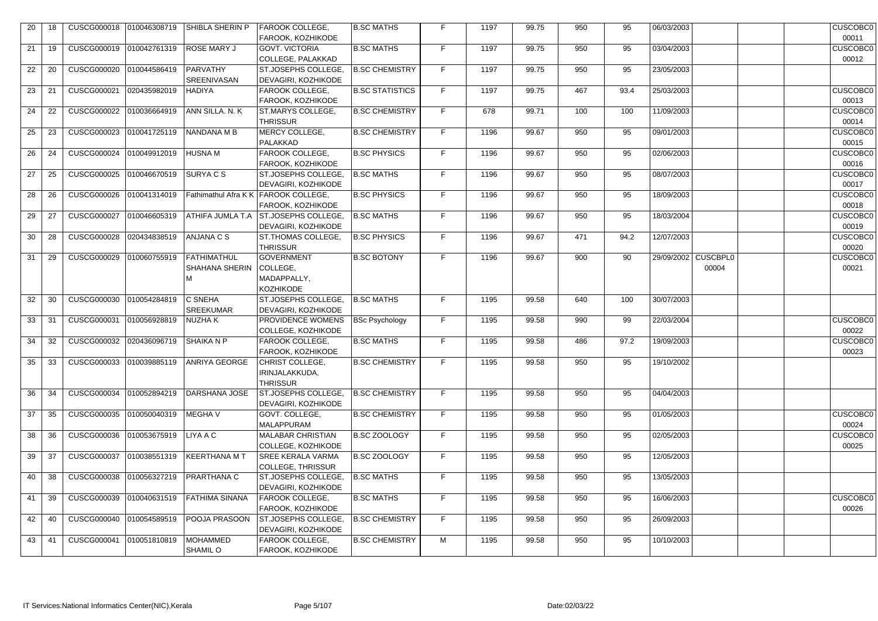| | | | | | | | | | | | | | | | | |
|---|---|---|---|---|---|---|---|---|---|---|---|---|---|---|---|---|
| 20 | 18 | CUSCG000018 | 010046308719 | SHIBLA SHERIN P | FAROOK COLLEGE, FAROOK, KOZHIKODE | B.SC MATHS | F | 1197 | 99.75 | 950 | 95 | 06/03/2003 | | | | CUSCOBC000011 |
| 21 | 19 | CUSCG000019 | 010042761319 | ROSE MARY J | GOVT. VICTORIA COLLEGE, PALAKKAD | B.SC MATHS | F | 1197 | 99.75 | 950 | 95 | 03/04/2003 | | | | CUSCOBC000012 |
| 22 | 20 | CUSCG000020 | 010044586419 | PARVATHY SREENIVASAN | ST.JOSEPHS COLLEGE, DEVAGIRI, KOZHIKODE | B.SC CHEMISTRY | F | 1197 | 99.75 | 950 | 95 | 23/05/2003 | | | | |
| 23 | 21 | CUSCG000021 | 020435982019 | HADIYA | FAROOK COLLEGE, FAROOK, KOZHIKODE | B.SC STATISTICS | F | 1197 | 99.75 | 467 | 93.4 | 25/03/2003 | | | | CUSCOBC000013 |
| 24 | 22 | CUSCG000022 | 010036664919 | ANN SILLA. N. K | ST.MARYS COLLEGE, THRISSUR | B.SC CHEMISTRY | F | 678 | 99.71 | 100 | 100 | 11/09/2003 | | | | CUSCOBC000014 |
| 25 | 23 | CUSCG000023 | 010041725119 | NANDANA M B | MERCY COLLEGE, PALAKKAD | B.SC CHEMISTRY | F | 1196 | 99.67 | 950 | 95 | 09/01/2003 | | | | CUSCOBC000015 |
| 26 | 24 | CUSCG000024 | 010049912019 | HUSNA M | FAROOK COLLEGE, FAROOK, KOZHIKODE | B.SC PHYSICS | F | 1196 | 99.67 | 950 | 95 | 02/06/2003 | | | | CUSCOBC000016 |
| 27 | 25 | CUSCG000025 | 010046670519 | SURYA C S | ST.JOSEPHS COLLEGE, DEVAGIRI, KOZHIKODE | B.SC MATHS | F | 1196 | 99.67 | 950 | 95 | 08/07/2003 | | | | CUSCOBC000017 |
| 28 | 26 | CUSCG000026 | 010041314019 | Fathimathul Afra K K | FAROOK COLLEGE, FAROOK, KOZHIKODE | B.SC PHYSICS | F | 1196 | 99.67 | 950 | 95 | 18/09/2003 | | | | CUSCOBC000018 |
| 29 | 27 | CUSCG000027 | 010046605319 | ATHIFA JUMLA T.A | ST.JOSEPHS COLLEGE, DEVAGIRI, KOZHIKODE | B.SC MATHS | F | 1196 | 99.67 | 950 | 95 | 18/03/2004 | | | | CUSCOBC000019 |
| 30 | 28 | CUSCG000028 | 020434838519 | ANJANA C S | ST.THOMAS COLLEGE, THRISSUR | B.SC PHYSICS | F | 1196 | 99.67 | 471 | 94.2 | 12/07/2003 | | | | CUSCOBC000020 |
| 31 | 29 | CUSCG000029 | 010060755919 | FATHIMATHUL SHAHANA SHERIN M | GOVERNMENT COLLEGE, MADAPPALLY, KOZHIKODE | B.SC BOTONY | F | 1196 | 99.67 | 900 | 90 | 29/09/2002 | CUSCBPL000004 | | | CUSCOBC000021 |
| 32 | 30 | CUSCG000030 | 010054284819 | C SNEHA SREEKUMAR | ST.JOSEPHS COLLEGE, DEVAGIRI, KOZHIKODE | B.SC MATHS | F | 1195 | 99.58 | 640 | 100 | 30/07/2003 | | | | |
| 33 | 31 | CUSCG000031 | 010056928819 | NUZHA K | PROVIDENCE WOMENS COLLEGE, KOZHIKODE | BSc Psychology | F | 1195 | 99.58 | 990 | 99 | 22/03/2004 | | | | CUSCOBC000022 |
| 34 | 32 | CUSCG000032 | 020436096719 | SHAIKA N P | FAROOK COLLEGE, FAROOK, KOZHIKODE | B.SC MATHS | F | 1195 | 99.58 | 486 | 97.2 | 19/09/2003 | | | | CUSCOBC000023 |
| 35 | 33 | CUSCG000033 | 010039885119 | ANRIYA GEORGE | CHRIST COLLEGE, IRINJALAKKUDA, THRISSUR | B.SC CHEMISTRY | F | 1195 | 99.58 | 950 | 95 | 19/10/2002 | | | | |
| 36 | 34 | CUSCG000034 | 010052894219 | DARSHANA JOSE | ST.JOSEPHS COLLEGE, DEVAGIRI, KOZHIKODE | B.SC CHEMISTRY | F | 1195 | 99.58 | 950 | 95 | 04/04/2003 | | | | |
| 37 | 35 | CUSCG000035 | 010050040319 | MEGHA V | GOVT. COLLEGE, MALAPPURAM | B.SC CHEMISTRY | F | 1195 | 99.58 | 950 | 95 | 01/05/2003 | | | | CUSCOBC000024 |
| 38 | 36 | CUSCG000036 | 010053675919 | LIYA A C | MALABAR CHRISTIAN COLLEGE, KOZHIKODE | B.SC ZOOLOGY | F | 1195 | 99.58 | 950 | 95 | 02/05/2003 | | | | CUSCOBC000025 |
| 39 | 37 | CUSCG000037 | 010038551319 | KEERTHANA M T | SREE KERALA VARMA COLLEGE, THRISSUR | B.SC ZOOLOGY | F | 1195 | 99.58 | 950 | 95 | 12/05/2003 | | | | |
| 40 | 38 | CUSCG000038 | 010056327219 | PRARTHANA C | ST.JOSEPHS COLLEGE, DEVAGIRI, KOZHIKODE | B.SC MATHS | F | 1195 | 99.58 | 950 | 95 | 13/05/2003 | | | | |
| 41 | 39 | CUSCG000039 | 010040631519 | FATHIMA SINANA | FAROOK COLLEGE, FAROOK, KOZHIKODE | B.SC MATHS | F | 1195 | 99.58 | 950 | 95 | 16/06/2003 | | | | CUSCOBC000026 |
| 42 | 40 | CUSCG000040 | 010054589519 | POOJA PRASOON | ST.JOSEPHS COLLEGE, DEVAGIRI, KOZHIKODE | B.SC CHEMISTRY | F | 1195 | 99.58 | 950 | 95 | 26/09/2003 | | | | |
| 43 | 41 | CUSCG000041 | 010051810819 | MOHAMMED SHAMIL O | FAROOK COLLEGE, FAROOK, KOZHIKODE | B.SC CHEMISTRY | M | 1195 | 99.58 | 950 | 95 | 10/10/2003 | | | | |

IT Services:National Informatics Center(NIC),Kerala Date:02/03/22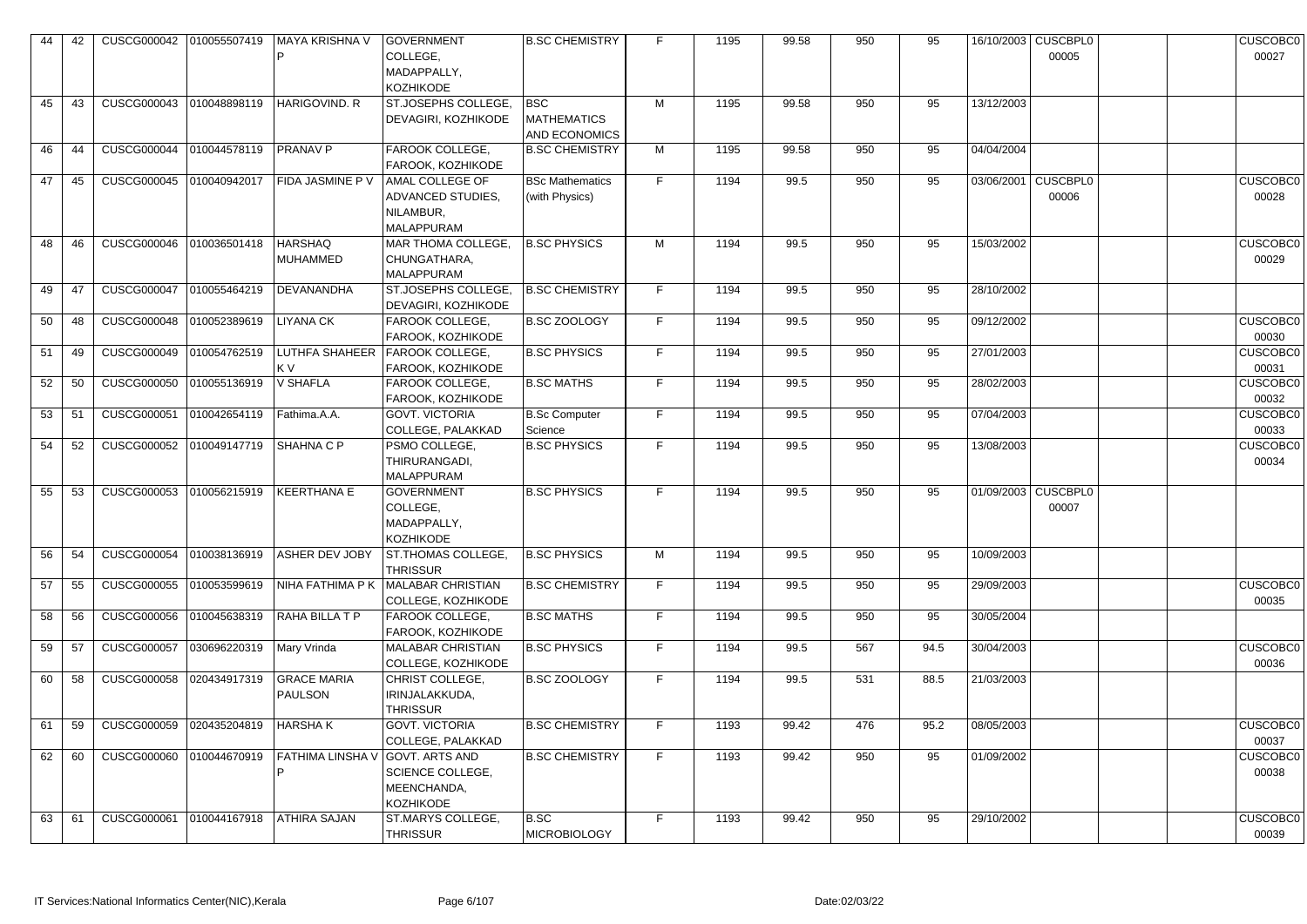| | | | | | | | | | | | | | | | | |
|---|---|---|---|---|---|---|---|---|---|---|---|---|---|---|---|---|
| 44 | 42 | CUSCG000042 | 010055507419 | MAYA KRISHNA V P | GOVERNMENT COLLEGE, MADAPPALLY, KOZHIKODE | B.SC CHEMISTRY | F | 1195 | 99.58 | 950 | 95 | 16/10/2003 | CUSCBPL000005 | | | CUSCOBC000027 |
| 45 | 43 | CUSCG000043 | 010048898119 | HARIGOVIND. R | ST.JOSEPHS COLLEGE, DEVAGIRI, KOZHIKODE | BSC MATHEMATICS AND ECONOMICS | M | 1195 | 99.58 | 950 | 95 | 13/12/2003 | | | | |
| 46 | 44 | CUSCG000044 | 010044578119 | PRANAV P | FAROOK COLLEGE, FAROOK, KOZHIKODE | B.SC CHEMISTRY | M | 1195 | 99.58 | 950 | 95 | 04/04/2004 | | | | |
| 47 | 45 | CUSCG000045 | 010040942017 | FIDA JASMINE P V | AMAL COLLEGE OF ADVANCED STUDIES, NILAMBUR, MALAPPURAM | BSc Mathematics (with Physics) | F | 1194 | 99.5 | 950 | 95 | 03/06/2001 | CUSCBPL000006 | | | CUSCOBC000028 |
| 48 | 46 | CUSCG000046 | 010036501418 | HARSHAQ MUHAMMED | MAR THOMA COLLEGE, CHUNGATHARA, MALAPPURAM | B.SC PHYSICS | M | 1194 | 99.5 | 950 | 95 | 15/03/2002 | | | | CUSCOBC000029 |
| 49 | 47 | CUSCG000047 | 010055464219 | DEVANANDHA | ST.JOSEPHS COLLEGE, DEVAGIRI, KOZHIKODE | B.SC CHEMISTRY | F | 1194 | 99.5 | 950 | 95 | 28/10/2002 | | | | |
| 50 | 48 | CUSCG000048 | 010052389619 | LIYANA CK | FAROOK COLLEGE, FAROOK, KOZHIKODE | B.SC ZOOLOGY | F | 1194 | 99.5 | 950 | 95 | 09/12/2002 | | | | CUSCOBC000030 |
| 51 | 49 | CUSCG000049 | 010054762519 | LUTHFA SHAHEER K V | FAROOK COLLEGE, FAROOK, KOZHIKODE | B.SC PHYSICS | F | 1194 | 99.5 | 950 | 95 | 27/01/2003 | | | | CUSCOBC000031 |
| 52 | 50 | CUSCG000050 | 010055136919 | V SHAFLA | FAROOK COLLEGE, FAROOK, KOZHIKODE | B.SC MATHS | F | 1194 | 99.5 | 950 | 95 | 28/02/2003 | | | | CUSCOBC000032 |
| 53 | 51 | CUSCG000051 | 010042654119 | Fathima.A.A. | GOVT. VICTORIA COLLEGE, PALAKKAD | B.Sc Computer Science | F | 1194 | 99.5 | 950 | 95 | 07/04/2003 | | | | CUSCOBC000033 |
| 54 | 52 | CUSCG000052 | 010049147719 | SHAHNA C P | PSMO COLLEGE, THIRURANGADI, MALAPPURAM | B.SC PHYSICS | F | 1194 | 99.5 | 950 | 95 | 13/08/2003 | | | | CUSCOBC000034 |
| 55 | 53 | CUSCG000053 | 010056215919 | KEERTHANA E | GOVERNMENT COLLEGE, MADAPPALLY, KOZHIKODE | B.SC PHYSICS | F | 1194 | 99.5 | 950 | 95 | 01/09/2003 | CUSCBPL000007 | | | |
| 56 | 54 | CUSCG000054 | 010038136919 | ASHER DEV JOBY | ST.THOMAS COLLEGE, THRISSUR | B.SC PHYSICS | M | 1194 | 99.5 | 950 | 95 | 10/09/2003 | | | | |
| 57 | 55 | CUSCG000055 | 010053599619 | NIHA FATHIMA P K | MALABAR CHRISTIAN COLLEGE, KOZHIKODE | B.SC CHEMISTRY | F | 1194 | 99.5 | 950 | 95 | 29/09/2003 | | | | CUSCOBC000035 |
| 58 | 56 | CUSCG000056 | 010045638319 | RAHA BILLA T P | FAROOK COLLEGE, FAROOK, KOZHIKODE | B.SC MATHS | F | 1194 | 99.5 | 950 | 95 | 30/05/2004 | | | | |
| 59 | 57 | CUSCG000057 | 030696220319 | Mary Vrinda | MALABAR CHRISTIAN COLLEGE, KOZHIKODE | B.SC PHYSICS | F | 1194 | 99.5 | 567 | 94.5 | 30/04/2003 | | | | CUSCOBC000036 |
| 60 | 58 | CUSCG000058 | 020434917319 | GRACE MARIA PAULSON | CHRIST COLLEGE, IRINJALAKKUDA, THRISSUR | B.SC ZOOLOGY | F | 1194 | 99.5 | 531 | 88.5 | 21/03/2003 | | | | |
| 61 | 59 | CUSCG000059 | 020435204819 | HARSHA K | GOVT. VICTORIA COLLEGE, PALAKKAD | B.SC CHEMISTRY | F | 1193 | 99.42 | 476 | 95.2 | 08/05/2003 | | | | CUSCOBC000037 |
| 62 | 60 | CUSCG000060 | 010044670919 | FATHIMA LINSHA V P | GOVT. ARTS AND SCIENCE COLLEGE, MEENCHANDA, KOZHIKODE | B.SC CHEMISTRY | F | 1193 | 99.42 | 950 | 95 | 01/09/2002 | | | | CUSCOBC000038 |
| 63 | 61 | CUSCG000061 | 010044167918 | ATHIRA SAJAN | ST.MARYS COLLEGE, THRISSUR | B.SC MICROBIOLOGY | F | 1193 | 99.42 | 950 | 95 | 29/10/2002 | | | | CUSCOBC000039 |

IT Services:National Informatics Center(NIC),Kerala

Date:02/03/22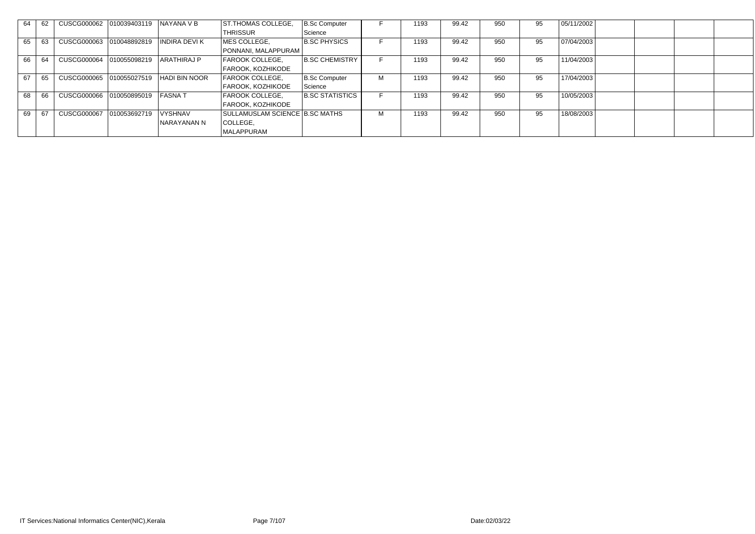| | | | | | | | | | | | | | | | | |
|---|---|---|---|---|---|---|---|---|---|---|---|---|---|---|---|---|
| 64 | 62 | CUSCG000062 | 010039403119 | NAYANA V B | ST.THOMAS COLLEGE, THRISSUR | B.Sc Computer Science | F | 1193 | 99.42 | 950 | 95 | 05/11/2002 | | | | |
| 65 | 63 | CUSCG000063 | 010048892819 | INDIRA DEVI K | MES COLLEGE, PONNANI, MALAPPURAM | B.SC PHYSICS | F | 1193 | 99.42 | 950 | 95 | 07/04/2003 | | | | |
| 66 | 64 | CUSCG000064 | 010055098219 | ARATHIRAJ P | FAROOK COLLEGE, FAROOK, KOZHIKODE | B.SC CHEMISTRY | F | 1193 | 99.42 | 950 | 95 | 11/04/2003 | | | | |
| 67 | 65 | CUSCG000065 | 010055027519 | HADI BIN NOOR | FAROOK COLLEGE, FAROOK, KOZHIKODE | B.Sc Computer Science | M | 1193 | 99.42 | 950 | 95 | 17/04/2003 | | | | |
| 68 | 66 | CUSCG000066 | 010050895019 | FASNA T | FAROOK COLLEGE, FAROOK, KOZHIKODE | B.SC STATISTICS | F | 1193 | 99.42 | 950 | 95 | 10/05/2003 | | | | |
| 69 | 67 | CUSCG000067 | 010053692719 | VYSHNAV NARAYANAN N | SULLAMUSLAM SCIENCE COLLEGE, MALAPPURAM | B.SC MATHS | M | 1193 | 99.42 | 950 | 95 | 18/08/2003 | | | | |

IT Services:National Informatics Center(NIC),Kerala

Date:02/03/22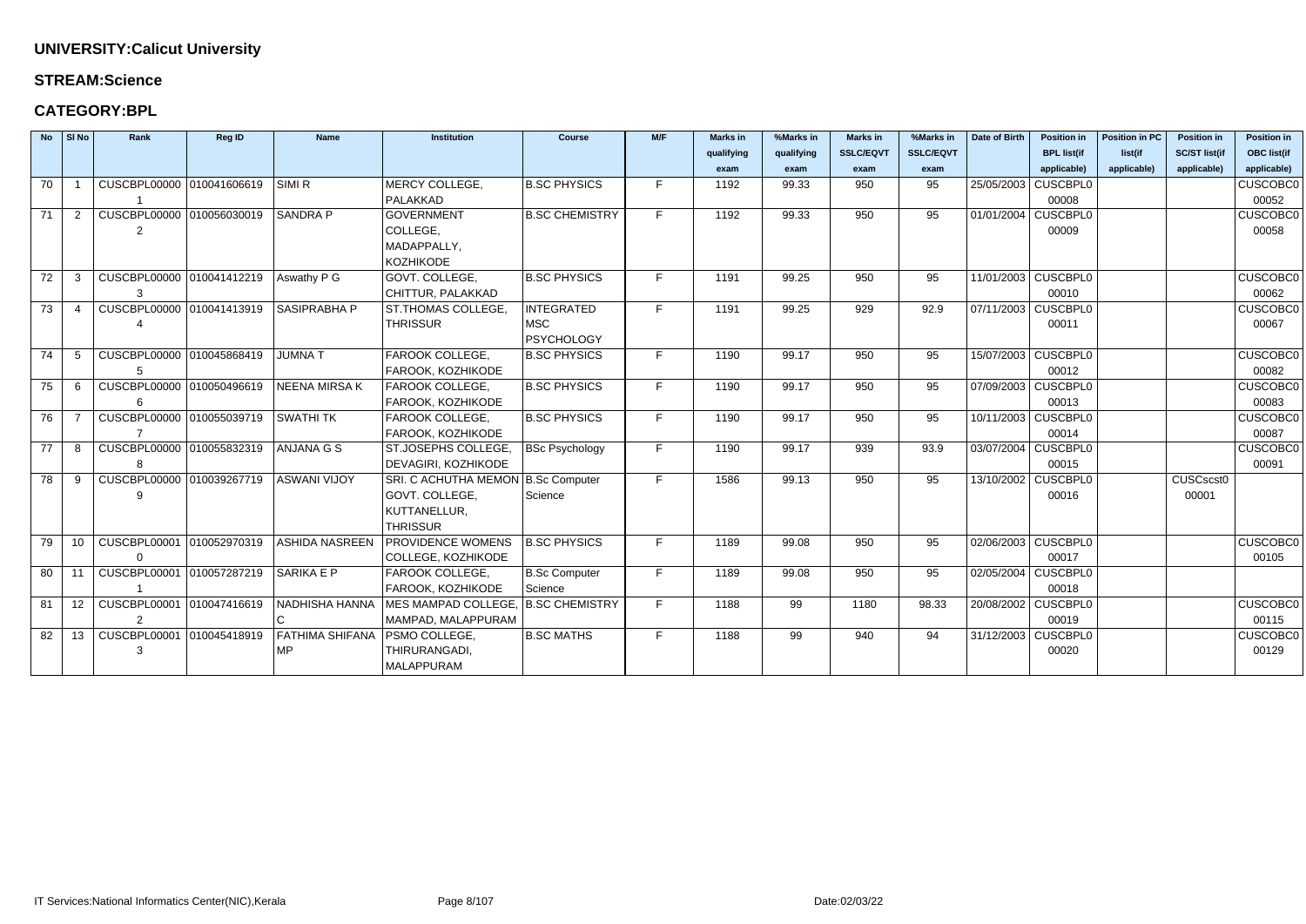## UNIVERSITY:Calicut University

## STREAM:Science

## CATEGORY:BPL

| No | Sl No | Rank | Reg ID | Name | Institution | Course | M/F | Marks in qualifying exam | %Marks in qualifying exam | Marks in SSLC/EQVT exam | %Marks in SSLC/EQVT exam | Date of Birth | Position in BPL list(if applicable) | Position in PC list(if applicable) | Position in SC/ST list(if applicable) | Position in OBC list(if applicable) |
|---|---|---|---|---|---|---|---|---|---|---|---|---|---|---|---|---|
| 70 | 1 | CUSCBPL000001 | 010041606619 | SIMI R | MERCY COLLEGE, PALAKKAD | B.SC PHYSICS | F | 1192 | 99.33 | 950 | 95 | 25/05/2003 | CUSCBPL000008 | | | CUSCOBC000052 |
| 71 | 2 | CUSCBPL000002 | 010056030019 | SANDRA P | GOVERNMENT COLLEGE, MADAPPALLY, KOZHIKODE | B.SC CHEMISTRY | F | 1192 | 99.33 | 950 | 95 | 01/01/2004 | CUSCBPL000009 | | | CUSCOBC000058 |
| 72 | 3 | CUSCBPL000003 | 010041412219 | Aswathy P G | GOVT. COLLEGE, CHITTUR, PALAKKAD | B.SC PHYSICS | F | 1191 | 99.25 | 950 | 95 | 11/01/2003 | CUSCBPL000010 | | | CUSCOBC000062 |
| 73 | 4 | CUSCBPL000004 | 010041413919 | SASIPRABHA P | ST.THOMAS COLLEGE, THRISSUR | INTEGRATED MSC PSYCHOLOGY | F | 1191 | 99.25 | 929 | 92.9 | 07/11/2003 | CUSCBPL000011 | | | CUSCOBC000067 |
| 74 | 5 | CUSCBPL000005 | 010045868419 | JUMNA T | FAROOK COLLEGE, FAROOK, KOZHIKODE | B.SC PHYSICS | F | 1190 | 99.17 | 950 | 95 | 15/07/2003 | CUSCBPL000012 | | | CUSCOBC000082 |
| 75 | 6 | CUSCBPL000006 | 010050496619 | NEENA MIRSA K | FAROOK COLLEGE, FAROOK, KOZHIKODE | B.SC PHYSICS | F | 1190 | 99.17 | 950 | 95 | 07/09/2003 | CUSCBPL000013 | | | CUSCOBC000083 |
| 76 | 7 | CUSCBPL000007 | 010055039719 | SWATHI TK | FAROOK COLLEGE, FAROOK, KOZHIKODE | B.SC PHYSICS | F | 1190 | 99.17 | 950 | 95 | 10/11/2003 | CUSCBPL000014 | | | CUSCOBC000087 |
| 77 | 8 | CUSCBPL000008 | 010055832319 | ANJANA G S | ST.JOSEPHS COLLEGE, DEVAGIRI, KOZHIKODE | BSc Psychology | F | 1190 | 99.17 | 939 | 93.9 | 03/07/2004 | CUSCBPL000015 | | | CUSCOBC000091 |
| 78 | 9 | CUSCBPL000009 | 010039267719 | ASWANI VIJOY | SRI. C ACHUTHA MEMON GOVT. COLLEGE, KUTTANELLUR, THRISSUR | B.Sc Computer Science | F | 1586 | 99.13 | 950 | 95 | 13/10/2002 | CUSCBPL000016 | | CUSCscst000001 | |
| 79 | 10 | CUSCBPL000010 | 010052970319 | ASHIDA NASREEN | PROVIDENCE WOMENS COLLEGE, KOZHIKODE | B.SC PHYSICS | F | 1189 | 99.08 | 950 | 95 | 02/06/2003 | CUSCBPL000017 | | | CUSCOBC000105 |
| 80 | 11 | CUSCBPL000011 | 010057287219 | SARIKA E P | FAROOK COLLEGE, FAROOK, KOZHIKODE | B.Sc Computer Science | F | 1189 | 99.08 | 950 | 95 | 02/05/2004 | CUSCBPL000018 | | | |
| 81 | 12 | CUSCBPL000012 | 010047416619 | NADHISHA HANNA C | MES MAMPAD COLLEGE, MAMPAD, MALAPPURAM | B.SC CHEMISTRY | F | 1188 | 99 | 1180 | 98.33 | 20/08/2002 | CUSCBPL000019 | | | CUSCOBC000115 |
| 82 | 13 | CUSCBPL000013 | 010045418919 | FATHIMA SHIFANA MP | PSMO COLLEGE, THIRURANGADI, MALAPPURAM | B.SC MATHS | F | 1188 | 99 | 940 | 94 | 31/12/2003 | CUSCBPL000020 | | | CUSCOBC000129 |

IT Services:National Informatics Center(NIC),Kerala

Date:02/03/22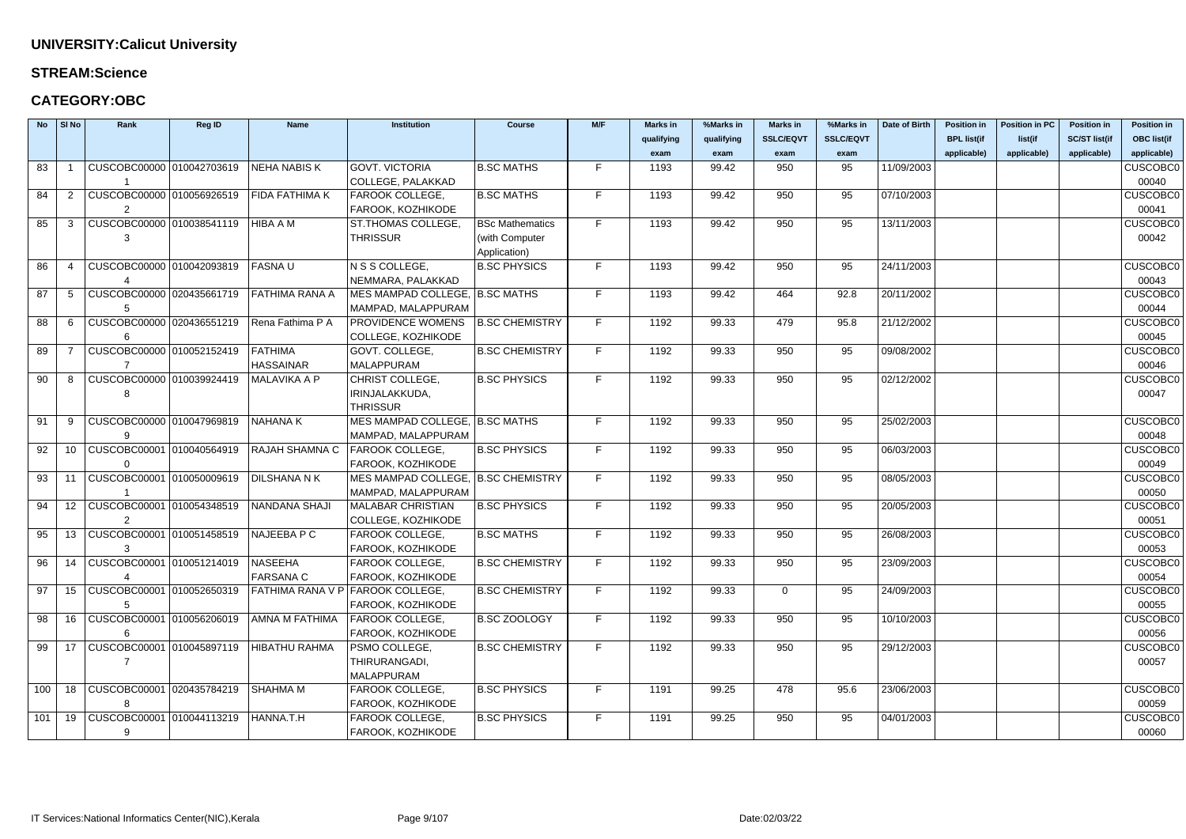**UNIVERSITY:Calicut University**

**STREAM:Science**

**CATEGORY:OBC**

| No | Sl No | Rank | Reg ID | Name | Institution | Course | M/F | Marks in qualifying exam | %Marks in qualifying exam | Marks in SSLC/EQVT exam | %Marks in SSLC/EQVT exam | Date of Birth | Position in BPL list(if applicable) | Position in PC list(if applicable) | Position in SC/ST list(if applicable) | Position in OBC list(if applicable) |
|---|---|---|---|---|---|---|---|---|---|---|---|---|---|---|---|---|
| 83 | 1 | CUSCOBC000001 | 010042703619 | NEHA NABIS K | GOVT. VICTORIA COLLEGE, PALAKKAD | B.SC MATHS | F | 1193 | 99.42 | 950 | 95 | 11/09/2003 | | | | CUSCOBC000040 |
| 84 | 2 | CUSCOBC000002 | 010056926519 | FIDA FATHIMA K | FAROOK COLLEGE, FAROOK, KOZHIKODE | B.SC MATHS | F | 1193 | 99.42 | 950 | 95 | 07/10/2003 | | | | CUSCOBC000041 |
| 85 | 3 | CUSCOBC000003 | 010038541119 | HIBA A M | ST.THOMAS COLLEGE, THRISSUR | BSc Mathematics (with Computer Application) | F | 1193 | 99.42 | 950 | 95 | 13/11/2003 | | | | CUSCOBC000042 |
| 86 | 4 | CUSCOBC000004 | 010042093819 | FASNA U | N S S COLLEGE, NEMMARA, PALAKKAD | B.SC PHYSICS | F | 1193 | 99.42 | 950 | 95 | 24/11/2003 | | | | CUSCOBC000043 |
| 87 | 5 | CUSCOBC000005 | 020435661719 | FATHIMA RANA A | MES MAMPAD COLLEGE, MAMPAD, MALAPPURAM | B.SC MATHS | F | 1193 | 99.42 | 464 | 92.8 | 20/11/2002 | | | | CUSCOBC000044 |
| 88 | 6 | CUSCOBC000006 | 020436551219 | Rena Fathima P A | PROVIDENCE WOMENS COLLEGE, KOZHIKODE | B.SC CHEMISTRY | F | 1192 | 99.33 | 479 | 95.8 | 21/12/2002 | | | | CUSCOBC000045 |
| 89 | 7 | CUSCOBC000007 | 010052152419 | FATHIMA HASSAINAR | GOVT. COLLEGE, MALAPPURAM | B.SC CHEMISTRY | F | 1192 | 99.33 | 950 | 95 | 09/08/2002 | | | | CUSCOBC000046 |
| 90 | 8 | CUSCOBC000008 | 010039924419 | MALAVIKA A P | CHRIST COLLEGE, IRINJALAKKUDA, THRISSUR | B.SC PHYSICS | F | 1192 | 99.33 | 950 | 95 | 02/12/2002 | | | | CUSCOBC000047 |
| 91 | 9 | CUSCOBC000009 | 010047969819 | NAHANA K | MES MAMPAD COLLEGE, MAMPAD, MALAPPURAM | B.SC MATHS | F | 1192 | 99.33 | 950 | 95 | 25/02/2003 | | | | CUSCOBC000048 |
| 92 | 10 | CUSCOBC000010 | 010040564919 | RAJAH SHAMNA C | FAROOK COLLEGE, FAROOK, KOZHIKODE | B.SC PHYSICS | F | 1192 | 99.33 | 950 | 95 | 06/03/2003 | | | | CUSCOBC000049 |
| 93 | 11 | CUSCOBC000011 | 010050009619 | DILSHANA N K | MES MAMPAD COLLEGE, MAMPAD, MALAPPURAM | B.SC CHEMISTRY | F | 1192 | 99.33 | 950 | 95 | 08/05/2003 | | | | CUSCOBC000050 |
| 94 | 12 | CUSCOBC000012 | 010054348519 | NANDANA SHAJI | MALABAR CHRISTIAN COLLEGE, KOZHIKODE | B.SC PHYSICS | F | 1192 | 99.33 | 950 | 95 | 20/05/2003 | | | | CUSCOBC000051 |
| 95 | 13 | CUSCOBC000013 | 010051458519 | NAJEEBA P C | FAROOK COLLEGE, FAROOK, KOZHIKODE | B.SC MATHS | F | 1192 | 99.33 | 950 | 95 | 26/08/2003 | | | | CUSCOBC000053 |
| 96 | 14 | CUSCOBC000014 | 010051214019 | NASEEHA FARSANA C | FAROOK COLLEGE, FAROOK, KOZHIKODE | B.SC CHEMISTRY | F | 1192 | 99.33 | 950 | 95 | 23/09/2003 | | | | CUSCOBC000054 |
| 97 | 15 | CUSCOBC000015 | 010052650319 | FATHIMA RANA V P | FAROOK COLLEGE, FAROOK, KOZHIKODE | B.SC CHEMISTRY | F | 1192 | 99.33 | 0 | 95 | 24/09/2003 | | | | CUSCOBC000055 |
| 98 | 16 | CUSCOBC000016 | 010056206019 | AMNA M FATHIMA | FAROOK COLLEGE, FAROOK, KOZHIKODE | B.SC ZOOLOGY | F | 1192 | 99.33 | 950 | 95 | 10/10/2003 | | | | CUSCOBC000056 |
| 99 | 17 | CUSCOBC000017 | 010045897119 | HIBATHU RAHMA | PSMO COLLEGE, THIRURANGADI, MALAPPURAM | B.SC CHEMISTRY | F | 1192 | 99.33 | 950 | 95 | 29/12/2003 | | | | CUSCOBC000057 |
| 100 | 18 | CUSCOBC000018 | 020435784219 | SHAHMA M | FAROOK COLLEGE, FAROOK, KOZHIKODE | B.SC PHYSICS | F | 1191 | 99.25 | 478 | 95.6 | 23/06/2003 | | | | CUSCOBC000059 |
| 101 | 19 | CUSCOBC000019 | 010044113219 | HANNA.T.H | FAROOK COLLEGE, FAROOK, KOZHIKODE | B.SC PHYSICS | F | 1191 | 99.25 | 950 | 95 | 04/01/2003 | | | | CUSCOBC000060 |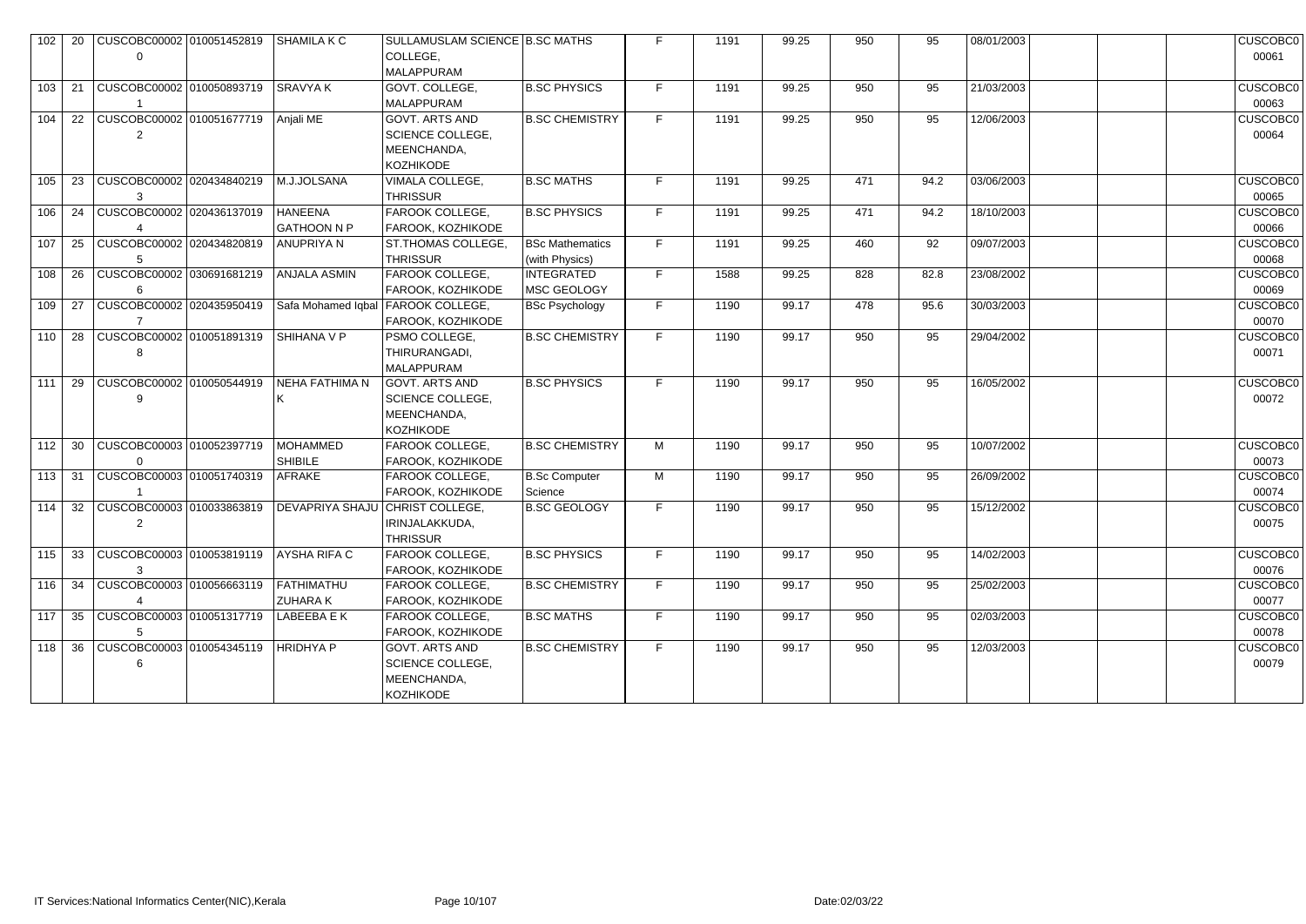| 102 | 20 | CUSCOBC000020 | 010051452819 | SHAMILA K C | SULLAMUSLAM SCIENCE COLLEGE, MALAPPURAM | B.SC MATHS | F | 1191 | 99.25 | 950 | 95 | 08/01/2003 | | | | CUSCOBC000061 |
|---|---|---|---|---|---|---|---|---|---|---|---|---|---|---|---|---|
| 103 | 21 | CUSCOBC000021 | 010050893719 | SRAVYA K | GOVT. COLLEGE, MALAPPURAM | B.SC PHYSICS | F | 1191 | 99.25 | 950 | 95 | 21/03/2003 | | | | CUSCOBC000063 |
| 104 | 22 | CUSCOBC000022 | 010051677719 | Anjali ME | GOVT. ARTS AND SCIENCE COLLEGE, MEENCHANDA, KOZHIKODE | B.SC CHEMISTRY | F | 1191 | 99.25 | 950 | 95 | 12/06/2003 | | | | CUSCOBC000064 |
| 105 | 23 | CUSCOBC000023 | 020434840219 | M.J.JOLSANA | VIMALA COLLEGE, THRISSUR | B.SC MATHS | F | 1191 | 99.25 | 471 | 94.2 | 03/06/2003 | | | | CUSCOBC000065 |
| 106 | 24 | CUSCOBC000024 | 020436137019 | HANEENA GATHOON N P | FAROOK COLLEGE, FAROOK, KOZHIKODE | B.SC PHYSICS | F | 1191 | 99.25 | 471 | 94.2 | 18/10/2003 | | | | CUSCOBC000066 |
| 107 | 25 | CUSCOBC000025 | 020434820819 | ANUPRIYA N | ST.THOMAS COLLEGE, THRISSUR | BSc Mathematics (with Physics) | F | 1191 | 99.25 | 460 | 92 | 09/07/2003 | | | | CUSCOBC000068 |
| 108 | 26 | CUSCOBC000026 | 030691681219 | ANJALA ASMIN | FAROOK COLLEGE, FAROOK, KOZHIKODE | INTEGRATED MSC GEOLOGY | F | 1588 | 99.25 | 828 | 82.8 | 23/08/2002 | | | | CUSCOBC000069 |
| 109 | 27 | CUSCOBC000027 | 020435950419 | Safa Mohamed Iqbal | FAROOK COLLEGE, FAROOK, KOZHIKODE | BSc Psychology | F | 1190 | 99.17 | 478 | 95.6 | 30/03/2003 | | | | CUSCOBC000070 |
| 110 | 28 | CUSCOBC000028 | 010051891319 | SHIHANA V P | PSMO COLLEGE, THIRURANGADI, MALAPPURAM | B.SC CHEMISTRY | F | 1190 | 99.17 | 950 | 95 | 29/04/2002 | | | | CUSCOBC000071 |
| 111 | 29 | CUSCOBC000029 | 010050544919 | NEHA FATHIMA N K | GOVT. ARTS AND SCIENCE COLLEGE, MEENCHANDA, KOZHIKODE | B.SC PHYSICS | F | 1190 | 99.17 | 950 | 95 | 16/05/2002 | | | | CUSCOBC000072 |
| 112 | 30 | CUSCOBC000030 | 010052397719 | MOHAMMED SHIBILE | FAROOK COLLEGE, FAROOK, KOZHIKODE | B.SC CHEMISTRY | M | 1190 | 99.17 | 950 | 95 | 10/07/2002 | | | | CUSCOBC000073 |
| 113 | 31 | CUSCOBC000031 | 010051740319 | AFRAKE | FAROOK COLLEGE, FAROOK, KOZHIKODE | B.Sc Computer Science | M | 1190 | 99.17 | 950 | 95 | 26/09/2002 | | | | CUSCOBC000074 |
| 114 | 32 | CUSCOBC000032 | 010033863819 | DEVAPRIYA SHAJU | CHRIST COLLEGE, IRINJALAKKUDA, THRISSUR | B.SC GEOLOGY | F | 1190 | 99.17 | 950 | 95 | 15/12/2002 | | | | CUSCOBC000075 |
| 115 | 33 | CUSCOBC000033 | 010053819119 | AYSHA RIFA C | FAROOK COLLEGE, FAROOK, KOZHIKODE | B.SC PHYSICS | F | 1190 | 99.17 | 950 | 95 | 14/02/2003 | | | | CUSCOBC000076 |
| 116 | 34 | CUSCOBC000034 | 010056663119 | FATHIMATHU ZUHARA K | FAROOK COLLEGE, FAROOK, KOZHIKODE | B.SC CHEMISTRY | F | 1190 | 99.17 | 950 | 95 | 25/02/2003 | | | | CUSCOBC000077 |
| 117 | 35 | CUSCOBC000035 | 010051317719 | LABEEBA E K | FAROOK COLLEGE, FAROOK, KOZHIKODE | B.SC MATHS | F | 1190 | 99.17 | 950 | 95 | 02/03/2003 | | | | CUSCOBC000078 |
| 118 | 36 | CUSCOBC000036 | 010054345119 | HRIDHYA P | GOVT. ARTS AND SCIENCE COLLEGE, MEENCHANDA, KOZHIKODE | B.SC CHEMISTRY | F | 1190 | 99.17 | 950 | 95 | 12/03/2003 | | | | CUSCOBC000079 |

IT Services:National Informatics Center(NIC),Kerala

Date:02/03/22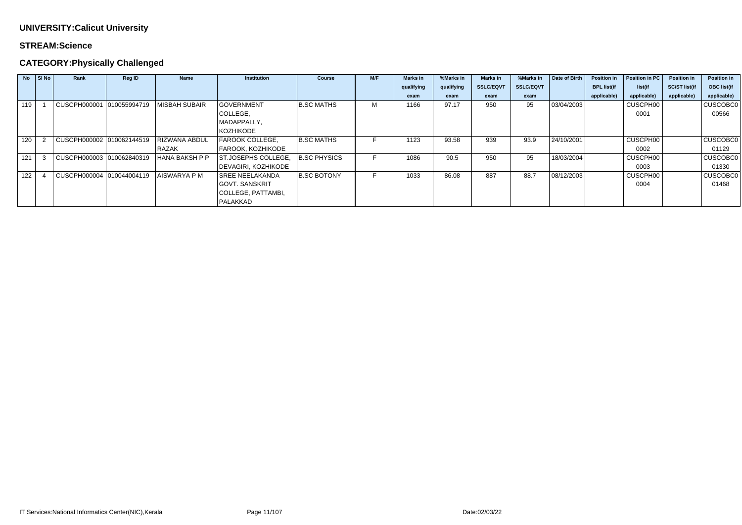**UNIVERSITY:Calicut University**

**STREAM:Science**

**CATEGORY:Physically Challenged**

| No | Sl No | Rank | Reg ID | Name | Institution | Course | M/F | Marks in qualifying exam | %Marks in qualifying exam | Marks in SSLC/EQVT exam | %Marks in SSLC/EQVT exam | Date of Birth | Position in BPL list(if applicable) | Position in PC list(if applicable) | Position in SC/ST list(if applicable) | Position in OBC list(if applicable) |
|---|---|---|---|---|---|---|---|---|---|---|---|---|---|---|---|---|
| 119 | 1 | CUSCPH000001 | 010055994719 | MISBAH SUBAIR | GOVERNMENT COLLEGE, MADAPPALLY, KOZHIKODE | B.SC MATHS | M | 1166 | 97.17 | 950 | 95 | 03/04/2003 | | CUSCPH000001 | | CUSCOBC000566 |
| 120 | 2 | CUSCPH000002 | 010062144519 | RIZWANA ABDUL RAZAK | FAROOK COLLEGE, FAROOK, KOZHIKODE | B.SC MATHS | F | 1123 | 93.58 | 939 | 93.9 | 24/10/2001 | | CUSCPH000002 | | CUSCOBC001129 |
| 121 | 3 | CUSCPH000003 | 010062840319 | HANA BAKSH P P | ST.JOSEPHS COLLEGE, DEVAGIRI, KOZHIKODE | B.SC PHYSICS | F | 1086 | 90.5 | 950 | 95 | 18/03/2004 | | CUSCPH000003 | | CUSCOBC001330 |
| 122 | 4 | CUSCPH000004 | 010044004119 | AISWARYA P M | SREE NEELAKANDA GOVT. SANSKRIT COLLEGE, PATTAMBI, PALAKKAD | B.SC BOTONY | F | 1033 | 86.08 | 887 | 88.7 | 08/12/2003 | | CUSCPH000004 | | CUSCOBC001468 |

IT Services:National Informatics Center(NIC),Kerala

Date:02/03/22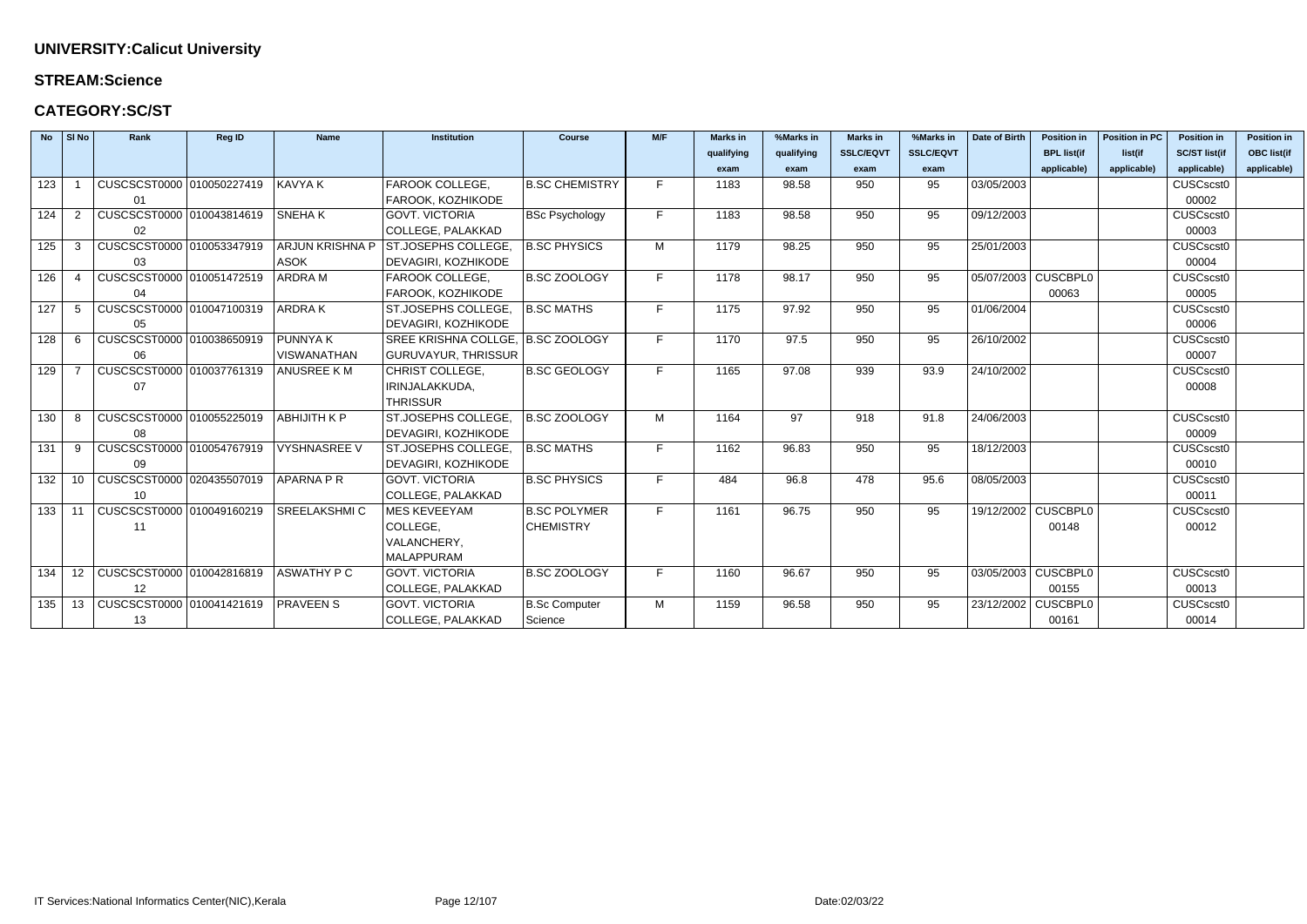**UNIVERSITY:Calicut University**

**STREAM:Science**

**CATEGORY:SC/ST**

| No | Sl No | Rank | Reg ID | Name | Institution | Course | M/F | Marks in qualifying exam | %Marks in qualifying exam | Marks in SSLC/EQVT exam | %Marks in SSLC/EQVT exam | Date of Birth | Position in BPL list(if applicable) | Position in PC list(if applicable) | Position in SC/ST list(if applicable) | Position in OBC list(if applicable) |
|---|---|---|---|---|---|---|---|---|---|---|---|---|---|---|---|---|
| 123 | 1 | CUSCSCST000001 | 010050227419 | KAVYA K | FAROOK COLLEGE, FAROOK, KOZHIKODE | B.SC CHEMISTRY | F | 1183 | 98.58 | 950 | 95 | 03/05/2003 | | | CUSCscst000002 | |
| 124 | 2 | CUSCSCST000002 | 010043814619 | SNEHA K | GOVT. VICTORIA COLLEGE, PALAKKAD | BSc Psychology | F | 1183 | 98.58 | 950 | 95 | 09/12/2003 | | | CUSCscst000003 | |
| 125 | 3 | CUSCSCST000003 | 010053347919 | ARJUN KRISHNA P ASOK | ST.JOSEPHS COLLEGE, DEVAGIRI, KOZHIKODE | B.SC PHYSICS | M | 1179 | 98.25 | 950 | 95 | 25/01/2003 | | | CUSCscst000004 | |
| 126 | 4 | CUSCSCST000004 | 010051472519 | ARDRA M | FAROOK COLLEGE, FAROOK, KOZHIKODE | B.SC ZOOLOGY | F | 1178 | 98.17 | 950 | 95 | 05/07/2003 | CUSCBPL000063 | | CUSCscst000005 | |
| 127 | 5 | CUSCSCST000005 | 010047100319 | ARDRA K | ST.JOSEPHS COLLEGE, DEVAGIRI, KOZHIKODE | B.SC MATHS | F | 1175 | 97.92 | 950 | 95 | 01/06/2004 | | | CUSCscst000006 | |
| 128 | 6 | CUSCSCST000006 | 010038650919 | PUNNYA K VISWANATHAN | SREE KRISHNA COLLGE, GURUVAYUR, THRISSUR | B.SC ZOOLOGY | F | 1170 | 97.5 | 950 | 95 | 26/10/2002 | | | CUSCscst000007 | |
| 129 | 7 | CUSCSCST000007 | 010037761319 | ANUSREE K M | CHRIST COLLEGE, IRINJALAKKUDA, THRISSUR | B.SC GEOLOGY | F | 1165 | 97.08 | 939 | 93.9 | 24/10/2002 | | | CUSCscst000008 | |
| 130 | 8 | CUSCSCST000008 | 010055225019 | ABHIJITH K P | ST.JOSEPHS COLLEGE, DEVAGIRI, KOZHIKODE | B.SC ZOOLOGY | M | 1164 | 97 | 918 | 91.8 | 24/06/2003 | | | CUSCscst000009 | |
| 131 | 9 | CUSCSCST000009 | 010054767919 | VYSHNASREE V | ST.JOSEPHS COLLEGE, DEVAGIRI, KOZHIKODE | B.SC MATHS | F | 1162 | 96.83 | 950 | 95 | 18/12/2003 | | | CUSCscst000010 | |
| 132 | 10 | CUSCSCST000010 | 020435507019 | APARNA P R | GOVT. VICTORIA COLLEGE, PALAKKAD | B.SC PHYSICS | F | 484 | 96.8 | 478 | 95.6 | 08/05/2003 | | | CUSCscst000011 | |
| 133 | 11 | CUSCSCST000011 | 010049160219 | SREELAKSHMI C | MES KEVEEYAM COLLEGE, VALANCHERY, MALAPPURAM | B.SC POLYMER CHEMISTRY | F | 1161 | 96.75 | 950 | 95 | 19/12/2002 | CUSCBPL000148 | | CUSCscst000012 | |
| 134 | 12 | CUSCSCST000012 | 010042816819 | ASWATHY P C | GOVT. VICTORIA COLLEGE, PALAKKAD | B.SC ZOOLOGY | F | 1160 | 96.67 | 950 | 95 | 03/05/2003 | CUSCBPL000155 | | CUSCscst000013 | |
| 135 | 13 | CUSCSCST000013 | 010041421619 | PRAVEEN S | GOVT. VICTORIA COLLEGE, PALAKKAD | B.Sc Computer Science | M | 1159 | 96.58 | 950 | 95 | 23/12/2002 | CUSCBPL000161 | | CUSCscst000014 | |

IT Services:National Informatics Center(NIC),Kerala

Date:02/03/22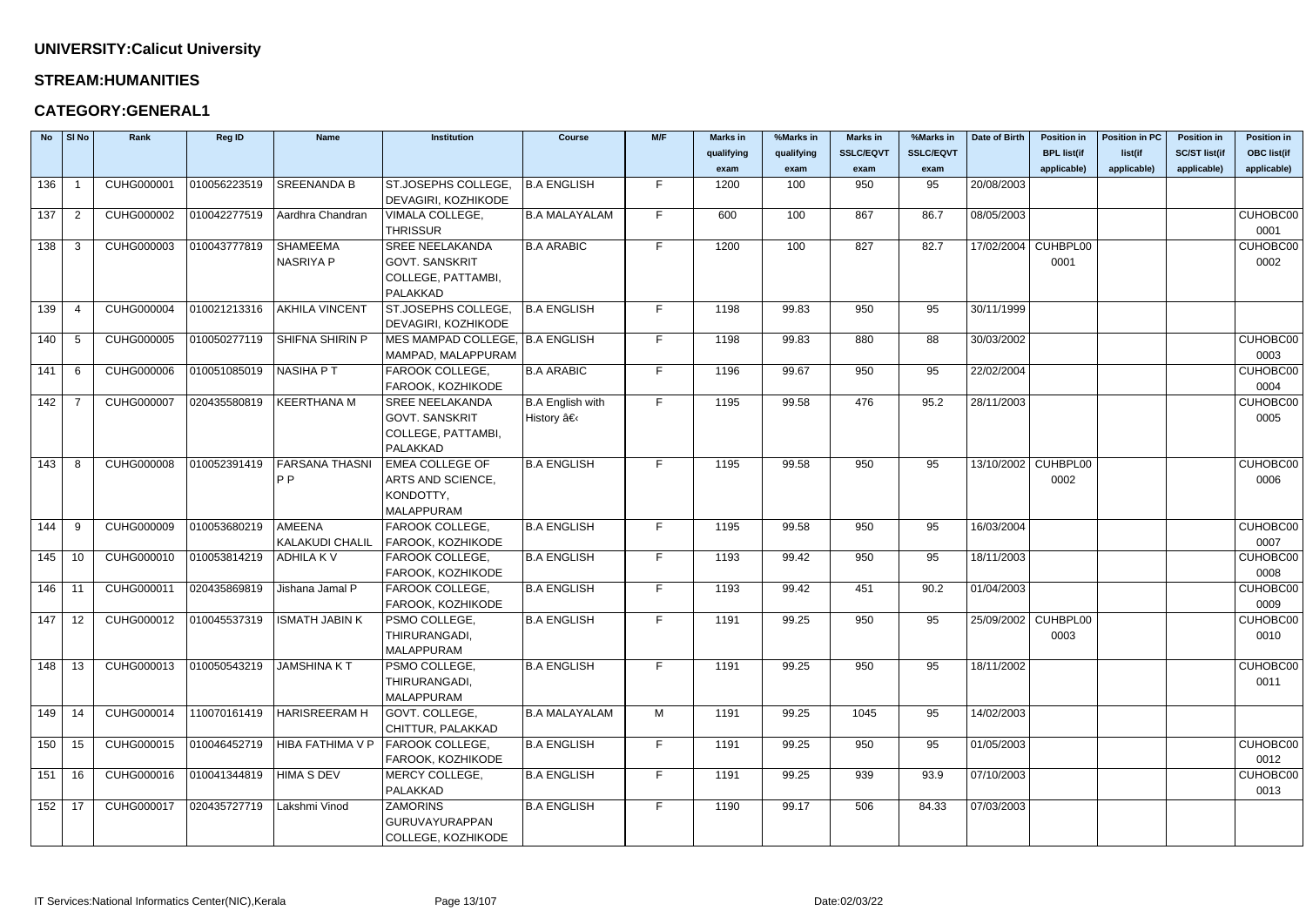**UNIVERSITY:Calicut University**

**STREAM:HUMANITIES**

**CATEGORY:GENERAL1**

| No | Sl No | Rank | Reg ID | Name | Institution | Course | M/F | Marks in qualifying exam | %Marks in qualifying exam | Marks in SSLC/EQVT exam | %Marks in SSLC/EQVT exam | Date of Birth | Position in BPL list(if applicable) | Position in PC list(if applicable) | Position in SC/ST list(if applicable) | Position in OBC list(if applicable) |
|---|---|---|---|---|---|---|---|---|---|---|---|---|---|---|---|---|
| 136 | 1 | CUHG000001 | 010056223519 | SREENANDA B | ST.JOSEPHS COLLEGE, DEVAGIRI, KOZHIKODE | B.A ENGLISH | F | 1200 | 100 | 950 | 95 | 20/08/2003 | | | | |
| 137 | 2 | CUHG000002 | 010042277519 | Aardhra Chandran | VIMALA COLLEGE, THRISSUR | B.A MALAYALAM | F | 600 | 100 | 867 | 86.7 | 08/05/2003 | | | | CUHOBC000001 |
| 138 | 3 | CUHG000003 | 010043777819 | SHAMEEMA NASRIYA P | SREE NEELAKANDA GOVT. SANSKRIT COLLEGE, PATTAMBI, PALAKKAD | B.A ARABIC | F | 1200 | 100 | 827 | 82.7 | 17/02/2004 | CUHBPL000001 | | | CUHOBC000002 |
| 139 | 4 | CUHG000004 | 010021213316 | AKHILA VINCENT | ST.JOSEPHS COLLEGE, DEVAGIRI, KOZHIKODE | B.A ENGLISH | F | 1198 | 99.83 | 950 | 95 | 30/11/1999 | | | | |
| 140 | 5 | CUHG000005 | 010050277119 | SHIFNA SHIRIN P | MES MAMPAD COLLEGE, MAMPAD, MALAPPURAM | B.A ENGLISH | F | 1198 | 99.83 | 880 | 88 | 30/03/2002 | | | | CUHOBC000003 |
| 141 | 6 | CUHG000006 | 010051085019 | NASIHA P T | FAROOK COLLEGE, FAROOK, KOZHIKODE | B.A ARABIC | F | 1196 | 99.67 | 950 | 95 | 22/02/2004 | | | | CUHOBC000004 |
| 142 | 7 | CUHG000007 | 020435580819 | KEERTHANA M | SREE NEELAKANDA GOVT. SANSKRIT COLLEGE, PATTAMBI, PALAKKAD | B.A English with History â€‹ | F | 1195 | 99.58 | 476 | 95.2 | 28/11/2003 | | | | CUHOBC000005 |
| 143 | 8 | CUHG000008 | 010052391419 | FARSANA THASNI P P | EMEA COLLEGE OF ARTS AND SCIENCE, KONDOTTY, MALAPPURAM | B.A ENGLISH | F | 1195 | 99.58 | 950 | 95 | 13/10/2002 | CUHBPL000002 | | | CUHOBC000006 |
| 144 | 9 | CUHG000009 | 010053680219 | AMEENA KALAKUDI CHALIL | FAROOK COLLEGE, FAROOK, KOZHIKODE | B.A ENGLISH | F | 1195 | 99.58 | 950 | 95 | 16/03/2004 | | | | CUHOBC000007 |
| 145 | 10 | CUHG000010 | 010053814219 | ADHILA K V | FAROOK COLLEGE, FAROOK, KOZHIKODE | B.A ENGLISH | F | 1193 | 99.42 | 950 | 95 | 18/11/2003 | | | | CUHOBC000008 |
| 146 | 11 | CUHG000011 | 020435869819 | Jishana Jamal P | FAROOK COLLEGE, FAROOK, KOZHIKODE | B.A ENGLISH | F | 1193 | 99.42 | 451 | 90.2 | 01/04/2003 | | | | CUHOBC000009 |
| 147 | 12 | CUHG000012 | 010045537319 | ISMATH JABIN K | PSMO COLLEGE, THIRURANGADI, MALAPPURAM | B.A ENGLISH | F | 1191 | 99.25 | 950 | 95 | 25/09/2002 | CUHBPL000003 | | | CUHOBC000010 |
| 148 | 13 | CUHG000013 | 010050543219 | JAMSHINA K T | PSMO COLLEGE, THIRURANGADI, MALAPPURAM | B.A ENGLISH | F | 1191 | 99.25 | 950 | 95 | 18/11/2002 | | | | CUHOBC000011 |
| 149 | 14 | CUHG000014 | 110070161419 | HARISREERAM H | GOVT. COLLEGE, CHITTUR, PALAKKAD | B.A MALAYALAM | M | 1191 | 99.25 | 1045 | 95 | 14/02/2003 | | | | |
| 150 | 15 | CUHG000015 | 010046452719 | HIBA FATHIMA V P | FAROOK COLLEGE, FAROOK, KOZHIKODE | B.A ENGLISH | F | 1191 | 99.25 | 950 | 95 | 01/05/2003 | | | | CUHOBC000012 |
| 151 | 16 | CUHG000016 | 010041344819 | HIMA S DEV | MERCY COLLEGE, PALAKKAD | B.A ENGLISH | F | 1191 | 99.25 | 939 | 93.9 | 07/10/2003 | | | | CUHOBC000013 |
| 152 | 17 | CUHG000017 | 020435727719 | Lakshmi Vinod | ZAMORINS GURUVAYURAPPAN COLLEGE, KOZHIKODE | B.A ENGLISH | F | 1190 | 99.17 | 506 | 84.33 | 07/03/2003 | | | | |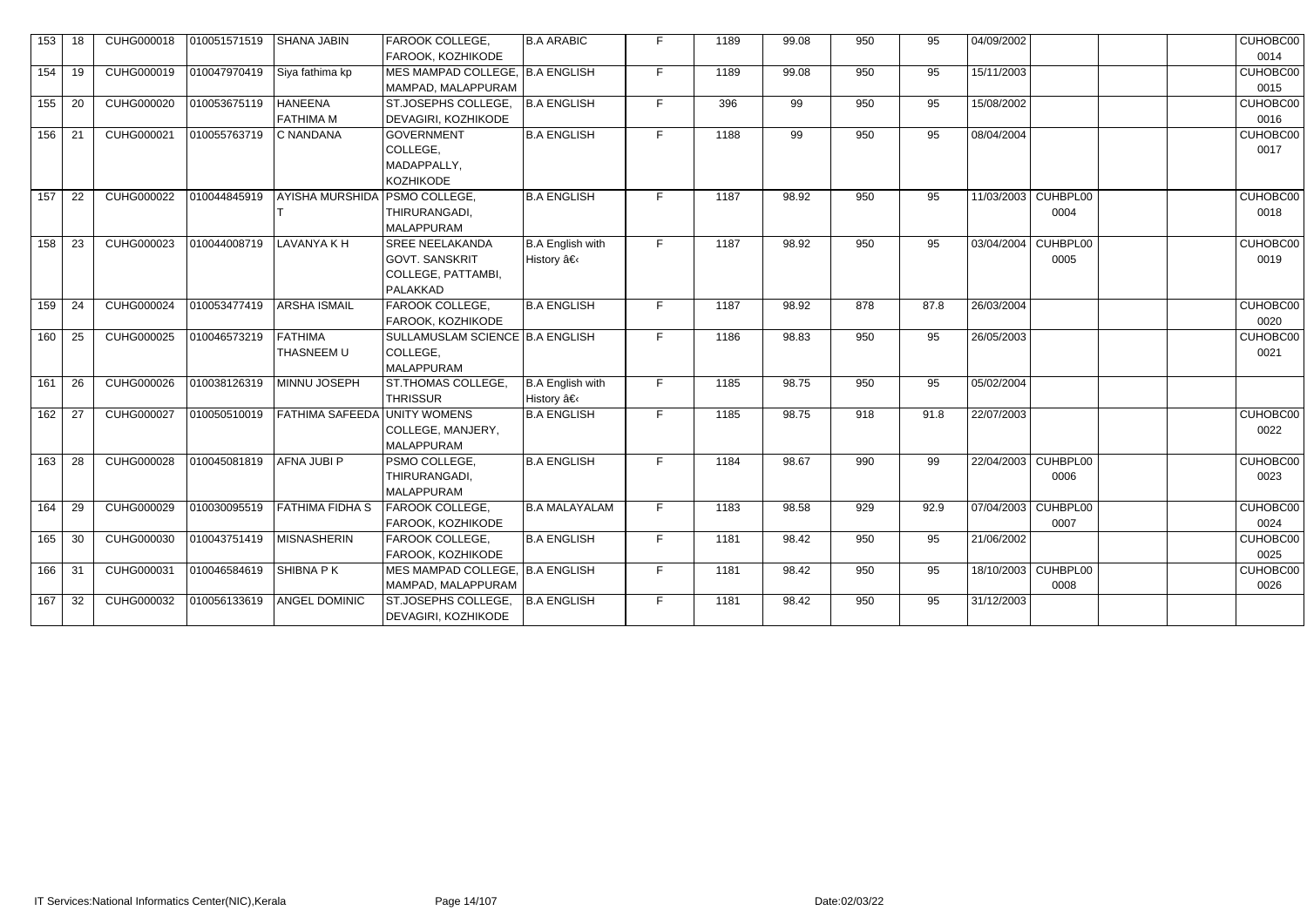| | | | | | | | | | | | | | | | | | |
|---|---|---|---|---|---|---|---|---|---|---|---|---|---|---|---|---|---|
| 153 | 18 | CUHG000018 | 010051571519 | SHANA JABIN | FAROOK COLLEGE, FAROOK, KOZHIKODE | B.A ARABIC | F | 1189 | 99.08 | 950 | 95 | 04/09/2002 | | | | CUHOBC00 0014 |
| 154 | 19 | CUHG000019 | 010047970419 | Siya fathima kp | MES MAMPAD COLLEGE, MAMPAD, MALAPPURAM | B.A ENGLISH | F | 1189 | 99.08 | 950 | 95 | 15/11/2003 | | | | CUHOBC00 0015 |
| 155 | 20 | CUHG000020 | 010053675119 | HANEENA FATHIMA M | ST.JOSEPHS COLLEGE, DEVAGIRI, KOZHIKODE | B.A ENGLISH | F | 396 | 99 | 950 | 95 | 15/08/2002 | | | | CUHOBC00 0016 |
| 156 | 21 | CUHG000021 | 010055763719 | C NANDANA | GOVERNMENT COLLEGE, MADAPPALLY, KOZHIKODE | B.A ENGLISH | F | 1188 | 99 | 950 | 95 | 08/04/2004 | | | | CUHOBC00 0017 |
| 157 | 22 | CUHG000022 | 010044845919 | AYISHA MURSHIDA T | PSMO COLLEGE, THIRURANGADI, MALAPPURAM | B.A ENGLISH | F | 1187 | 98.92 | 950 | 95 | 11/03/2003 | CUHBPL00 0004 | | | CUHOBC00 0018 |
| 158 | 23 | CUHG000023 | 010044008719 | LAVANYA K H | SREE NEELAKANDA GOVT. SANSKRIT COLLEGE, PATTAMBI, PALAKKAD | B.A English with History â€‹ | F | 1187 | 98.92 | 950 | 95 | 03/04/2004 | CUHBPL00 0005 | | | CUHOBC00 0019 |
| 159 | 24 | CUHG000024 | 010053477419 | ARSHA ISMAIL | FAROOK COLLEGE, FAROOK, KOZHIKODE | B.A ENGLISH | F | 1187 | 98.92 | 878 | 87.8 | 26/03/2004 | | | | CUHOBC00 0020 |
| 160 | 25 | CUHG000025 | 010046573219 | FATHIMA THASNEEM U | SULLAMUSLAM SCIENCE COLLEGE, MALAPPURAM | B.A ENGLISH | F | 1186 | 98.83 | 950 | 95 | 26/05/2003 | | | | CUHOBC00 0021 |
| 161 | 26 | CUHG000026 | 010038126319 | MINNU JOSEPH | ST.THOMAS COLLEGE, THRISSUR | B.A English with History â€‹ | F | 1185 | 98.75 | 950 | 95 | 05/02/2004 | | | | |
| 162 | 27 | CUHG000027 | 010050510019 | FATHIMA SAFEEDA | UNITY WOMENS COLLEGE, MANJERY, MALAPPURAM | B.A ENGLISH | F | 1185 | 98.75 | 918 | 91.8 | 22/07/2003 | | | | CUHOBC00 0022 |
| 163 | 28 | CUHG000028 | 010045081819 | AFNA JUBI P | PSMO COLLEGE, THIRURANGADI, MALAPPURAM | B.A ENGLISH | F | 1184 | 98.67 | 990 | 99 | 22/04/2003 | CUHBPL00 0006 | | | CUHOBC00 0023 |
| 164 | 29 | CUHG000029 | 010030095519 | FATHIMA FIDHA S | FAROOK COLLEGE, FAROOK, KOZHIKODE | B.A MALAYALAM | F | 1183 | 98.58 | 929 | 92.9 | 07/04/2003 | CUHBPL00 0007 | | | CUHOBC00 0024 |
| 165 | 30 | CUHG000030 | 010043751419 | MISNASHERIN | FAROOK COLLEGE, FAROOK, KOZHIKODE | B.A ENGLISH | F | 1181 | 98.42 | 950 | 95 | 21/06/2002 | | | | CUHOBC00 0025 |
| 166 | 31 | CUHG000031 | 010046584619 | SHIBNA P K | MES MAMPAD COLLEGE, MAMPAD, MALAPPURAM | B.A ENGLISH | F | 1181 | 98.42 | 950 | 95 | 18/10/2003 | CUHBPL00 0008 | | | CUHOBC00 0026 |
| 167 | 32 | CUHG000032 | 010056133619 | ANGEL DOMINIC | ST.JOSEPHS COLLEGE, DEVAGIRI, KOZHIKODE | B.A ENGLISH | F | 1181 | 98.42 | 950 | 95 | 31/12/2003 | | | | |

IT Services:National Informatics Center(NIC),Kerala

Date:02/03/22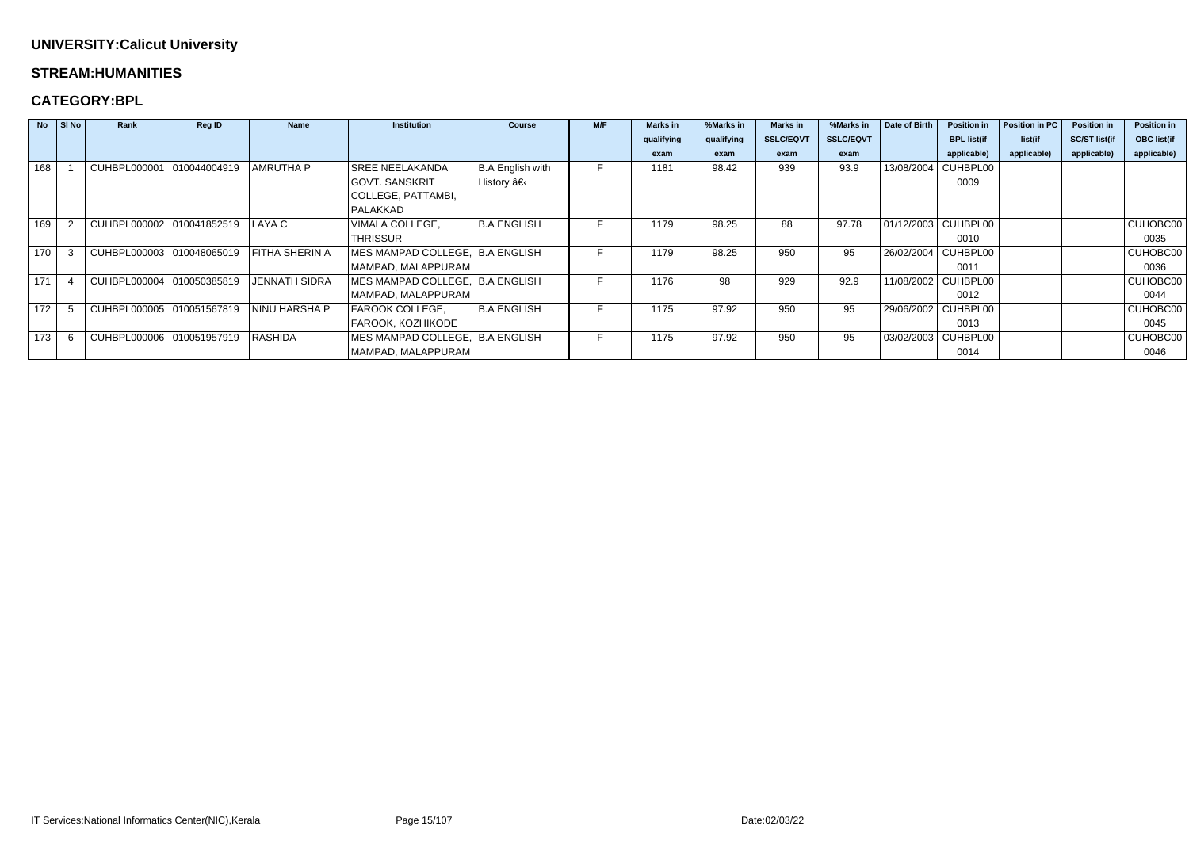## UNIVERSITY:Calicut University

## STREAM:HUMANITIES

## CATEGORY:BPL

| No | Sl No | Rank | Reg ID | Name | Institution | Course | M/F | Marks in qualifying exam | %Marks in qualifying exam | Marks in SSLC/EQVT exam | %Marks in SSLC/EQVT exam | Date of Birth | Position in BPL list(if applicable) | Position in PC list(if applicable) | Position in SC/ST list(if applicable) | Position in OBC list(if applicable) |
|---|---|---|---|---|---|---|---|---|---|---|---|---|---|---|---|---|
| 168 | 1 | CUHBPL000001 | 010044004919 | AMRUTHA P | SREE NEELAKANDA GOVT. SANSKRIT COLLEGE, PATTAMBI, PALAKKAD | B.A English with History â€‹ | F | 1181 | 98.42 | 939 | 93.9 | 13/08/2004 | CUHBPL000009 | | | |
| 169 | 2 | CUHBPL000002 | 010041852519 | LAYA C | VIMALA COLLEGE, THRISSUR | B.A ENGLISH | F | 1179 | 98.25 | 88 | 97.78 | 01/12/2003 | CUHBPL000010 | | | CUHOBC000035 |
| 170 | 3 | CUHBPL000003 | 010048065019 | FITHA SHERIN A | MES MAMPAD COLLEGE, MAMPAD, MALAPPURAM | B.A ENGLISH | F | 1179 | 98.25 | 950 | 95 | 26/02/2004 | CUHBPL000011 | | | CUHOBC000036 |
| 171 | 4 | CUHBPL000004 | 010050385819 | JENNATH SIDRA | MES MAMPAD COLLEGE, MAMPAD, MALAPPURAM | B.A ENGLISH | F | 1176 | 98 | 929 | 92.9 | 11/08/2002 | CUHBPL000012 | | | CUHOBC000044 |
| 172 | 5 | CUHBPL000005 | 010051567819 | NINU HARSHA P | FAROOK COLLEGE, FAROOK, KOZHIKODE | B.A ENGLISH | F | 1175 | 97.92 | 950 | 95 | 29/06/2002 | CUHBPL000013 | | | CUHOBC000045 |
| 173 | 6 | CUHBPL000006 | 010051957919 | RASHIDA | MES MAMPAD COLLEGE, MAMPAD, MALAPPURAM | B.A ENGLISH | F | 1175 | 97.92 | 950 | 95 | 03/02/2003 | CUHBPL000014 | | | CUHOBC000046 |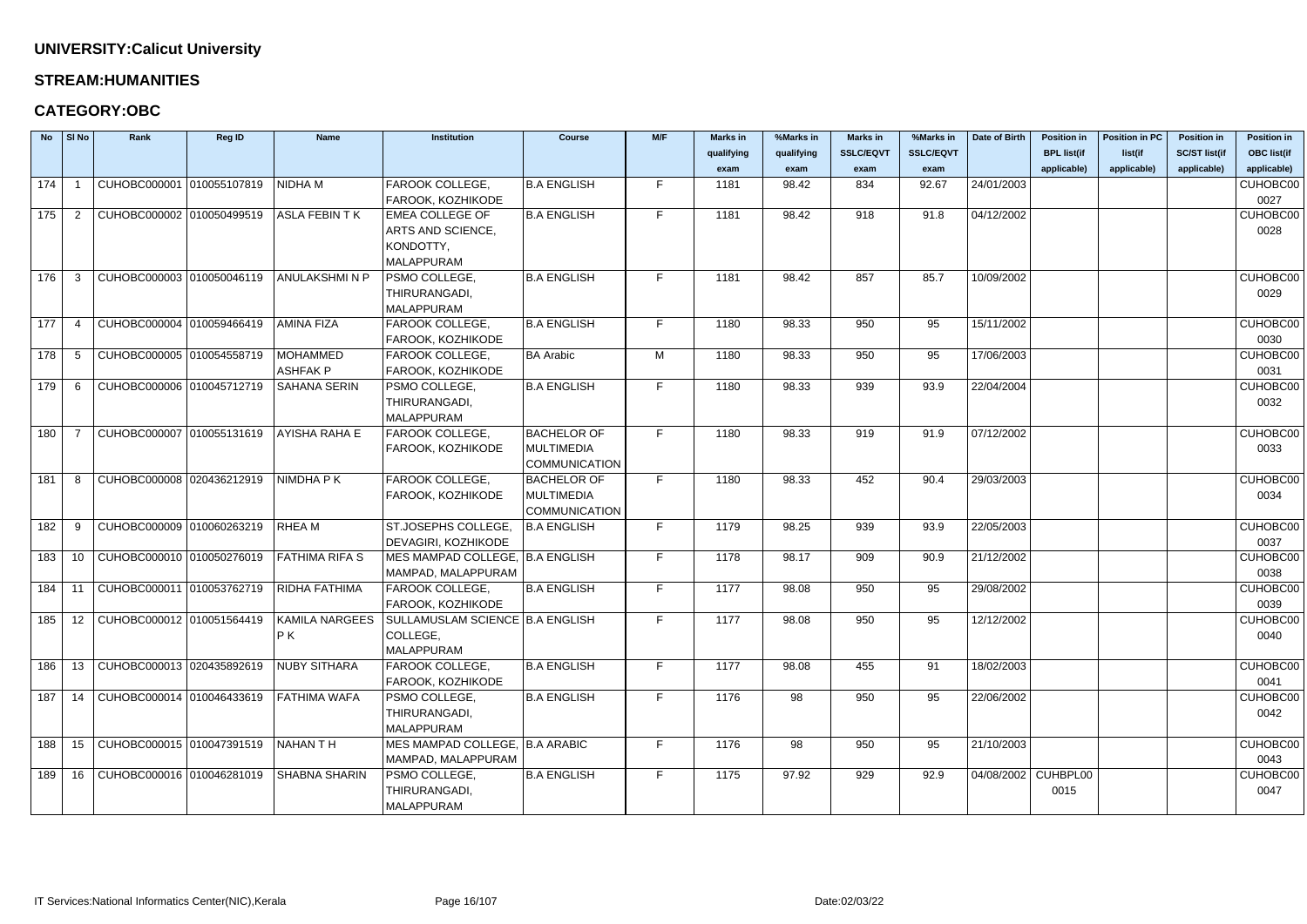## UNIVERSITY:Calicut University

### STREAM:HUMANITIES

### CATEGORY:OBC

| No | Sl No | Rank | Reg ID | Name | Institution | Course | M/F | Marks in qualifying exam | %Marks in qualifying exam | Marks in SSLC/EQVT exam | %Marks in SSLC/EQVT exam | Date of Birth | Position in BPL list(if applicable) | Position in PC list(if applicable) | Position in SC/ST list(if applicable) | Position in OBC list(if applicable) |
|---|---|---|---|---|---|---|---|---|---|---|---|---|---|---|---|---|
| 174 | 1 | CUHOBC000001 | 010055107819 | NIDHA M | FAROOK COLLEGE, FAROOK, KOZHIKODE | B.A ENGLISH | F | 1181 | 98.42 | 834 | 92.67 | 24/01/2003 | | | | CUHOBC000027 |
| 175 | 2 | CUHOBC000002 | 010050499519 | ASLA FEBIN T K | EMEA COLLEGE OF ARTS AND SCIENCE, KONDOTTY, MALAPPURAM | B.A ENGLISH | F | 1181 | 98.42 | 918 | 91.8 | 04/12/2002 | | | | CUHOBC000028 |
| 176 | 3 | CUHOBC000003 | 010050046119 | ANULAKSHMI N P | PSMO COLLEGE, THIRURANGADI, MALAPPURAM | B.A ENGLISH | F | 1181 | 98.42 | 857 | 85.7 | 10/09/2002 | | | | CUHOBC000029 |
| 177 | 4 | CUHOBC000004 | 010059466419 | AMINA FIZA | FAROOK COLLEGE, FAROOK, KOZHIKODE | B.A ENGLISH | F | 1180 | 98.33 | 950 | 95 | 15/11/2002 | | | | CUHOBC000030 |
| 178 | 5 | CUHOBC000005 | 010054558719 | MOHAMMED ASHFAK P | FAROOK COLLEGE, FAROOK, KOZHIKODE | BA Arabic | M | 1180 | 98.33 | 950 | 95 | 17/06/2003 | | | | CUHOBC000031 |
| 179 | 6 | CUHOBC000006 | 010045712719 | SAHANA SERIN | PSMO COLLEGE, THIRURANGADI, MALAPPURAM | B.A ENGLISH | F | 1180 | 98.33 | 939 | 93.9 | 22/04/2004 | | | | CUHOBC000032 |
| 180 | 7 | CUHOBC000007 | 010055131619 | AYISHA RAHA E | FAROOK COLLEGE, FAROOK, KOZHIKODE | BACHELOR OF MULTIMEDIA COMMUNICATION | F | 1180 | 98.33 | 919 | 91.9 | 07/12/2002 | | | | CUHOBC000033 |
| 181 | 8 | CUHOBC000008 | 020436212919 | NIMDHA P K | FAROOK COLLEGE, FAROOK, KOZHIKODE | BACHELOR OF MULTIMEDIA COMMUNICATION | F | 1180 | 98.33 | 452 | 90.4 | 29/03/2003 | | | | CUHOBC000034 |
| 182 | 9 | CUHOBC000009 | 010060263219 | RHEA M | ST.JOSEPHS COLLEGE, DEVAGIRI, KOZHIKODE | B.A ENGLISH | F | 1179 | 98.25 | 939 | 93.9 | 22/05/2003 | | | | CUHOBC000037 |
| 183 | 10 | CUHOBC000010 | 010050276019 | FATHIMA RIFA S | MES MAMPAD COLLEGE, MAMPAD, MALAPPURAM | B.A ENGLISH | F | 1178 | 98.17 | 909 | 90.9 | 21/12/2002 | | | | CUHOBC000038 |
| 184 | 11 | CUHOBC000011 | 010053762719 | RIDHA FATHIMA | FAROOK COLLEGE, FAROOK, KOZHIKODE | B.A ENGLISH | F | 1177 | 98.08 | 950 | 95 | 29/08/2002 | | | | CUHOBC000039 |
| 185 | 12 | CUHOBC000012 | 010051564419 | KAMILA NARGEES P K | SULLAMUSLAM SCIENCE COLLEGE, MALAPPURAM | B.A ENGLISH | F | 1177 | 98.08 | 950 | 95 | 12/12/2002 | | | | CUHOBC000040 |
| 186 | 13 | CUHOBC000013 | 020435892619 | NUBY SITHARA | FAROOK COLLEGE, FAROOK, KOZHIKODE | B.A ENGLISH | F | 1177 | 98.08 | 455 | 91 | 18/02/2003 | | | | CUHOBC000041 |
| 187 | 14 | CUHOBC000014 | 010046433619 | FATHIMA WAFA | PSMO COLLEGE, THIRURANGADI, MALAPPURAM | B.A ENGLISH | F | 1176 | 98 | 950 | 95 | 22/06/2002 | | | | CUHOBC000042 |
| 188 | 15 | CUHOBC000015 | 010047391519 | NAHAN T H | MES MAMPAD COLLEGE, MAMPAD, MALAPPURAM | B.A ARABIC | F | 1176 | 98 | 950 | 95 | 21/10/2003 | | | | CUHOBC000043 |
| 189 | 16 | CUHOBC000016 | 010046281019 | SHABNA SHARIN | PSMO COLLEGE, THIRURANGADI, MALAPPURAM | B.A ENGLISH | F | 1175 | 97.92 | 929 | 92.9 | 04/08/2002 | CUHBPL000015 | | | CUHOBC000047 |

IT Services:National Informatics Center(NIC),Kerala Date:02/03/22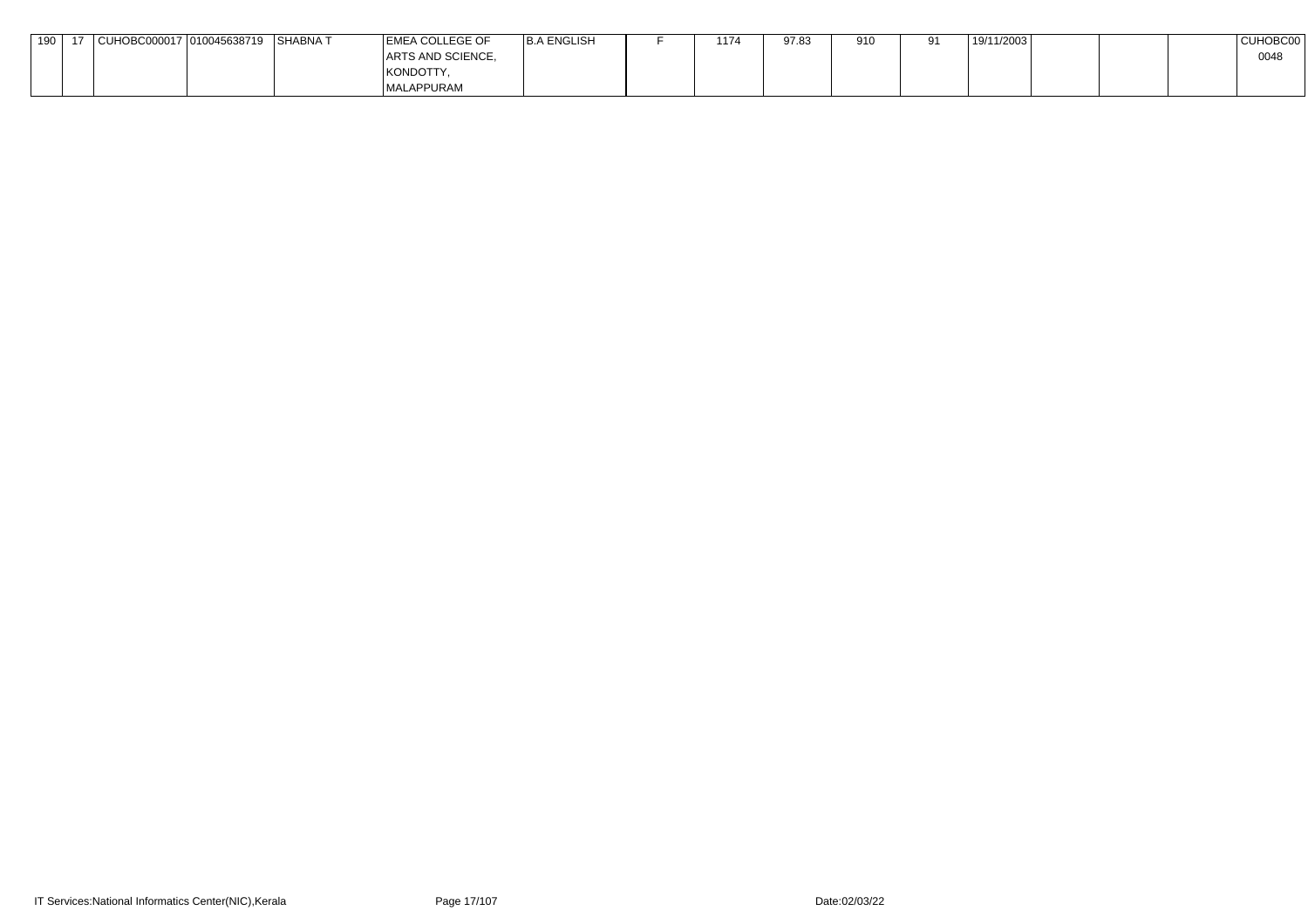| | | | | | | | | | | | | | | | | |
|---|---|---|---|---|---|---|---|---|---|---|---|---|---|---|---|---|
| 190 | 17 | CUHOBC000017 | 010045638719 | SHABNA T | EMEA COLLEGE OF ARTS AND SCIENCE, KONDOTTY, MALAPPURAM | B.A ENGLISH | F | 1174 | 97.83 | 910 | 91 | 19/11/2003 | | | | CUHOBC000048 |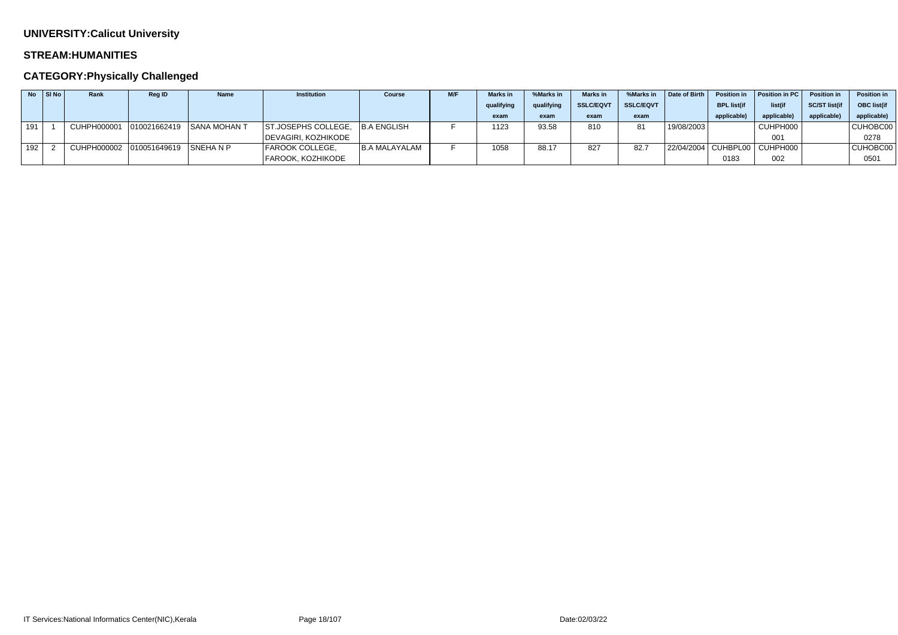**UNIVERSITY:Calicut University**

**STREAM:HUMANITIES**

**CATEGORY:Physically Challenged**

| No | Sl No | Rank | Reg ID | Name | Institution | Course | M/F | Marks in qualifying exam | %Marks in qualifying exam | Marks in SSLC/EQVT exam | %Marks in SSLC/EQVT exam | Date of Birth | Position in BPL list(if applicable) | Position in PC list(if applicable) | Position in SC/ST list(if applicable) | Position in OBC list(if applicable) |
|---|---|---|---|---|---|---|---|---|---|---|---|---|---|---|---|---|
| 191 | 1 | CUHPH000001 | 010021662419 | SANA MOHAN T | ST.JOSEPHS COLLEGE, DEVAGIRI, KOZHIKODE | B.A ENGLISH | F | 1123 | 93.58 | 810 | 81 | 19/08/2003 | | CUHPH000001 | | CUHOBC000278 |
| 192 | 2 | CUHPH000002 | 010051649619 | SNEHA N P | FAROOK COLLEGE, FAROOK, KOZHIKODE | B.A MALAYALAM | F | 1058 | 88.17 | 827 | 82.7 | 22/04/2004 | CUHBPL000183 | CUHPH000002 | | CUHOBC000501 |

IT Services:National Informatics Center(NIC),Kerala

Date:02/03/22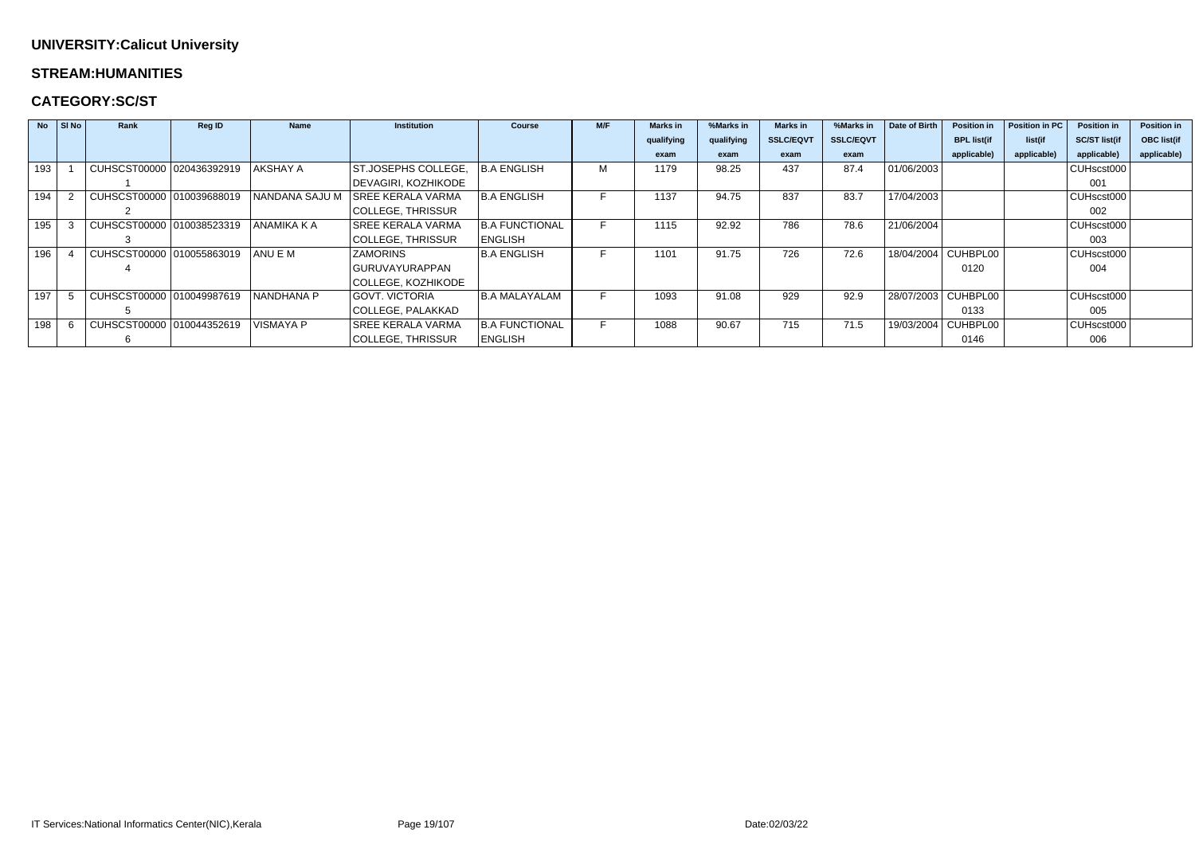**UNIVERSITY:Calicut University**

**STREAM:HUMANITIES**

**CATEGORY:SC/ST**

| No | Sl No | Rank | Reg ID | Name | Institution | Course | M/F | Marks in qualifying exam | %Marks in qualifying exam | Marks in SSLC/EQVT exam | %Marks in SSLC/EQVT exam | Date of Birth | Position in BPL list(if applicable) | Position in PC list(if applicable) | Position in SC/ST list(if applicable) | Position in OBC list(if applicable) |
|---|---|---|---|---|---|---|---|---|---|---|---|---|---|---|---|---|
| 193 | 1 | CUHSCST000001 | 020436392919 | AKSHAY A | ST.JOSEPHS COLLEGE, DEVAGIRI, KOZHIKODE | B.A ENGLISH | M | 1179 | 98.25 | 437 | 87.4 | 01/06/2003 | | | CUHscst000001 | |
| 194 | 2 | CUHSCST000002 | 010039688019 | NANDANA SAJU M | SREE KERALA VARMA COLLEGE, THRISSUR | B.A ENGLISH | F | 1137 | 94.75 | 837 | 83.7 | 17/04/2003 | | | CUHscst000002 | |
| 195 | 3 | CUHSCST000003 | 010038523319 | ANAMIKA K A | SREE KERALA VARMA COLLEGE, THRISSUR | B.A FUNCTIONAL ENGLISH | F | 1115 | 92.92 | 786 | 78.6 | 21/06/2004 | | | CUHscst000003 | |
| 196 | 4 | CUHSCST000004 | 010055863019 | ANU E M | ZAMORINS GURUVAYURAPPAN COLLEGE, KOZHIKODE | B.A ENGLISH | F | 1101 | 91.75 | 726 | 72.6 | 18/04/2004 | CUHBPL000120 | | CUHscst000004 | |
| 197 | 5 | CUHSCST000005 | 010049987619 | NANDHANA P | GOVT. VICTORIA COLLEGE, PALAKKAD | B.A MALAYALAM | F | 1093 | 91.08 | 929 | 92.9 | 28/07/2003 | CUHBPL000133 | | CUHscst000005 | |
| 198 | 6 | CUHSCST000006 | 010044352619 | VISMAYA P | SREE KERALA VARMA COLLEGE, THRISSUR | B.A FUNCTIONAL ENGLISH | F | 1088 | 90.67 | 715 | 71.5 | 19/03/2004 | CUHBPL000146 | | CUHscst000006 | |

IT Services:National Informatics Center(NIC),Kerala

Date:02/03/22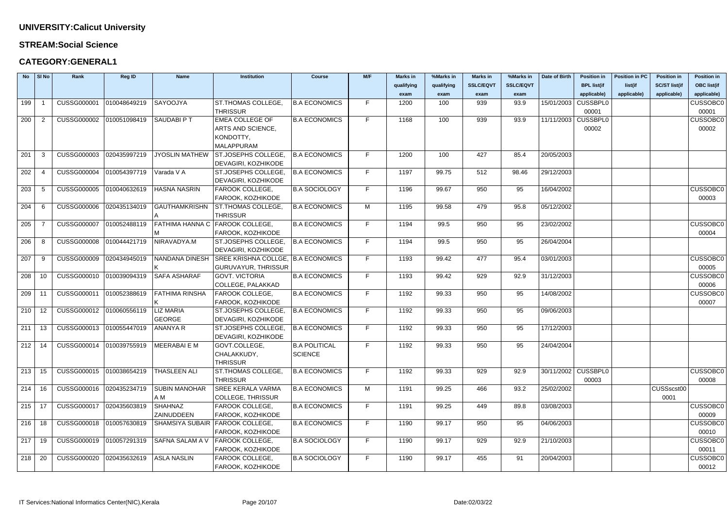**UNIVERSITY:Calicut University**

**STREAM:Social Science**

**CATEGORY:GENERAL1**

| No | Sl No | Rank | Reg ID | Name | Institution | Course | M/F | Marks in qualifying exam | %Marks in qualifying exam | Marks in SSLC/EQVT exam | %Marks in SSLC/EQVT exam | Date of Birth | Position in BPL list(if applicable) | Position in PC list(if applicable) | Position in SC/ST list(if applicable) | Position in OBC list(if applicable) |
|---|---|---|---|---|---|---|---|---|---|---|---|---|---|---|---|---|
| 199 | 1 | CUSSG000001 | 010048649219 | SAYOOJYA | ST.THOMAS COLLEGE, THRISSUR | B.A ECONOMICS | F | 1200 | 100 | 939 | 93.9 | 15/01/2003 | CUSSBPL000001 | | | CUSSOBC000001 |
| 200 | 2 | CUSSG000002 | 010051098419 | SAUDABI P T | EMEA COLLEGE OF ARTS AND SCIENCE, KONDOTTY, MALAPPURAM | B.A ECONOMICS | F | 1168 | 100 | 939 | 93.9 | 11/11/2003 | CUSSBPL000002 | | | CUSSOBC000002 |
| 201 | 3 | CUSSG000003 | 020435997219 | JYOSLIN MATHEW | ST.JOSEPHS COLLEGE, DEVAGIRI, KOZHIKODE | B.A ECONOMICS | F | 1200 | 100 | 427 | 85.4 | 20/05/2003 | | | | |
| 202 | 4 | CUSSG000004 | 010054397719 | Varada V A | ST.JOSEPHS COLLEGE, DEVAGIRI, KOZHIKODE | B.A ECONOMICS | F | 1197 | 99.75 | 512 | 98.46 | 29/12/2003 | | | | |
| 203 | 5 | CUSSG000005 | 010040632619 | HASNA NASRIN | FAROOK COLLEGE, FAROOK, KOZHIKODE | B.A SOCIOLOGY | F | 1196 | 99.67 | 950 | 95 | 16/04/2002 | | | | CUSSOBC000003 |
| 204 | 6 | CUSSG000006 | 020435134019 | GAUTHAMKRISHNA | ST.THOMAS COLLEGE, THRISSUR | B.A ECONOMICS | M | 1195 | 99.58 | 479 | 95.8 | 05/12/2002 | | | | |
| 205 | 7 | CUSSG000007 | 010052488119 | FATHIMA HANNA C M | FAROOK COLLEGE, FAROOK, KOZHIKODE | B.A ECONOMICS | F | 1194 | 99.5 | 950 | 95 | 23/02/2002 | | | | CUSSOBC000004 |
| 206 | 8 | CUSSG000008 | 010044421719 | NIRAVADYA.M | ST.JOSEPHS COLLEGE, DEVAGIRI, KOZHIKODE | B.A ECONOMICS | F | 1194 | 99.5 | 950 | 95 | 26/04/2004 | | | | |
| 207 | 9 | CUSSG000009 | 020434945019 | NANDANA DINESH K | SREE KRISHNA COLLGE, GURUVAYUR, THRISSUR | B.A ECONOMICS | F | 1193 | 99.42 | 477 | 95.4 | 03/01/2003 | | | | CUSSOBC000005 |
| 208 | 10 | CUSSG000010 | 010039094319 | SAFA ASHARAF | GOVT. VICTORIA COLLEGE, PALAKKAD | B.A ECONOMICS | F | 1193 | 99.42 | 929 | 92.9 | 31/12/2003 | | | | CUSSOBC000006 |
| 209 | 11 | CUSSG000011 | 010052388619 | FATHIMA RINSHA K | FAROOK COLLEGE, FAROOK, KOZHIKODE | B.A ECONOMICS | F | 1192 | 99.33 | 950 | 95 | 14/08/2002 | | | | CUSSOBC000007 |
| 210 | 12 | CUSSG000012 | 010060556119 | LIZ MARIA GEORGE | ST.JOSEPHS COLLEGE, DEVAGIRI, KOZHIKODE | B.A ECONOMICS | F | 1192 | 99.33 | 950 | 95 | 09/06/2003 | | | | |
| 211 | 13 | CUSSG000013 | 010055447019 | ANANYA R | ST.JOSEPHS COLLEGE, DEVAGIRI, KOZHIKODE | B.A ECONOMICS | F | 1192 | 99.33 | 950 | 95 | 17/12/2003 | | | | |
| 212 | 14 | CUSSG000014 | 010039755919 | MEERABAI E M | GOVT.COLLEGE, CHALAKKUDY, THRISSUR | B.A POLITICAL SCIENCE | F | 1192 | 99.33 | 950 | 95 | 24/04/2004 | | | | |
| 213 | 15 | CUSSG000015 | 010038654219 | THASLEEN ALI | ST.THOMAS COLLEGE, THRISSUR | B.A ECONOMICS | F | 1192 | 99.33 | 929 | 92.9 | 30/11/2002 | CUSSBPL000003 | | | CUSSOBC000008 |
| 214 | 16 | CUSSG000016 | 020435234719 | SUBIN MANOHAR A M | SREE KERALA VARMA COLLEGE, THRISSUR | B.A ECONOMICS | M | 1191 | 99.25 | 466 | 93.2 | 25/02/2002 | | | CUSSscst000001 | |
| 215 | 17 | CUSSG000017 | 020435603819 | SHAHNAZ ZAINUDDEEN | FAROOK COLLEGE, FAROOK, KOZHIKODE | B.A ECONOMICS | F | 1191 | 99.25 | 449 | 89.8 | 03/08/2003 | | | | CUSSOBC000009 |
| 216 | 18 | CUSSG000018 | 010057630819 | SHAMSIYA SUBAIR | FAROOK COLLEGE, FAROOK, KOZHIKODE | B.A ECONOMICS | F | 1190 | 99.17 | 950 | 95 | 04/06/2003 | | | | CUSSOBC000010 |
| 217 | 19 | CUSSG000019 | 010057291319 | SAFNA SALAM A V | FAROOK COLLEGE, FAROOK, KOZHIKODE | B.A SOCIOLOGY | F | 1190 | 99.17 | 929 | 92.9 | 21/10/2003 | | | | CUSSOBC000011 |
| 218 | 20 | CUSSG000020 | 020435632619 | ASLA NASLIN | FAROOK COLLEGE, FAROOK, KOZHIKODE | B.A SOCIOLOGY | F | 1190 | 99.17 | 455 | 91 | 20/04/2003 | | | | CUSSOBC000012 |

IT Services:National Informatics Center(NIC),Kerala Date:02/03/22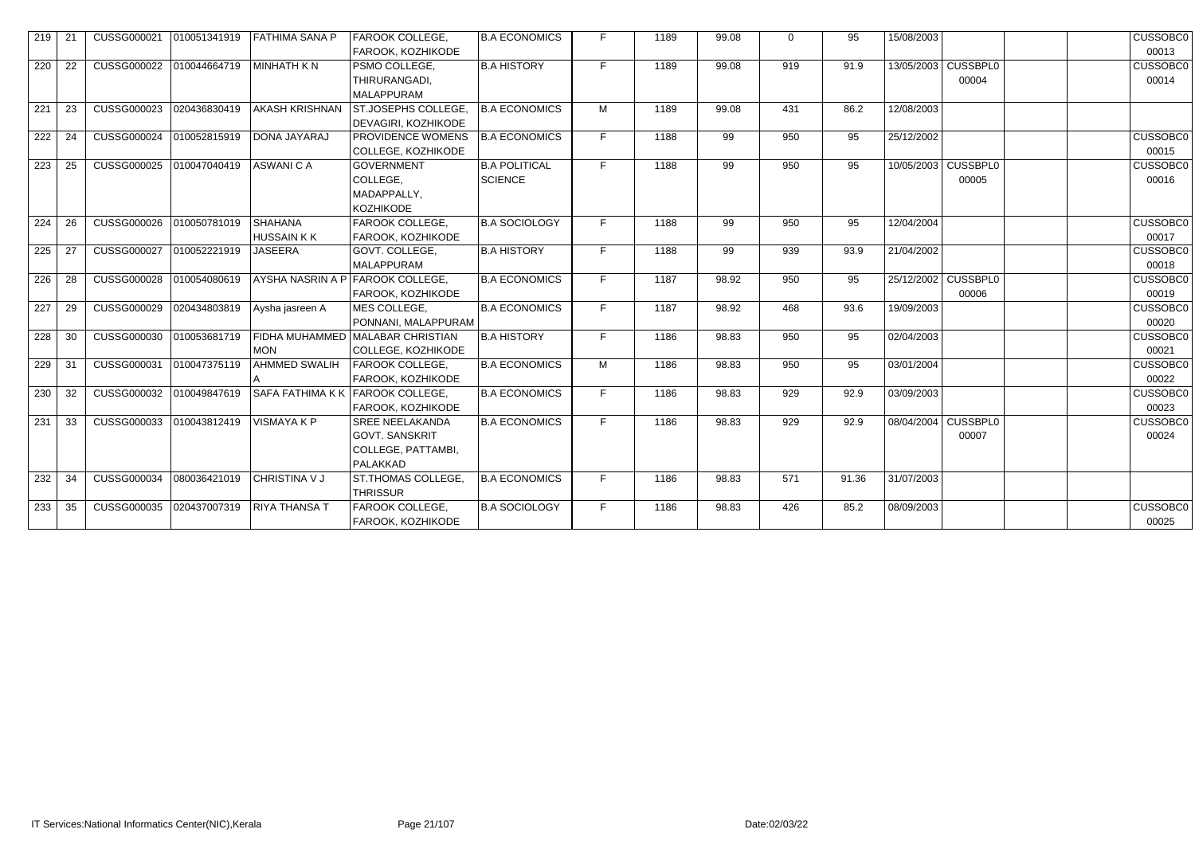| | | | | | | | | | | | | | | | | |
|---|---|---|---|---|---|---|---|---|---|---|---|---|---|---|---|---|
| 219 | 21 | CUSSG000021 | 010051341919 | FATHIMA SANA P | FAROOK COLLEGE, FAROOK, KOZHIKODE | B.A ECONOMICS | F | 1189 | 99.08 | 0 | 95 | 15/08/2003 | | | | CUSSOBC000013 |
| 220 | 22 | CUSSG000022 | 010044664719 | MINHATH K N | PSMO COLLEGE, THIRURANGADI, MALAPPURAM | B.A HISTORY | F | 1189 | 99.08 | 919 | 91.9 | 13/05/2003 | CUSSBPL000004 | | | CUSSOBC000014 |
| 221 | 23 | CUSSG000023 | 020436830419 | AKASH KRISHNAN | ST.JOSEPHS COLLEGE, DEVAGIRI, KOZHIKODE | B.A ECONOMICS | M | 1189 | 99.08 | 431 | 86.2 | 12/08/2003 | | | | |
| 222 | 24 | CUSSG000024 | 010052815919 | DONA JAYARAJ | PROVIDENCE WOMENS COLLEGE, KOZHIKODE | B.A ECONOMICS | F | 1188 | 99 | 950 | 95 | 25/12/2002 | | | | CUSSOBC000015 |
| 223 | 25 | CUSSG000025 | 010047040419 | ASWANI C A | GOVERNMENT COLLEGE, MADAPPALLY, KOZHIKODE | B.A POLITICAL SCIENCE | F | 1188 | 99 | 950 | 95 | 10/05/2003 | CUSSBPL000005 | | | CUSSOBC000016 |
| 224 | 26 | CUSSG000026 | 010050781019 | SHAHANA HUSSAIN K K | FAROOK COLLEGE, FAROOK, KOZHIKODE | B.A SOCIOLOGY | F | 1188 | 99 | 950 | 95 | 12/04/2004 | | | | CUSSOBC000017 |
| 225 | 27 | CUSSG000027 | 010052221919 | JASEERA | GOVT. COLLEGE, MALAPPURAM | B.A HISTORY | F | 1188 | 99 | 939 | 93.9 | 21/04/2002 | | | | CUSSOBC000018 |
| 226 | 28 | CUSSG000028 | 010054080619 | AYSHA NASRIN A P | FAROOK COLLEGE, FAROOK, KOZHIKODE | B.A ECONOMICS | F | 1187 | 98.92 | 950 | 95 | 25/12/2002 | CUSSBPL000006 | | | CUSSOBC000019 |
| 227 | 29 | CUSSG000029 | 020434803819 | Aysha jasreen A | MES COLLEGE, PONNANI, MALAPPURAM | B.A ECONOMICS | F | 1187 | 98.92 | 468 | 93.6 | 19/09/2003 | | | | CUSSOBC000020 |
| 228 | 30 | CUSSG000030 | 010053681719 | FIDHA MUHAMMED MON | MALABAR CHRISTIAN COLLEGE, KOZHIKODE | B.A HISTORY | F | 1186 | 98.83 | 950 | 95 | 02/04/2003 | | | | CUSSOBC000021 |
| 229 | 31 | CUSSG000031 | 010047375119 | AHMMED SWALIH A | FAROOK COLLEGE, FAROOK, KOZHIKODE | B.A ECONOMICS | M | 1186 | 98.83 | 950 | 95 | 03/01/2004 | | | | CUSSOBC000022 |
| 230 | 32 | CUSSG000032 | 010049847619 | SAFA FATHIMA K K | FAROOK COLLEGE, FAROOK, KOZHIKODE | B.A ECONOMICS | F | 1186 | 98.83 | 929 | 92.9 | 03/09/2003 | | | | CUSSOBC000023 |
| 231 | 33 | CUSSG000033 | 010043812419 | VISMAYA K P | SREE NEELAKANDA GOVT. SANSKRIT COLLEGE, PATTAMBI, PALAKKAD | B.A ECONOMICS | F | 1186 | 98.83 | 929 | 92.9 | 08/04/2004 | CUSSBPL000007 | | | CUSSOBC000024 |
| 232 | 34 | CUSSG000034 | 080036421019 | CHRISTINA V J | ST.THOMAS COLLEGE, THRISSUR | B.A ECONOMICS | F | 1186 | 98.83 | 571 | 91.36 | 31/07/2003 | | | | |
| 233 | 35 | CUSSG000035 | 020437007319 | RIYA THANSA T | FAROOK COLLEGE, FAROOK, KOZHIKODE | B.A SOCIOLOGY | F | 1186 | 98.83 | 426 | 85.2 | 08/09/2003 | | | | CUSSOBC000025 |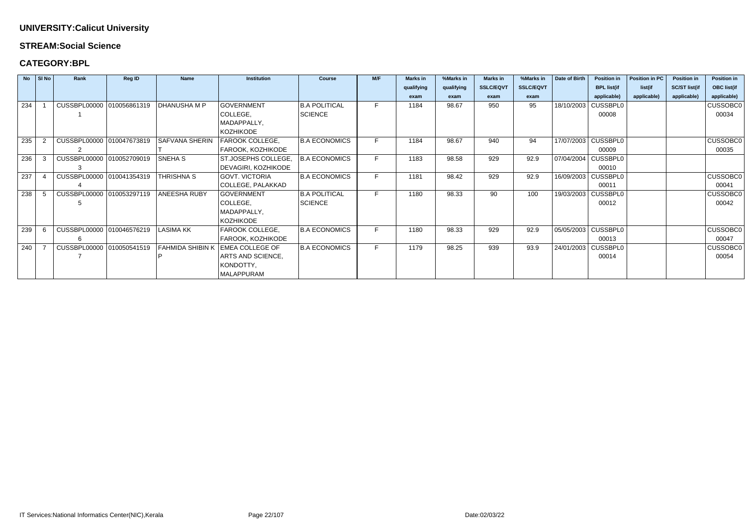**UNIVERSITY:Calicut University**

**STREAM:Social Science**

**CATEGORY:BPL**

| No | Sl No | Rank | Reg ID | Name | Institution | Course | M/F | Marks in qualifying exam | %Marks in qualifying exam | Marks in SSLC/EQVT exam | %Marks in SSLC/EQVT exam | Date of Birth | Position in BPL list(if applicable) | Position in PC list(if applicable) | Position in SC/ST list(if applicable) | Position in OBC list(if applicable) |
|---|---|---|---|---|---|---|---|---|---|---|---|---|---|---|---|---|
| 234 | 1 | CUSSBPL000001 | 010056861319 | DHANUSHA M P | GOVERNMENT COLLEGE, MADAPPALLY, KOZHIKODE | B.A POLITICAL SCIENCE | F | 1184 | 98.67 | 950 | 95 | 18/10/2003 | CUSSBPL000008 | | | CUSSOBC000034 |
| 235 | 2 | CUSSBPL000002 | 010047673819 | SAFVANA SHERIN T | FAROOK COLLEGE, FAROOK, KOZHIKODE | B.A ECONOMICS | F | 1184 | 98.67 | 940 | 94 | 17/07/2003 | CUSSBPL000009 | | | CUSSOBC000035 |
| 236 | 3 | CUSSBPL000003 | 010052709019 | SNEHA S | ST.JOSEPHS COLLEGE, DEVAGIRI, KOZHIKODE | B.A ECONOMICS | F | 1183 | 98.58 | 929 | 92.9 | 07/04/2004 | CUSSBPL000010 | | | |
| 237 | 4 | CUSSBPL000004 | 010041354319 | THRISHNA S | GOVT. VICTORIA COLLEGE, PALAKKAD | B.A ECONOMICS | F | 1181 | 98.42 | 929 | 92.9 | 16/09/2003 | CUSSBPL000011 | | | CUSSOBC000041 |
| 238 | 5 | CUSSBPL000005 | 010053297119 | ANEESHA RUBY | GOVERNMENT COLLEGE, MADAPPALLY, KOZHIKODE | B.A POLITICAL SCIENCE | F | 1180 | 98.33 | 90 | 100 | 19/03/2003 | CUSSBPL000012 | | | CUSSOBC000042 |
| 239 | 6 | CUSSBPL000006 | 010046576219 | LASIMA KK | FAROOK COLLEGE, FAROOK, KOZHIKODE | B.A ECONOMICS | F | 1180 | 98.33 | 929 | 92.9 | 05/05/2003 | CUSSBPL000013 | | | CUSSOBC000047 |
| 240 | 7 | CUSSBPL000007 | 010050541519 | FAHMIDA SHIBIN K P | EMEA COLLEGE OF ARTS AND SCIENCE, KONDOTTY, MALAPPURAM | B.A ECONOMICS | F | 1179 | 98.25 | 939 | 93.9 | 24/01/2003 | CUSSBPL000014 | | | CUSSOBC000054 |

IT Services:National Informatics Center(NIC),Kerala

Date:02/03/22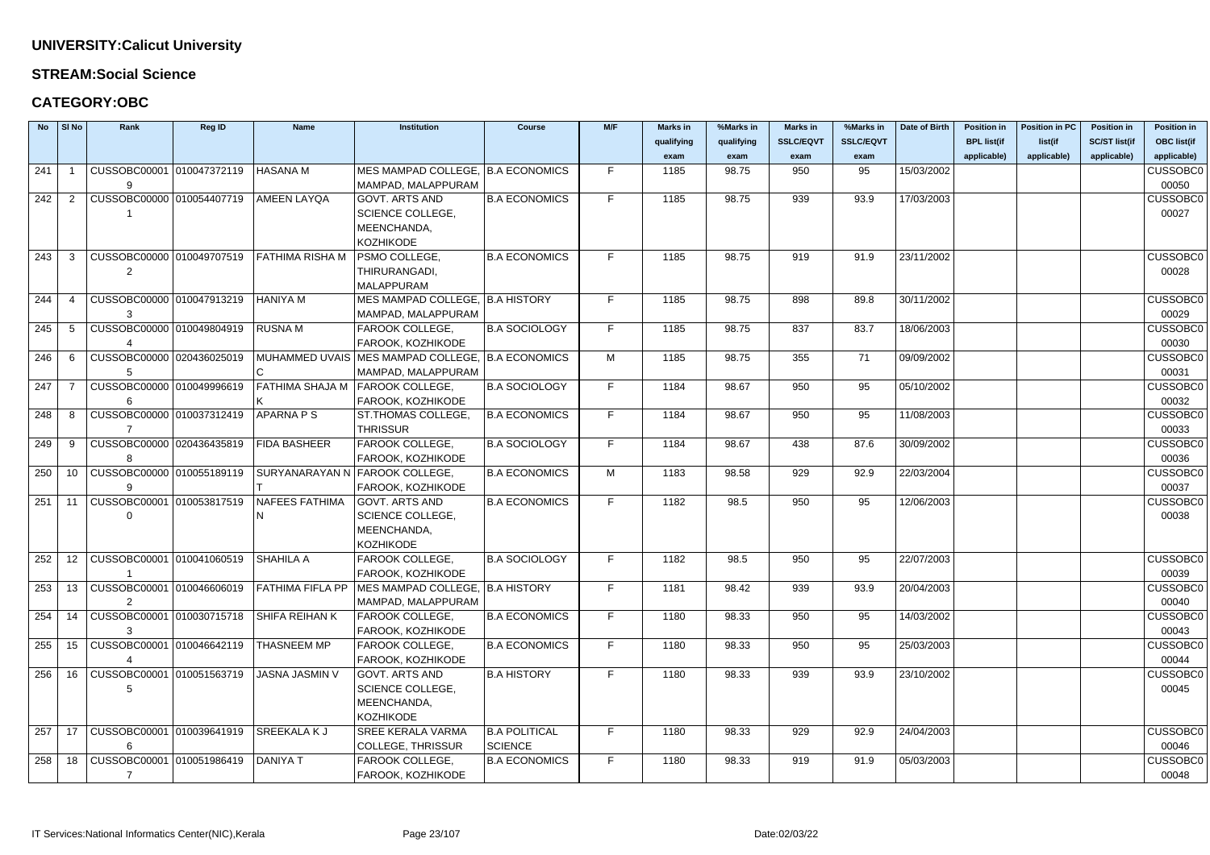## UNIVERSITY:Calicut University

## STREAM:Social Science

## CATEGORY:OBC

| No | Sl No | Rank | Reg ID | Name | Institution | Course | M/F | Marks in qualifying exam | %Marks in qualifying exam | Marks in SSLC/EQVT exam | %Marks in SSLC/EQVT exam | Date of Birth | Position in BPL list(if applicable) | Position in PC list(if applicable) | Position in SC/ST list(if applicable) | Position in OBC list(if applicable) |
|---|---|---|---|---|---|---|---|---|---|---|---|---|---|---|---|---|
| 241 | 1 | CUSSOBC000019 | 010047372119 | HASANA M | MES MAMPAD COLLEGE, MAMPAD, MALAPPURAM | B.A ECONOMICS | F | 1185 | 98.75 | 950 | 95 | 15/03/2002 | | | | CUSSOBC000050 |
| 242 | 2 | CUSSOBC000001 | 010054407719 | AMEEN LAYQA | GOVT. ARTS AND SCIENCE COLLEGE, MEENCHANDA, KOZHIKODE | B.A ECONOMICS | F | 1185 | 98.75 | 939 | 93.9 | 17/03/2003 | | | | CUSSOBC000027 |
| 243 | 3 | CUSSOBC000002 | 010049707519 | FATHIMA RISHA M | PSMO COLLEGE, THIRURANGADI, MALAPPURAM | B.A ECONOMICS | F | 1185 | 98.75 | 919 | 91.9 | 23/11/2002 | | | | CUSSOBC000028 |
| 244 | 4 | CUSSOBC000003 | 010047913219 | HANIYA M | MES MAMPAD COLLEGE, MAMPAD, MALAPPURAM | B.A HISTORY | F | 1185 | 98.75 | 898 | 89.8 | 30/11/2002 | | | | CUSSOBC000029 |
| 245 | 5 | CUSSOBC000004 | 010049804919 | RUSNA M | FAROOK COLLEGE, FAROOK, KOZHIKODE | B.A SOCIOLOGY | F | 1185 | 98.75 | 837 | 83.7 | 18/06/2003 | | | | CUSSOBC000030 |
| 246 | 6 | CUSSOBC000005 | 020436025019 | MUHAMMED UVAIS C | MES MAMPAD COLLEGE, MAMPAD, MALAPPURAM | B.A ECONOMICS | M | 1185 | 98.75 | 355 | 71 | 09/09/2002 | | | | CUSSOBC000031 |
| 247 | 7 | CUSSOBC000006 | 010049996619 | FATHIMA SHAJA M K | FAROOK COLLEGE, FAROOK, KOZHIKODE | B.A SOCIOLOGY | F | 1184 | 98.67 | 950 | 95 | 05/10/2002 | | | | CUSSOBC000032 |
| 248 | 8 | CUSSOBC000007 | 010037312419 | APARNA P S | ST.THOMAS COLLEGE, THRISSUR | B.A ECONOMICS | F | 1184 | 98.67 | 950 | 95 | 11/08/2003 | | | | CUSSOBC000033 |
| 249 | 9 | CUSSOBC000008 | 020436435819 | FIDA BASHEER | FAROOK COLLEGE, FAROOK, KOZHIKODE | B.A SOCIOLOGY | F | 1184 | 98.67 | 438 | 87.6 | 30/09/2002 | | | | CUSSOBC000036 |
| 250 | 10 | CUSSOBC000009 | 010055189119 | SURYANARAYAN N T | FAROOK COLLEGE, FAROOK, KOZHIKODE | B.A ECONOMICS | M | 1183 | 98.58 | 929 | 92.9 | 22/03/2004 | | | | CUSSOBC000037 |
| 251 | 11 | CUSSOBC000010 | 010053817519 | NAFEES FATHIMA N | GOVT. ARTS AND SCIENCE COLLEGE, MEENCHANDA, KOZHIKODE | B.A ECONOMICS | F | 1182 | 98.5 | 950 | 95 | 12/06/2003 | | | | CUSSOBC000038 |
| 252 | 12 | CUSSOBC000011 | 010041060519 | SHAHILA A | FAROOK COLLEGE, FAROOK, KOZHIKODE | B.A SOCIOLOGY | F | 1182 | 98.5 | 950 | 95 | 22/07/2003 | | | | CUSSOBC000039 |
| 253 | 13 | CUSSOBC000012 | 010046606019 | FATHIMA FIFLA PP | MES MAMPAD COLLEGE, MAMPAD, MALAPPURAM | B.A HISTORY | F | 1181 | 98.42 | 939 | 93.9 | 20/04/2003 | | | | CUSSOBC000040 |
| 254 | 14 | CUSSOBC000013 | 010030715718 | SHIFA REIHAN K | FAROOK COLLEGE, FAROOK, KOZHIKODE | B.A ECONOMICS | F | 1180 | 98.33 | 950 | 95 | 14/03/2002 | | | | CUSSOBC000043 |
| 255 | 15 | CUSSOBC000014 | 010046642119 | THASNEEM MP | FAROOK COLLEGE, FAROOK, KOZHIKODE | B.A ECONOMICS | F | 1180 | 98.33 | 950 | 95 | 25/03/2003 | | | | CUSSOBC000044 |
| 256 | 16 | CUSSOBC000015 | 010051563719 | JASNA JASMIN V | GOVT. ARTS AND SCIENCE COLLEGE, MEENCHANDA, KOZHIKODE | B.A HISTORY | F | 1180 | 98.33 | 939 | 93.9 | 23/10/2002 | | | | CUSSOBC000045 |
| 257 | 17 | CUSSOBC000016 | 010039641919 | SREEKALA K J | SREE KERALA VARMA COLLEGE, THRISSUR | B.A POLITICAL SCIENCE | F | 1180 | 98.33 | 929 | 92.9 | 24/04/2003 | | | | CUSSOBC000046 |
| 258 | 18 | CUSSOBC000017 | 010051986419 | DANIYA T | FAROOK COLLEGE, FAROOK, KOZHIKODE | B.A ECONOMICS | F | 1180 | 98.33 | 919 | 91.9 | 05/03/2003 | | | | CUSSOBC000048 |

IT Services:National Informatics Center(NIC),Kerala

Date:02/03/22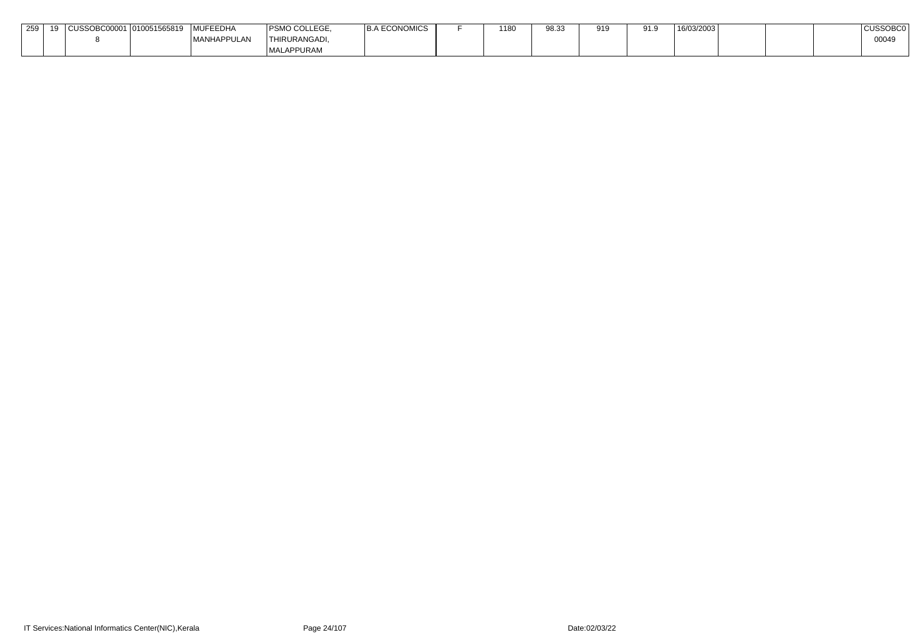| | | | | | | | | | | | | | | | | |
|---|---|---|---|---|---|---|---|---|---|---|---|---|---|---|---|---|
| 259 | 19 | CUSSOBC000018 | 010051565819 | MUFEEDHA MANHAPPULAN | PSMO COLLEGE, THIRURANGADI, MALAPPURAM | B.A ECONOMICS | F | 1180 | 98.33 | 919 | 91.9 | 16/03/2003 | | | | CUSSOBC000049 |

IT Services:National Informatics Center(NIC),Kerala

Date:02/03/22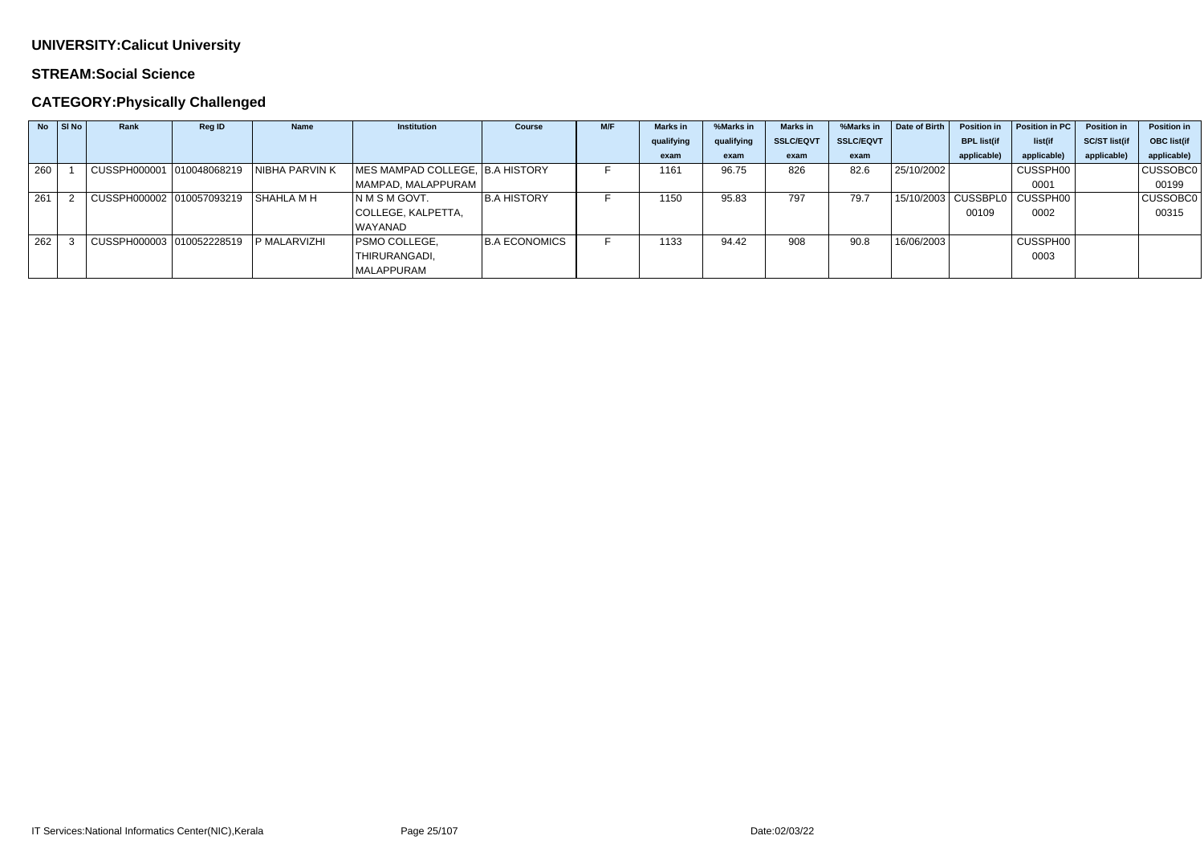**UNIVERSITY:Calicut University**

**STREAM:Social Science**

**CATEGORY:Physically Challenged**

| No | Sl No | Rank | Reg ID | Name | Institution | Course | M/F | Marks in qualifying exam | %Marks in qualifying exam | Marks in SSLC/EQVT exam | %Marks in SSLC/EQVT exam | Date of Birth | Position in BPL list(if applicable) | Position in PC list(if applicable) | Position in SC/ST list(if applicable) | Position in OBC list(if applicable) |
|---|---|---|---|---|---|---|---|---|---|---|---|---|---|---|---|---|
| 260 | 1 | CUSSPH000001 | 010048068219 | NIBHA PARVIN K | MES MAMPAD COLLEGE, MAMPAD, MALAPPURAM | B.A HISTORY | F | 1161 | 96.75 | 826 | 82.6 | 25/10/2002 | | CUSSPH000001 | | CUSSOBC000199 |
| 261 | 2 | CUSSPH000002 | 010057093219 | SHAHLA M H | N M S M GOVT. COLLEGE, KALPETTA, WAYANAD | B.A HISTORY | F | 1150 | 95.83 | 797 | 79.7 | 15/10/2003 | CUSSBPL000109 | CUSSPH000002 | | CUSSOBC000315 |
| 262 | 3 | CUSSPH000003 | 010052228519 | P MALARVIZHI | PSMO COLLEGE, THIRURANGADI, MALAPPURAM | B.A ECONOMICS | F | 1133 | 94.42 | 908 | 90.8 | 16/06/2003 | | CUSSPH000003 | | |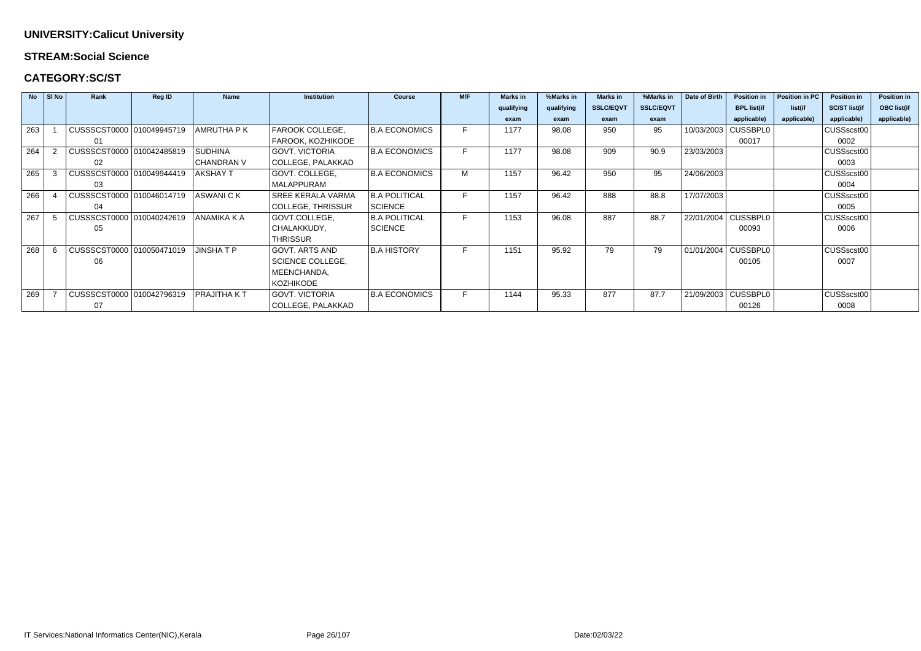**UNIVERSITY:Calicut University**

**STREAM:Social Science**

**CATEGORY:SC/ST**

| No | Sl No | Rank | Reg ID | Name | Institution | Course | M/F | Marks in qualifying exam | %Marks in qualifying exam | Marks in SSLC/EQVT exam | %Marks in SSLC/EQVT exam | Date of Birth | Position in BPL list(if applicable) | Position in PC list(if applicable) | Position in SC/ST list(if applicable) | Position in OBC list(if applicable) |
|---|---|---|---|---|---|---|---|---|---|---|---|---|---|---|---|---|
| 263 | 1 | CUSSSCST000001 | 010049945719 | AMRUTHA P K | FAROOK COLLEGE, FAROOK, KOZHIKODE | B.A ECONOMICS | F | 1177 | 98.08 | 950 | 95 | 10/03/2003 | CUSSBPL000017 | | CUSSscst000002 | |
| 264 | 2 | CUSSSCST000002 | 010042485819 | SUDHINA CHANDRAN V | GOVT. VICTORIA COLLEGE, PALAKKAD | B.A ECONOMICS | F | 1177 | 98.08 | 909 | 90.9 | 23/03/2003 | | | CUSSscst000003 | |
| 265 | 3 | CUSSSCST000003 | 010049944419 | AKSHAY T | GOVT. COLLEGE, MALAPPURAM | B.A ECONOMICS | M | 1157 | 96.42 | 950 | 95 | 24/06/2003 | | | CUSSscst000004 | |
| 266 | 4 | CUSSSCST000004 | 010046014719 | ASWANI C K | SREE KERALA VARMA COLLEGE, THRISSUR | B.A POLITICAL SCIENCE | F | 1157 | 96.42 | 888 | 88.8 | 17/07/2003 | | | CUSSscst000005 | |
| 267 | 5 | CUSSSCST000005 | 010040242619 | ANAMIKA K A | GOVT.COLLEGE, CHALAKKUDY, THRISSUR | B.A POLITICAL SCIENCE | F | 1153 | 96.08 | 887 | 88.7 | 22/01/2004 | CUSSBPL000093 | | CUSSscst000006 | |
| 268 | 6 | CUSSSCST000006 | 010050471019 | JINSHA T P | GOVT. ARTS AND SCIENCE COLLEGE, MEENCHANDA, KOZHIKODE | B.A HISTORY | F | 1151 | 95.92 | 79 | 79 | 01/01/2004 | CUSSBPL000105 | | CUSSscst000007 | |
| 269 | 7 | CUSSSCST000007 | 010042796319 | PRAJITHA K T | GOVT. VICTORIA COLLEGE, PALAKKAD | B.A ECONOMICS | F | 1144 | 95.33 | 877 | 87.7 | 21/09/2003 | CUSSBPL000126 | | CUSSscst000008 | |

IT Services:National Informatics Center(NIC),Kerala

Date:02/03/22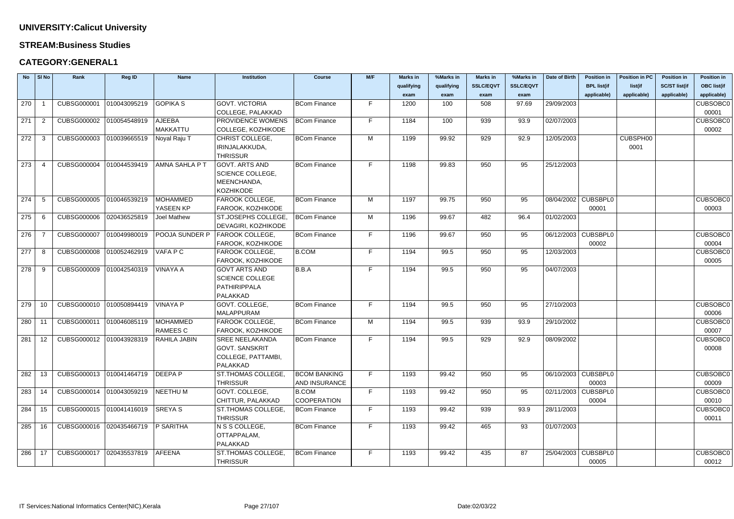**UNIVERSITY:Calicut University**

**STREAM:Business Studies**

**CATEGORY:GENERAL1**

| No | Sl No | Rank | Reg ID | Name | Institution | Course | M/F | Marks in qualifying exam | %Marks in qualifying exam | Marks in SSLC/EQVT exam | %Marks in SSLC/EQVT exam | Date of Birth | Position in BPL list(if applicable) | Position in PC list(if applicable) | Position in SC/ST list(if applicable) | Position in OBC list(if applicable) |
|---|---|---|---|---|---|---|---|---|---|---|---|---|---|---|---|---|
| 270 | 1 | CUBSG000001 | 010043095219 | GOPIKA S | GOVT. VICTORIA COLLEGE, PALAKKAD | BCom Finance | F | 1200 | 100 | 508 | 97.69 | 29/09/2003 | | | | CUBSOBC000001 |
| 271 | 2 | CUBSG000002 | 010054548919 | AJEEBA MAKKATTU | PROVIDENCE WOMENS COLLEGE, KOZHIKODE | BCom Finance | F | 1184 | 100 | 939 | 93.9 | 02/07/2003 | | | | CUBSOBC000002 |
| 272 | 3 | CUBSG000003 | 010039665519 | Noyal Raju T | CHRIST COLLEGE, IRINJALAKKUDA, THRISSUR | BCom Finance | M | 1199 | 99.92 | 929 | 92.9 | 12/05/2003 | | CUBSPH000001 | | |
| 273 | 4 | CUBSG000004 | 010044539419 | AMNA SAHLA P T | GOVT. ARTS AND SCIENCE COLLEGE, MEENCHANDA, KOZHIKODE | BCom Finance | F | 1198 | 99.83 | 950 | 95 | 25/12/2003 | | | | |
| 274 | 5 | CUBSG000005 | 010046539219 | MOHAMMED YASEEN KP | FAROOK COLLEGE, FAROOK, KOZHIKODE | BCom Finance | M | 1197 | 99.75 | 950 | 95 | 08/04/2002 | CUBSBPL000001 | | | CUBSOBC000003 |
| 275 | 6 | CUBSG000006 | 020436525819 | Joel Mathew | ST.JOSEPHS COLLEGE, DEVAGIRI, KOZHIKODE | BCom Finance | M | 1196 | 99.67 | 482 | 96.4 | 01/02/2003 | | | | |
| 276 | 7 | CUBSG000007 | 010049980019 | POOJA SUNDER P | FAROOK COLLEGE, FAROOK, KOZHIKODE | BCom Finance | F | 1196 | 99.67 | 950 | 95 | 06/12/2003 | CUBSBPL000002 | | | CUBSOBC000004 |
| 277 | 8 | CUBSG000008 | 010052462919 | VAFA P C | FAROOK COLLEGE, FAROOK, KOZHIKODE | B.COM | F | 1194 | 99.5 | 950 | 95 | 12/03/2003 | | | | CUBSOBC000005 |
| 278 | 9 | CUBSG000009 | 010042540319 | VINAYA A | GOVT ARTS AND SCIENCE COLLEGE PATHIRIPPALA PALAKKAD | B.B.A | F | 1194 | 99.5 | 950 | 95 | 04/07/2003 | | | | |
| 279 | 10 | CUBSG000010 | 010050894419 | VINAYA P | GOVT. COLLEGE, MALAPPURAM | BCom Finance | F | 1194 | 99.5 | 950 | 95 | 27/10/2003 | | | | CUBSOBC000006 |
| 280 | 11 | CUBSG000011 | 010046085119 | MOHAMMED RAMEES C | FAROOK COLLEGE, FAROOK, KOZHIKODE | BCom Finance | M | 1194 | 99.5 | 939 | 93.9 | 29/10/2002 | | | | CUBSOBC000007 |
| 281 | 12 | CUBSG000012 | 010043928319 | RAHILA JABIN | SREE NEELAKANDA GOVT. SANSKRIT COLLEGE, PATTAMBI, PALAKKAD | BCom Finance | F | 1194 | 99.5 | 929 | 92.9 | 08/09/2002 | | | | CUBSOBC000008 |
| 282 | 13 | CUBSG000013 | 010041464719 | DEEPA P | ST.THOMAS COLLEGE, THRISSUR | BCOM BANKING AND INSURANCE | F | 1193 | 99.42 | 950 | 95 | 06/10/2003 | CUBSBPL000003 | | | CUBSOBC000009 |
| 283 | 14 | CUBSG000014 | 010043059219 | NEETHU M | GOVT. COLLEGE, CHITTUR, PALAKKAD | B.COM COOPERATION | F | 1193 | 99.42 | 950 | 95 | 02/11/2003 | CUBSBPL000004 | | | CUBSOBC000010 |
| 284 | 15 | CUBSG000015 | 010041416019 | SREYA S | ST.THOMAS COLLEGE, THRISSUR | BCom Finance | F | 1193 | 99.42 | 939 | 93.9 | 28/11/2003 | | | | CUBSOBC000011 |
| 285 | 16 | CUBSG000016 | 020435466719 | P SARITHA | N S S COLLEGE, OTTAPPALAM, PALAKKAD | BCom Finance | F | 1193 | 99.42 | 465 | 93 | 01/07/2003 | | | | |
| 286 | 17 | CUBSG000017 | 020435537819 | AFEENA | ST.THOMAS COLLEGE, THRISSUR | BCom Finance | F | 1193 | 99.42 | 435 | 87 | 25/04/2003 | CUBSBPL000005 | | | CUBSOBC000012 |

IT Services:National Informatics Center(NIC),Kerala Date:02/03/22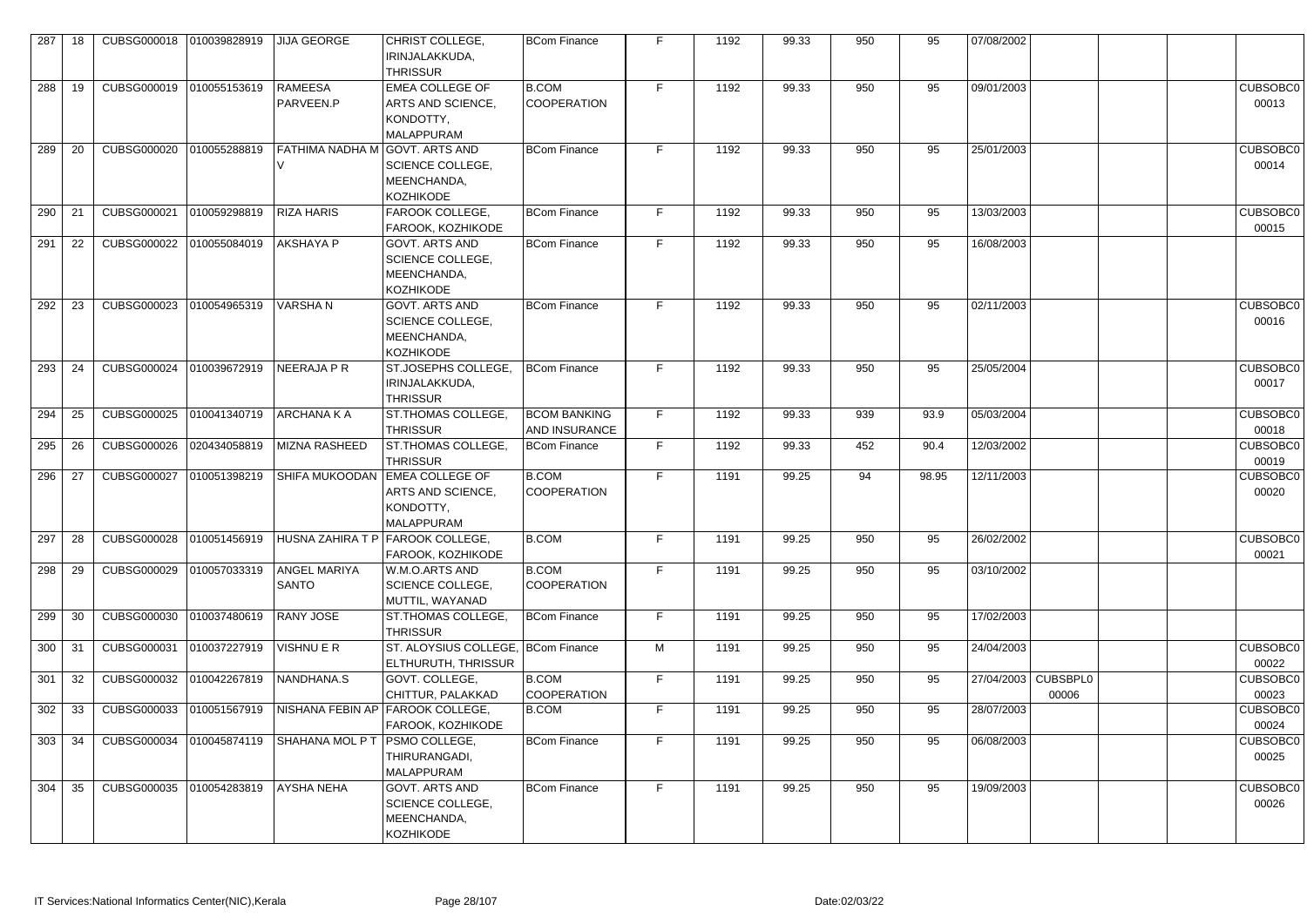| | | | | | | | | | | | | | | | | |
|---|---|---|---|---|---|---|---|---|---|---|---|---|---|---|---|---|
| 287 | 18 | CUBSG000018 | 010039828919 | JIJA GEORGE | CHRIST COLLEGE, IRINJALAKKUDA, THRISSUR | BCom Finance | F | 1192 | 99.33 | 950 | 95 | 07/08/2002 | | | | |
| 288 | 19 | CUBSG000019 | 010055153619 | RAMEESA PARVEEN.P | EMEA COLLEGE OF ARTS AND SCIENCE, KONDOTTY, MALAPPURAM | B.COM COOPERATION | F | 1192 | 99.33 | 950 | 95 | 09/01/2003 | | | | CUBSOBC000013 |
| 289 | 20 | CUBSG000020 | 010055288819 | FATHIMA NADHA M V | GOVT. ARTS AND SCIENCE COLLEGE, MEENCHANDA, KOZHIKODE | BCom Finance | F | 1192 | 99.33 | 950 | 95 | 25/01/2003 | | | | CUBSOBC000014 |
| 290 | 21 | CUBSG000021 | 010059298819 | RIZA HARIS | FAROOK COLLEGE, FAROOK, KOZHIKODE | BCom Finance | F | 1192 | 99.33 | 950 | 95 | 13/03/2003 | | | | CUBSOBC000015 |
| 291 | 22 | CUBSG000022 | 010055084019 | AKSHAYA P | GOVT. ARTS AND SCIENCE COLLEGE, MEENCHANDA, KOZHIKODE | BCom Finance | F | 1192 | 99.33 | 950 | 95 | 16/08/2003 | | | | |
| 292 | 23 | CUBSG000023 | 010054965319 | VARSHA N | GOVT. ARTS AND SCIENCE COLLEGE, MEENCHANDA, KOZHIKODE | BCom Finance | F | 1192 | 99.33 | 950 | 95 | 02/11/2003 | | | | CUBSOBC000016 |
| 293 | 24 | CUBSG000024 | 010039672919 | NEERAJA P R | ST.JOSEPHS COLLEGE, IRINJALAKKUDA, THRISSUR | BCom Finance | F | 1192 | 99.33 | 950 | 95 | 25/05/2004 | | | | CUBSOBC000017 |
| 294 | 25 | CUBSG000025 | 010041340719 | ARCHANA K A | ST.THOMAS COLLEGE, THRISSUR | BCOM BANKING AND INSURANCE | F | 1192 | 99.33 | 939 | 93.9 | 05/03/2004 | | | | CUBSOBC000018 |
| 295 | 26 | CUBSG000026 | 020434058819 | MIZNA RASHEED | ST.THOMAS COLLEGE, THRISSUR | BCom Finance | F | 1192 | 99.33 | 452 | 90.4 | 12/03/2002 | | | | CUBSOBC000019 |
| 296 | 27 | CUBSG000027 | 010051398219 | SHIFA MUKOODAN | EMEA COLLEGE OF ARTS AND SCIENCE, KONDOTTY, MALAPPURAM | B.COM COOPERATION | F | 1191 | 99.25 | 94 | 98.95 | 12/11/2003 | | | | CUBSOBC000020 |
| 297 | 28 | CUBSG000028 | 010051456919 | HUSNA ZAHIRA T P | FAROOK COLLEGE, FAROOK, KOZHIKODE | B.COM | F | 1191 | 99.25 | 950 | 95 | 26/02/2002 | | | | CUBSOBC000021 |
| 298 | 29 | CUBSG000029 | 010057033319 | ANGEL MARIYA SANTO | W.M.O.ARTS AND SCIENCE COLLEGE, MUTTIL, WAYANAD | B.COM COOPERATION | F | 1191 | 99.25 | 950 | 95 | 03/10/2002 | | | | |
| 299 | 30 | CUBSG000030 | 010037480619 | RANY JOSE | ST.THOMAS COLLEGE, THRISSUR | BCom Finance | F | 1191 | 99.25 | 950 | 95 | 17/02/2003 | | | | |
| 300 | 31 | CUBSG000031 | 010037227919 | VISHNU E R | ST. ALOYSIUS COLLEGE, ELTHURUTH, THRISSUR | BCom Finance | M | 1191 | 99.25 | 950 | 95 | 24/04/2003 | | | | CUBSOBC000022 |
| 301 | 32 | CUBSG000032 | 010042267819 | NANDHANA.S | GOVT. COLLEGE, CHITTUR, PALAKKAD | B.COM COOPERATION | F | 1191 | 99.25 | 950 | 95 | 27/04/2003 | CUBSBPL000006 | | | CUBSOBC000023 |
| 302 | 33 | CUBSG000033 | 010051567919 | NISHANA FEBIN AP | FAROOK COLLEGE, FAROOK, KOZHIKODE | B.COM | F | 1191 | 99.25 | 950 | 95 | 28/07/2003 | | | | CUBSOBC000024 |
| 303 | 34 | CUBSG000034 | 010045874119 | SHAHANA MOL P T | PSMO COLLEGE, THIRURANGADI, MALAPPURAM | BCom Finance | F | 1191 | 99.25 | 950 | 95 | 06/08/2003 | | | | CUBSOBC000025 |
| 304 | 35 | CUBSG000035 | 010054283819 | AYSHA NEHA | GOVT. ARTS AND SCIENCE COLLEGE, MEENCHANDA, KOZHIKODE | BCom Finance | F | 1191 | 99.25 | 950 | 95 | 19/09/2003 | | | | CUBSOBC000026 |

IT Services:National Informatics Center(NIC),Kerala | Page 28/107 | Date:02/03/22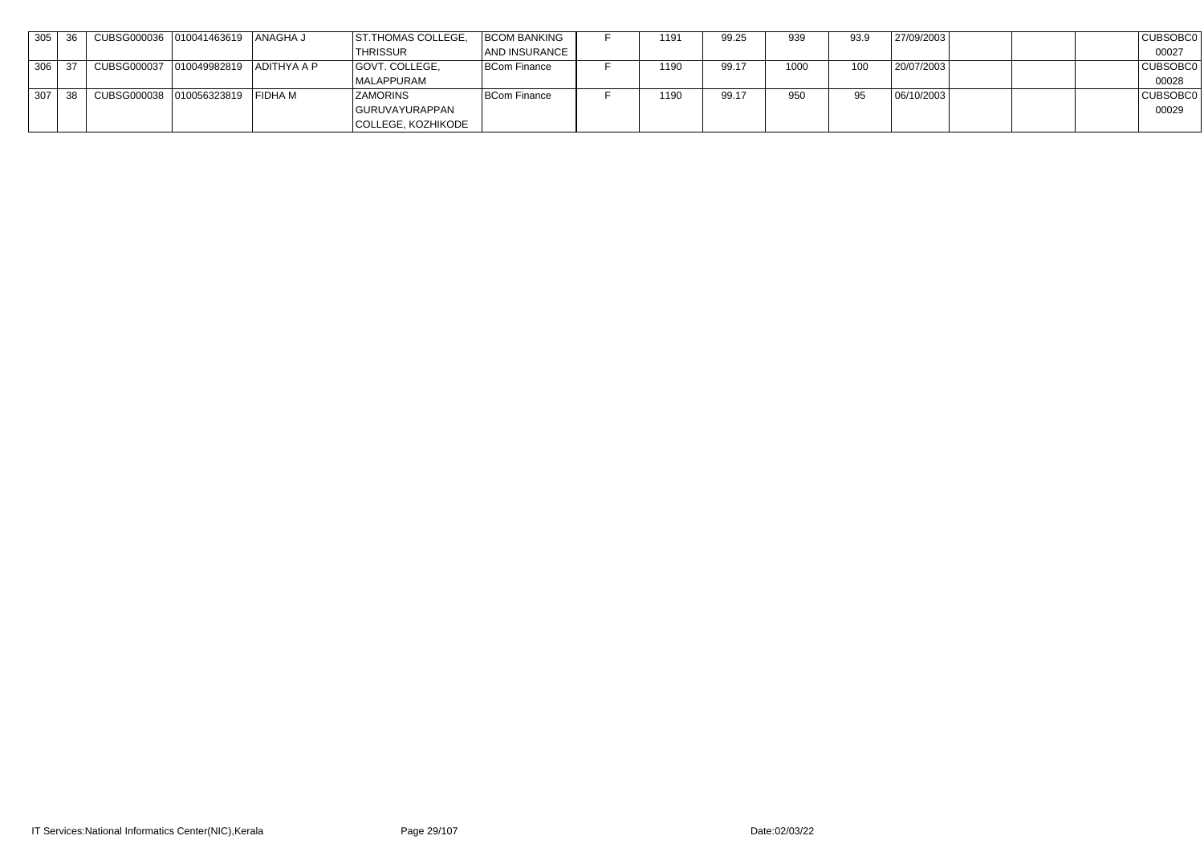| 305 | 36 | CUBSG000036 | 010041463619 | ANAGHA J | ST.THOMAS COLLEGE, THRISSUR | BCOM BANKING AND INSURANCE | F | 1191 | 99.25 | 939 | 93.9 | 27/09/2003 | | | | CUBSOBC000027 |
|---|---|---|---|---|---|---|---|---|---|---|---|---|---|---|---|---|
| 306 | 37 | CUBSG000037 | 010049982819 | ADITHYA A P | GOVT. COLLEGE, MALAPPURAM | BCom Finance | F | 1190 | 99.17 | 1000 | 100 | 20/07/2003 | | | | CUBSOBC000028 |
| 307 | 38 | CUBSG000038 | 010056323819 | FIDHA M | ZAMORINS GURUVAYURAPPAN COLLEGE, KOZHIKODE | BCom Finance | F | 1190 | 99.17 | 950 | 95 | 06/10/2003 | | | | CUBSOBC000029 |

IT Services:National Informatics Center(NIC),Kerala

Date:02/03/22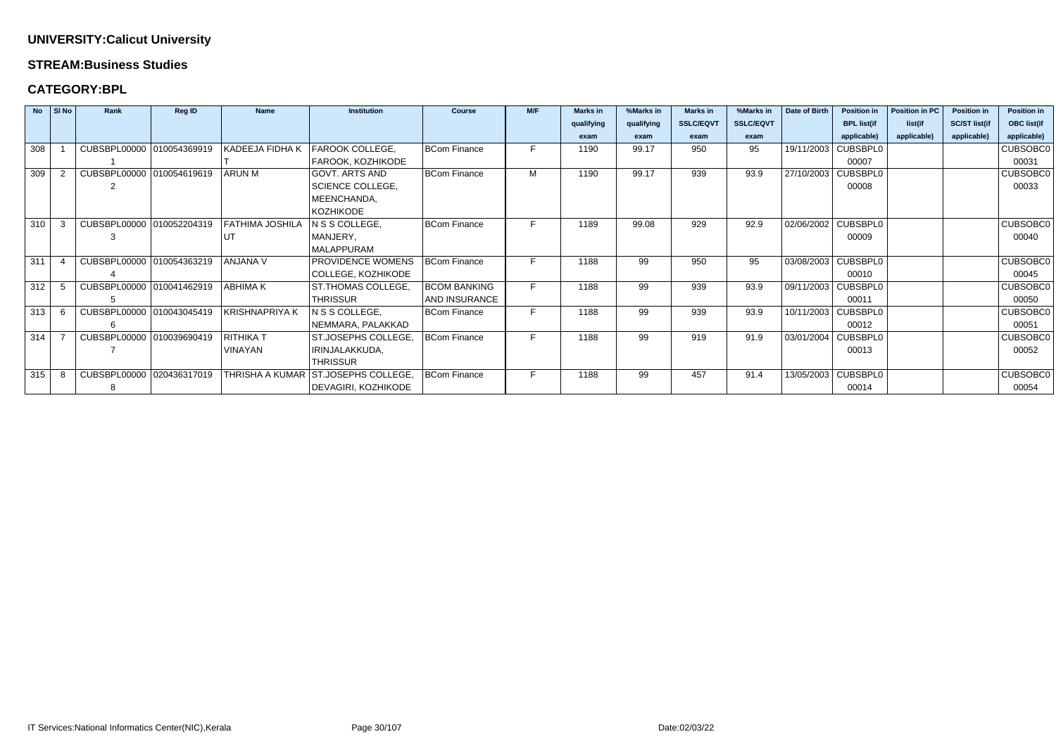**UNIVERSITY:Calicut University**

**STREAM:Business Studies**

**CATEGORY:BPL**

| No | Sl No | Rank | Reg ID | Name | Institution | Course | M/F | Marks in qualifying exam | %Marks in qualifying exam | Marks in SSLC/EQVT exam | %Marks in SSLC/EQVT exam | Date of Birth | Position in BPL list(if applicable) | Position in PC list(if applicable) | Position in SC/ST list(if applicable) | Position in OBC list(if applicable) |
|---|---|---|---|---|---|---|---|---|---|---|---|---|---|---|---|---|
| 308 | 1 | CUBSBPL000001 | 010054369919 | KADEEJA FIDHA KT | FAROOK COLLEGE, FAROOK, KOZHIKODE | BCom Finance | F | 1190 | 99.17 | 950 | 95 | 19/11/2003 | CUBSBPL000007 | | | CUBSOBC000031 |
| 309 | 2 | CUBSBPL000002 | 010054619619 | ARUN M | GOVT. ARTS AND SCIENCE COLLEGE, MEENCHANDA, KOZHIKODE | BCom Finance | M | 1190 | 99.17 | 939 | 93.9 | 27/10/2003 | CUBSBPL000008 | | | CUBSOBC000033 |
| 310 | 3 | CUBSBPL000003 | 010052204319 | FATHIMA JOSHILA UT | N S S COLLEGE, MANJERY, MALAPPURAM | BCom Finance | F | 1189 | 99.08 | 929 | 92.9 | 02/06/2002 | CUBSBPL000009 | | | CUBSOBC000040 |
| 311 | 4 | CUBSBPL000004 | 010054363219 | ANJANA V | PROVIDENCE WOMENS COLLEGE, KOZHIKODE | BCom Finance | F | 1188 | 99 | 950 | 95 | 03/08/2003 | CUBSBPL000010 | | | CUBSOBC000045 |
| 312 | 5 | CUBSBPL000005 | 010041462919 | ABHIMA K | ST.THOMAS COLLEGE, THRISSUR | BCOM BANKING AND INSURANCE | F | 1188 | 99 | 939 | 93.9 | 09/11/2003 | CUBSBPL000011 | | | CUBSOBC000050 |
| 313 | 6 | CUBSBPL000006 | 010043045419 | KRISHNAPRIYA K | N S S COLLEGE, NEMMARA, PALAKKAD | BCom Finance | F | 1188 | 99 | 939 | 93.9 | 10/11/2003 | CUBSBPL000012 | | | CUBSOBC000051 |
| 314 | 7 | CUBSBPL000007 | 010039690419 | RITHIKA T VINAYAN | ST.JOSEPHS COLLEGE, IRINJALAKKUDA, THRISSUR | BCom Finance | F | 1188 | 99 | 919 | 91.9 | 03/01/2004 | CUBSBPL000013 | | | CUBSOBC000052 |
| 315 | 8 | CUBSBPL000008 | 020436317019 | THRISHA A KUMAR | ST.JOSEPHS COLLEGE, DEVAGIRI, KOZHIKODE | BCom Finance | F | 1188 | 99 | 457 | 91.4 | 13/05/2003 | CUBSBPL000014 | | | CUBSOBC000054 |

IT Services:National Informatics Center(NIC),Kerala | Date:02/03/22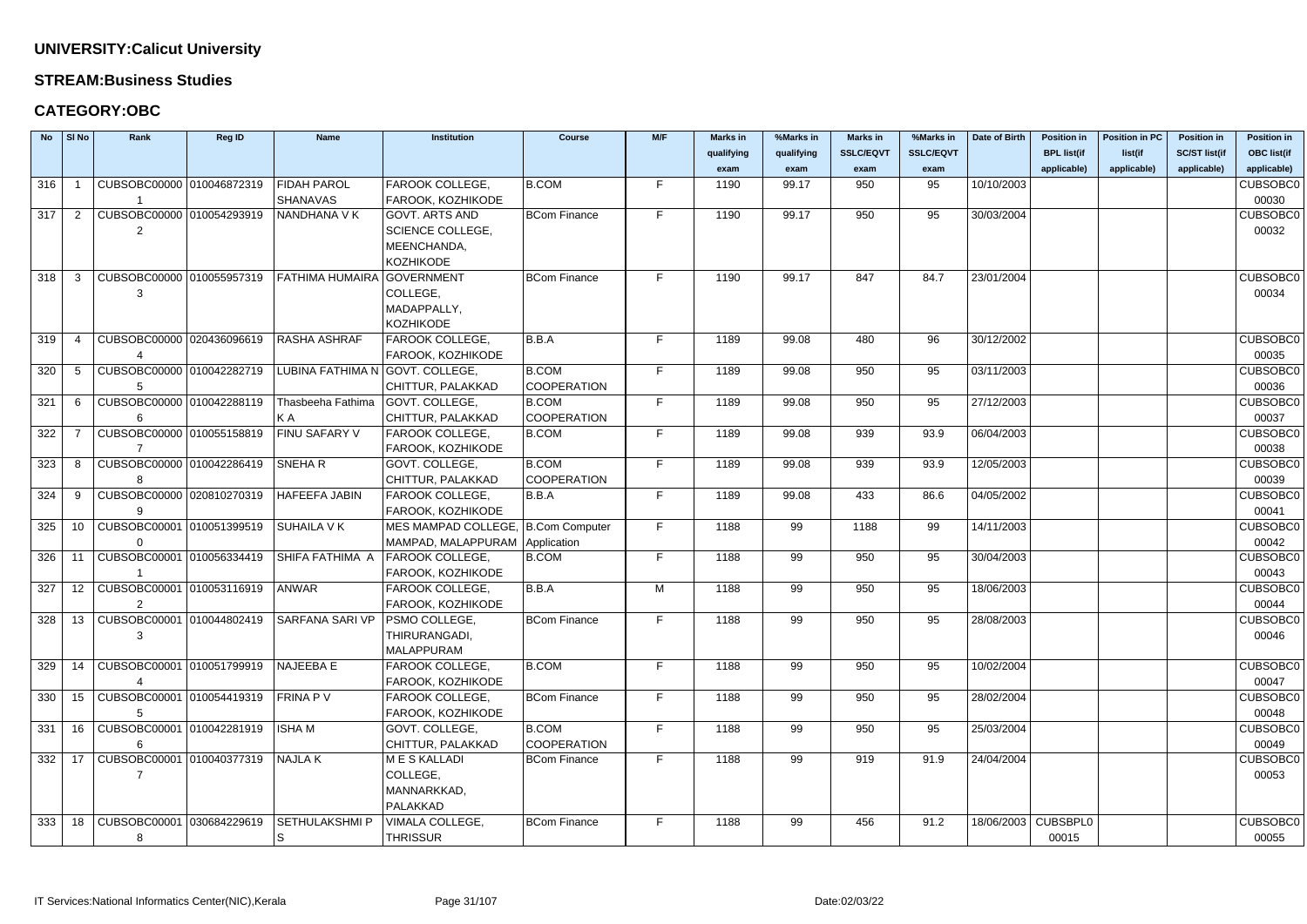## UNIVERSITY:Calicut University

### STREAM:Business Studies

### CATEGORY:OBC

| No | Sl No | Rank | Reg ID | Name | Institution | Course | M/F | Marks in qualifying exam | %Marks in qualifying exam | Marks in SSLC/EQVT exam | %Marks in SSLC/EQVT exam | Date of Birth | Position in BPL list(if applicable) | Position in PC list(if applicable) | Position in SC/ST list(if applicable) | Position in OBC list(if applicable) |
|---|---|---|---|---|---|---|---|---|---|---|---|---|---|---|---|---|
| 316 | 1 | CUBSOBC000001 | 010046872319 | FIDAH PAROL SHANAVAS | FAROOK COLLEGE, FAROOK, KOZHIKODE | B.COM | F | 1190 | 99.17 | 950 | 95 | 10/10/2003 | | | | CUBSOBC000030 |
| 317 | 2 | CUBSOBC000002 | 010054293919 | NANDHANA V K | GOVT. ARTS AND SCIENCE COLLEGE, MEENCHANDA, KOZHIKODE | BCom Finance | F | 1190 | 99.17 | 950 | 95 | 30/03/2004 | | | | CUBSOBC000032 |
| 318 | 3 | CUBSOBC000003 | 010055957319 | FATHIMA HUMAIRA | GOVERNMENT COLLEGE, MADAPPALLY, KOZHIKODE | BCom Finance | F | 1190 | 99.17 | 847 | 84.7 | 23/01/2004 | | | | CUBSOBC000034 |
| 319 | 4 | CUBSOBC000004 | 020436096619 | RASHA ASHRAF | FAROOK COLLEGE, FAROOK, KOZHIKODE | B.B.A | F | 1189 | 99.08 | 480 | 96 | 30/12/2002 | | | | CUBSOBC000035 |
| 320 | 5 | CUBSOBC000005 | 010042282719 | LUBINA FATHIMA N | GOVT. COLLEGE, CHITTUR, PALAKKAD | B.COM COOPERATION | F | 1189 | 99.08 | 950 | 95 | 03/11/2003 | | | | CUBSOBC000036 |
| 321 | 6 | CUBSOBC000006 | 010042288119 | Thasbeeha Fathima K A | GOVT. COLLEGE, CHITTUR, PALAKKAD | B.COM COOPERATION | F | 1189 | 99.08 | 950 | 95 | 27/12/2003 | | | | CUBSOBC000037 |
| 322 | 7 | CUBSOBC000007 | 010055158819 | FINU SAFARY V | FAROOK COLLEGE, FAROOK, KOZHIKODE | B.COM | F | 1189 | 99.08 | 939 | 93.9 | 06/04/2003 | | | | CUBSOBC000038 |
| 323 | 8 | CUBSOBC000008 | 010042286419 | SNEHA R | GOVT. COLLEGE, CHITTUR, PALAKKAD | B.COM COOPERATION | F | 1189 | 99.08 | 939 | 93.9 | 12/05/2003 | | | | CUBSOBC000039 |
| 324 | 9 | CUBSOBC000009 | 020810270319 | HAFEEFA JABIN | FAROOK COLLEGE, FAROOK, KOZHIKODE | B.B.A | F | 1189 | 99.08 | 433 | 86.6 | 04/05/2002 | | | | CUBSOBC000041 |
| 325 | 10 | CUBSOBC000010 | 010051399519 | SUHAILA V K | MES MAMPAD COLLEGE, MAMPAD, MALAPPURAM | B.Com Computer Application | F | 1188 | 99 | 1188 | 99 | 14/11/2003 | | | | CUBSOBC000042 |
| 326 | 11 | CUBSOBC000011 | 010056334419 | SHIFA FATHIMA A | FAROOK COLLEGE, FAROOK, KOZHIKODE | B.COM | F | 1188 | 99 | 950 | 95 | 30/04/2003 | | | | CUBSOBC000043 |
| 327 | 12 | CUBSOBC000012 | 010053116919 | ANWAR | FAROOK COLLEGE, FAROOK, KOZHIKODE | B.B.A | M | 1188 | 99 | 950 | 95 | 18/06/2003 | | | | CUBSOBC000044 |
| 328 | 13 | CUBSOBC000013 | 010044802419 | SARFANA SARI VP | PSMO COLLEGE, THIRURANGADI, MALAPPURAM | BCom Finance | F | 1188 | 99 | 950 | 95 | 28/08/2003 | | | | CUBSOBC000046 |
| 329 | 14 | CUBSOBC000014 | 010051799919 | NAJEEBA E | FAROOK COLLEGE, FAROOK, KOZHIKODE | B.COM | F | 1188 | 99 | 950 | 95 | 10/02/2004 | | | | CUBSOBC000047 |
| 330 | 15 | CUBSOBC000015 | 010054419319 | FRINA P V | FAROOK COLLEGE, FAROOK, KOZHIKODE | BCom Finance | F | 1188 | 99 | 950 | 95 | 28/02/2004 | | | | CUBSOBC000048 |
| 331 | 16 | CUBSOBC000016 | 010042281919 | ISHA M | GOVT. COLLEGE, CHITTUR, PALAKKAD | B.COM COOPERATION | F | 1188 | 99 | 950 | 95 | 25/03/2004 | | | | CUBSOBC000049 |
| 332 | 17 | CUBSOBC000017 | 010040377319 | NAJLA K | M E S KALLADI COLLEGE, MANNARKKAD, PALAKKAD | BCom Finance | F | 1188 | 99 | 919 | 91.9 | 24/04/2004 | | | | CUBSOBC000053 |
| 333 | 18 | CUBSOBC000018 | 030684229619 | SETHULAKSHMI P S | VIMALA COLLEGE, THRISSUR | BCom Finance | F | 1188 | 99 | 456 | 91.2 | 18/06/2003 | CUBSBPL000015 | | | CUBSOBC000055 |

IT Services:National Informatics Center(NIC),Kerala    Date:02/03/22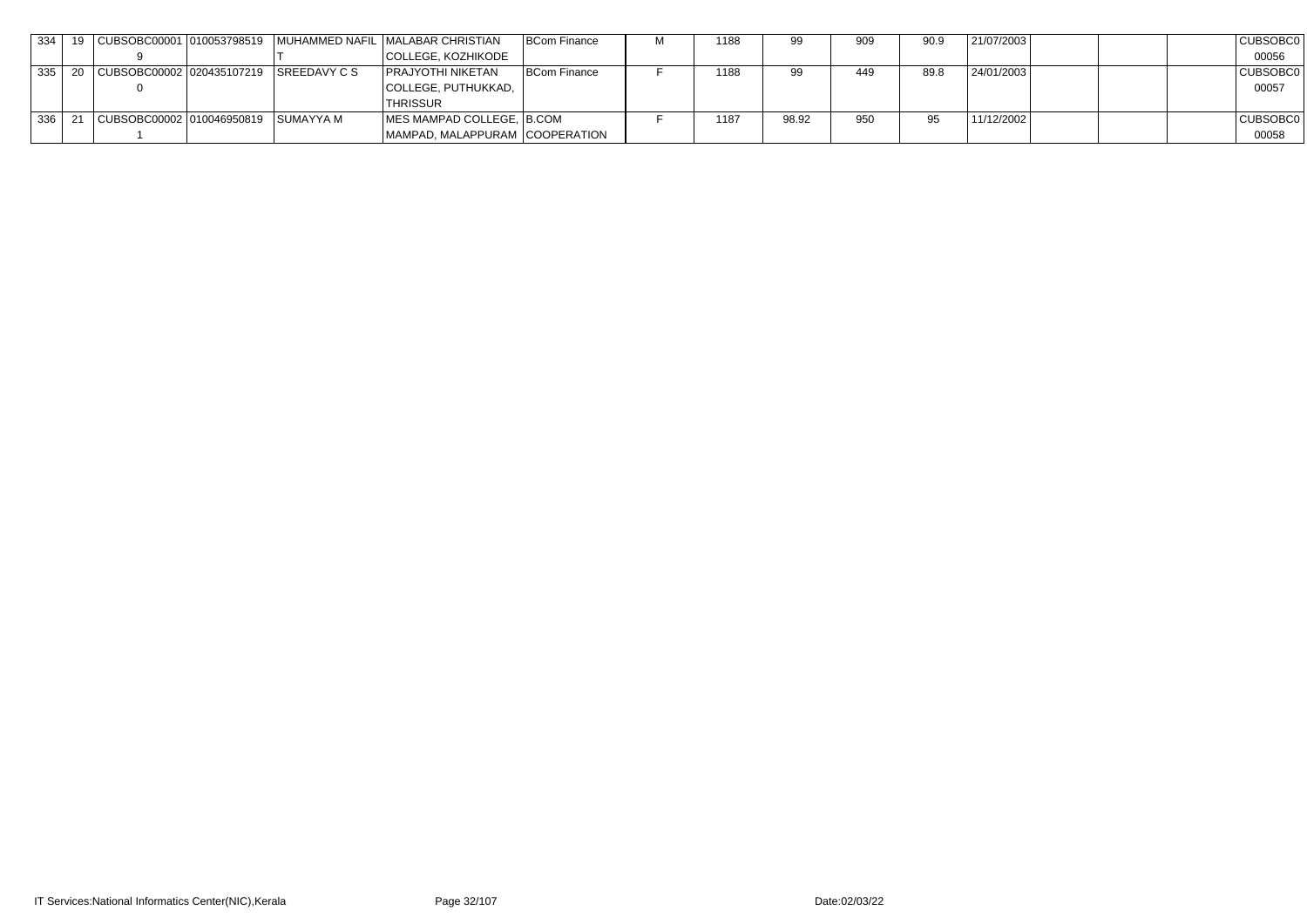| 334 | 19 | CUBSOBC000019 | 010053798519 | MUHAMMED NAFIL T | MALABAR CHRISTIAN COLLEGE, KOZHIKODE | BCom Finance | M | 1188 | 99 | 909 | 90.9 | 21/07/2003 | | | | CUBSOBC000056 |
|---|---|---|---|---|---|---|---|---|---|---|---|---|---|---|---|---|
| 335 | 20 | CUBSOBC000020 | 020435107219 | SREEDAVY C S | PRAJYOTHI NIKETAN COLLEGE, PUTHUKKAD, THRISSUR | BCom Finance | F | 1188 | 99 | 449 | 89.8 | 24/01/2003 | | | | CUBSOBC000057 |
| 336 | 21 | CUBSOBC000021 | 010046950819 | SUMAYYA M | MES MAMPAD COLLEGE, MAMPAD, MALAPPURAM | B.COM COOPERATION | F | 1187 | 98.92 | 950 | 95 | 11/12/2002 | | | | CUBSOBC000058 |

IT Services:National Informatics Center(NIC),Kerala

Date:02/03/22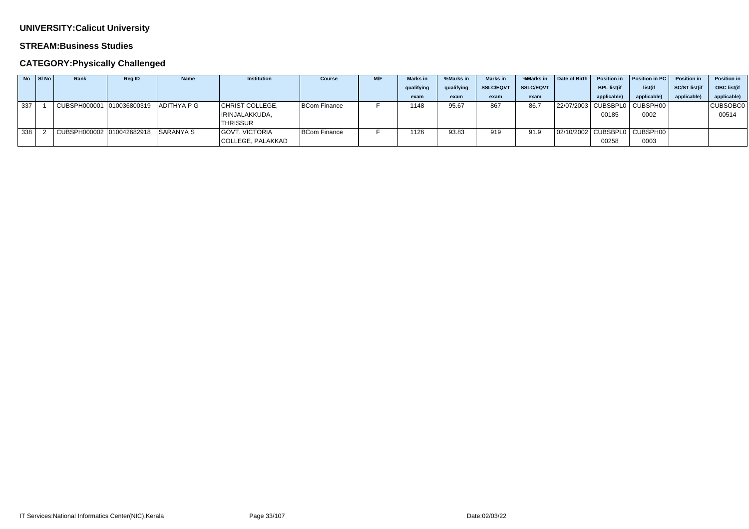**UNIVERSITY:Calicut University**

**STREAM:Business Studies**

**CATEGORY:Physically Challenged**

| No | Sl No | Rank | Reg ID | Name | Institution | Course | M/F | Marks in qualifying exam | %Marks in qualifying exam | Marks in SSLC/EQVT exam | %Marks in SSLC/EQVT exam | Date of Birth | Position in BPL list(if applicable) | Position in PC list(if applicable) | Position in SC/ST list(if applicable) | Position in OBC list(if applicable) |
|---|---|---|---|---|---|---|---|---|---|---|---|---|---|---|---|---|
| 337 | 1 | CUBSPH000001 | 010036800319 | ADITHYA P G | CHRIST COLLEGE, IRINJALAKKUDA, THRISSUR | BCom Finance | F | 1148 | 95.67 | 867 | 86.7 | 22/07/2003 | CUBSBPL000185 | CUBSPH000002 | | CUBSOBC000514 |
| 338 | 2 | CUBSPH000002 | 010042682918 | SARANYA S | GOVT. VICTORIA COLLEGE, PALAKKAD | BCom Finance | F | 1126 | 93.83 | 919 | 91.9 | 02/10/2002 | CUBSBPL000258 | CUBSPH000003 | | |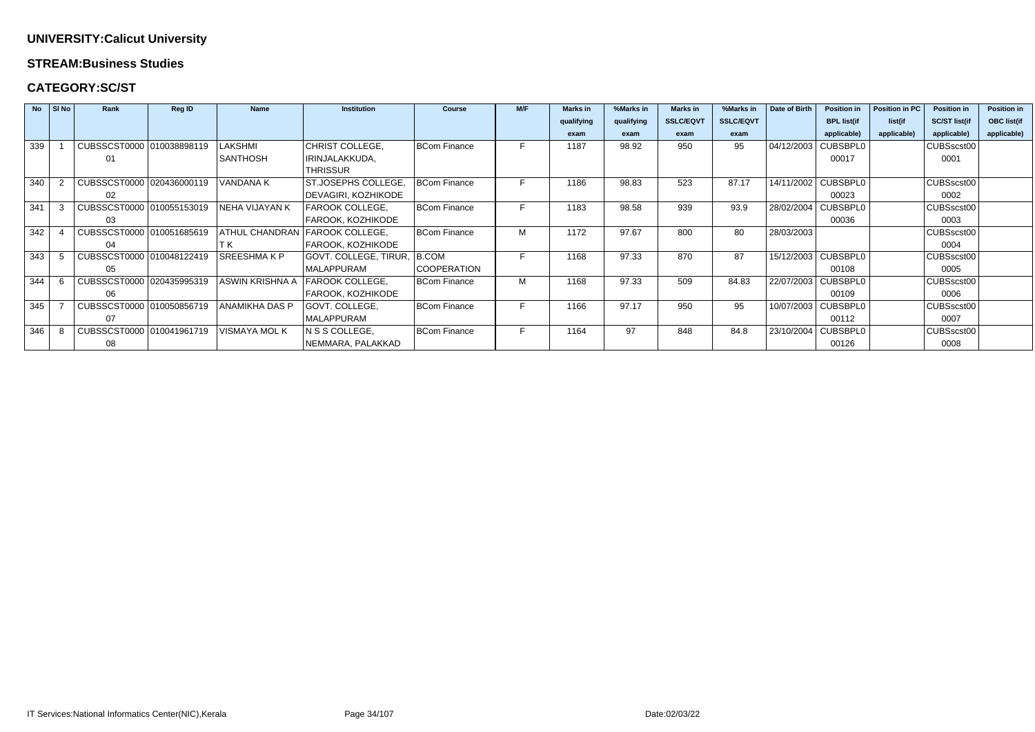**UNIVERSITY:Calicut University**

**STREAM:Business Studies**

**CATEGORY:SC/ST**

| No | Sl No | Rank | Reg ID | Name | Institution | Course | M/F | Marks in qualifying exam | %Marks in qualifying exam | Marks in SSLC/EQVT exam | %Marks in SSLC/EQVT exam | Date of Birth | Position in BPL list(if applicable) | Position in PC list(if applicable) | Position in SC/ST list(if applicable) | Position in OBC list(if applicable) |
|---|---|---|---|---|---|---|---|---|---|---|---|---|---|---|---|---|
| 339 | 1 | CUBSSCST000001 | 010038898119 | LAKSHMI SANTHOSH | CHRIST COLLEGE, IRINJALAKKUDA, THRISSUR | BCom Finance | F | 1187 | 98.92 | 950 | 95 | 04/12/2003 | CUBSBPL000017 | | CUBSscst000001 | |
| 340 | 2 | CUBSSCST000002 | 020436000119 | VANDANA K | ST.JOSEPHS COLLEGE, DEVAGIRI, KOZHIKODE | BCom Finance | F | 1186 | 98.83 | 523 | 87.17 | 14/11/2002 | CUBSBPL000023 | | CUBSscst000002 | |
| 341 | 3 | CUBSSCST000003 | 010055153019 | NEHA VIJAYAN K | FAROOK COLLEGE, FAROOK, KOZHIKODE | BCom Finance | F | 1183 | 98.58 | 939 | 93.9 | 28/02/2004 | CUBSBPL000036 | | CUBSscst000003 | |
| 342 | 4 | CUBSSCST000004 | 010051685619 | ATHUL CHANDRAN T K | FAROOK COLLEGE, FAROOK, KOZHIKODE | BCom Finance | M | 1172 | 97.67 | 800 | 80 | 28/03/2003 | | | CUBSscst000004 | |
| 343 | 5 | CUBSSCST000005 | 010048122419 | SREESHMA K P | GOVT. COLLEGE, TIRUR, MALAPPURAM | B.COM COOPERATION | F | 1168 | 97.33 | 870 | 87 | 15/12/2003 | CUBSBPL000108 | | CUBSscst000005 | |
| 344 | 6 | CUBSSCST000006 | 020435995319 | ASWIN KRISHNA A | FAROOK COLLEGE, FAROOK, KOZHIKODE | BCom Finance | M | 1168 | 97.33 | 509 | 84.83 | 22/07/2003 | CUBSBPL000109 | | CUBSscst000006 | |
| 345 | 7 | CUBSSCST000007 | 010050856719 | ANAMIKHA DAS P | GOVT. COLLEGE, MALAPPURAM | BCom Finance | F | 1166 | 97.17 | 950 | 95 | 10/07/2003 | CUBSBPL000112 | | CUBSscst000007 | |
| 346 | 8 | CUBSSCST000008 | 010041961719 | VISMAYA MOL K | N S S COLLEGE, NEMMARA, PALAKKAD | BCom Finance | F | 1164 | 97 | 848 | 84.8 | 23/10/2004 | CUBSBPL000126 | | CUBSscst000008 | |

IT Services:National Informatics Center(NIC),Kerala

Date:02/03/22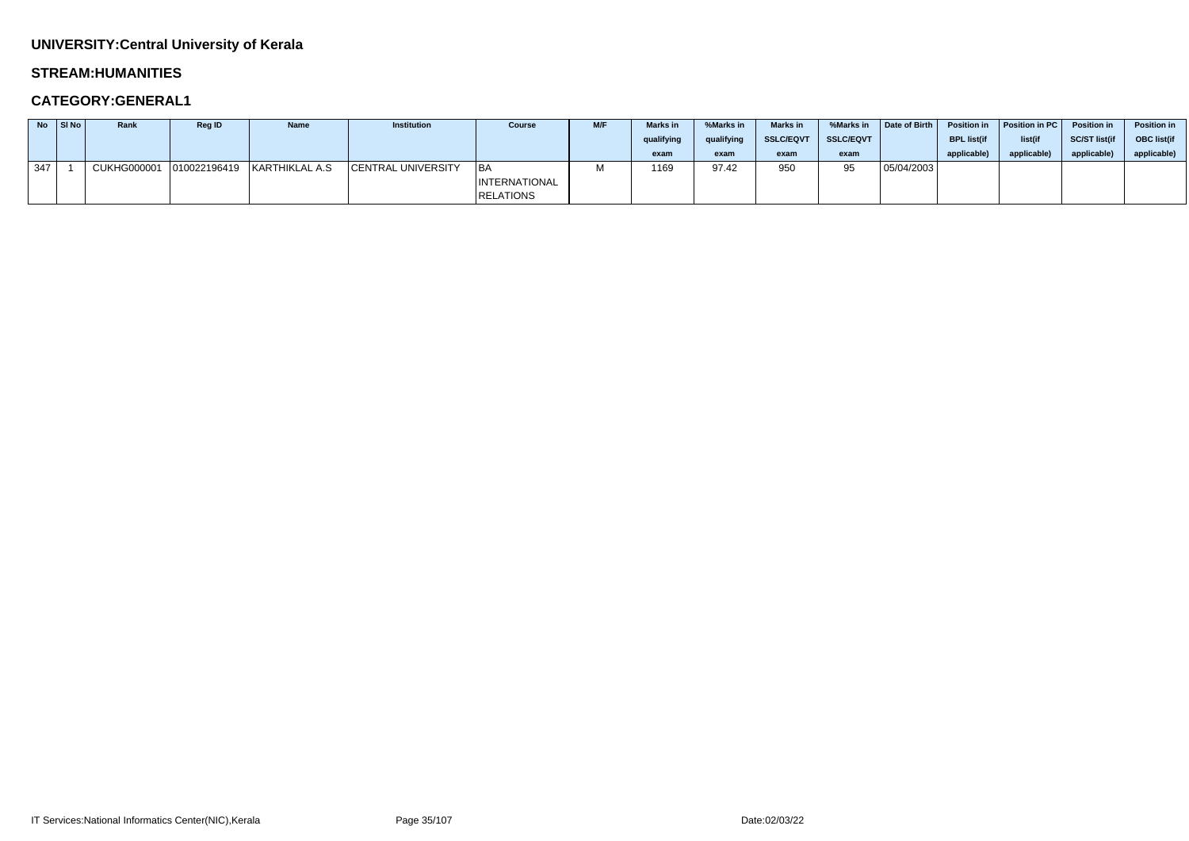**UNIVERSITY:Central University of Kerala**

**STREAM:HUMANITIES**

**CATEGORY:GENERAL1**

| No | Sl No | Rank | Reg ID | Name | Institution | Course | M/F | Marks in qualifying exam | %Marks in qualifying exam | Marks in SSLC/EQVT exam | %Marks in SSLC/EQVT exam | Date of Birth | Position in BPL list(if applicable) | Position in PC list(if applicable) | Position in SC/ST list(if applicable) | Position in OBC list(if applicable) |
|---|---|---|---|---|---|---|---|---|---|---|---|---|---|---|---|---|
| 347 | 1 | CUKHG000001 | 010022196419 | KARTHIKLAL A.S | CENTRAL UNIVERSITY | BA INTERNATIONAL RELATIONS | M | 1169 | 97.42 | 950 | 95 | 05/04/2003 | | | | |

IT Services:National Informatics Center(NIC),Kerala

Date:02/03/22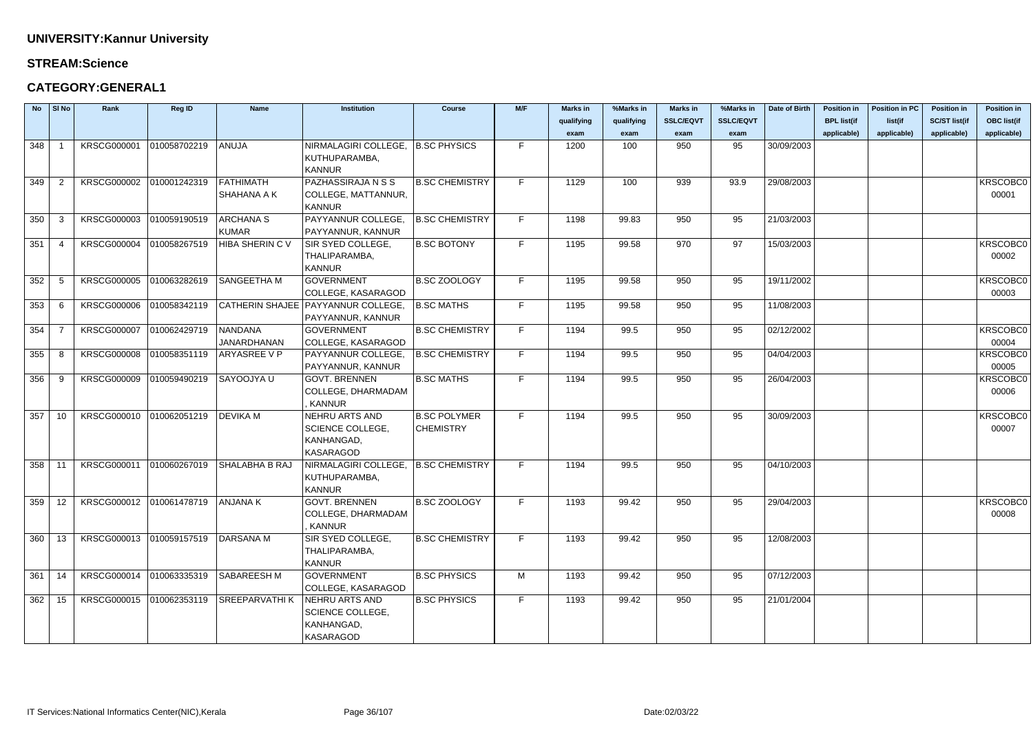**UNIVERSITY:Kannur University**

**STREAM:Science**

**CATEGORY:GENERAL1**

| No | Sl No | Rank | Reg ID | Name | Institution | Course | M/F | Marks in qualifying exam | %Marks in qualifying exam | Marks in SSLC/EQVT exam | %Marks in SSLC/EQVT exam | Date of Birth | Position in BPL list(if applicable) | Position in PC list(if applicable) | Position in SC/ST list(if applicable) | Position in OBC list(if applicable) |
|---|---|---|---|---|---|---|---|---|---|---|---|---|---|---|---|---|
| 348 | 1 | KRSCG000001 | 010058702219 | ANUJA | NIRMALAGIRI COLLEGE, KUTHUPARAMBA, KANNUR | B.SC PHYSICS | F | 1200 | 100 | 950 | 95 | 30/09/2003 | | | | |
| 349 | 2 | KRSCG000002 | 010001242319 | FATHIMATH SHAHANA A K | PAZHASSIRAJA N S S COLLEGE, MATTANNUR, KANNUR | B.SC CHEMISTRY | F | 1129 | 100 | 939 | 93.9 | 29/08/2003 | | | | KRSCOBC000001 |
| 350 | 3 | KRSCG000003 | 010059190519 | ARCHANA S KUMAR | PAYYANNUR COLLEGE, PAYYANNUR, KANNUR | B.SC CHEMISTRY | F | 1198 | 99.83 | 950 | 95 | 21/03/2003 | | | | |
| 351 | 4 | KRSCG000004 | 010058267519 | HIBA SHERIN C V | SIR SYED COLLEGE, THALIPARAMBA, KANNUR | B.SC BOTONY | F | 1195 | 99.58 | 970 | 97 | 15/03/2003 | | | | KRSCOBC000002 |
| 352 | 5 | KRSCG000005 | 010063282619 | SANGEETHA M | GOVERNMENT COLLEGE, KASARAGOD | B.SC ZOOLOGY | F | 1195 | 99.58 | 950 | 95 | 19/11/2002 | | | | KRSCOBC000003 |
| 353 | 6 | KRSCG000006 | 010058342119 | CATHERIN SHAJEE | PAYYANNUR COLLEGE, PAYYANNUR, KANNUR | B.SC MATHS | F | 1195 | 99.58 | 950 | 95 | 11/08/2003 | | | | |
| 354 | 7 | KRSCG000007 | 010062429719 | NANDANA JANARDHANAN | GOVERNMENT COLLEGE, KASARAGOD | B.SC CHEMISTRY | F | 1194 | 99.5 | 950 | 95 | 02/12/2002 | | | | KRSCOBC000004 |
| 355 | 8 | KRSCG000008 | 010058351119 | ARYASREE V P | PAYYANNUR COLLEGE, PAYYANNUR, KANNUR | B.SC CHEMISTRY | F | 1194 | 99.5 | 950 | 95 | 04/04/2003 | | | | KRSCOBC000005 |
| 356 | 9 | KRSCG000009 | 010059490219 | SAYOOJYA U | GOVT. BRENNEN COLLEGE, DHARMADAM , KANNUR | B.SC MATHS | F | 1194 | 99.5 | 950 | 95 | 26/04/2003 | | | | KRSCOBC000006 |
| 357 | 10 | KRSCG000010 | 010062051219 | DEVIKA M | NEHRU ARTS AND SCIENCE COLLEGE, KANHANGAD, KASARAGOD | B.SC POLYMER CHEMISTRY | F | 1194 | 99.5 | 950 | 95 | 30/09/2003 | | | | KRSCOBC000007 |
| 358 | 11 | KRSCG000011 | 010060267019 | SHALABHA B RAJ | NIRMALAGIRI COLLEGE, KUTHUPARAMBA, KANNUR | B.SC CHEMISTRY | F | 1194 | 99.5 | 950 | 95 | 04/10/2003 | | | | |
| 359 | 12 | KRSCG000012 | 010061478719 | ANJANA K | GOVT. BRENNEN COLLEGE, DHARMADAM , KANNUR | B.SC ZOOLOGY | F | 1193 | 99.42 | 950 | 95 | 29/04/2003 | | | | KRSCOBC000008 |
| 360 | 13 | KRSCG000013 | 010059157519 | DARSANA M | SIR SYED COLLEGE, THALIPARAMBA, KANNUR | B.SC CHEMISTRY | F | 1193 | 99.42 | 950 | 95 | 12/08/2003 | | | | |
| 361 | 14 | KRSCG000014 | 010063335319 | SABAREESH M | GOVERNMENT COLLEGE, KASARAGOD | B.SC PHYSICS | M | 1193 | 99.42 | 950 | 95 | 07/12/2003 | | | | |
| 362 | 15 | KRSCG000015 | 010062353119 | SREEPARVATHI K | NEHRU ARTS AND SCIENCE COLLEGE, KANHANGAD, KASARAGOD | B.SC PHYSICS | F | 1193 | 99.42 | 950 | 95 | 21/01/2004 | | | | |

IT Services:National Informatics Center(NIC),Kerala

Date:02/03/22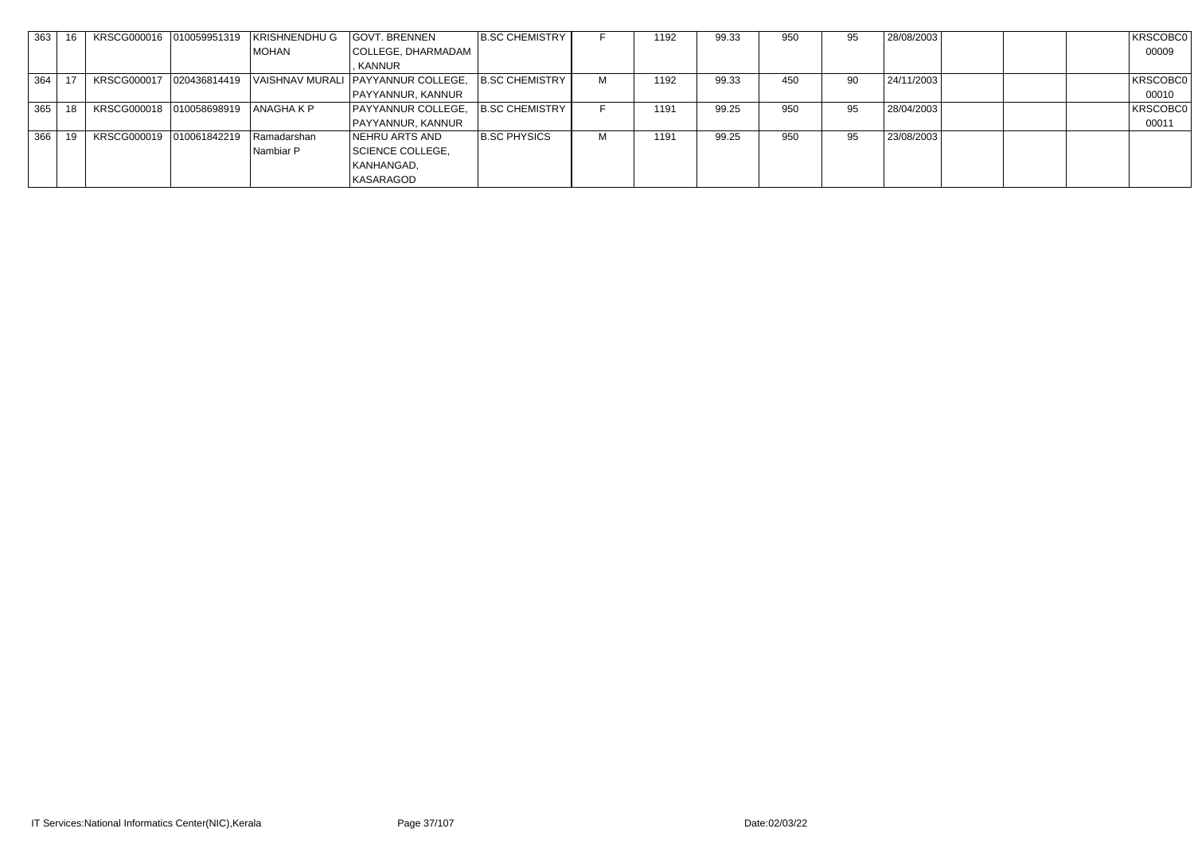| | | | | | | | | | | | | | | | | |
|---|---|---|---|---|---|---|---|---|---|---|---|---|---|---|---|---|
| 363 | 16 | KRSCG000016 | 010059951319 | KRISHNENDHU G MOHAN | GOVT. BRENNEN COLLEGE, DHARMADAM , KANNUR | B.SC CHEMISTRY | F | 1192 | 99.33 | 950 | 95 | 28/08/2003 | | | | KRSCOBC0 00009 |
| 364 | 17 | KRSCG000017 | 020436814419 | VAISHNAV MURALI | PAYYANNUR COLLEGE, PAYYANNUR, KANNUR | B.SC CHEMISTRY | M | 1192 | 99.33 | 450 | 90 | 24/11/2003 | | | | KRSCOBC0 00010 |
| 365 | 18 | KRSCG000018 | 010058698919 | ANAGHA K P | PAYYANNUR COLLEGE, PAYYANNUR, KANNUR | B.SC CHEMISTRY | F | 1191 | 99.25 | 950 | 95 | 28/04/2003 | | | | KRSCOBC0 00011 |
| 366 | 19 | KRSCG000019 | 010061842219 | Ramadarshan Nambiar P | NEHRU ARTS AND SCIENCE COLLEGE, KANHANGAD, KASARAGOD | B.SC PHYSICS | M | 1191 | 99.25 | 950 | 95 | 23/08/2003 | | | | |

IT Services:National Informatics Center(NIC),Kerala

Date:02/03/22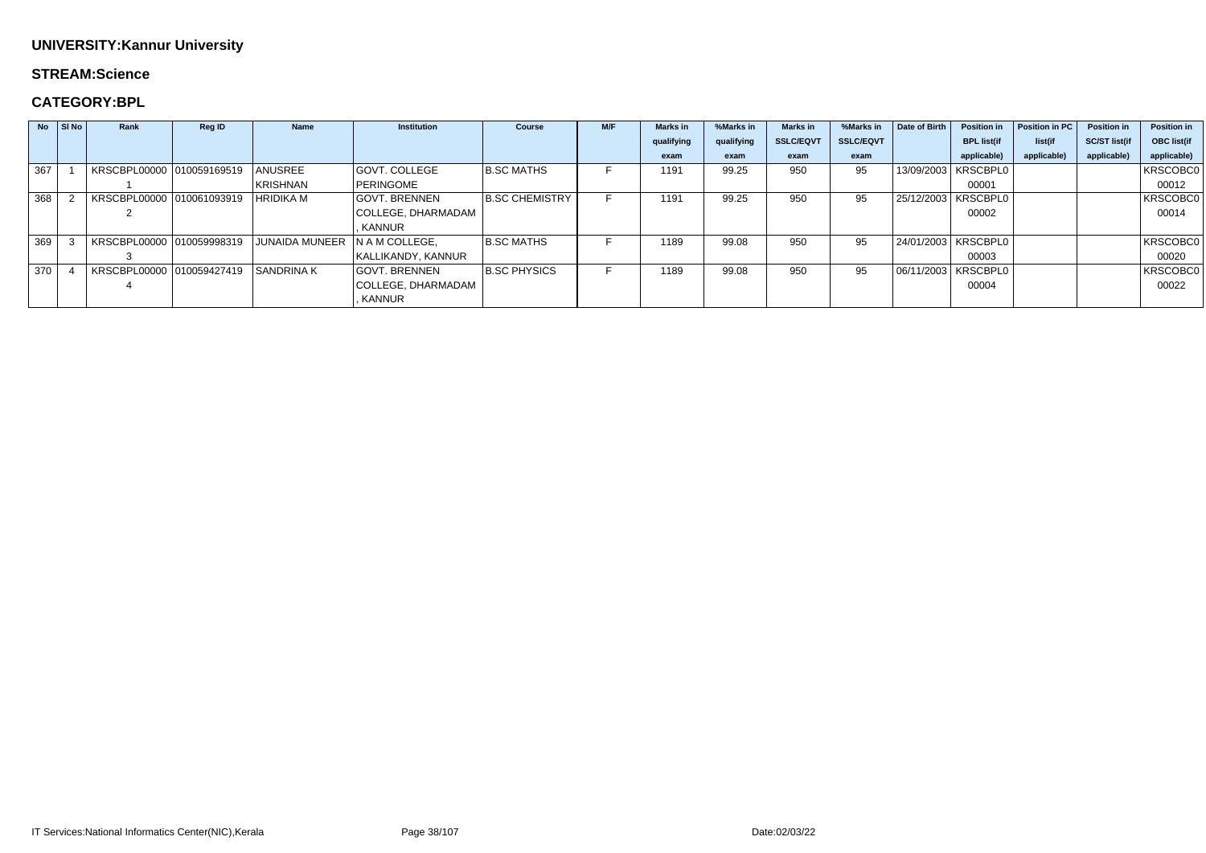## UNIVERSITY:Kannur University

## STREAM:Science

## CATEGORY:BPL

| No | Sl No | Rank | Reg ID | Name | Institution | Course | M/F | Marks in qualifying exam | %Marks in qualifying exam | Marks in SSLC/EQVT exam | %Marks in SSLC/EQVT exam | Date of Birth | Position in BPL list(if applicable) | Position in PC list(if applicable) | Position in SC/ST list(if applicable) | Position in OBC list(if applicable) |
|---|---|---|---|---|---|---|---|---|---|---|---|---|---|---|---|---|
| 367 | 1 | KRSCBPL000001 | 010059169519 | ANUSREE KRISHNAN | GOVT. COLLEGE PERINGOME | B.SC MATHS | F | 1191 | 99.25 | 950 | 95 | 13/09/2003 | KRSCBPL000001 | | | KRSCOBC000012 |
| 368 | 2 | KRSCBPL000002 | 010061093919 | HRIDIKA M | GOVT. BRENNEN COLLEGE, DHARMADAM , KANNUR | B.SC CHEMISTRY | F | 1191 | 99.25 | 950 | 95 | 25/12/2003 | KRSCBPL000002 | | | KRSCOBC000014 |
| 369 | 3 | KRSCBPL000003 | 010059998319 | JUNAIDA MUNEER | N A M COLLEGE, KALLIKANDY, KANNUR | B.SC MATHS | F | 1189 | 99.08 | 950 | 95 | 24/01/2003 | KRSCBPL000003 | | | KRSCOBC000020 |
| 370 | 4 | KRSCBPL000004 | 010059427419 | SANDRINA K | GOVT. BRENNEN COLLEGE, DHARMADAM , KANNUR | B.SC PHYSICS | F | 1189 | 99.08 | 950 | 95 | 06/11/2003 | KRSCBPL000004 | | | KRSCOBC000022 |

IT Services:National Informatics Center(NIC),Kerala

Date:02/03/22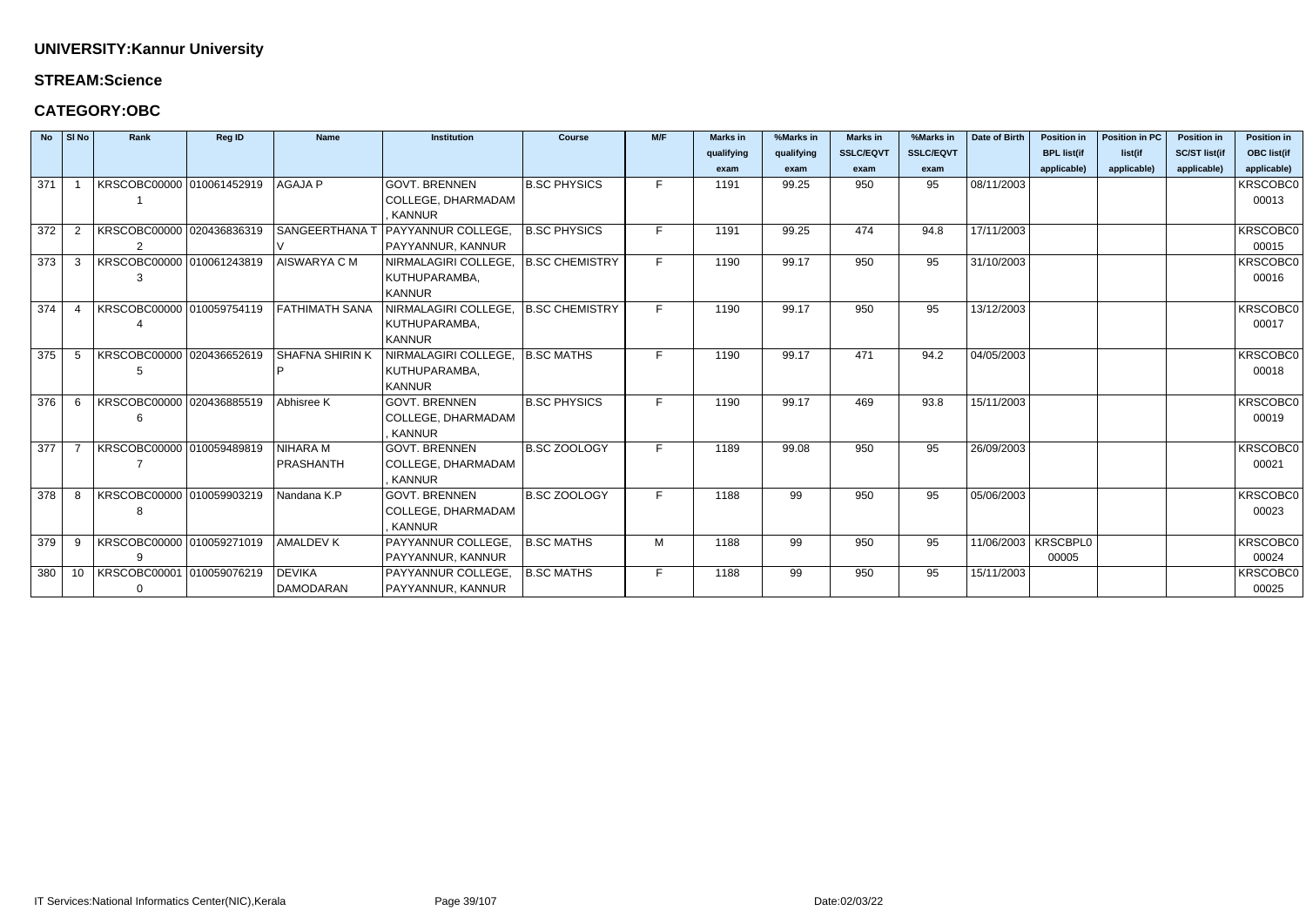## UNIVERSITY:Kannur University

## STREAM:Science

## CATEGORY:OBC

| No | Sl No | Rank | Reg ID | Name | Institution | Course | M/F | Marks in qualifying exam | %Marks in qualifying exam | Marks in SSLC/EQVT exam | %Marks in SSLC/EQVT exam | Date of Birth | Position in BPL list(if applicable) | Position in PC list(if applicable) | Position in SC/ST list(if applicable) | Position in OBC list(if applicable) |
|---|---|---|---|---|---|---|---|---|---|---|---|---|---|---|---|---|
| 371 | 1 | KRSCOBC000001 | 010061452919 | AGAJA P | GOVT. BRENNEN COLLEGE, DHARMADAM , KANNUR | B.SC PHYSICS | F | 1191 | 99.25 | 950 | 95 | 08/11/2003 | | | | KRSCOBC000013 |
| 372 | 2 | KRSCOBC000002 | 020436836319 | SANGEERTHANA T V | PAYYANNUR COLLEGE, PAYYANNUR, KANNUR | B.SC PHYSICS | F | 1191 | 99.25 | 474 | 94.8 | 17/11/2003 | | | | KRSCOBC000015 |
| 373 | 3 | KRSCOBC000003 | 010061243819 | AISWARYA C M | NIRMALAGIRI COLLEGE, KUTHUPARAMBA, KANNUR | B.SC CHEMISTRY | F | 1190 | 99.17 | 950 | 95 | 31/10/2003 | | | | KRSCOBC000016 |
| 374 | 4 | KRSCOBC000004 | 010059754119 | FATHIMATH SANA | NIRMALAGIRI COLLEGE, KUTHUPARAMBA, KANNUR | B.SC CHEMISTRY | F | 1190 | 99.17 | 950 | 95 | 13/12/2003 | | | | KRSCOBC000017 |
| 375 | 5 | KRSCOBC000005 | 020436652619 | SHAFNA SHIRIN K P | NIRMALAGIRI COLLEGE, KUTHUPARAMBA, KANNUR | B.SC MATHS | F | 1190 | 99.17 | 471 | 94.2 | 04/05/2003 | | | | KRSCOBC000018 |
| 376 | 6 | KRSCOBC000006 | 020436885519 | Abhisree K | GOVT. BRENNEN COLLEGE, DHARMADAM , KANNUR | B.SC PHYSICS | F | 1190 | 99.17 | 469 | 93.8 | 15/11/2003 | | | | KRSCOBC000019 |
| 377 | 7 | KRSCOBC000007 | 010059489819 | NIHARA M PRASHANTH | GOVT. BRENNEN COLLEGE, DHARMADAM , KANNUR | B.SC ZOOLOGY | F | 1189 | 99.08 | 950 | 95 | 26/09/2003 | | | | KRSCOBC000021 |
| 378 | 8 | KRSCOBC000008 | 010059903219 | Nandana K.P | GOVT. BRENNEN COLLEGE, DHARMADAM , KANNUR | B.SC ZOOLOGY | F | 1188 | 99 | 950 | 95 | 05/06/2003 | | | | KRSCOBC000023 |
| 379 | 9 | KRSCOBC000009 | 010059271019 | AMALDEV K | PAYYANNUR COLLEGE, PAYYANNUR, KANNUR | B.SC MATHS | M | 1188 | 99 | 950 | 95 | 11/06/2003 | KRSCBPL000005 | | | KRSCOBC000024 |
| 380 | 10 | KRSCOBC000010 | 010059076219 | DEVIKA DAMODARAN | PAYYANNUR COLLEGE, PAYYANNUR, KANNUR | B.SC MATHS | F | 1188 | 99 | 950 | 95 | 15/11/2003 | | | | KRSCOBC000025 |

IT Services:National Informatics Center(NIC),Kerala

Date:02/03/22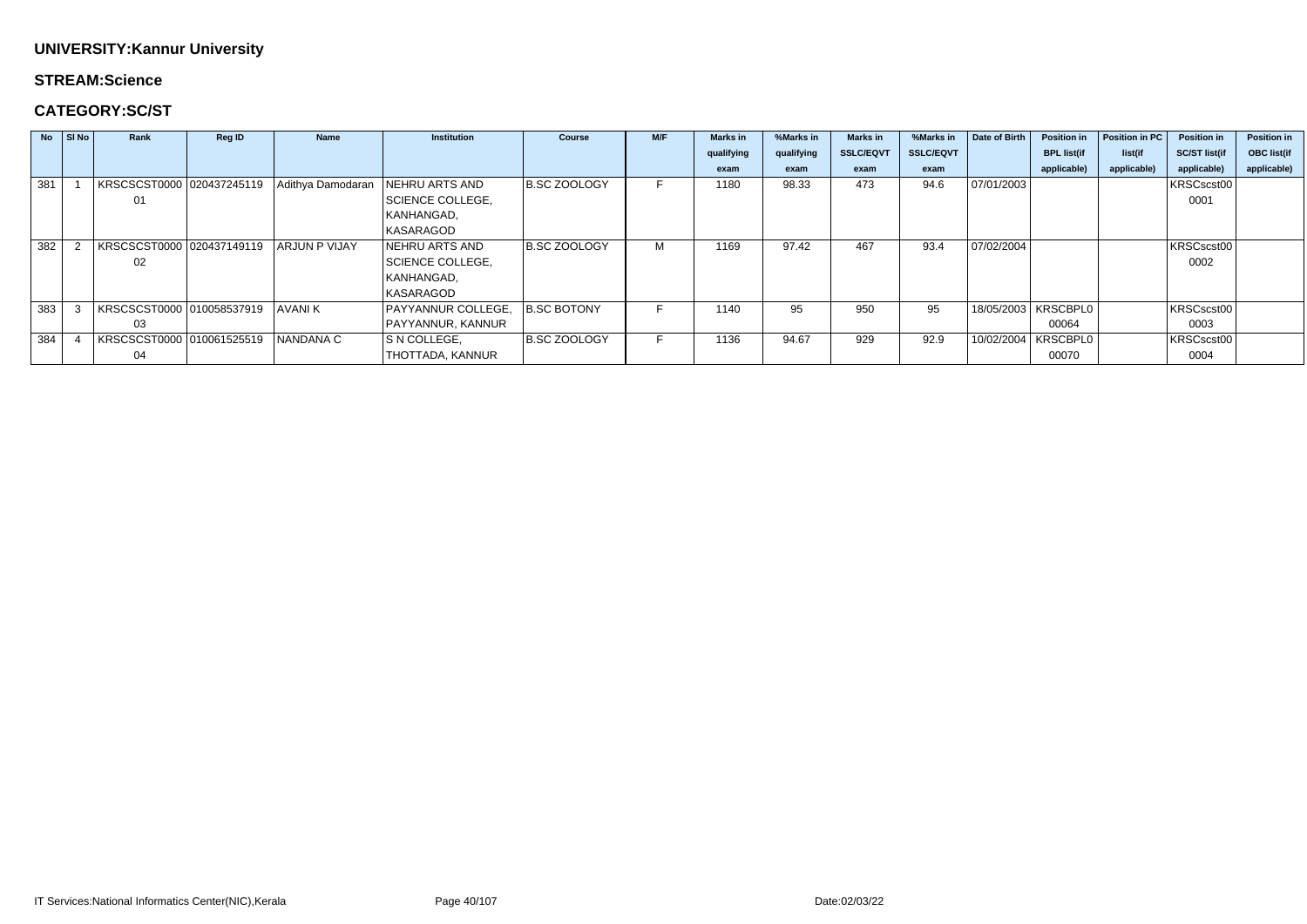**UNIVERSITY:Kannur University**

**STREAM:Science**

**CATEGORY:SC/ST**

| No | Sl No | Rank | Reg ID | Name | Institution | Course | M/F | Marks in qualifying exam | %Marks in qualifying exam | Marks in SSLC/EQVT exam | %Marks in SSLC/EQVT exam | Date of Birth | Position in BPL list(if applicable) | Position in PC list(if applicable) | Position in SC/ST list(if applicable) | Position in OBC list(if applicable) |
|---|---|---|---|---|---|---|---|---|---|---|---|---|---|---|---|---|
| 381 | 1 | KRSCSCST000001 | 020437245119 | Adithya Damodaran | NEHRU ARTS AND SCIENCE COLLEGE, KANHANGAD, KASARAGOD | B.SC ZOOLOGY | F | 1180 | 98.33 | 473 | 94.6 | 07/01/2003 | | | KRSCscst000001 | |
| 382 | 2 | KRSCSCST000002 | 020437149119 | ARJUN P VIJAY | NEHRU ARTS AND SCIENCE COLLEGE, KANHANGAD, KASARAGOD | B.SC ZOOLOGY | M | 1169 | 97.42 | 467 | 93.4 | 07/02/2004 | | | KRSCscst000002 | |
| 383 | 3 | KRSCSCST000003 | 010058537919 | AVANI K | PAYYANNUR COLLEGE, PAYYANNUR, KANNUR | B.SC BOTONY | F | 1140 | 95 | 950 | 95 | 18/05/2003 | KRSCBPL000064 | | KRSCscst000003 | |
| 384 | 4 | KRSCSCST000004 | 010061525519 | NANDANA C | S N COLLEGE, THOTTADA, KANNUR | B.SC ZOOLOGY | F | 1136 | 94.67 | 929 | 92.9 | 10/02/2004 | KRSCBPL000070 | | KRSCscst000004 | |

IT Services:National Informatics Center(NIC),Kerala

Date:02/03/22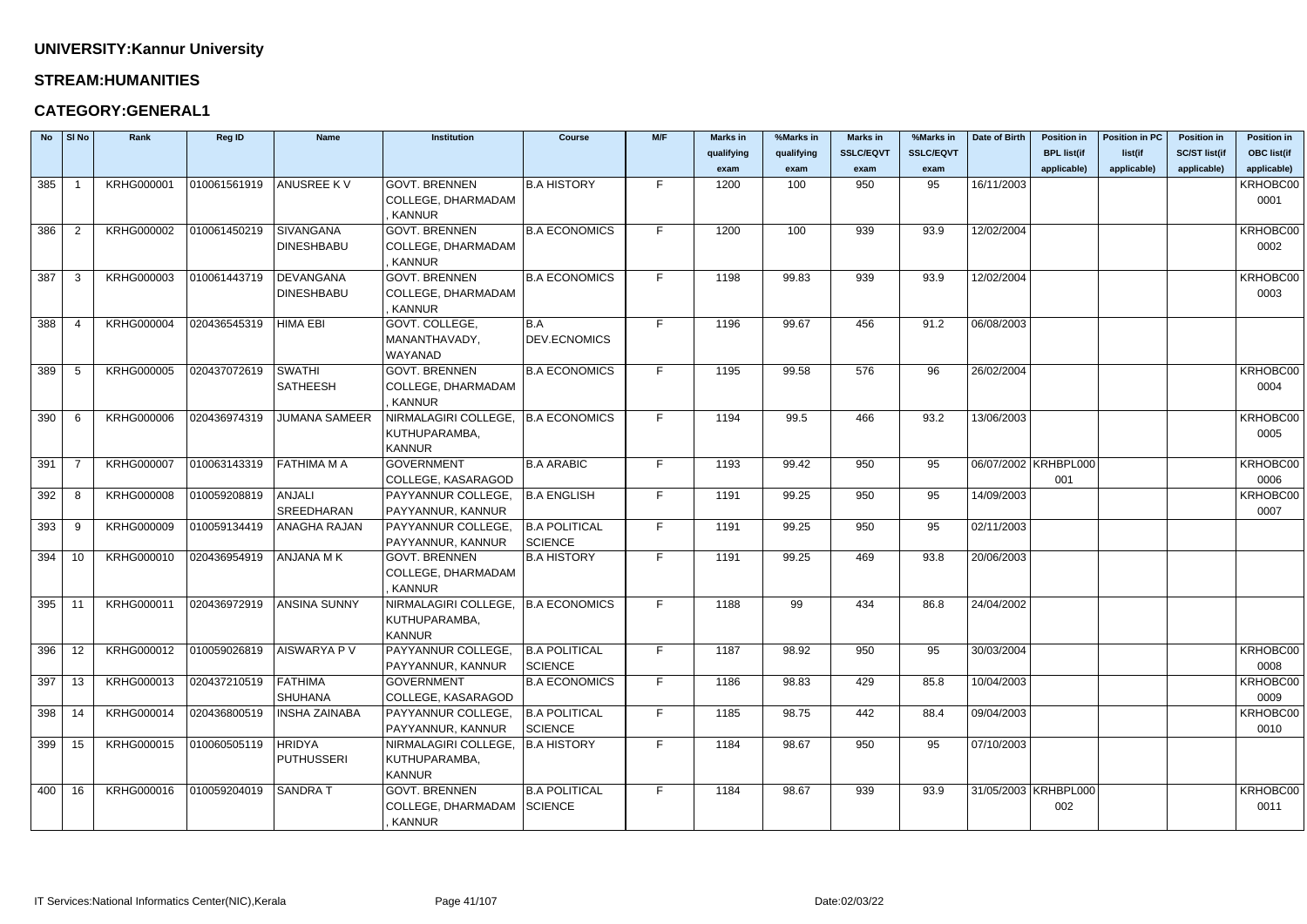## UNIVERSITY:Kannur University

### STREAM:HUMANITIES

### CATEGORY:GENERAL1

| No | Sl No | Rank | Reg ID | Name | Institution | Course | M/F | Marks in qualifying exam | %Marks in qualifying exam | Marks in SSLC/EQVT exam | %Marks in SSLC/EQVT exam | Date of Birth | Position in BPL list(if applicable) | Position in PC list(if applicable) | Position in SC/ST list(if applicable) | Position in OBC list(if applicable) |
|---|---|---|---|---|---|---|---|---|---|---|---|---|---|---|---|---|
| 385 | 1 | KRHG000001 | 010061561919 | ANUSREE K V | GOVT. BRENNEN COLLEGE, DHARMADAM , KANNUR | B.A HISTORY | F | 1200 | 100 | 950 | 95 | 16/11/2003 | | | | KRHOBC000001 |
| 386 | 2 | KRHG000002 | 010061450219 | SIVANGANA DINESHBABU | GOVT. BRENNEN COLLEGE, DHARMADAM , KANNUR | B.A ECONOMICS | F | 1200 | 100 | 939 | 93.9 | 12/02/2004 | | | | KRHOBC000002 |
| 387 | 3 | KRHG000003 | 010061443719 | DEVANGANA DINESHBABU | GOVT. BRENNEN COLLEGE, DHARMADAM , KANNUR | B.A ECONOMICS | F | 1198 | 99.83 | 939 | 93.9 | 12/02/2004 | | | | KRHOBC000003 |
| 388 | 4 | KRHG000004 | 020436545319 | HIMA EBI | GOVT. COLLEGE, MANANTHAVADY, WAYANAD | B.A DEV.ECNOMICS | F | 1196 | 99.67 | 456 | 91.2 | 06/08/2003 | | | | |
| 389 | 5 | KRHG000005 | 020437072619 | SWATHI SATHEESH | GOVT. BRENNEN COLLEGE, DHARMADAM , KANNUR | B.A ECONOMICS | F | 1195 | 99.58 | 576 | 96 | 26/02/2004 | | | | KRHOBC000004 |
| 390 | 6 | KRHG000006 | 020436974319 | JUMANA SAMEER | NIRMALAGIRI COLLEGE, KUTHUPARAMBA, KANNUR | B.A ECONOMICS | F | 1194 | 99.5 | 466 | 93.2 | 13/06/2003 | | | | KRHOBC000005 |
| 391 | 7 | KRHG000007 | 010063143319 | FATHIMA M A | GOVERNMENT COLLEGE, KASARAGOD | B.A ARABIC | F | 1193 | 99.42 | 950 | 95 | 06/07/2002 | KRHBPL000001 | | | KRHOBC000006 |
| 392 | 8 | KRHG000008 | 010059208819 | ANJALI SREEDHARAN | PAYYANNUR COLLEGE, PAYYANNUR, KANNUR | B.A ENGLISH | F | 1191 | 99.25 | 950 | 95 | 14/09/2003 | | | | KRHOBC000007 |
| 393 | 9 | KRHG000009 | 010059134419 | ANAGHA RAJAN | PAYYANNUR COLLEGE, PAYYANNUR, KANNUR | B.A POLITICAL SCIENCE | F | 1191 | 99.25 | 950 | 95 | 02/11/2003 | | | | |
| 394 | 10 | KRHG000010 | 020436954919 | ANJANA M K | GOVT. BRENNEN COLLEGE, DHARMADAM , KANNUR | B.A HISTORY | F | 1191 | 99.25 | 469 | 93.8 | 20/06/2003 | | | | |
| 395 | 11 | KRHG000011 | 020436972919 | ANSINA SUNNY | NIRMALAGIRI COLLEGE, KUTHUPARAMBA, KANNUR | B.A ECONOMICS | F | 1188 | 99 | 434 | 86.8 | 24/04/2002 | | | | |
| 396 | 12 | KRHG000012 | 010059026819 | AISWARYA P V | PAYYANNUR COLLEGE, PAYYANNUR, KANNUR | B.A POLITICAL SCIENCE | F | 1187 | 98.92 | 950 | 95 | 30/03/2004 | | | | KRHOBC000008 |
| 397 | 13 | KRHG000013 | 020437210519 | FATHIMA SHUHANA | GOVERNMENT COLLEGE, KASARAGOD | B.A ECONOMICS | F | 1186 | 98.83 | 429 | 85.8 | 10/04/2003 | | | | KRHOBC000009 |
| 398 | 14 | KRHG000014 | 020436800519 | INSHA ZAINABA | PAYYANNUR COLLEGE, PAYYANNUR, KANNUR | B.A POLITICAL SCIENCE | F | 1185 | 98.75 | 442 | 88.4 | 09/04/2003 | | | | KRHOBC000010 |
| 399 | 15 | KRHG000015 | 010060505119 | HRIDYA PUTHUSSERI | NIRMALAGIRI COLLEGE, KUTHUPARAMBA, KANNUR | B.A HISTORY | F | 1184 | 98.67 | 950 | 95 | 07/10/2003 | | | | |
| 400 | 16 | KRHG000016 | 010059204019 | SANDRA T | GOVT. BRENNEN COLLEGE, DHARMADAM , KANNUR | B.A POLITICAL SCIENCE | F | 1184 | 98.67 | 939 | 93.9 | 31/05/2003 | KRHBPL000002 | | | KRHOBC000011 |

IT Services:National Informatics Center(NIC),Kerala — Date:02/03/22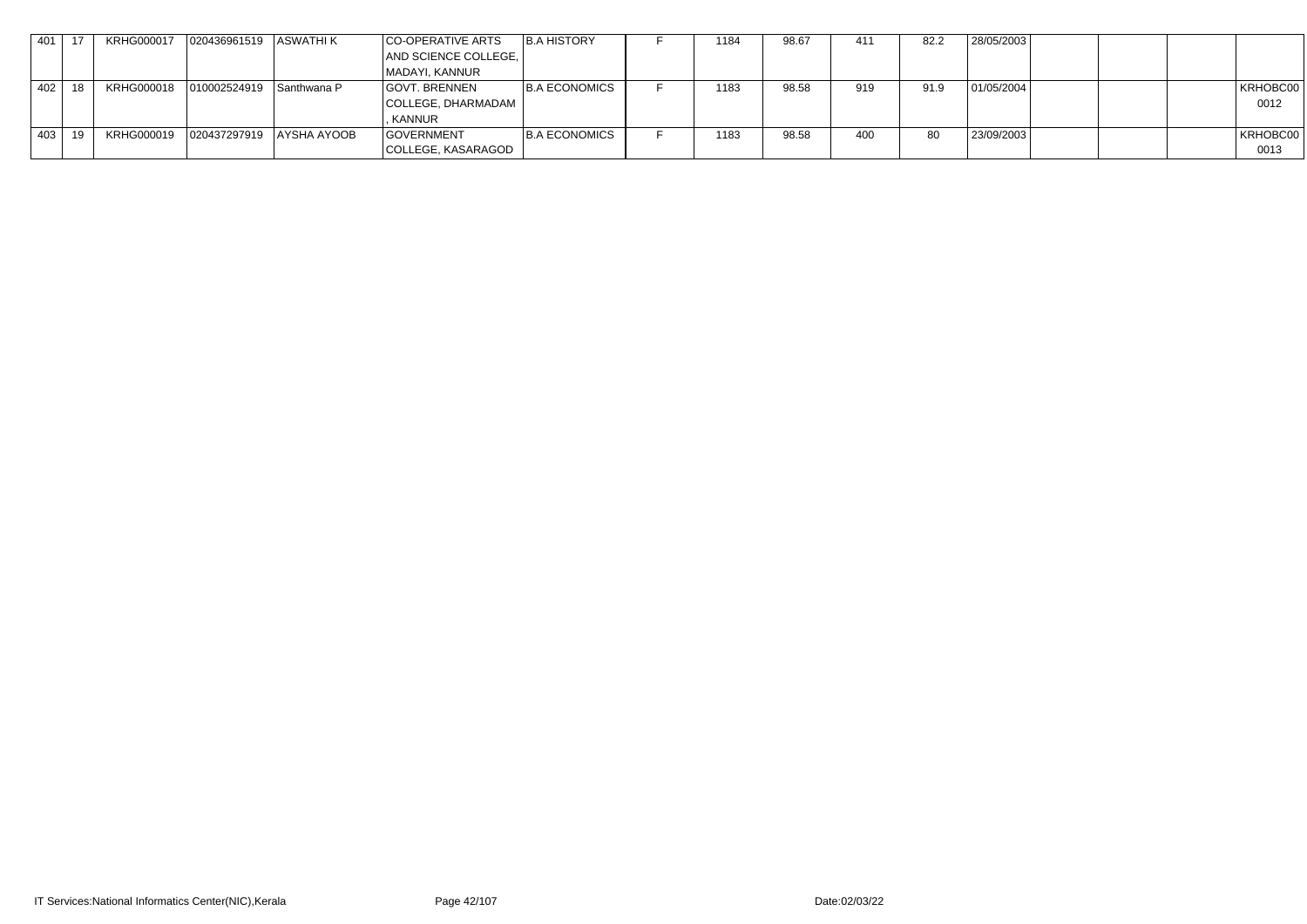| | | | | | | | | | | | | | | | | |
|---|---|---|---|---|---|---|---|---|---|---|---|---|---|---|---|---|
| 401 | 17 | KRHG000017 | 020436961519 | ASWATHI K | CO-OPERATIVE ARTS AND SCIENCE COLLEGE, MADAYI, KANNUR | B.A HISTORY | F | 1184 | 98.67 | 411 | 82.2 | 28/05/2003 | | | | |
| 402 | 18 | KRHG000018 | 010002524919 | Santhwana P | GOVT. BRENNEN COLLEGE, DHARMADAM , KANNUR | B.A ECONOMICS | F | 1183 | 98.58 | 919 | 91.9 | 01/05/2004 | | | | KRHOBC00 0012 |
| 403 | 19 | KRHG000019 | 020437297919 | AYSHA AYOOB | GOVERNMENT COLLEGE, KASARAGOD | B.A ECONOMICS | F | 1183 | 98.58 | 400 | 80 | 23/09/2003 | | | | KRHOBC00 0013 |

IT Services:National Informatics Center(NIC),Kerala

Date:02/03/22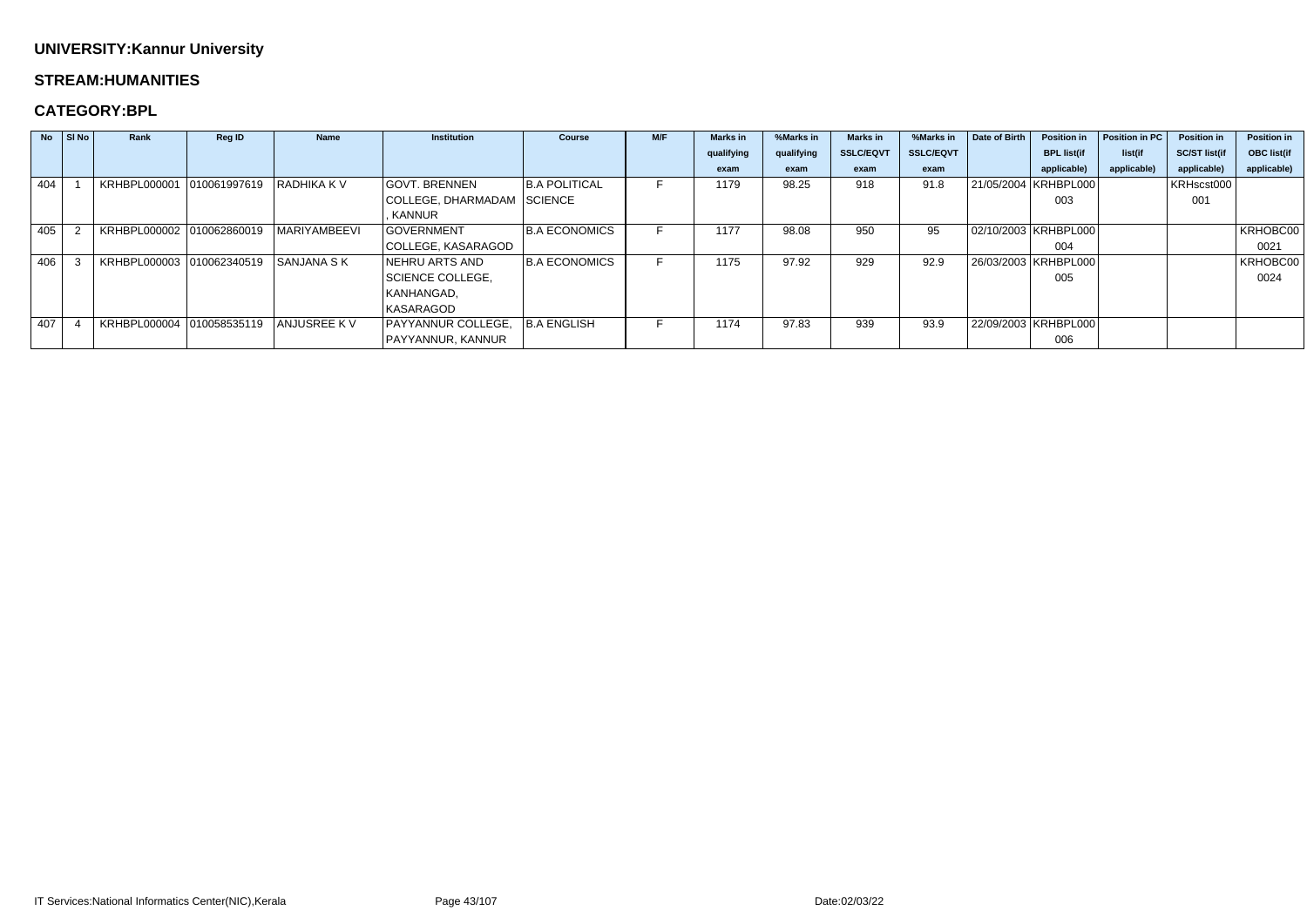**UNIVERSITY:Kannur University**

**STREAM:HUMANITIES**

**CATEGORY:BPL**

| No | Sl No | Rank | Reg ID | Name | Institution | Course | M/F | Marks in qualifying exam | %Marks in qualifying exam | Marks in SSLC/EQVT exam | %Marks in SSLC/EQVT exam | Date of Birth | Position in BPL list(if applicable) | Position in PC list(if applicable) | Position in SC/ST list(if applicable) | Position in OBC list(if applicable) |
|---|---|---|---|---|---|---|---|---|---|---|---|---|---|---|---|---|
| 404 | 1 | KRHBPL000001 | 010061997619 | RADHIKA K V | GOVT. BRENNEN COLLEGE, DHARMADAM , KANNUR | B.A POLITICAL SCIENCE | F | 1179 | 98.25 | 918 | 91.8 | 21/05/2004 | KRHBPL000003 | | KRHscst000001 | |
| 405 | 2 | KRHBPL000002 | 010062860019 | MARIYAMBEEVI | GOVERNMENT COLLEGE, KASARAGOD | B.A ECONOMICS | F | 1177 | 98.08 | 950 | 95 | 02/10/2003 | KRHBPL000004 | | | KRHOBC000021 |
| 406 | 3 | KRHBPL000003 | 010062340519 | SANJANA S K | NEHRU ARTS AND SCIENCE COLLEGE, KANHANGAD, KASARAGOD | B.A ECONOMICS | F | 1175 | 97.92 | 929 | 92.9 | 26/03/2003 | KRHBPL000005 | | | KRHOBC000024 |
| 407 | 4 | KRHBPL000004 | 010058535119 | ANJUSREE K V | PAYYANNUR COLLEGE, PAYYANNUR, KANNUR | B.A ENGLISH | F | 1174 | 97.83 | 939 | 93.9 | 22/09/2003 | KRHBPL000006 | | | |

IT Services:National Informatics Center(NIC),Kerala

Date:02/03/22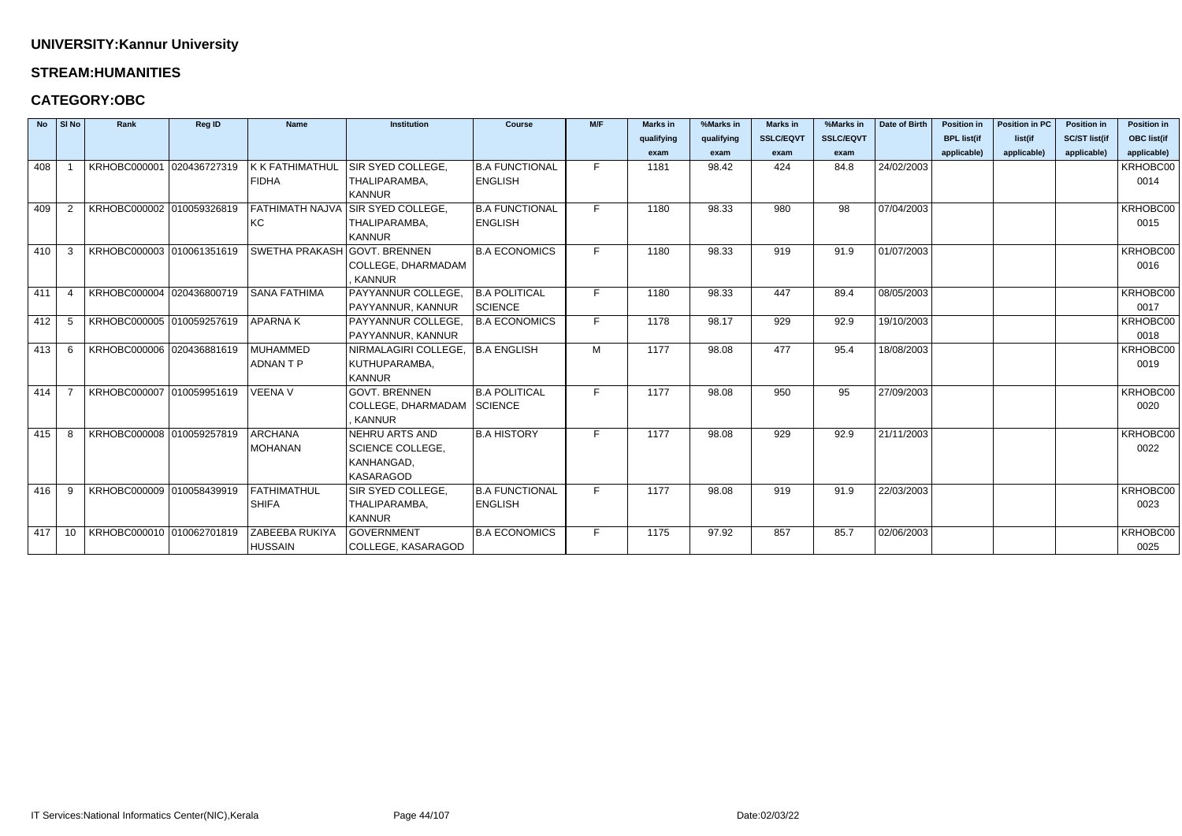**UNIVERSITY:Kannur University**

**STREAM:HUMANITIES**

**CATEGORY:OBC**

| No | Sl No | Rank | Reg ID | Name | Institution | Course | M/F | Marks in qualifying exam | %Marks in qualifying exam | Marks in SSLC/EQVT exam | %Marks in SSLC/EQVT exam | Date of Birth | Position in BPL list(if applicable) | Position in PC list(if applicable) | Position in SC/ST list(if applicable) | Position in OBC list(if applicable) |
|---|---|---|---|---|---|---|---|---|---|---|---|---|---|---|---|---|
| 408 | 1 | KRHOBC000001 | 020436727319 | K K FATHIMATHUL FIDHA | SIR SYED COLLEGE, THALIPARAMBA, KANNUR | B.A FUNCTIONAL ENGLISH | F | 1181 | 98.42 | 424 | 84.8 | 24/02/2003 | | | | KRHOBC000014 |
| 409 | 2 | KRHOBC000002 | 010059326819 | FATHIMATH NAJVA KC | SIR SYED COLLEGE, THALIPARAMBA, KANNUR | B.A FUNCTIONAL ENGLISH | F | 1180 | 98.33 | 980 | 98 | 07/04/2003 | | | | KRHOBC000015 |
| 410 | 3 | KRHOBC000003 | 010061351619 | SWETHA PRAKASH | GOVT. BRENNEN COLLEGE, DHARMADAM , KANNUR | B.A ECONOMICS | F | 1180 | 98.33 | 919 | 91.9 | 01/07/2003 | | | | KRHOBC000016 |
| 411 | 4 | KRHOBC000004 | 020436800719 | SANA FATHIMA | PAYYANNUR COLLEGE, PAYYANNUR, KANNUR | B.A POLITICAL SCIENCE | F | 1180 | 98.33 | 447 | 89.4 | 08/05/2003 | | | | KRHOBC000017 |
| 412 | 5 | KRHOBC000005 | 010059257619 | APARNA K | PAYYANNUR COLLEGE, PAYYANNUR, KANNUR | B.A ECONOMICS | F | 1178 | 98.17 | 929 | 92.9 | 19/10/2003 | | | | KRHOBC000018 |
| 413 | 6 | KRHOBC000006 | 020436881619 | MUHAMMED ADNAN T P | NIRMALAGIRI COLLEGE, KUTHUPARAMBA, KANNUR | B.A ENGLISH | M | 1177 | 98.08 | 477 | 95.4 | 18/08/2003 | | | | KRHOBC000019 |
| 414 | 7 | KRHOBC000007 | 010059951619 | VEENA V | GOVT. BRENNEN COLLEGE, DHARMADAM , KANNUR | B.A POLITICAL SCIENCE | F | 1177 | 98.08 | 950 | 95 | 27/09/2003 | | | | KRHOBC000020 |
| 415 | 8 | KRHOBC000008 | 010059257819 | ARCHANA MOHANAN | NEHRU ARTS AND SCIENCE COLLEGE, KANHANGAD, KASARAGOD | B.A HISTORY | F | 1177 | 98.08 | 929 | 92.9 | 21/11/2003 | | | | KRHOBC000022 |
| 416 | 9 | KRHOBC000009 | 010058439919 | FATHIMATHUL SHIFA | SIR SYED COLLEGE, THALIPARAMBA, KANNUR | B.A FUNCTIONAL ENGLISH | F | 1177 | 98.08 | 919 | 91.9 | 22/03/2003 | | | | KRHOBC000023 |
| 417 | 10 | KRHOBC000010 | 010062701819 | ZABEEBA RUKIYA HUSSAIN | GOVERNMENT COLLEGE, KASARAGOD | B.A ECONOMICS | F | 1175 | 97.92 | 857 | 85.7 | 02/06/2003 | | | | KRHOBC000025 |

IT Services:National Informatics Center(NIC),Kerala

Date:02/03/22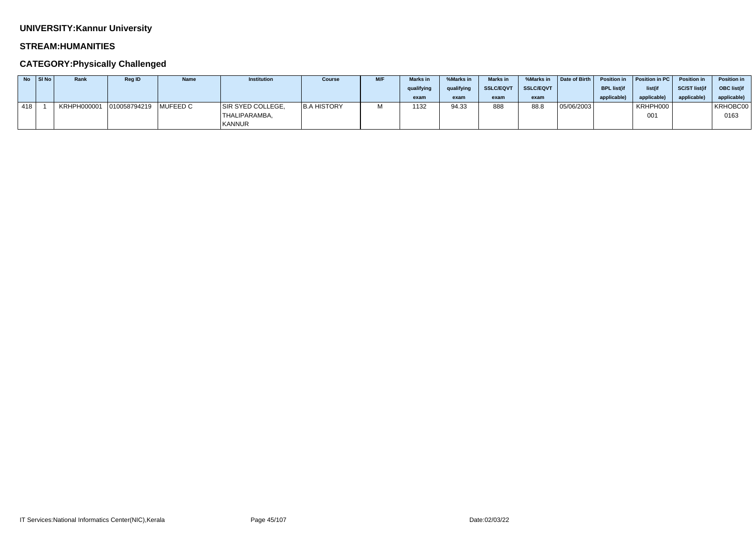**UNIVERSITY:Kannur University**

**STREAM:HUMANITIES**

**CATEGORY:Physically Challenged**

| No | Sl No | Rank | Reg ID | Name | Institution | Course | M/F | Marks in qualifying exam | %Marks in qualifying exam | Marks in SSLC/EQVT exam | %Marks in SSLC/EQVT exam | Date of Birth | Position in BPL list(if applicable) | Position in PC list(if applicable) | Position in SC/ST list(if applicable) | Position in OBC list(if applicable) |
|---|---|---|---|---|---|---|---|---|---|---|---|---|---|---|---|---|
| 418 | 1 | KRHPH000001 | 010058794219 | MUFEED C | SIR SYED COLLEGE, THALIPARAMBA, KANNUR | B.A HISTORY | M | 1132 | 94.33 | 888 | 88.8 | 05/06/2003 | | KRHPH000001 | | KRHOBC000163 |

IT Services:National Informatics Center(NIC),Kerala

Date:02/03/22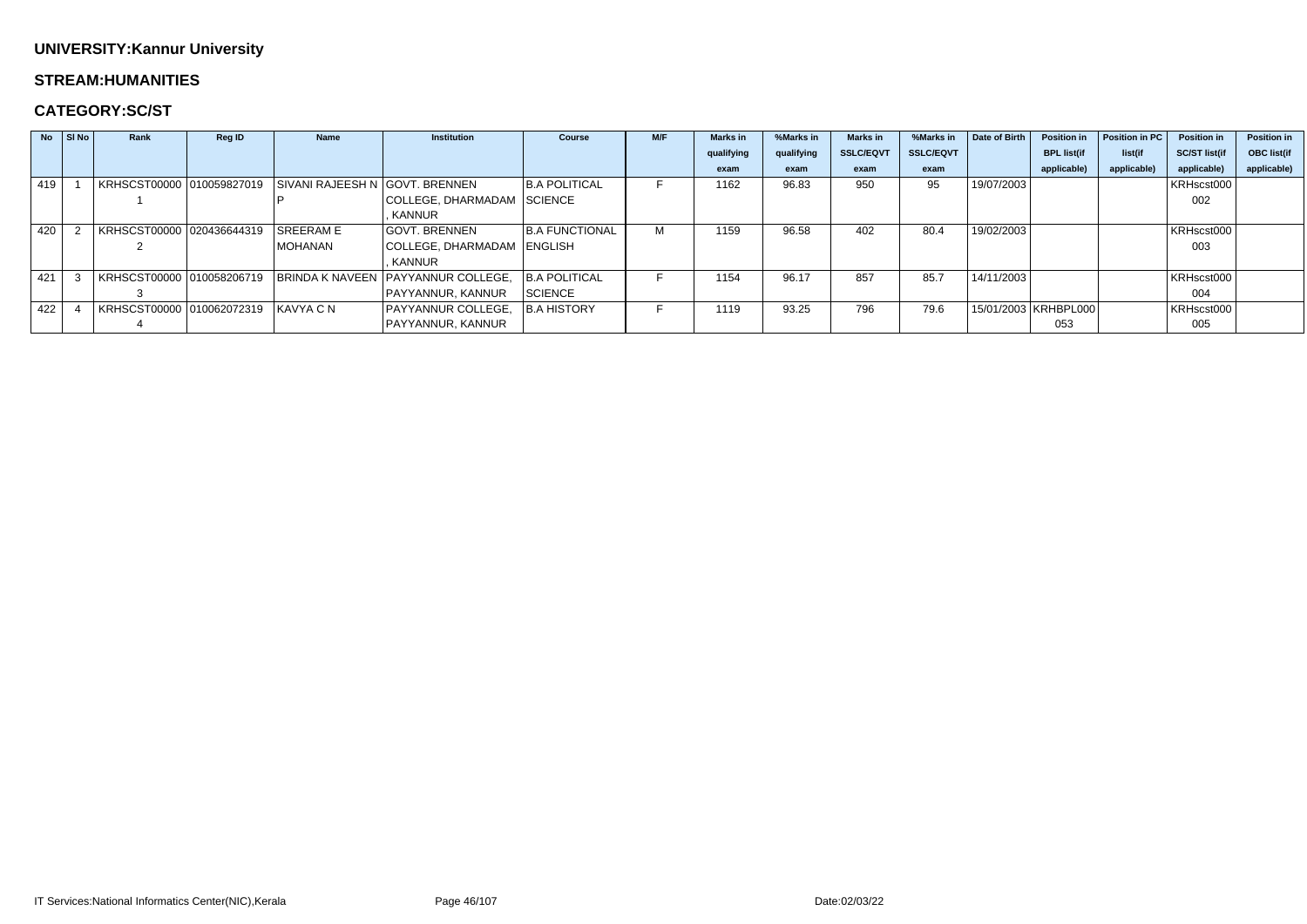**UNIVERSITY:Kannur University**

**STREAM:HUMANITIES**

**CATEGORY:SC/ST**

| No | Sl No | Rank | Reg ID | Name | Institution | Course | M/F | Marks in qualifying exam | %Marks in qualifying exam | Marks in SSLC/EQVT exam | %Marks in SSLC/EQVT exam | Date of Birth | Position in BPL list(if applicable) | Position in PC list(if applicable) | Position in SC/ST list(if applicable) | Position in OBC list(if applicable) |
|---|---|---|---|---|---|---|---|---|---|---|---|---|---|---|---|---|
| 419 | 1 | KRHSCST000001 | 010059827019 | SIVANI RAJEESH N P | GOVT. BRENNEN COLLEGE, DHARMADAM , KANNUR | B.A POLITICAL SCIENCE | F | 1162 | 96.83 | 950 | 95 | 19/07/2003 | | | KRHscst000002 | |
| 420 | 2 | KRHSCST000002 | 020436644319 | SREERAM E MOHANAN | GOVT. BRENNEN COLLEGE, DHARMADAM , KANNUR | B.A FUNCTIONAL ENGLISH | M | 1159 | 96.58 | 402 | 80.4 | 19/02/2003 | | | KRHscst000003 | |
| 421 | 3 | KRHSCST000003 | 010058206719 | BRINDA K NAVEEN | PAYYANNUR COLLEGE, PAYYANNUR, KANNUR | B.A POLITICAL SCIENCE | F | 1154 | 96.17 | 857 | 85.7 | 14/11/2003 | | | KRHscst000004 | |
| 422 | 4 | KRHSCST000004 | 010062072319 | KAVYA C N | PAYYANNUR COLLEGE, PAYYANNUR, KANNUR | B.A HISTORY | F | 1119 | 93.25 | 796 | 79.6 | 15/01/2003 | KRHBPL000053 | | KRHscst000005 | |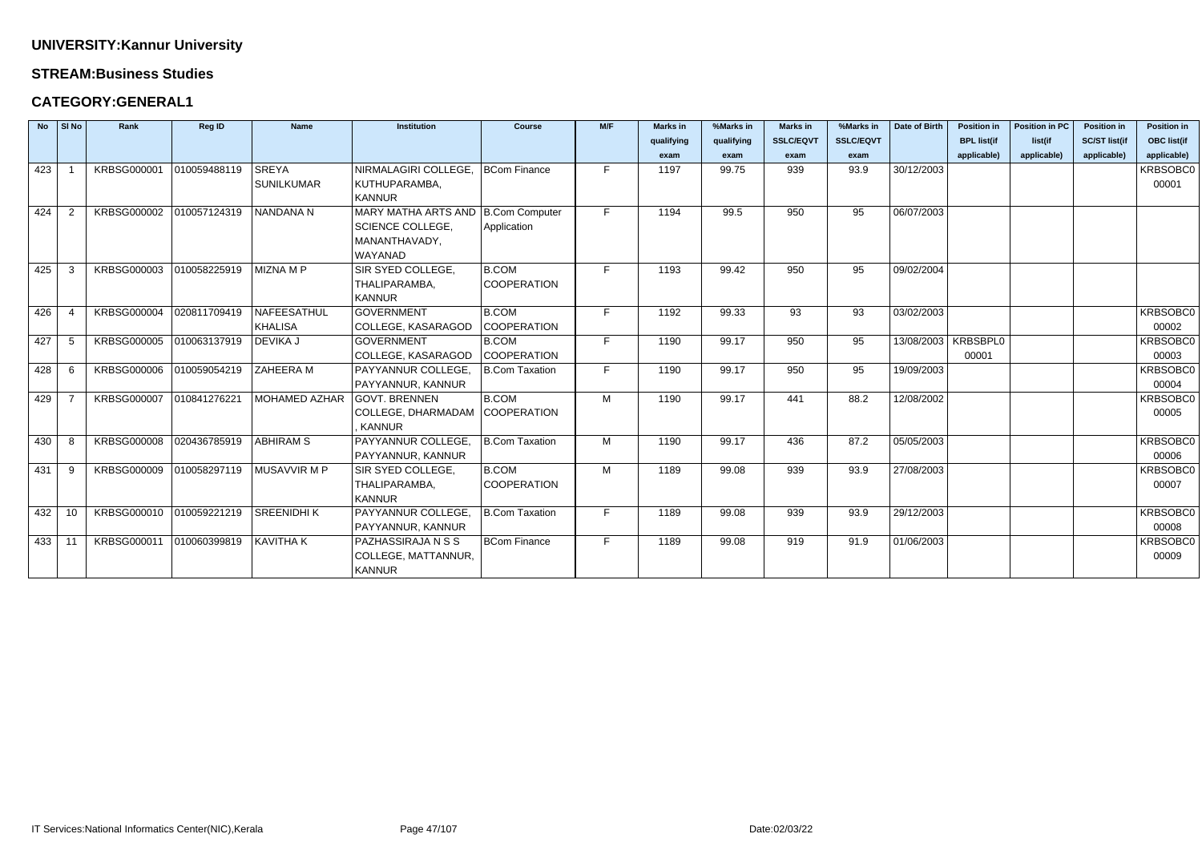**UNIVERSITY:Kannur University**

**STREAM:Business Studies**

**CATEGORY:GENERAL1**

| No | Sl No | Rank | Reg ID | Name | Institution | Course | M/F | Marks in qualifying exam | %Marks in qualifying exam | Marks in SSLC/EQVT exam | %Marks in SSLC/EQVT exam | Date of Birth | Position in BPL list(if applicable) | Position in PC list(if applicable) | Position in SC/ST list(if applicable) | Position in OBC list(if applicable) |
|---|---|---|---|---|---|---|---|---|---|---|---|---|---|---|---|---|
| 423 | 1 | KRBSG000001 | 010059488119 | SREYA SUNILKUMAR | NIRMALAGIRI COLLEGE, KUTHUPARAMBA, KANNUR | BCom Finance | F | 1197 | 99.75 | 939 | 93.9 | 30/12/2003 | | | | KRBSOBC000001 |
| 424 | 2 | KRBSG000002 | 010057124319 | NANDANA N | MARY MATHA ARTS AND SCIENCE COLLEGE, MANANTHAVADY, WAYANAD | B.Com Computer Application | F | 1194 | 99.5 | 950 | 95 | 06/07/2003 | | | | |
| 425 | 3 | KRBSG000003 | 010058225919 | MIZNA M P | SIR SYED COLLEGE, THALIPARAMBA, KANNUR | B.COM COOPERATION | F | 1193 | 99.42 | 950 | 95 | 09/02/2004 | | | | |
| 426 | 4 | KRBSG000004 | 020811709419 | NAFEESATHUL KHALISA | GOVERNMENT COLLEGE, KASARAGOD | B.COM COOPERATION | F | 1192 | 99.33 | 93 | 93 | 03/02/2003 | | | | KRBSOBC000002 |
| 427 | 5 | KRBSG000005 | 010063137919 | DEVIKA J | GOVERNMENT COLLEGE, KASARAGOD | B.COM COOPERATION | F | 1190 | 99.17 | 950 | 95 | 13/08/2003 | KRBSBPL000001 | | | KRBSOBC000003 |
| 428 | 6 | KRBSG000006 | 010059054219 | ZAHEERA M | PAYYANNUR COLLEGE, PAYYANNUR, KANNUR | B.Com Taxation | F | 1190 | 99.17 | 950 | 95 | 19/09/2003 | | | | KRBSOBC000004 |
| 429 | 7 | KRBSG000007 | 010841276221 | MOHAMED AZHAR | GOVT. BRENNEN COLLEGE, DHARMADAM , KANNUR | B.COM COOPERATION | M | 1190 | 99.17 | 441 | 88.2 | 12/08/2002 | | | | KRBSOBC000005 |
| 430 | 8 | KRBSG000008 | 020436785919 | ABHIRAM S | PAYYANNUR COLLEGE, PAYYANNUR, KANNUR | B.Com Taxation | M | 1190 | 99.17 | 436 | 87.2 | 05/05/2003 | | | | KRBSOBC000006 |
| 431 | 9 | KRBSG000009 | 010058297119 | MUSAVVIR M P | SIR SYED COLLEGE, THALIPARAMBA, KANNUR | B.COM COOPERATION | M | 1189 | 99.08 | 939 | 93.9 | 27/08/2003 | | | | KRBSOBC000007 |
| 432 | 10 | KRBSG000010 | 010059221219 | SREENIDHI K | PAYYANNUR COLLEGE, PAYYANNUR, KANNUR | B.Com Taxation | F | 1189 | 99.08 | 939 | 93.9 | 29/12/2003 | | | | KRBSOBC000008 |
| 433 | 11 | KRBSG000011 | 010060399819 | KAVITHA K | PAZHASSIRAJA N S S COLLEGE, MATTANNUR, KANNUR | BCom Finance | F | 1189 | 99.08 | 919 | 91.9 | 01/06/2003 | | | | KRBSOBC000009 |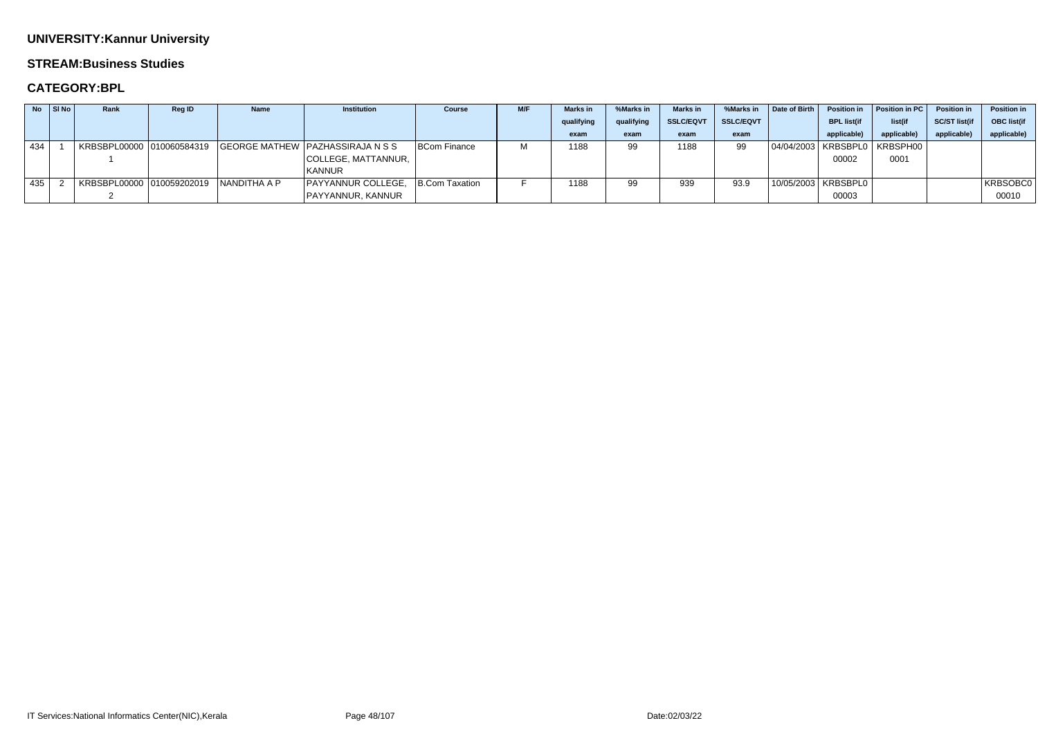### UNIVERSITY:Kannur University

### STREAM:Business Studies

### CATEGORY:BPL

| No | Sl No | Rank | Reg ID | Name | Institution | Course | M/F | Marks in qualifying exam | %Marks in qualifying exam | Marks in SSLC/EQVT exam | %Marks in SSLC/EQVT exam | Date of Birth | Position in BPL list(if applicable) | Position in PC list(if applicable) | Position in SC/ST list(if applicable) | Position in OBC list(if applicable) |
|---|---|---|---|---|---|---|---|---|---|---|---|---|---|---|---|---|
| 434 | 1 | KRBSBPL000001 | 010060584319 | GEORGE MATHEW | PAZHASSIRAJA N S S COLLEGE, MATTANNUR, KANNUR | BCom Finance | M | 1188 | 99 | 1188 | 99 | 04/04/2003 | KRBSBPL000002 | KRBSPH000001 | | |
| 435 | 2 | KRBSBPL000002 | 010059202019 | NANDITHA A P | PAYYANNUR COLLEGE, PAYYANNUR, KANNUR | B.Com Taxation | F | 1188 | 99 | 939 | 93.9 | 10/05/2003 | KRBSBPL000003 | | | KRBSOBC000010 |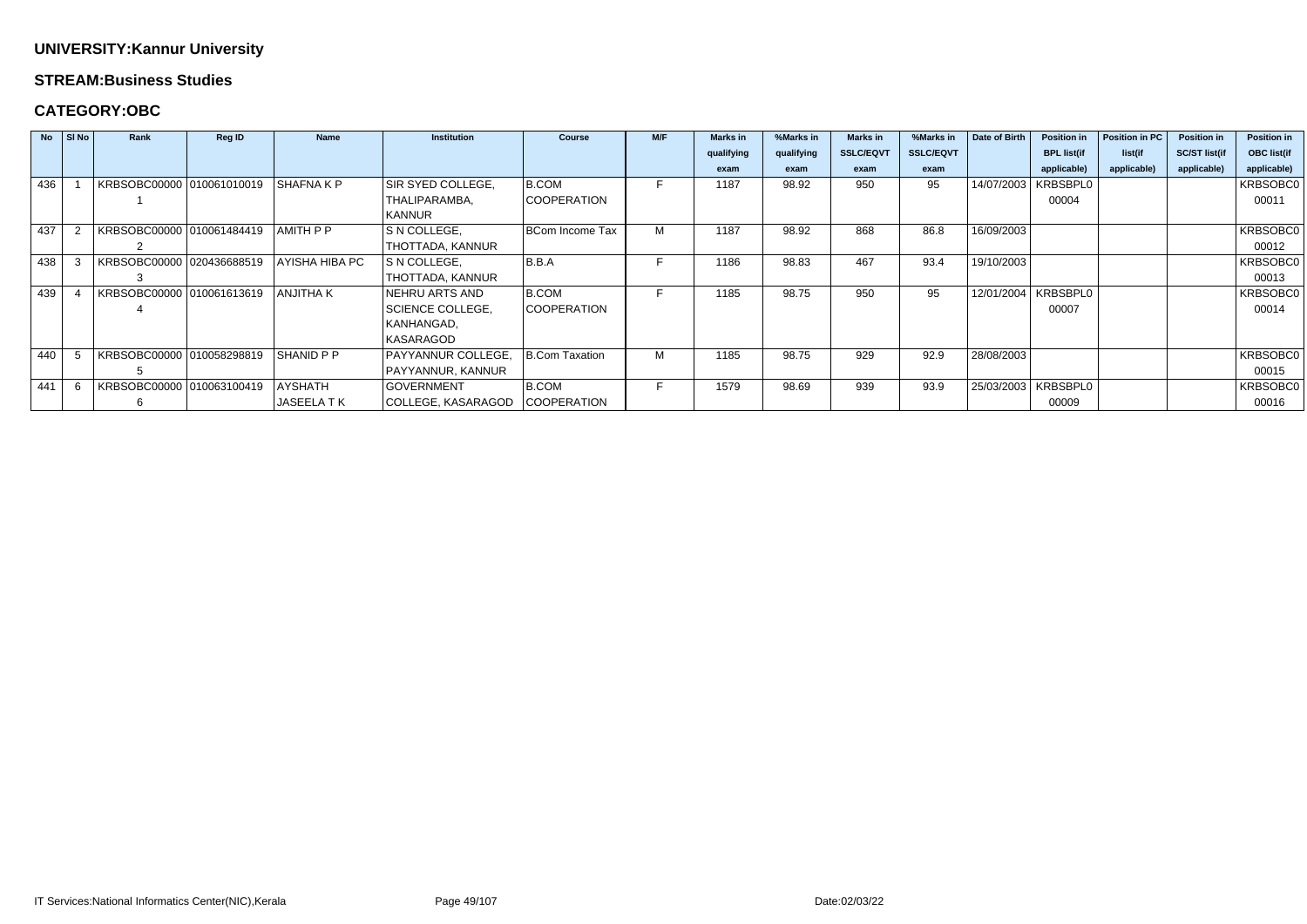**UNIVERSITY:Kannur University**

**STREAM:Business Studies**

**CATEGORY:OBC**

| No | Sl No | Rank | Reg ID | Name | Institution | Course | M/F | Marks in qualifying exam | %Marks in qualifying exam | Marks in SSLC/EQVT exam | %Marks in SSLC/EQVT exam | Date of Birth | Position in BPL list(if applicable) | Position in PC list(if applicable) | Position in SC/ST list(if applicable) | Position in OBC list(if applicable) |
|---|---|---|---|---|---|---|---|---|---|---|---|---|---|---|---|---|
| 436 | 1 | KRBSOBC000001 | 010061010019 | SHAFNA K P | SIR SYED COLLEGE, THALIPARAMBA, KANNUR | B.COM COOPERATION | F | 1187 | 98.92 | 950 | 95 | 14/07/2003 | KRBSBPL000004 | | | KRBSOBC000011 |
| 437 | 2 | KRBSOBC000002 | 010061484419 | AMITH P P | S N COLLEGE, THOTTADA, KANNUR | BCom Income Tax | M | 1187 | 98.92 | 868 | 86.8 | 16/09/2003 | | | | KRBSOBC000012 |
| 438 | 3 | KRBSOBC000003 | 020436688519 | AYISHA HIBA PC | S N COLLEGE, THOTTADA, KANNUR | B.B.A | F | 1186 | 98.83 | 467 | 93.4 | 19/10/2003 | | | | KRBSOBC000013 |
| 439 | 4 | KRBSOBC000004 | 010061613619 | ANJITHA K | NEHRU ARTS AND SCIENCE COLLEGE, KANHANGAD, KASARAGOD | B.COM COOPERATION | F | 1185 | 98.75 | 950 | 95 | 12/01/2004 | KRBSBPL000007 | | | KRBSOBC000014 |
| 440 | 5 | KRBSOBC000005 | 010058298819 | SHANID P P | PAYYANNUR COLLEGE, PAYYANNUR, KANNUR | B.Com Taxation | M | 1185 | 98.75 | 929 | 92.9 | 28/08/2003 | | | | KRBSOBC000015 |
| 441 | 6 | KRBSOBC000006 | 010063100419 | AYSHATH JASEELA T K | GOVERNMENT COLLEGE, KASARAGOD | B.COM COOPERATION | F | 1579 | 98.69 | 939 | 93.9 | 25/03/2003 | KRBSBPL000009 | | | KRBSOBC000016 |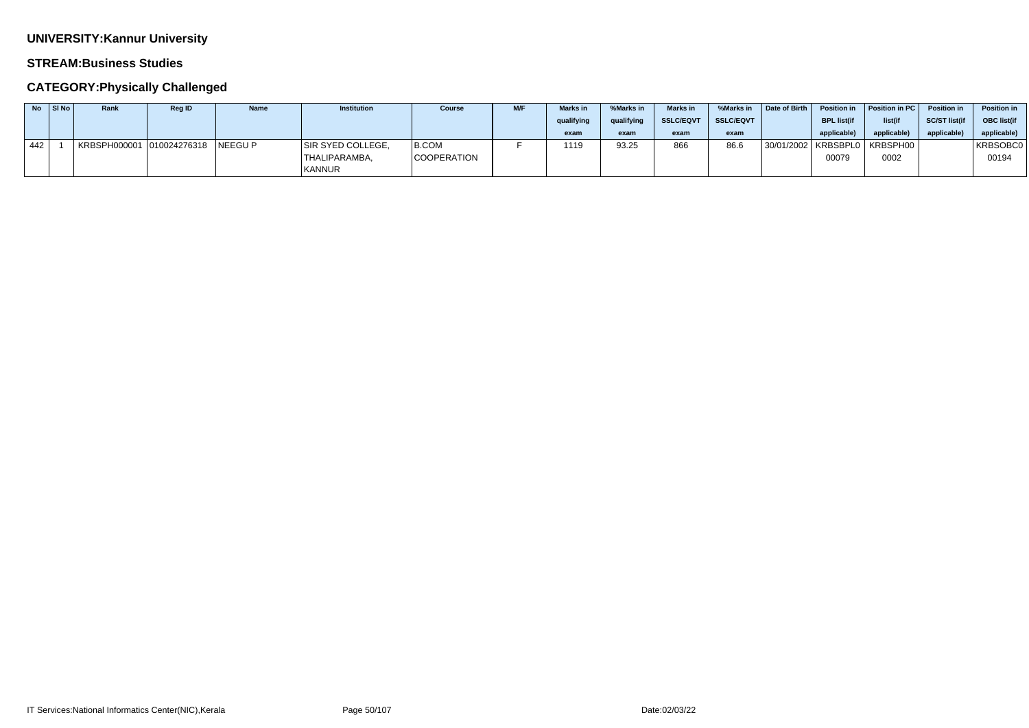## UNIVERSITY:Kannur University

## STREAM:Business Studies

## CATEGORY:Physically Challenged

| No | Sl No | Rank | Reg ID | Name | Institution | Course | M/F | Marks in qualifying exam | %Marks in qualifying exam | Marks in SSLC/EQVT exam | %Marks in SSLC/EQVT exam | Date of Birth | Position in BPL list(if applicable) | Position in PC list(if applicable) | Position in SC/ST list(if applicable) | Position in OBC list(if applicable) |
|---|---|---|---|---|---|---|---|---|---|---|---|---|---|---|---|---|
| 442 | 1 | KRBSPH000001 | 010024276318 | NEEGU P | SIR SYED COLLEGE, THALIPARAMBA, KANNUR | B.COM COOPERATION | F | 1119 | 93.25 | 866 | 86.6 | 30/01/2002 | KRBSBPL000079 | KRBSPH000002 | | KRBSOBC000194 |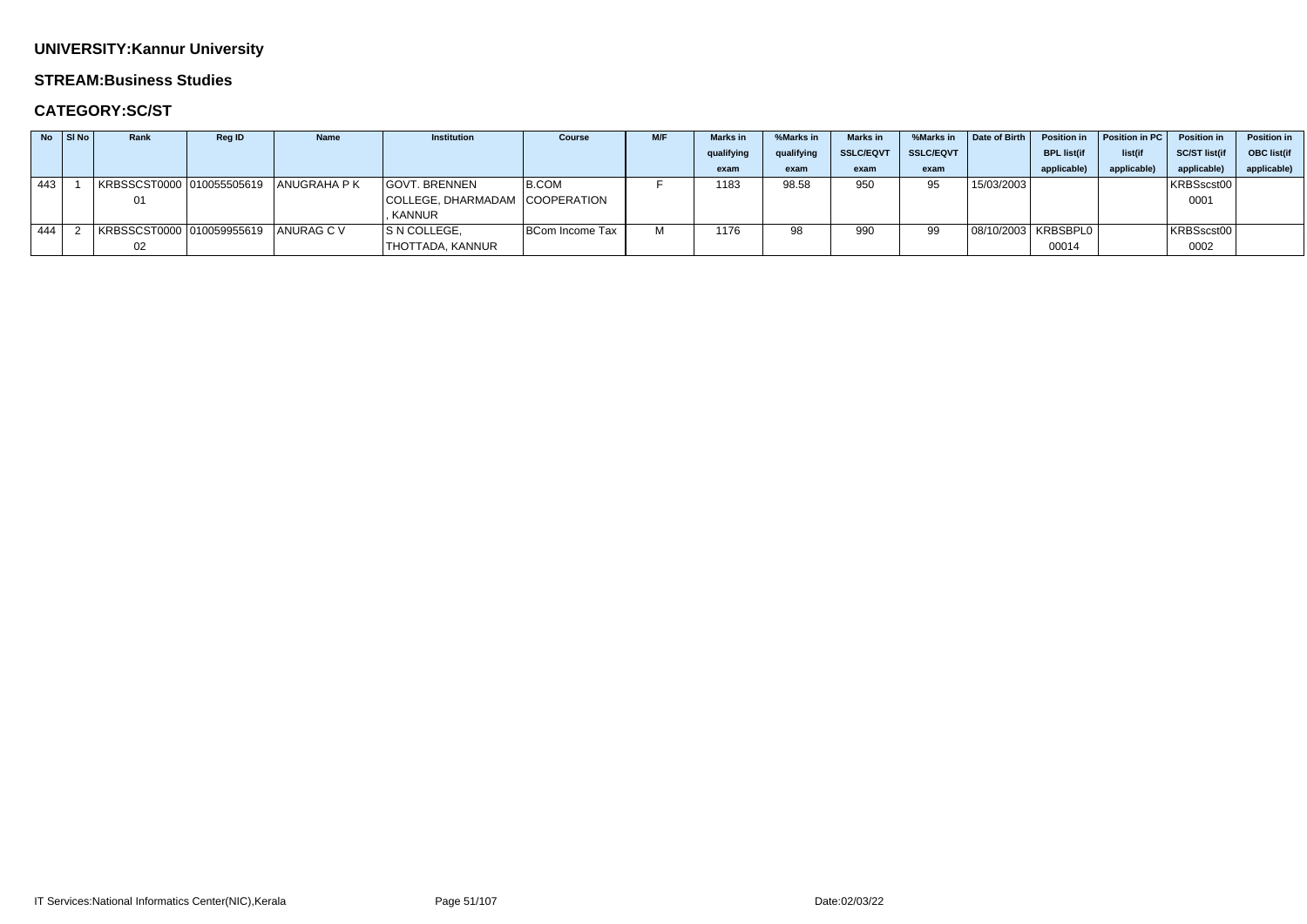**UNIVERSITY:Kannur University**

**STREAM:Business Studies**

**CATEGORY:SC/ST**

| No | Sl No | Rank | Reg ID | Name | Institution | Course | M/F | Marks in qualifying exam | %Marks in qualifying exam | Marks in SSLC/EQVT exam | %Marks in SSLC/EQVT exam | Date of Birth | Position in BPL list(if applicable) | Position in PC list(if applicable) | Position in SC/ST list(if applicable) | Position in OBC list(if applicable) |
|---|---|---|---|---|---|---|---|---|---|---|---|---|---|---|---|---|
| 443 | 1 | KRBSSCST000001 | 010055505619 | ANUGRAHA P K | GOVT. BRENNEN COLLEGE, DHARMADAM , KANNUR | B.COM COOPERATION | F | 1183 | 98.58 | 950 | 95 | 15/03/2003 | | | KRBSscst000001 | |
| 444 | 2 | KRBSSCST000002 | 010059955619 | ANURAG C V | S N COLLEGE, THOTTADA, KANNUR | BCom Income Tax | M | 1176 | 98 | 990 | 99 | 08/10/2003 | KRBSBPL000014 | | KRBSscst000002 | |

IT Services:National Informatics Center(NIC),Kerala

Date:02/03/22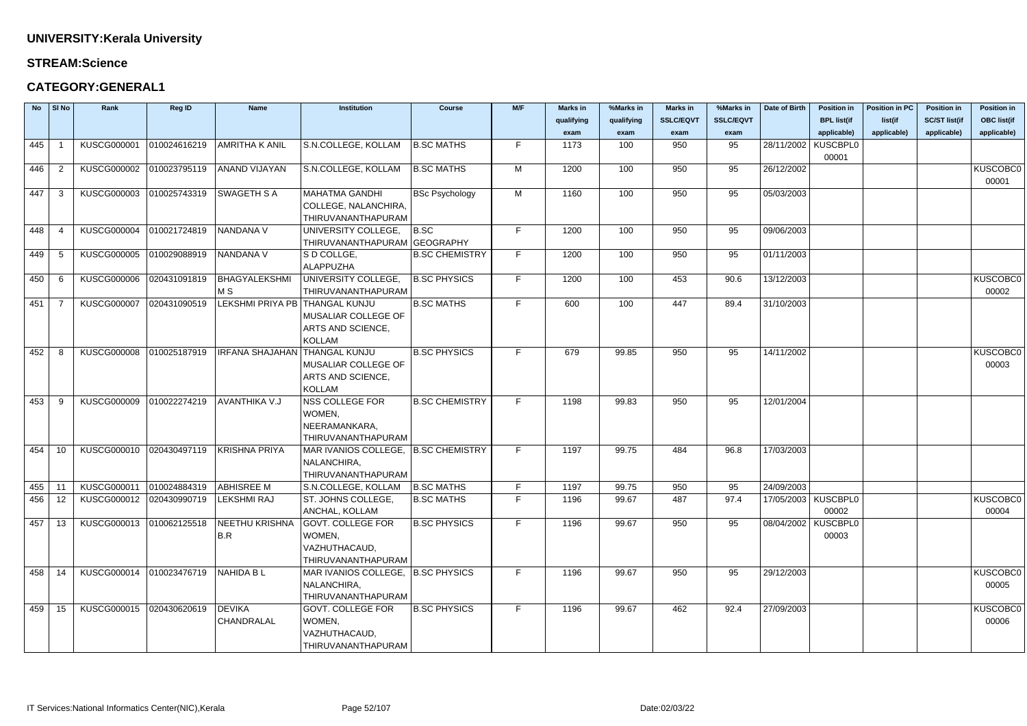**UNIVERSITY:Kerala University**

**STREAM:Science**

**CATEGORY:GENERAL1**

| No | Sl No | Rank | Reg ID | Name | Institution | Course | M/F | Marks in qualifying exam | %Marks in qualifying exam | Marks in SSLC/EQVT exam | %Marks in SSLC/EQVT exam | Date of Birth | Position in BPL list(if applicable) | Position in PC list(if applicable) | Position in SC/ST list(if applicable) | Position in OBC list(if applicable) |
|---|---|---|---|---|---|---|---|---|---|---|---|---|---|---|---|---|
| 445 | 1 | KUSCG000001 | 010024616219 | AMRITHA K ANIL | S.N.COLLEGE, KOLLAM | B.SC MATHS | F | 1173 | 100 | 950 | 95 | 28/11/2002 | KUSCBPL000001 | | | |
| 446 | 2 | KUSCG000002 | 010023795119 | ANAND VIJAYAN | S.N.COLLEGE, KOLLAM | B.SC MATHS | M | 1200 | 100 | 950 | 95 | 26/12/2002 | | | | KUSCOBC000001 |
| 447 | 3 | KUSCG000003 | 010025743319 | SWAGETH S A | MAHATMA GANDHI COLLEGE, NALANCHIRA, THIRUVANANTHAPURAM | BSc Psychology | M | 1160 | 100 | 950 | 95 | 05/03/2003 | | | | |
| 448 | 4 | KUSCG000004 | 010021724819 | NANDANA V | UNIVERSITY COLLEGE, THIRUVANANTHAPURAM | B.SC GEOGRAPHY | F | 1200 | 100 | 950 | 95 | 09/06/2003 | | | | |
| 449 | 5 | KUSCG000005 | 010029088919 | NANDANA V | S D COLLGE, ALAPPUZHA | B.SC CHEMISTRY | F | 1200 | 100 | 950 | 95 | 01/11/2003 | | | | |
| 450 | 6 | KUSCG000006 | 020431091819 | BHAGYALEKSHMI M S | UNIVERSITY COLLEGE, THIRUVANANTHAPURAM | B.SC PHYSICS | F | 1200 | 100 | 453 | 90.6 | 13/12/2003 | | | | KUSCOBC000002 |
| 451 | 7 | KUSCG000007 | 020431090519 | LEKSHMI PRIYA PB | THANGAL KUNJU MUSALIAR COLLEGE OF ARTS AND SCIENCE, KOLLAM | B.SC MATHS | F | 600 | 100 | 447 | 89.4 | 31/10/2003 | | | | |
| 452 | 8 | KUSCG000008 | 010025187919 | IRFANA SHAJAHAN | THANGAL KUNJU MUSALIAR COLLEGE OF ARTS AND SCIENCE, KOLLAM | B.SC PHYSICS | F | 679 | 99.85 | 950 | 95 | 14/11/2002 | | | | KUSCOBC000003 |
| 453 | 9 | KUSCG000009 | 010022274219 | AVANTHIKA V.J | NSS COLLEGE FOR WOMEN, NEERAMANKARA, THIRUVANANTHAPURAM | B.SC CHEMISTRY | F | 1198 | 99.83 | 950 | 95 | 12/01/2004 | | | | |
| 454 | 10 | KUSCG000010 | 020430497119 | KRISHNA PRIYA | MAR IVANIOS COLLEGE, NALANCHIRA, THIRUVANANTHAPURAM | B.SC CHEMISTRY | F | 1197 | 99.75 | 484 | 96.8 | 17/03/2003 | | | | |
| 455 | 11 | KUSCG000011 | 010024884319 | ABHISREE M | S.N.COLLEGE, KOLLAM | B.SC MATHS | F | 1197 | 99.75 | 950 | 95 | 24/09/2003 | | | | |
| 456 | 12 | KUSCG000012 | 020430990719 | LEKSHMI RAJ | ST. JOHNS COLLEGE, ANCHAL, KOLLAM | B.SC MATHS | F | 1196 | 99.67 | 487 | 97.4 | 17/05/2003 | KUSCBPL000002 | | | KUSCOBC000004 |
| 457 | 13 | KUSCG000013 | 010062125518 | NEETHU KRISHNA B.R | GOVT. COLLEGE FOR WOMEN, VAZHUTHACAUD, THIRUVANANTHAPURAM | B.SC PHYSICS | F | 1196 | 99.67 | 950 | 95 | 08/04/2002 | KUSCBPL000003 | | | |
| 458 | 14 | KUSCG000014 | 010023476719 | NAHIDA B L | MAR IVANIOS COLLEGE, NALANCHIRA, THIRUVANANTHAPURAM | B.SC PHYSICS | F | 1196 | 99.67 | 950 | 95 | 29/12/2003 | | | | KUSCOBC000005 |
| 459 | 15 | KUSCG000015 | 020430620619 | DEVIKA CHANDRALAL | GOVT. COLLEGE FOR WOMEN, VAZHUTHACAUD, THIRUVANANTHAPURAM | B.SC PHYSICS | F | 1196 | 99.67 | 462 | 92.4 | 27/09/2003 | | | | KUSCOBC000006 |

IT Services:National Informatics Center(NIC),Kerala

Date:02/03/22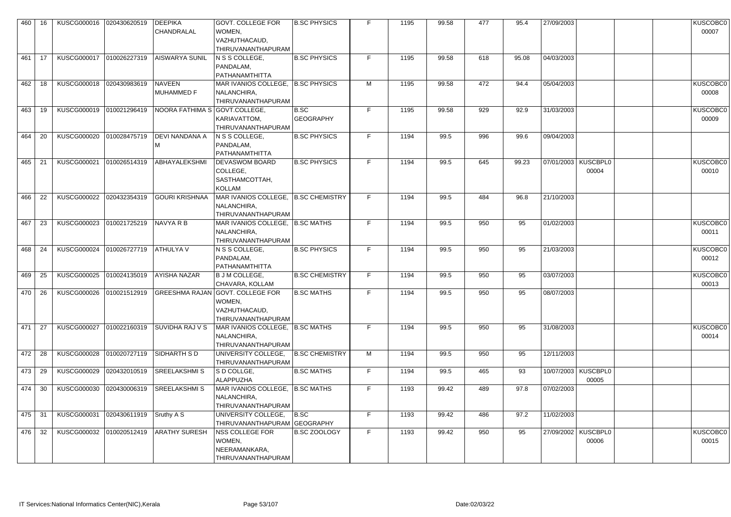| | | | | | | | | | | | | | | | | |
|---|---|---|---|---|---|---|---|---|---|---|---|---|---|---|---|---|
| 460 | 16 | KUSCG000016 | 020430620519 | DEEPIKA CHANDRALAL | GOVT. COLLEGE FOR WOMEN, VAZHUTHACAUD, THIRUVANANTHAPURAM | B.SC PHYSICS | F | 1195 | 99.58 | 477 | 95.4 | 27/09/2003 | | | | KUSCOBC000007 |
| 461 | 17 | KUSCG000017 | 010026227319 | AISWARYA SUNIL | N S S COLLEGE, PANDALAM, PATHANAMTHITTA | B.SC PHYSICS | F | 1195 | 99.58 | 618 | 95.08 | 04/03/2003 | | | | |
| 462 | 18 | KUSCG000018 | 020430983619 | NAVEEN MUHAMMED F | MAR IVANIOS COLLEGE, NALANCHIRA, THIRUVANANTHAPURAM | B.SC PHYSICS | M | 1195 | 99.58 | 472 | 94.4 | 05/04/2003 | | | | KUSCOBC000008 |
| 463 | 19 | KUSCG000019 | 010021296419 | NOORA FATHIMA S | GOVT.COLLEGE, KARIAVATTOM, THIRUVANANTHAPURAM | B.SC GEOGRAPHY | F | 1195 | 99.58 | 929 | 92.9 | 31/03/2003 | | | | KUSCOBC000009 |
| 464 | 20 | KUSCG000020 | 010028475719 | DEVI NANDANA A M | N S S COLLEGE, PANDALAM, PATHANAMTHITTA | B.SC PHYSICS | F | 1194 | 99.5 | 996 | 99.6 | 09/04/2003 | | | | |
| 465 | 21 | KUSCG000021 | 010026514319 | ABHAYALEKSHMI | DEVASWOM BOARD COLLEGE, SASTHAMCOTTAH, KOLLAM | B.SC PHYSICS | F | 1194 | 99.5 | 645 | 99.23 | 07/01/2003 | KUSCBPL000004 | | | KUSCOBC000010 |
| 466 | 22 | KUSCG000022 | 020432354319 | GOURI KRISHNAA | MAR IVANIOS COLLEGE, NALANCHIRA, THIRUVANANTHAPURAM | B.SC CHEMISTRY | F | 1194 | 99.5 | 484 | 96.8 | 21/10/2003 | | | | |
| 467 | 23 | KUSCG000023 | 010021725219 | NAVYA R B | MAR IVANIOS COLLEGE, NALANCHIRA, THIRUVANANTHAPURAM | B.SC MATHS | F | 1194 | 99.5 | 950 | 95 | 01/02/2003 | | | | KUSCOBC000011 |
| 468 | 24 | KUSCG000024 | 010026727719 | ATHULYA V | N S S COLLEGE, PANDALAM, PATHANAMTHITTA | B.SC PHYSICS | F | 1194 | 99.5 | 950 | 95 | 21/03/2003 | | | | KUSCOBC000012 |
| 469 | 25 | KUSCG000025 | 010024135019 | AYISHA NAZAR | B J M COLLEGE, CHAVARA, KOLLAM | B.SC CHEMISTRY | F | 1194 | 99.5 | 950 | 95 | 03/07/2003 | | | | KUSCOBC000013 |
| 470 | 26 | KUSCG000026 | 010021512919 | GREESHMA RAJAN | GOVT. COLLEGE FOR WOMEN, VAZHUTHACAUD, THIRUVANANTHAPURAM | B.SC MATHS | F | 1194 | 99.5 | 950 | 95 | 08/07/2003 | | | | |
| 471 | 27 | KUSCG000027 | 010022160319 | SUVIDHA RAJ V S | MAR IVANIOS COLLEGE, NALANCHIRA, THIRUVANANTHAPURAM | B.SC MATHS | F | 1194 | 99.5 | 950 | 95 | 31/08/2003 | | | | KUSCOBC000014 |
| 472 | 28 | KUSCG000028 | 010020727119 | SIDHARTH S D | UNIVERSITY COLLEGE, THIRUVANANTHAPURAM | B.SC CHEMISTRY | M | 1194 | 99.5 | 950 | 95 | 12/11/2003 | | | | |
| 473 | 29 | KUSCG000029 | 020432010519 | SREELAKSHMI S | S D COLLGE, ALAPPUZHA | B.SC MATHS | F | 1194 | 99.5 | 465 | 93 | 10/07/2003 | KUSCBPL000005 | | | |
| 474 | 30 | KUSCG000030 | 020430006319 | SREELAKSHMI S | MAR IVANIOS COLLEGE, NALANCHIRA, THIRUVANANTHAPURAM | B.SC MATHS | F | 1193 | 99.42 | 489 | 97.8 | 07/02/2003 | | | | |
| 475 | 31 | KUSCG000031 | 020430611919 | Sruthy A S | UNIVERSITY COLLEGE, THIRUVANANTHAPURAM | B.SC GEOGRAPHY | F | 1193 | 99.42 | 486 | 97.2 | 11/02/2003 | | | | |
| 476 | 32 | KUSCG000032 | 010020512419 | ARATHY SURESH | NSS COLLEGE FOR WOMEN, NEERAMANKARA, THIRUVANANTHAPURAM | B.SC ZOOLOGY | F | 1193 | 99.42 | 950 | 95 | 27/09/2002 | KUSCBPL000006 | | | KUSCOBC000015 |

IT Services:National Informatics Center(NIC),Kerala Date:02/03/22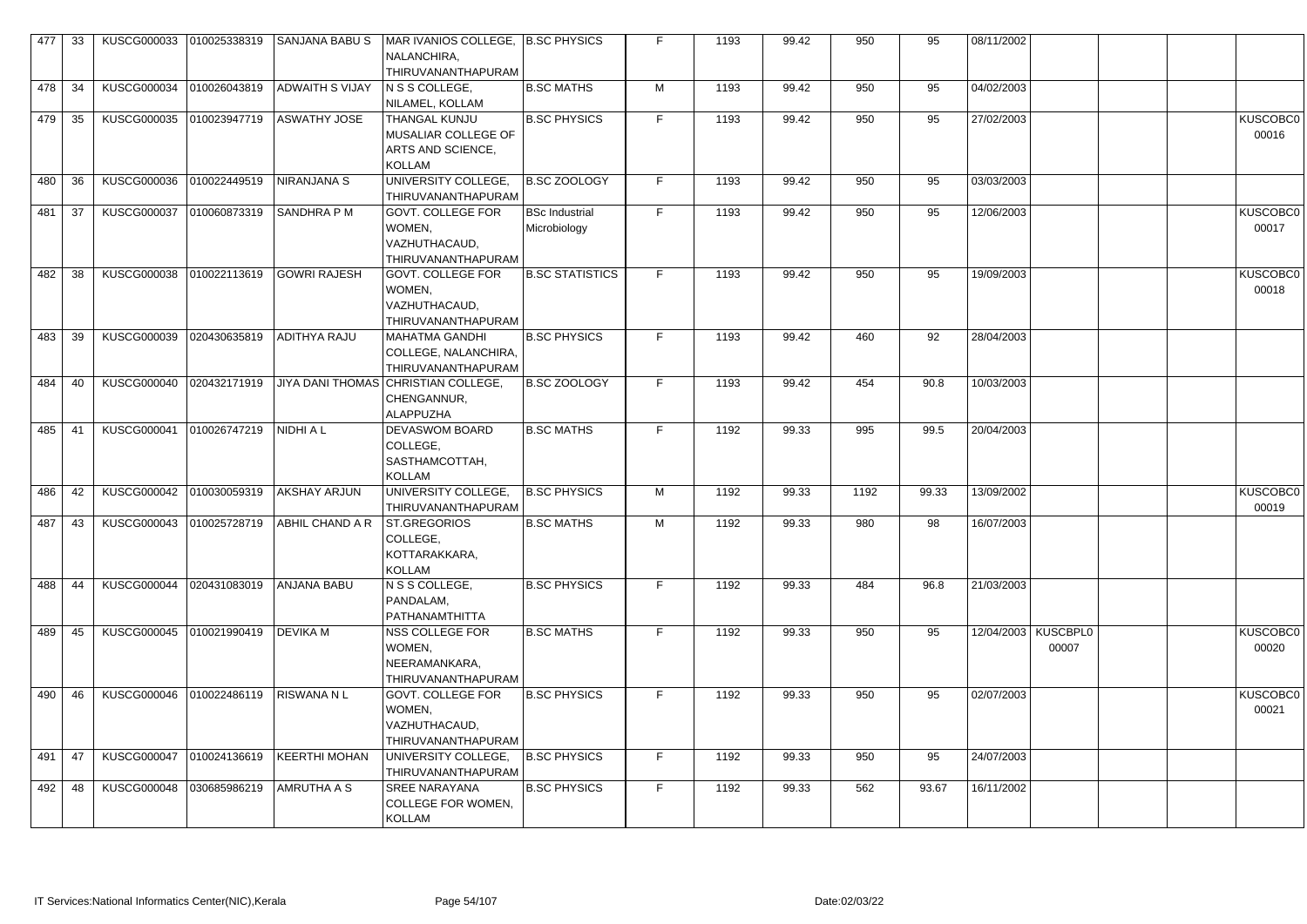| | | | | | | | | | | | | | | | | |
|---|---|---|---|---|---|---|---|---|---|---|---|---|---|---|---|---|
| 477 | 33 | KUSCG000033 | 010025338319 | SANJANA BABU S | MAR IVANIOS COLLEGE, NALANCHIRA, THIRUVANANTHAPURAM | B.SC PHYSICS | F | 1193 | 99.42 | 950 | 95 | 08/11/2002 | | | | |
| 478 | 34 | KUSCG000034 | 010026043819 | ADWAITH S VIJAY | N S S COLLEGE, NILAMEL, KOLLAM | B.SC MATHS | M | 1193 | 99.42 | 950 | 95 | 04/02/2003 | | | | |
| 479 | 35 | KUSCG000035 | 010023947719 | ASWATHY JOSE | THANGAL KUNJU MUSALIAR COLLEGE OF ARTS AND SCIENCE, KOLLAM | B.SC PHYSICS | F | 1193 | 99.42 | 950 | 95 | 27/02/2003 | | | | KUSCOBC000016 |
| 480 | 36 | KUSCG000036 | 010022449519 | NIRANJANA S | UNIVERSITY COLLEGE, THIRUVANANTHAPURAM | B.SC ZOOLOGY | F | 1193 | 99.42 | 950 | 95 | 03/03/2003 | | | | |
| 481 | 37 | KUSCG000037 | 010060873319 | SANDHRA P M | GOVT. COLLEGE FOR WOMEN, VAZHUTHACAUD, THIRUVANANTHAPURAM | BSc Industrial Microbiology | F | 1193 | 99.42 | 950 | 95 | 12/06/2003 | | | | KUSCOBC000017 |
| 482 | 38 | KUSCG000038 | 010022113619 | GOWRI RAJESH | GOVT. COLLEGE FOR WOMEN, VAZHUTHACAUD, THIRUVANANTHAPURAM | B.SC STATISTICS | F | 1193 | 99.42 | 950 | 95 | 19/09/2003 | | | | KUSCOBC000018 |
| 483 | 39 | KUSCG000039 | 020430635819 | ADITHYA RAJU | MAHATMA GANDHI COLLEGE, NALANCHIRA, THIRUVANANTHAPURAM | B.SC PHYSICS | F | 1193 | 99.42 | 460 | 92 | 28/04/2003 | | | | |
| 484 | 40 | KUSCG000040 | 020432171919 | JIYA DANI THOMAS | CHRISTIAN COLLEGE, CHENGANNUR, ALAPPUZHA | B.SC ZOOLOGY | F | 1193 | 99.42 | 454 | 90.8 | 10/03/2003 | | | | |
| 485 | 41 | KUSCG000041 | 010026747219 | NIDHI A L | DEVASWOM BOARD COLLEGE, SASTHAMCOTTAH, KOLLAM | B.SC MATHS | F | 1192 | 99.33 | 995 | 99.5 | 20/04/2003 | | | | |
| 486 | 42 | KUSCG000042 | 010030059319 | AKSHAY ARJUN | UNIVERSITY COLLEGE, THIRUVANANTHAPURAM | B.SC PHYSICS | M | 1192 | 99.33 | 1192 | 99.33 | 13/09/2002 | | | | KUSCOBC000019 |
| 487 | 43 | KUSCG000043 | 010025728719 | ABHIL CHAND A R | ST.GREGORIOS COLLEGE, KOTTARAKKARA, KOLLAM | B.SC MATHS | M | 1192 | 99.33 | 980 | 98 | 16/07/2003 | | | | |
| 488 | 44 | KUSCG000044 | 020431083019 | ANJANA BABU | N S S COLLEGE, PANDALAM, PATHANAMTHITTA | B.SC PHYSICS | F | 1192 | 99.33 | 484 | 96.8 | 21/03/2003 | | | | |
| 489 | 45 | KUSCG000045 | 010021990419 | DEVIKA M | NSS COLLEGE FOR WOMEN, NEERAMANKARA, THIRUVANANTHAPURAM | B.SC MATHS | F | 1192 | 99.33 | 950 | 95 | 12/04/2003 | KUSCBPL000007 | | | KUSCOBC000020 |
| 490 | 46 | KUSCG000046 | 010022486119 | RISWANA N L | GOVT. COLLEGE FOR WOMEN, VAZHUTHACAUD, THIRUVANANTHAPURAM | B.SC PHYSICS | F | 1192 | 99.33 | 950 | 95 | 02/07/2003 | | | | KUSCOBC000021 |
| 491 | 47 | KUSCG000047 | 010024136619 | KEERTHI MOHAN | UNIVERSITY COLLEGE, THIRUVANANTHAPURAM | B.SC PHYSICS | F | 1192 | 99.33 | 950 | 95 | 24/07/2003 | | | | |
| 492 | 48 | KUSCG000048 | 030685986219 | AMRUTHA A S | SREE NARAYANA COLLEGE FOR WOMEN, KOLLAM | B.SC PHYSICS | F | 1192 | 99.33 | 562 | 93.67 | 16/11/2002 | | | | |

IT Services:National Informatics Center(NIC),Kerala

Date:02/03/22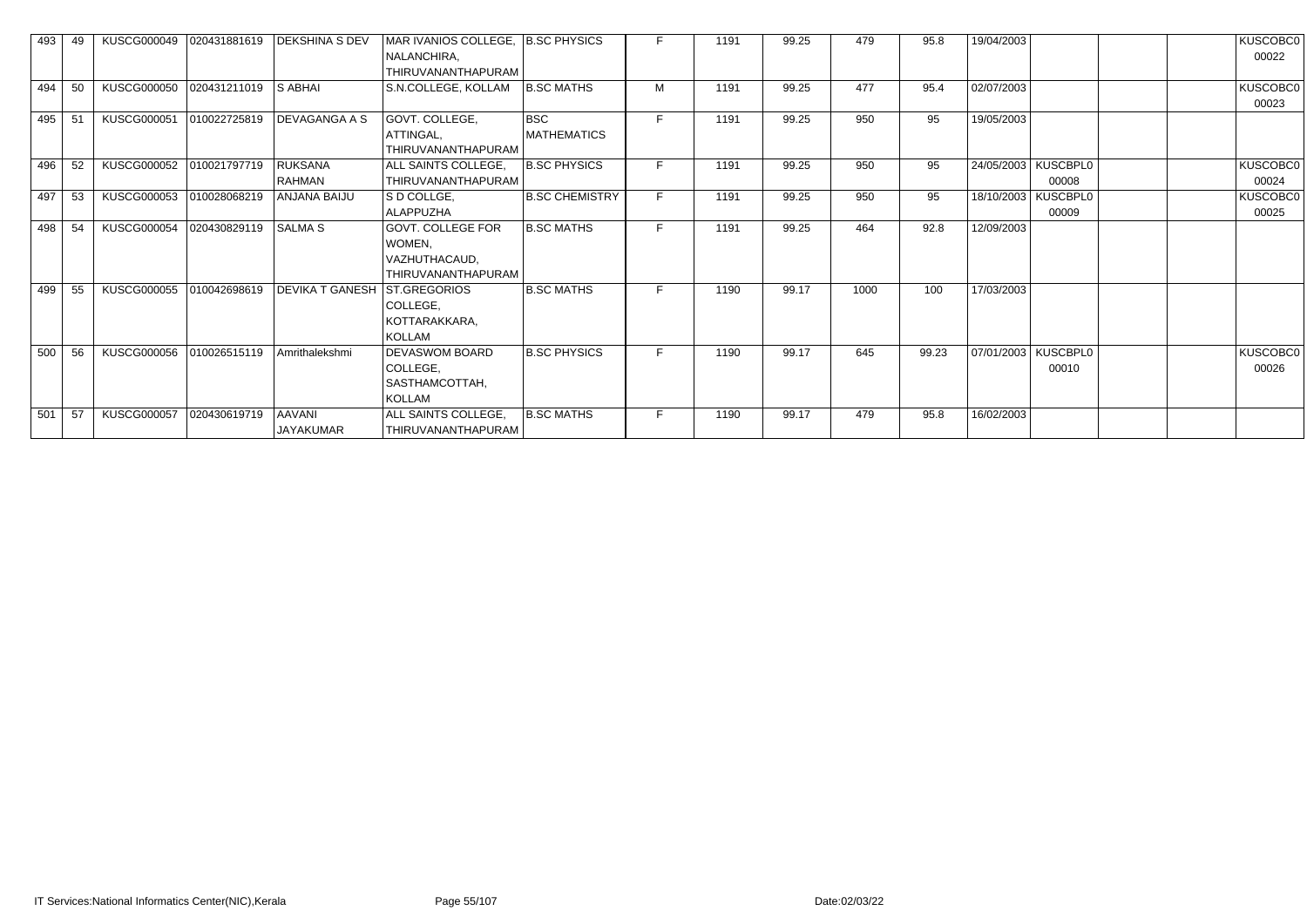| | | | | | | | | | | | | | | | | |
|---|---|---|---|---|---|---|---|---|---|---|---|---|---|---|---|---|
| 493 | 49 | KUSCG000049 | 020431881619 | DEKSHINA S DEV | MAR IVANIOS COLLEGE, NALANCHIRA, THIRUVANANTHAPURAM | B.SC PHYSICS | F | 1191 | 99.25 | 479 | 95.8 | 19/04/2003 | | | | KUSCOBC000022 |
| 494 | 50 | KUSCG000050 | 020431211019 | S ABHAI | S.N.COLLEGE, KOLLAM | B.SC MATHS | M | 1191 | 99.25 | 477 | 95.4 | 02/07/2003 | | | | KUSCOBC000023 |
| 495 | 51 | KUSCG000051 | 010022725819 | DEVAGANGA A S | GOVT. COLLEGE, ATTINGAL, THIRUVANANTHAPURAM | BSC MATHEMATICS | F | 1191 | 99.25 | 950 | 95 | 19/05/2003 | | | | |
| 496 | 52 | KUSCG000052 | 010021797719 | RUKSANA RAHMAN | ALL SAINTS COLLEGE, THIRUVANANTHAPURAM | B.SC PHYSICS | F | 1191 | 99.25 | 950 | 95 | 24/05/2003 | KUSCBPL000008 | | | KUSCOBC000024 |
| 497 | 53 | KUSCG000053 | 010028068219 | ANJANA BAIJU | S D COLLGE, ALAPPUZHA | B.SC CHEMISTRY | F | 1191 | 99.25 | 950 | 95 | 18/10/2003 | KUSCBPL000009 | | | KUSCOBC000025 |
| 498 | 54 | KUSCG000054 | 020430829119 | SALMA S | GOVT. COLLEGE FOR WOMEN, VAZHUTHACAUD, THIRUVANANTHAPURAM | B.SC MATHS | F | 1191 | 99.25 | 464 | 92.8 | 12/09/2003 | | | | |
| 499 | 55 | KUSCG000055 | 010042698619 | DEVIKA T GANESH | ST.GREGORIOS COLLEGE, KOTTARAKKARA, KOLLAM | B.SC MATHS | F | 1190 | 99.17 | 1000 | 100 | 17/03/2003 | | | | |
| 500 | 56 | KUSCG000056 | 010026515119 | Amrithalekshmi | DEVASWOM BOARD COLLEGE, SASTHAMCOTTAH, KOLLAM | B.SC PHYSICS | F | 1190 | 99.17 | 645 | 99.23 | 07/01/2003 | KUSCBPL000010 | | | KUSCOBC000026 |
| 501 | 57 | KUSCG000057 | 020430619719 | AAVANI JAYAKUMAR | ALL SAINTS COLLEGE, THIRUVANANTHAPURAM | B.SC MATHS | F | 1190 | 99.17 | 479 | 95.8 | 16/02/2003 | | | | |

IT Services:National Informatics Center(NIC),Kerala

Date:02/03/22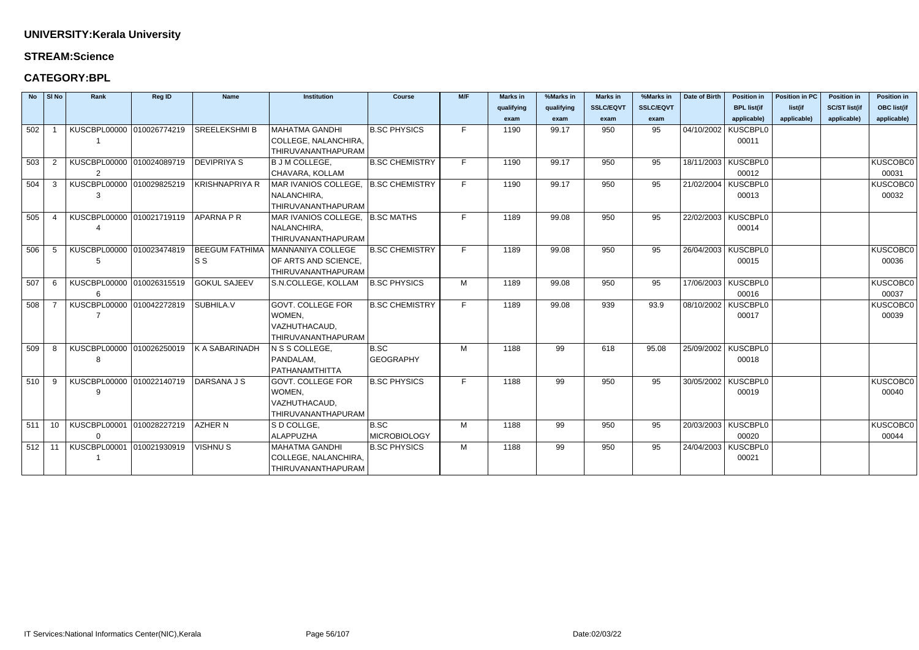## UNIVERSITY:Kerala University

## STREAM:Science

## CATEGORY:BPL

| No | Sl No | Rank | Reg ID | Name | Institution | Course | M/F | Marks in qualifying exam | %Marks in qualifying exam | Marks in SSLC/EQVT exam | %Marks in SSLC/EQVT exam | Date of Birth | Position in BPL list(if applicable) | Position in PC list(if applicable) | Position in SC/ST list(if applicable) | Position in OBC list(if applicable) |
|---|---|---|---|---|---|---|---|---|---|---|---|---|---|---|---|---|
| 502 | 1 | KUSCBPL000001 | 010026774219 | SREELEKSHMI B | MAHATMA GANDHI COLLEGE, NALANCHIRA, THIRUVANANTHAPURAM | B.SC PHYSICS | F | 1190 | 99.17 | 950 | 95 | 04/10/2002 | KUSCBPL000011 | | | |
| 503 | 2 | KUSCBPL000002 | 010024089719 | DEVIPRIYA S | B J M COLLEGE, CHAVARA, KOLLAM | B.SC CHEMISTRY | F | 1190 | 99.17 | 950 | 95 | 18/11/2003 | KUSCBPL000012 | | | KUSCOBC000031 |
| 504 | 3 | KUSCBPL000003 | 010029825219 | KRISHNAPRIYA R | MAR IVANIOS COLLEGE, NALANCHIRA, THIRUVANANTHAPURAM | B.SC CHEMISTRY | F | 1190 | 99.17 | 950 | 95 | 21/02/2004 | KUSCBPL000013 | | | KUSCOBC000032 |
| 505 | 4 | KUSCBPL000004 | 010021719119 | APARNA P R | MAR IVANIOS COLLEGE, NALANCHIRA, THIRUVANANTHAPURAM | B.SC MATHS | F | 1189 | 99.08 | 950 | 95 | 22/02/2003 | KUSCBPL000014 | | | |
| 506 | 5 | KUSCBPL000005 | 010023474819 | BEEGUM FATHIMA S S | MANNANIYA COLLEGE OF ARTS AND SCIENCE, THIRUVANANTHAPURAM | B.SC CHEMISTRY | F | 1189 | 99.08 | 950 | 95 | 26/04/2003 | KUSCBPL000015 | | | KUSCOBC000036 |
| 507 | 6 | KUSCBPL000006 | 010026315519 | GOKUL SAJEEV | S.N.COLLEGE, KOLLAM | B.SC PHYSICS | M | 1189 | 99.08 | 950 | 95 | 17/06/2003 | KUSCBPL000016 | | | KUSCOBC000037 |
| 508 | 7 | KUSCBPL000007 | 010042272819 | SUBHILA.V | GOVT. COLLEGE FOR WOMEN, VAZHUTHACAUD, THIRUVANANTHAPURAM | B.SC CHEMISTRY | F | 1189 | 99.08 | 939 | 93.9 | 08/10/2002 | KUSCBPL000017 | | | KUSCOBC000039 |
| 509 | 8 | KUSCBPL000008 | 010026250019 | K A SABARINADH | N S S COLLEGE, PANDALAM, PATHANAMTHITTA | B.SC GEOGRAPHY | M | 1188 | 99 | 618 | 95.08 | 25/09/2002 | KUSCBPL000018 | | | |
| 510 | 9 | KUSCBPL000009 | 010022140719 | DARSANA J S | GOVT. COLLEGE FOR WOMEN, VAZHUTHACAUD, THIRUVANANTHAPURAM | B.SC PHYSICS | F | 1188 | 99 | 950 | 95 | 30/05/2002 | KUSCBPL000019 | | | KUSCOBC000040 |
| 511 | 10 | KUSCBPL000010 | 010028227219 | AZHER N | S D COLLGE, ALAPPUZHA | B.SC MICROBIOLOGY | M | 1188 | 99 | 950 | 95 | 20/03/2003 | KUSCBPL000020 | | | KUSCOBC000044 |
| 512 | 11 | KUSCBPL000011 | 010021930919 | VISHNU S | MAHATMA GANDHI COLLEGE, NALANCHIRA, THIRUVANANTHAPURAM | B.SC PHYSICS | M | 1188 | 99 | 950 | 95 | 24/04/2003 | KUSCBPL000021 | | | |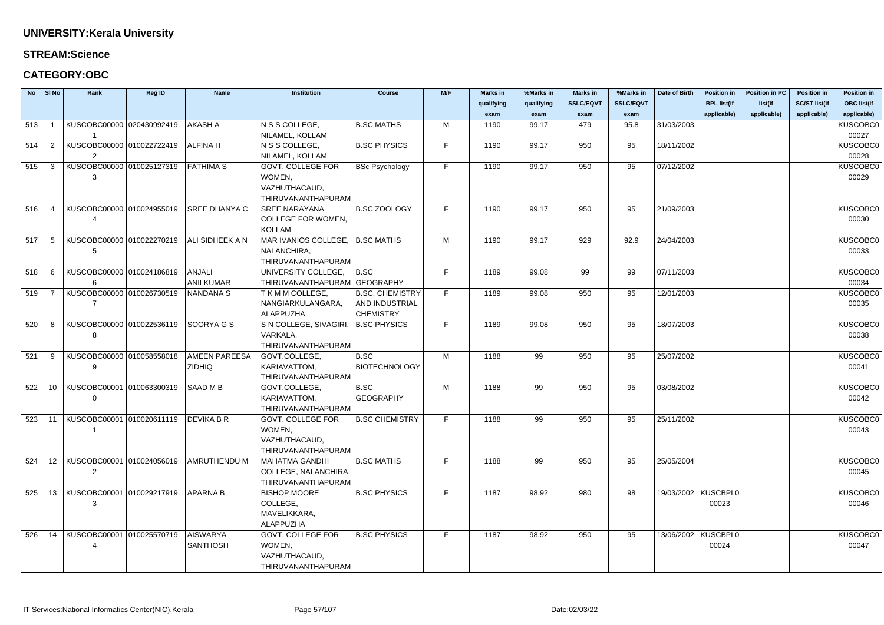**UNIVERSITY:Kerala University**

**STREAM:Science**

**CATEGORY:OBC**

| No | Sl No | Rank | Reg ID | Name | Institution | Course | M/F | Marks in qualifying exam | %Marks in qualifying exam | Marks in SSLC/EQVT exam | %Marks in SSLC/EQVT exam | Date of Birth | Position in BPL list(if applicable) | Position in PC list(if applicable) | Position in SC/ST list(if applicable) | Position in OBC list(if applicable) |
|---|---|---|---|---|---|---|---|---|---|---|---|---|---|---|---|---|
| 513 | 1 | KUSCOBC000001 | 020430992419 | AKASH A | N S S COLLEGE, NILAMEL, KOLLAM | B.SC MATHS | M | 1190 | 99.17 | 479 | 95.8 | 31/03/2003 | | | | KUSCOBC000027 |
| 514 | 2 | KUSCOBC000002 | 010022722419 | ALFINA H | N S S COLLEGE, NILAMEL, KOLLAM | B.SC PHYSICS | F | 1190 | 99.17 | 950 | 95 | 18/11/2002 | | | | KUSCOBC000028 |
| 515 | 3 | KUSCOBC000003 | 010025127319 | FATHIMA S | GOVT. COLLEGE FOR WOMEN, VAZHUTHACAUD, THIRUVANANTHAPURAM | BSc Psychology | F | 1190 | 99.17 | 950 | 95 | 07/12/2002 | | | | KUSCOBC000029 |
| 516 | 4 | KUSCOBC000004 | 010024955019 | SREE DHANYA C | SREE NARAYANA COLLEGE FOR WOMEN, KOLLAM | B.SC ZOOLOGY | F | 1190 | 99.17 | 950 | 95 | 21/09/2003 | | | | KUSCOBC000030 |
| 517 | 5 | KUSCOBC000005 | 010022270219 | ALI SIDHEEK A N | MAR IVANIOS COLLEGE, NALANCHIRA, THIRUVANANTHAPURAM | B.SC MATHS | M | 1190 | 99.17 | 929 | 92.9 | 24/04/2003 | | | | KUSCOBC000033 |
| 518 | 6 | KUSCOBC000006 | 010024186819 | ANJALI ANILKUMAR | UNIVERSITY COLLEGE, THIRUVANANTHAPURAM | B.SC GEOGRAPHY | F | 1189 | 99.08 | 99 | 99 | 07/11/2003 | | | | KUSCOBC000034 |
| 519 | 7 | KUSCOBC000007 | 010026730519 | NANDANA S | T K M M COLLEGE, NANGIARKULANGARA, ALAPPUZHA | B.SC. CHEMISTRY AND INDUSTRIAL CHEMISTRY | F | 1189 | 99.08 | 950 | 95 | 12/01/2003 | | | | KUSCOBC000035 |
| 520 | 8 | KUSCOBC000008 | 010022536119 | SOORYA G S | S N COLLEGE, SIVAGIRI, VARKALA, THIRUVANANTHAPURAM | B.SC PHYSICS | F | 1189 | 99.08 | 950 | 95 | 18/07/2003 | | | | KUSCOBC000038 |
| 521 | 9 | KUSCOBC000009 | 010058558018 | AMEEN PAREESA ZIDHIQ | GOVT.COLLEGE, KARIAVATTOM, THIRUVANANTHAPURAM | B.SC BIOTECHNOLOGY | M | 1188 | 99 | 950 | 95 | 25/07/2002 | | | | KUSCOBC000041 |
| 522 | 10 | KUSCOBC000010 | 010063300319 | SAAD M B | GOVT.COLLEGE, KARIAVATTOM, THIRUVANANTHAPURAM | B.SC GEOGRAPHY | M | 1188 | 99 | 950 | 95 | 03/08/2002 | | | | KUSCOBC000042 |
| 523 | 11 | KUSCOBC000011 | 010020611119 | DEVIKA B R | GOVT. COLLEGE FOR WOMEN, VAZHUTHACAUD, THIRUVANANTHAPURAM | B.SC CHEMISTRY | F | 1188 | 99 | 950 | 95 | 25/11/2002 | | | | KUSCOBC000043 |
| 524 | 12 | KUSCOBC000012 | 010024056019 | AMRUTHENDU M | MAHATMA GANDHI COLLEGE, NALANCHIRA, THIRUVANANTHAPURAM | B.SC MATHS | F | 1188 | 99 | 950 | 95 | 25/05/2004 | | | | KUSCOBC000045 |
| 525 | 13 | KUSCOBC000013 | 010029217919 | APARNA B | BISHOP MOORE COLLEGE, MAVELIKKARA, ALAPPUZHA | B.SC PHYSICS | F | 1187 | 98.92 | 980 | 98 | 19/03/2002 | KUSCBPL000023 | | | KUSCOBC000046 |
| 526 | 14 | KUSCOBC000014 | 010025570719 | AISWARYA SANTHOSH | GOVT. COLLEGE FOR WOMEN, VAZHUTHACAUD, THIRUVANANTHAPURAM | B.SC PHYSICS | F | 1187 | 98.92 | 950 | 95 | 13/06/2002 | KUSCBPL000024 | | | KUSCOBC000047 |

IT Services:National Informatics Center(NIC),Kerala

Date:02/03/22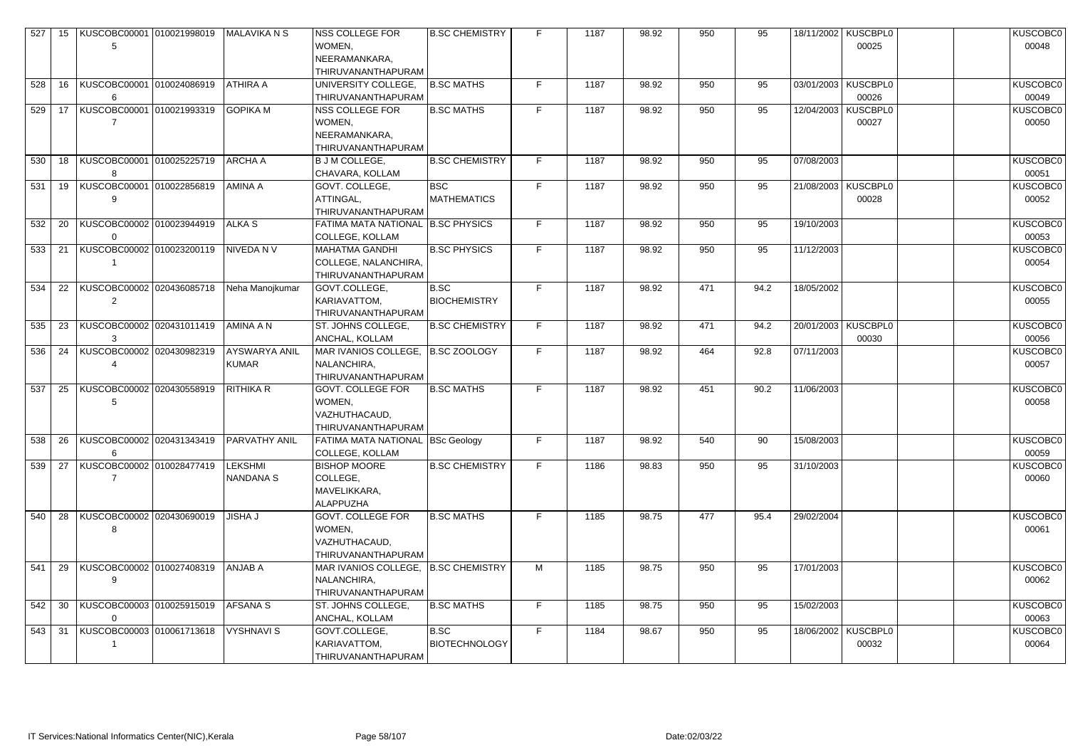| 527 | 15 | KUSCOBC000015 | 010021998019 | MALAVIKA N S | NSS COLLEGE FOR WOMEN, NEERAMANKARA, THIRUVANANTHAPURAM | B.SC CHEMISTRY | F | 1187 | 98.92 | 950 | 95 | 18/11/2002 | KUSCBPL000025 | | | KUSCOBC000048 |
|---|---|---|---|---|---|---|---|---|---|---|---|---|---|---|---|---|
| 528 | 16 | KUSCOBC000016 | 010024086919 | ATHIRA A | UNIVERSITY COLLEGE, THIRUVANANTHAPURAM | B.SC MATHS | F | 1187 | 98.92 | 950 | 95 | 03/01/2003 | KUSCBPL000026 | | | KUSCOBC000049 |
| 529 | 17 | KUSCOBC000017 | 010021993319 | GOPIKA M | NSS COLLEGE FOR WOMEN, NEERAMANKARA, THIRUVANANTHAPURAM | B.SC MATHS | F | 1187 | 98.92 | 950 | 95 | 12/04/2003 | KUSCBPL000027 | | | KUSCOBC000050 |
| 530 | 18 | KUSCOBC000018 | 010025225719 | ARCHA A | B J M COLLEGE, CHAVARA, KOLLAM | B.SC CHEMISTRY | F | 1187 | 98.92 | 950 | 95 | 07/08/2003 | | | | KUSCOBC000051 |
| 531 | 19 | KUSCOBC000019 | 010022856819 | AMINA A | GOVT. COLLEGE, ATTINGAL, THIRUVANANTHAPURAM | BSC MATHEMATICS | F | 1187 | 98.92 | 950 | 95 | 21/08/2003 | KUSCBPL000028 | | | KUSCOBC000052 |
| 532 | 20 | KUSCOBC000020 | 010023944919 | ALKA S | FATIMA MATA NATIONAL COLLEGE, KOLLAM | B.SC PHYSICS | F | 1187 | 98.92 | 950 | 95 | 19/10/2003 | | | | KUSCOBC000053 |
| 533 | 21 | KUSCOBC000021 | 010023200119 | NIVEDA N V | MAHATMA GANDHI COLLEGE, NALANCHIRA, THIRUVANANTHAPURAM | B.SC PHYSICS | F | 1187 | 98.92 | 950 | 95 | 11/12/2003 | | | | KUSCOBC000054 |
| 534 | 22 | KUSCOBC000022 | 020436085718 | Neha Manojkumar | GOVT.COLLEGE, KARIAVATTOM, THIRUVANANTHAPURAM | B.SC BIOCHEMISTRY | F | 1187 | 98.92 | 471 | 94.2 | 18/05/2002 | | | | KUSCOBC000055 |
| 535 | 23 | KUSCOBC000023 | 020431011419 | AMINA A N | ST. JOHNS COLLEGE, ANCHAL, KOLLAM | B.SC CHEMISTRY | F | 1187 | 98.92 | 471 | 94.2 | 20/01/2003 | KUSCBPL000030 | | | KUSCOBC000056 |
| 536 | 24 | KUSCOBC000024 | 020430982319 | AYSWARYA ANIL KUMAR | MAR IVANIOS COLLEGE, NALANCHIRA, THIRUVANANTHAPURAM | B.SC ZOOLOGY | F | 1187 | 98.92 | 464 | 92.8 | 07/11/2003 | | | | KUSCOBC000057 |
| 537 | 25 | KUSCOBC000025 | 020430558919 | RITHIKA R | GOVT. COLLEGE FOR WOMEN, VAZHUTHACAUD, THIRUVANANTHAPURAM | B.SC MATHS | F | 1187 | 98.92 | 451 | 90.2 | 11/06/2003 | | | | KUSCOBC000058 |
| 538 | 26 | KUSCOBC000026 | 020431343419 | PARVATHY ANIL | FATIMA MATA NATIONAL COLLEGE, KOLLAM | BSc Geology | F | 1187 | 98.92 | 540 | 90 | 15/08/2003 | | | | KUSCOBC000059 |
| 539 | 27 | KUSCOBC000027 | 010028477419 | LEKSHMI NANDANA S | BISHOP MOORE COLLEGE, MAVELIKKARA, ALAPPUZHA | B.SC CHEMISTRY | F | 1186 | 98.83 | 950 | 95 | 31/10/2003 | | | | KUSCOBC000060 |
| 540 | 28 | KUSCOBC000028 | 020430690019 | JISHA J | GOVT. COLLEGE FOR WOMEN, VAZHUTHACAUD, THIRUVANANTHAPURAM | B.SC MATHS | F | 1185 | 98.75 | 477 | 95.4 | 29/02/2004 | | | | KUSCOBC000061 |
| 541 | 29 | KUSCOBC000029 | 010027408319 | ANJAB A | MAR IVANIOS COLLEGE, NALANCHIRA, THIRUVANANTHAPURAM | B.SC CHEMISTRY | M | 1185 | 98.75 | 950 | 95 | 17/01/2003 | | | | KUSCOBC000062 |
| 542 | 30 | KUSCOBC000030 | 010025915019 | AFSANA S | ST. JOHNS COLLEGE, ANCHAL, KOLLAM | B.SC MATHS | F | 1185 | 98.75 | 950 | 95 | 15/02/2003 | | | | KUSCOBC000063 |
| 543 | 31 | KUSCOBC000031 | 010061713618 | VYSHNAVI S | GOVT.COLLEGE, KARIAVATTOM, THIRUVANANTHAPURAM | B.SC BIOTECHNOLOGY | F | 1184 | 98.67 | 950 | 95 | 18/06/2002 | KUSCBPL000032 | | | KUSCOBC000064 |

IT Services:National Informatics Center(NIC),Kerala Date:02/03/22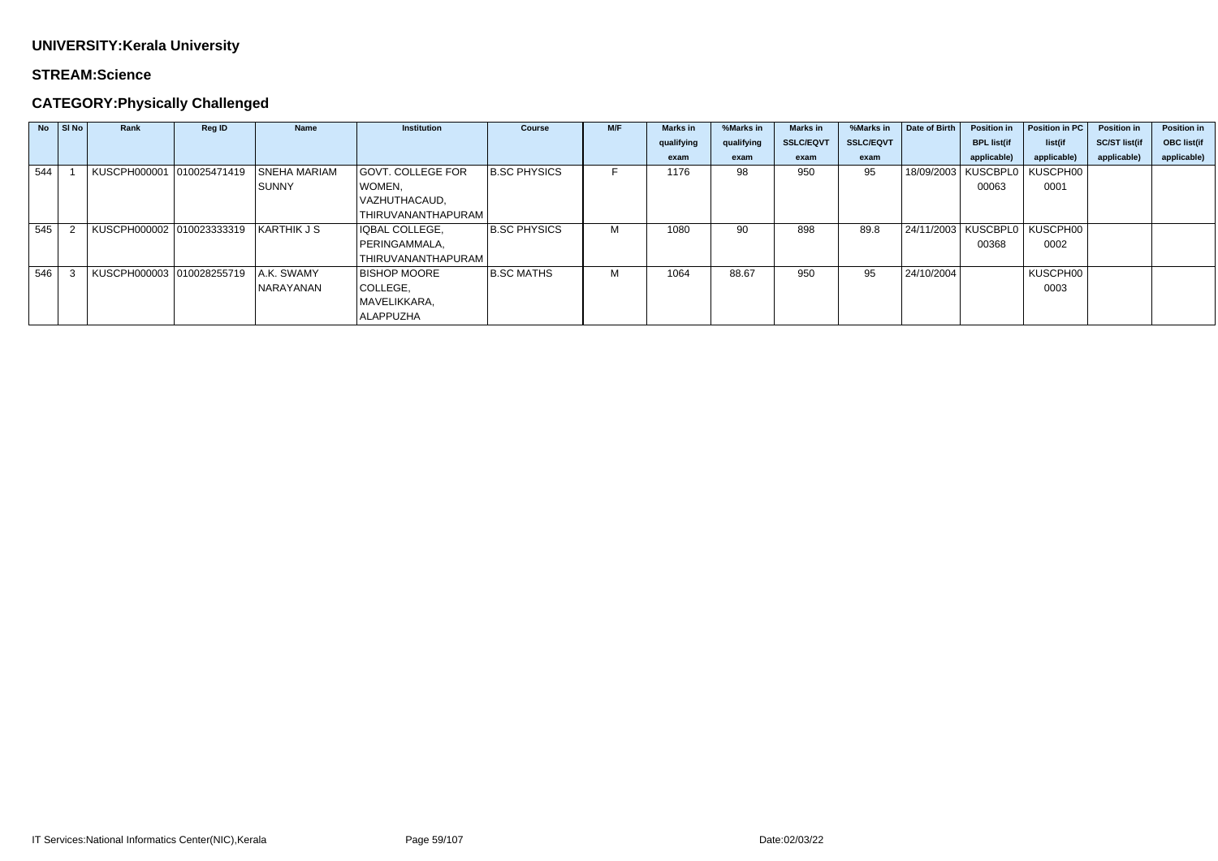**UNIVERSITY:Kerala University**

**STREAM:Science**

**CATEGORY:Physically Challenged**

| No | Sl No | Rank | Reg ID | Name | Institution | Course | M/F | Marks in qualifying exam | %Marks in qualifying exam | Marks in SSLC/EQVT exam | %Marks in SSLC/EQVT exam | Date of Birth | Position in BPL list(if applicable) | Position in PC list(if applicable) | Position in SC/ST list(if applicable) | Position in OBC list(if applicable) |
|---|---|---|---|---|---|---|---|---|---|---|---|---|---|---|---|---|
| 544 | 1 | KUSCPH000001 | 010025471419 | SNEHA MARIAM SUNNY | GOVT. COLLEGE FOR WOMEN, VAZHUTHACAUD, THIRUVANANTHAPURAM | B.SC PHYSICS | F | 1176 | 98 | 950 | 95 | 18/09/2003 | KUSCBPL000063 | KUSCPH000001 | | |
| 545 | 2 | KUSCPH000002 | 010023333319 | KARTHIK J S | IQBAL COLLEGE, PERINGAMMALA, THIRUVANANTHAPURAM | B.SC PHYSICS | M | 1080 | 90 | 898 | 89.8 | 24/11/2003 | KUSCBPL000368 | KUSCPH000002 | | |
| 546 | 3 | KUSCPH000003 | 010028255719 | A.K. SWAMY NARAYANAN | BISHOP MOORE COLLEGE, MAVELIKKARA, ALAPPUZHA | B.SC MATHS | M | 1064 | 88.67 | 950 | 95 | 24/10/2004 | | KUSCPH000003 | | |

IT Services:National Informatics Center(NIC),Kerala

Date:02/03/22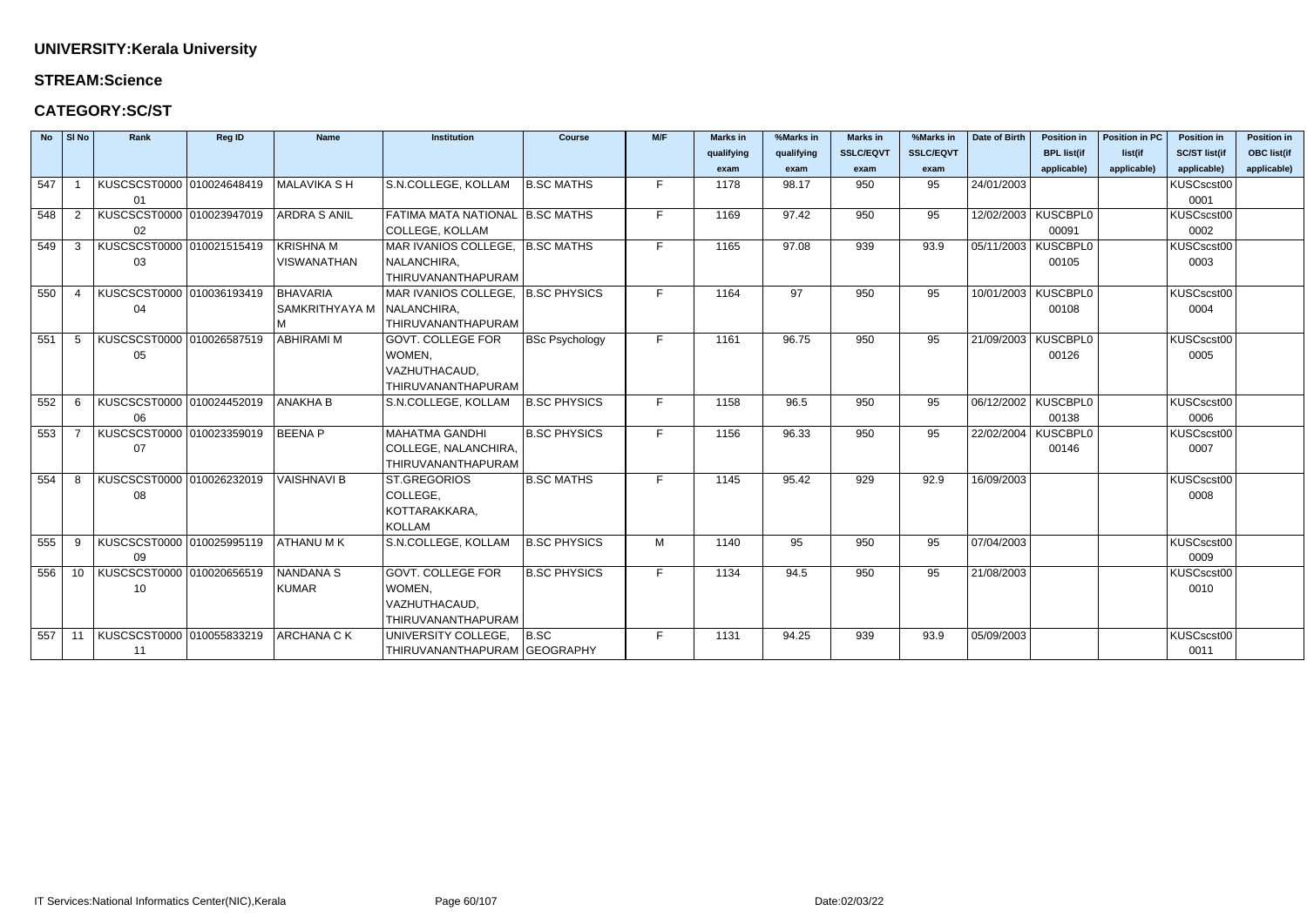**UNIVERSITY:Kerala University**

**STREAM:Science**

**CATEGORY:SC/ST**

| No | Sl No | Rank | Reg ID | Name | Institution | Course | M/F | Marks in qualifying exam | %Marks in qualifying exam | Marks in SSLC/EQVT exam | %Marks in SSLC/EQVT exam | Date of Birth | Position in BPL list(if applicable) | Position in PC list(if applicable) | Position in SC/ST list(if applicable) | Position in OBC list(if applicable) |
|---|---|---|---|---|---|---|---|---|---|---|---|---|---|---|---|---|
| 547 | 1 | KUSCSCST000001 | 010024648419 | MALAVIKA S H | S.N.COLLEGE, KOLLAM | B.SC MATHS | F | 1178 | 98.17 | 950 | 95 | 24/01/2003 | | | KUSCscst000001 | |
| 548 | 2 | KUSCSCST000002 | 010023947019 | ARDRA S ANIL | FATIMA MATA NATIONAL COLLEGE, KOLLAM | B.SC MATHS | F | 1169 | 97.42 | 950 | 95 | 12/02/2003 | KUSCBPL000091 | | KUSCscst000002 | |
| 549 | 3 | KUSCSCST000003 | 010021515419 | KRISHNA M VISWANATHAN | MAR IVANIOS COLLEGE, NALANCHIRA, THIRUVANANTHAPURAM | B.SC MATHS | F | 1165 | 97.08 | 939 | 93.9 | 05/11/2003 | KUSCBPL000105 | | KUSCscst000003 | |
| 550 | 4 | KUSCSCST000004 | 010036193419 | BHAVARIA SAMKRITHYAYA M M | MAR IVANIOS COLLEGE, NALANCHIRA, THIRUVANANTHAPURAM | B.SC PHYSICS | F | 1164 | 97 | 950 | 95 | 10/01/2003 | KUSCBPL000108 | | KUSCscst000004 | |
| 551 | 5 | KUSCSCST000005 | 010026587519 | ABHIRAMI M | GOVT. COLLEGE FOR WOMEN, VAZHUTHACAUD, THIRUVANANTHAPURAM | BSc Psychology | F | 1161 | 96.75 | 950 | 95 | 21/09/2003 | KUSCBPL000126 | | KUSCscst000005 | |
| 552 | 6 | KUSCSCST000006 | 010024452019 | ANAKHA B | S.N.COLLEGE, KOLLAM | B.SC PHYSICS | F | 1158 | 96.5 | 950 | 95 | 06/12/2002 | KUSCBPL000138 | | KUSCscst000006 | |
| 553 | 7 | KUSCSCST000007 | 010023359019 | BEENA P | MAHATMA GANDHI COLLEGE, NALANCHIRA, THIRUVANANTHAPURAM | B.SC PHYSICS | F | 1156 | 96.33 | 950 | 95 | 22/02/2004 | KUSCBPL000146 | | KUSCscst000007 | |
| 554 | 8 | KUSCSCST000008 | 010026232019 | VAISHNAVI B | ST.GREGORIOS COLLEGE, KOTTARAKKARA, KOLLAM | B.SC MATHS | F | 1145 | 95.42 | 929 | 92.9 | 16/09/2003 | | | KUSCscst000008 | |
| 555 | 9 | KUSCSCST000009 | 010025995119 | ATHANU M K | S.N.COLLEGE, KOLLAM | B.SC PHYSICS | M | 1140 | 95 | 950 | 95 | 07/04/2003 | | | KUSCscst000009 | |
| 556 | 10 | KUSCSCST000010 | 010020656519 | NANDANA S KUMAR | GOVT. COLLEGE FOR WOMEN, VAZHUTHACAUD, THIRUVANANTHAPURAM | B.SC PHYSICS | F | 1134 | 94.5 | 950 | 95 | 21/08/2003 | | | KUSCscst000010 | |
| 557 | 11 | KUSCSCST000011 | 010055833219 | ARCHANA C K | UNIVERSITY COLLEGE, THIRUVANANTHAPURAM | B.SC GEOGRAPHY | F | 1131 | 94.25 | 939 | 93.9 | 05/09/2003 | | | KUSCscst000011 | |

IT Services:National Informatics Center(NIC),Kerala

Date:02/03/22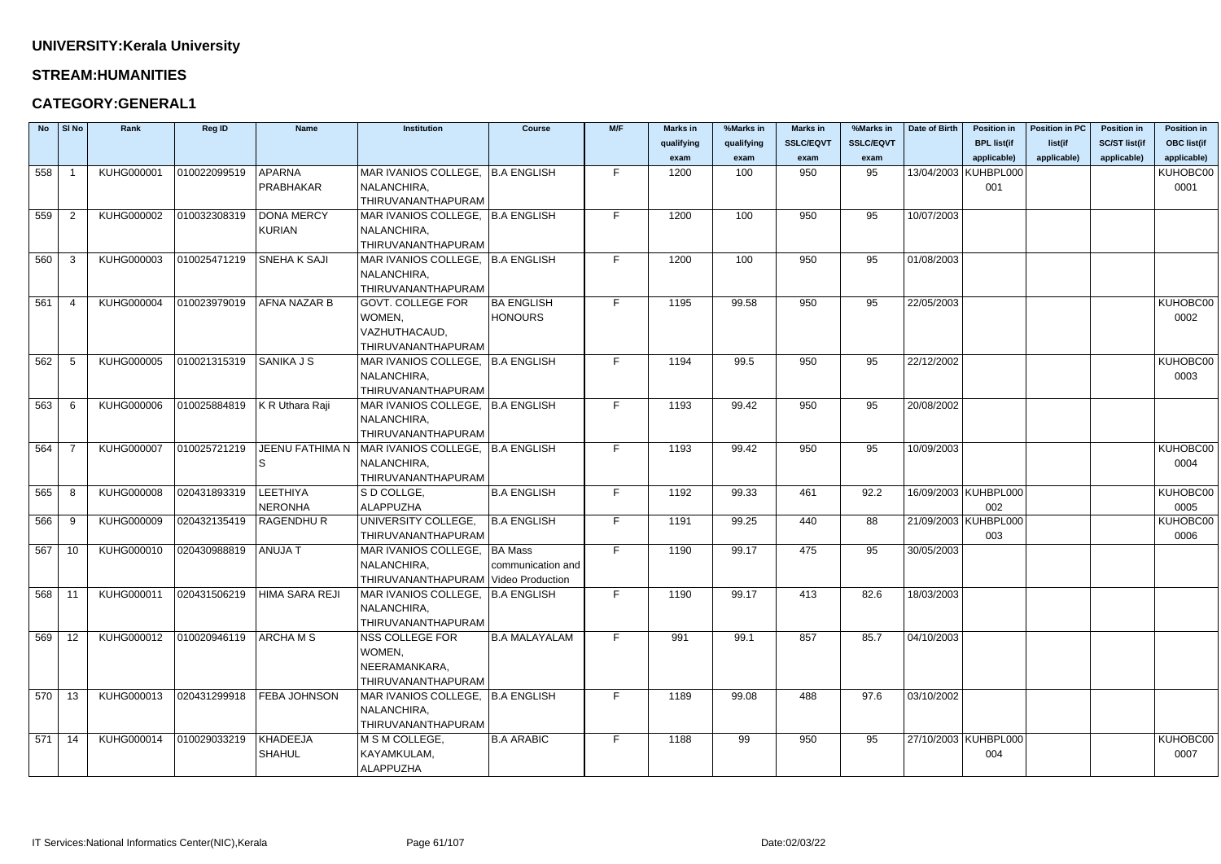**UNIVERSITY:Kerala University**

**STREAM:HUMANITIES**

**CATEGORY:GENERAL1**

| No | Sl No | Rank | Reg ID | Name | Institution | Course | M/F | Marks in qualifying exam | %Marks in qualifying exam | Marks in SSLC/EQVT exam | %Marks in SSLC/EQVT exam | Date of Birth | Position in BPL list(if applicable) | Position in PC list(if applicable) | Position in SC/ST list(if applicable) | Position in OBC list(if applicable) |
|---|---|---|---|---|---|---|---|---|---|---|---|---|---|---|---|---|
| 558 | 1 | KUHG000001 | 010022099519 | APARNA PRABHAKAR | MAR IVANIOS COLLEGE, NALANCHIRA, THIRUVANANTHAPURAM | B.A ENGLISH | F | 1200 | 100 | 950 | 95 | 13/04/2003 | KUHBPL000001 | | | KUHOBC000001 |
| 559 | 2 | KUHG000002 | 010032308319 | DONA MERCY KURIAN | MAR IVANIOS COLLEGE, NALANCHIRA, THIRUVANANTHAPURAM | B.A ENGLISH | F | 1200 | 100 | 950 | 95 | 10/07/2003 | | | | |
| 560 | 3 | KUHG000003 | 010025471219 | SNEHA K SAJI | MAR IVANIOS COLLEGE, NALANCHIRA, THIRUVANANTHAPURAM | B.A ENGLISH | F | 1200 | 100 | 950 | 95 | 01/08/2003 | | | | |
| 561 | 4 | KUHG000004 | 010023979019 | AFNA NAZAR B | GOVT. COLLEGE FOR WOMEN, VAZHUTHACAUD, THIRUVANANTHAPURAM | BA ENGLISH HONOURS | F | 1195 | 99.58 | 950 | 95 | 22/05/2003 | | | | KUHOBC000002 |
| 562 | 5 | KUHG000005 | 010021315319 | SANIKA J S | MAR IVANIOS COLLEGE, NALANCHIRA, THIRUVANANTHAPURAM | B.A ENGLISH | F | 1194 | 99.5 | 950 | 95 | 22/12/2002 | | | | KUHOBC000003 |
| 563 | 6 | KUHG000006 | 010025884819 | K R Uthara Raji | MAR IVANIOS COLLEGE, NALANCHIRA, THIRUVANANTHAPURAM | B.A ENGLISH | F | 1193 | 99.42 | 950 | 95 | 20/08/2002 | | | | |
| 564 | 7 | KUHG000007 | 010025721219 | JEENU FATHIMA N S | MAR IVANIOS COLLEGE, NALANCHIRA, THIRUVANANTHAPURAM | B.A ENGLISH | F | 1193 | 99.42 | 950 | 95 | 10/09/2003 | | | | KUHOBC000004 |
| 565 | 8 | KUHG000008 | 020431893319 | LEETHIYA NERONHA | S D COLLGE, ALAPPUZHA | B.A ENGLISH | F | 1192 | 99.33 | 461 | 92.2 | 16/09/2003 | KUHBPL000002 | | | KUHOBC000005 |
| 566 | 9 | KUHG000009 | 020432135419 | RAGENDHU R | UNIVERSITY COLLEGE, THIRUVANANTHAPURAM | B.A ENGLISH | F | 1191 | 99.25 | 440 | 88 | 21/09/2003 | KUHBPL000003 | | | KUHOBC000006 |
| 567 | 10 | KUHG000010 | 020430988819 | ANUJA T | MAR IVANIOS COLLEGE, NALANCHIRA, THIRUVANANTHAPURAM | BA Mass communication and Video Production | F | 1190 | 99.17 | 475 | 95 | 30/05/2003 | | | | |
| 568 | 11 | KUHG000011 | 020431506219 | HIMA SARA REJI | MAR IVANIOS COLLEGE, NALANCHIRA, THIRUVANANTHAPURAM | B.A ENGLISH | F | 1190 | 99.17 | 413 | 82.6 | 18/03/2003 | | | | |
| 569 | 12 | KUHG000012 | 010020946119 | ARCHA M S | NSS COLLEGE FOR WOMEN, NEERAMANKARA, THIRUVANANTHAPURAM | B.A MALAYALAM | F | 991 | 99.1 | 857 | 85.7 | 04/10/2003 | | | | |
| 570 | 13 | KUHG000013 | 020431299918 | FEBA JOHNSON | MAR IVANIOS COLLEGE, NALANCHIRA, THIRUVANANTHAPURAM | B.A ENGLISH | F | 1189 | 99.08 | 488 | 97.6 | 03/10/2002 | | | | |
| 571 | 14 | KUHG000014 | 010029033219 | KHADEEJA SHAHUL | M S M COLLEGE, KAYAMKULAM, ALAPPUZHA | B.A ARABIC | F | 1188 | 99 | 950 | 95 | 27/10/2003 | KUHBPL000004 | | | KUHOBC000007 |

IT Services:National Informatics Center(NIC),Kerala Date:02/03/22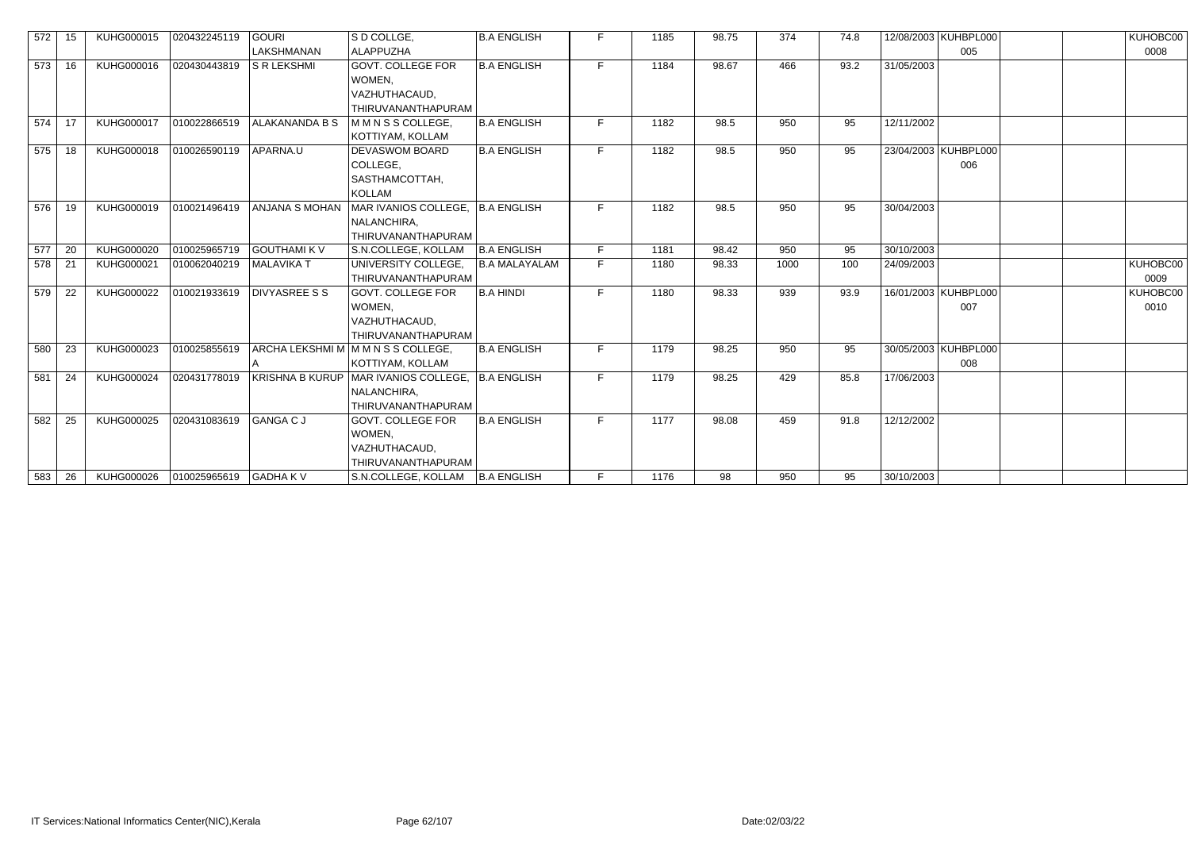| 572 | 15 | KUHG000015 | 020432245119 | GOURI LAKSHMANAN | S D COLLGE, ALAPPUZHA | B.A ENGLISH | F | 1185 | 98.75 | 374 | 74.8 | 12/08/2003 | KUHBPL000 005 | | | KUHOBC00 0008 |
|---|---|---|---|---|---|---|---|---|---|---|---|---|---|---|---|---|
| 573 | 16 | KUHG000016 | 020430443819 | S R LEKSHMI | GOVT. COLLEGE FOR WOMEN, VAZHUTHACAUD, THIRUVANANTHAPURAM | B.A ENGLISH | F | 1184 | 98.67 | 466 | 93.2 | 31/05/2003 | | | | |
| 574 | 17 | KUHG000017 | 010022866519 | ALAKANANDA B S | M M N S S COLLEGE, KOTTIYAM, KOLLAM | B.A ENGLISH | F | 1182 | 98.5 | 950 | 95 | 12/11/2002 | | | | |
| 575 | 18 | KUHG000018 | 010026590119 | APARNA.U | DEVASWOM BOARD COLLEGE, SASTHAMCOTTAH, KOLLAM | B.A ENGLISH | F | 1182 | 98.5 | 950 | 95 | 23/04/2003 | KUHBPL000 006 | | | |
| 576 | 19 | KUHG000019 | 010021496419 | ANJANA S MOHAN | MAR IVANIOS COLLEGE, NALANCHIRA, THIRUVANANTHAPURAM | B.A ENGLISH | F | 1182 | 98.5 | 950 | 95 | 30/04/2003 | | | | |
| 577 | 20 | KUHG000020 | 010025965719 | GOUTHAMI K V | S.N.COLLEGE, KOLLAM | B.A ENGLISH | F | 1181 | 98.42 | 950 | 95 | 30/10/2003 | | | | |
| 578 | 21 | KUHG000021 | 010062040219 | MALAVIKA T | UNIVERSITY COLLEGE, THIRUVANANTHAPURAM | B.A MALAYALAM | F | 1180 | 98.33 | 1000 | 100 | 24/09/2003 | | | | KUHOBC00 0009 |
| 579 | 22 | KUHG000022 | 010021933619 | DIVYASREE S S | GOVT. COLLEGE FOR WOMEN, VAZHUTHACAUD, THIRUVANANTHAPURAM | B.A HINDI | F | 1180 | 98.33 | 939 | 93.9 | 16/01/2003 | KUHBPL000 007 | | | KUHOBC00 0010 |
| 580 | 23 | KUHG000023 | 010025855619 | ARCHA LEKSHMI M A | M M N S S COLLEGE, KOTTIYAM, KOLLAM | B.A ENGLISH | F | 1179 | 98.25 | 950 | 95 | 30/05/2003 | KUHBPL000 008 | | | |
| 581 | 24 | KUHG000024 | 020431778019 | KRISHNA B KURUP | MAR IVANIOS COLLEGE, NALANCHIRA, THIRUVANANTHAPURAM | B.A ENGLISH | F | 1179 | 98.25 | 429 | 85.8 | 17/06/2003 | | | | |
| 582 | 25 | KUHG000025 | 020431083619 | GANGA C J | GOVT. COLLEGE FOR WOMEN, VAZHUTHACAUD, THIRUVANANTHAPURAM | B.A ENGLISH | F | 1177 | 98.08 | 459 | 91.8 | 12/12/2002 | | | | |
| 583 | 26 | KUHG000026 | 010025965619 | GADHA K V | S.N.COLLEGE, KOLLAM | B.A ENGLISH | F | 1176 | 98 | 950 | 95 | 30/10/2003 | | | | |

IT Services:National Informatics Center(NIC),Kerala    Date:02/03/22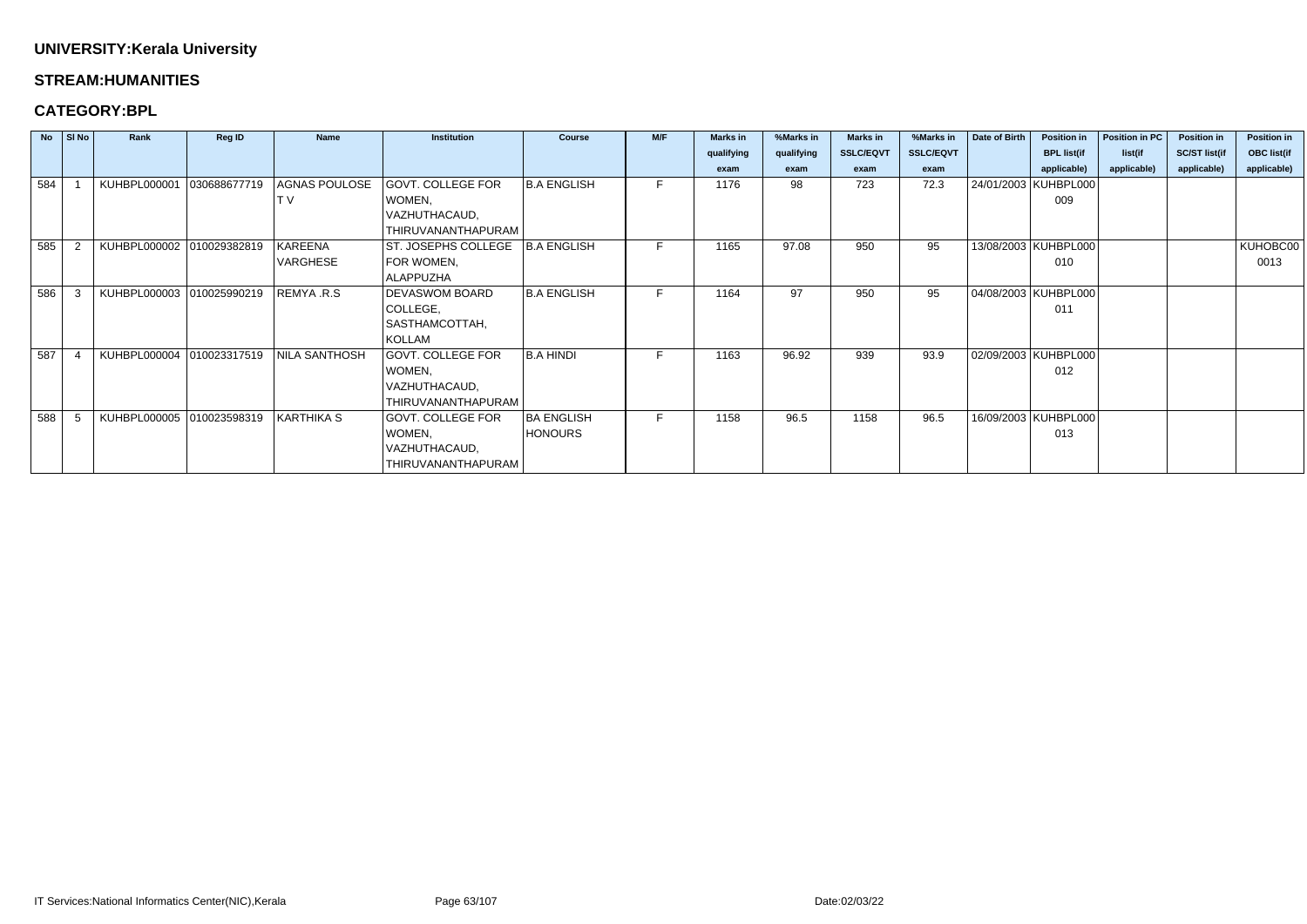**UNIVERSITY:Kerala University**

**STREAM:HUMANITIES**

**CATEGORY:BPL**

| No | Sl No | Rank | Reg ID | Name | Institution | Course | M/F | Marks in qualifying exam | %Marks in qualifying exam | Marks in SSLC/EQVT exam | %Marks in SSLC/EQVT exam | Date of Birth | Position in BPL list(if applicable) | Position in PC list(if applicable) | Position in SC/ST list(if applicable) | Position in OBC list(if applicable) |
|---|---|---|---|---|---|---|---|---|---|---|---|---|---|---|---|---|
| 584 | 1 | KUHBPL000001 | 030688677719 | AGNAS POULOSE T V | GOVT. COLLEGE FOR WOMEN, VAZHUTHACAUD, THIRUVANANTHAPURAM | B.A ENGLISH | F | 1176 | 98 | 723 | 72.3 | 24/01/2003 | KUHBPL000009 | | | |
| 585 | 2 | KUHBPL000002 | 010029382819 | KAREENA VARGHESE | ST. JOSEPHS COLLEGE FOR WOMEN, ALAPPUZHA | B.A ENGLISH | F | 1165 | 97.08 | 950 | 95 | 13/08/2003 | KUHBPL000010 | | | KUHOBC000013 |
| 586 | 3 | KUHBPL000003 | 010025990219 | REMYA .R.S | DEVASWOM BOARD COLLEGE, SASTHAMCOTTAH, KOLLAM | B.A ENGLISH | F | 1164 | 97 | 950 | 95 | 04/08/2003 | KUHBPL000011 | | | |
| 587 | 4 | KUHBPL000004 | 010023317519 | NILA SANTHOSH | GOVT. COLLEGE FOR WOMEN, VAZHUTHACAUD, THIRUVANANTHAPURAM | B.A HINDI | F | 1163 | 96.92 | 939 | 93.9 | 02/09/2003 | KUHBPL000012 | | | |
| 588 | 5 | KUHBPL000005 | 010023598319 | KARTHIKA S | GOVT. COLLEGE FOR WOMEN, VAZHUTHACAUD, THIRUVANANTHAPURAM | BA ENGLISH HONOURS | F | 1158 | 96.5 | 1158 | 96.5 | 16/09/2003 | KUHBPL000013 | | | |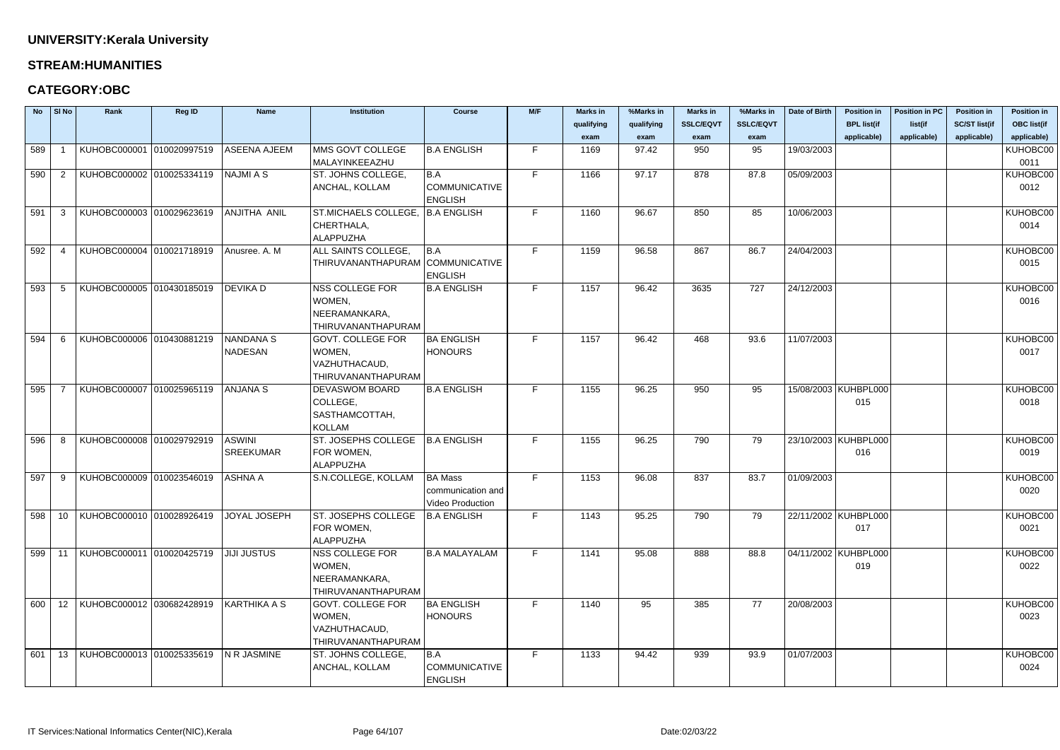## UNIVERSITY:Kerala University

## STREAM:HUMANITIES

## CATEGORY:OBC

| No | Sl No | Rank | Reg ID | Name | Institution | Course | M/F | Marks in qualifying exam | %Marks in qualifying exam | Marks in SSLC/EQVT exam | %Marks in SSLC/EQVT exam | Date of Birth | Position in BPL list(if applicable) | Position in PC list(if applicable) | Position in SC/ST list(if applicable) | Position in OBC list(if applicable) |
|---|---|---|---|---|---|---|---|---|---|---|---|---|---|---|---|---|
| 589 | 1 | KUHOBC000001 | 010020997519 | ASEENA AJEEM | MMS GOVT COLLEGE MALAYINKEEAZHU | B.A ENGLISH | F | 1169 | 97.42 | 950 | 95 | 19/03/2003 | | | | KUHOBC000011 |
| 590 | 2 | KUHOBC000002 | 010025334119 | NAJMI A S | ST. JOHNS COLLEGE, ANCHAL, KOLLAM | B.A COMMUNICATIVE ENGLISH | F | 1166 | 97.17 | 878 | 87.8 | 05/09/2003 | | | | KUHOBC000012 |
| 591 | 3 | KUHOBC000003 | 010029623619 | ANJITHA ANIL | ST.MICHAELS COLLEGE, CHERTHALA, ALAPPUZHA | B.A ENGLISH | F | 1160 | 96.67 | 850 | 85 | 10/06/2003 | | | | KUHOBC000014 |
| 592 | 4 | KUHOBC000004 | 010021718919 | Anusree. A. M | ALL SAINTS COLLEGE, THIRUVANANTHAPURAM | B.A COMMUNICATIVE ENGLISH | F | 1159 | 96.58 | 867 | 86.7 | 24/04/2003 | | | | KUHOBC000015 |
| 593 | 5 | KUHOBC000005 | 010430185019 | DEVIKA D | NSS COLLEGE FOR WOMEN, NEERAMANKARA, THIRUVANANTHAPURAM | B.A ENGLISH | F | 1157 | 96.42 | 3635 | 727 | 24/12/2003 | | | | KUHOBC000016 |
| 594 | 6 | KUHOBC000006 | 010430881219 | NANDANA S NADESAN | GOVT. COLLEGE FOR WOMEN, VAZHUTHACAUD, THIRUVANANTHAPURAM | BA ENGLISH HONOURS | F | 1157 | 96.42 | 468 | 93.6 | 11/07/2003 | | | | KUHOBC000017 |
| 595 | 7 | KUHOBC000007 | 010025965119 | ANJANA S | DEVASWOM BOARD COLLEGE, SASTHAMCOTTAH, KOLLAM | B.A ENGLISH | F | 1155 | 96.25 | 950 | 95 | 15/08/2003 | KUHBPL000015 | | | KUHOBC000018 |
| 596 | 8 | KUHOBC000008 | 010029792919 | ASWINI SREEKUMAR | ST. JOSEPHS COLLEGE FOR WOMEN, ALAPPUZHA | B.A ENGLISH | F | 1155 | 96.25 | 790 | 79 | 23/10/2003 | KUHBPL000016 | | | KUHOBC000019 |
| 597 | 9 | KUHOBC000009 | 010023546019 | ASHNA A | S.N.COLLEGE, KOLLAM | BA Mass communication and Video Production | F | 1153 | 96.08 | 837 | 83.7 | 01/09/2003 | | | | KUHOBC000020 |
| 598 | 10 | KUHOBC000010 | 010028926419 | JOYAL JOSEPH | ST. JOSEPHS COLLEGE FOR WOMEN, ALAPPUZHA | B.A ENGLISH | F | 1143 | 95.25 | 790 | 79 | 22/11/2002 | KUHBPL000017 | | | KUHOBC000021 |
| 599 | 11 | KUHOBC000011 | 010020425719 | JIJI JUSTUS | NSS COLLEGE FOR WOMEN, NEERAMANKARA, THIRUVANANTHAPURAM | B.A MALAYALAM | F | 1141 | 95.08 | 888 | 88.8 | 04/11/2002 | KUHBPL000019 | | | KUHOBC000022 |
| 600 | 12 | KUHOBC000012 | 030682428919 | KARTHIKA A S | GOVT. COLLEGE FOR WOMEN, VAZHUTHACAUD, THIRUVANANTHAPURAM | BA ENGLISH HONOURS | F | 1140 | 95 | 385 | 77 | 20/08/2003 | | | | KUHOBC000023 |
| 601 | 13 | KUHOBC000013 | 010025335619 | N R JASMINE | ST. JOHNS COLLEGE, ANCHAL, KOLLAM | B.A COMMUNICATIVE ENGLISH | F | 1133 | 94.42 | 939 | 93.9 | 01/07/2003 | | | | KUHOBC000024 |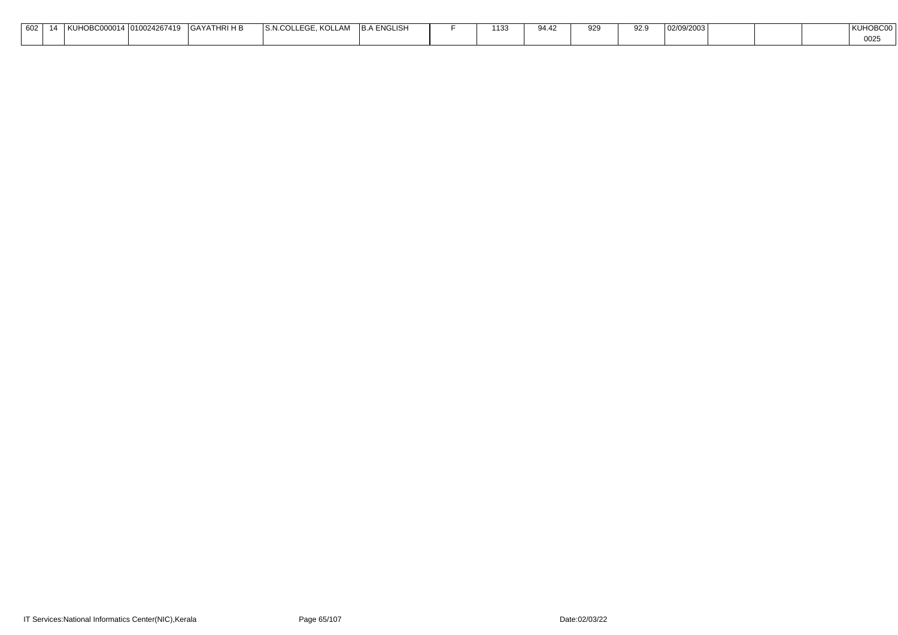| 602 | 14 | KUHOBC000014 | 010024267419 | GAYATHRI H B | S.N.COLLEGE, KOLLAM | B.A ENGLISH | F | 1133 | 94.42 | 929 | 92.9 | 02/09/2003 | | | | KUHOBC000025 |
|---|---|---|---|---|---|---|---|---|---|---|---|---|---|---|---|---|

IT Services:National Informatics Center(NIC),Kerala

Date:02/03/22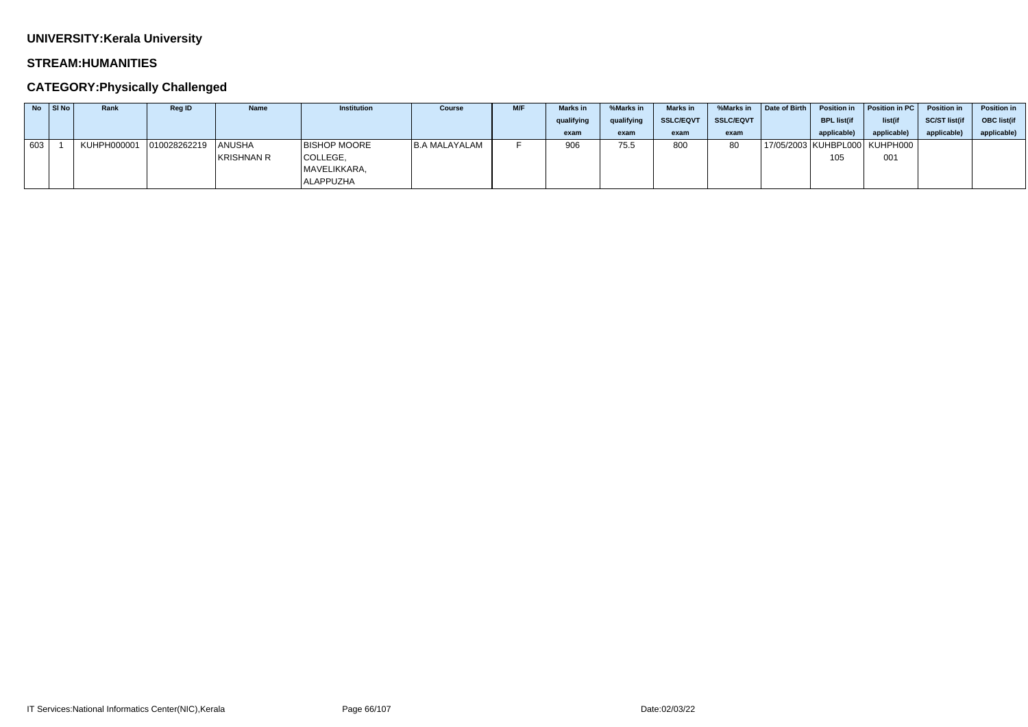**UNIVERSITY:Kerala University**

**STREAM:HUMANITIES**

**CATEGORY:Physically Challenged**

| No | Sl No | Rank | Reg ID | Name | Institution | Course | M/F | Marks in qualifying exam | %Marks in qualifying exam | Marks in SSLC/EQVT exam | %Marks in SSLC/EQVT exam | Date of Birth | Position in BPL list(if applicable) | Position in PC list(if applicable) | Position in SC/ST list(if applicable) | Position in OBC list(if applicable) |
|---|---|---|---|---|---|---|---|---|---|---|---|---|---|---|---|---|
| 603 | 1 | KUHPH000001 | 010028262219 | ANUSHA KRISHNAN R | BISHOP MOORE COLLEGE, MAVELIKKARA, ALAPPUZHA | B.A MALAYALAM | F | 906 | 75.5 | 800 | 80 | 17/05/2003 | KUHBPL000105 | KUHPH000001 | | |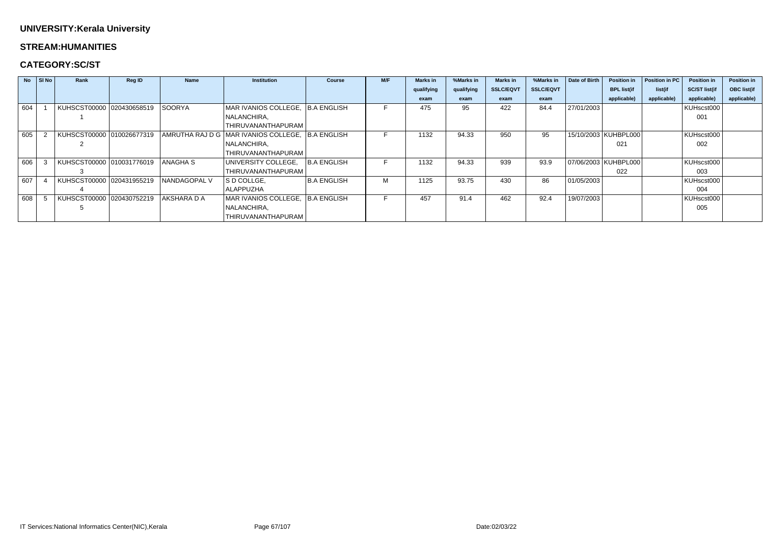**UNIVERSITY:Kerala University**

**STREAM:HUMANITIES**

**CATEGORY:SC/ST**

| No | Sl No | Rank | Reg ID | Name | Institution | Course | M/F | Marks in qualifying exam | %Marks in qualifying exam | Marks in SSLC/EQVT exam | %Marks in SSLC/EQVT exam | Date of Birth | Position in BPL list(if applicable) | Position in PC list(if applicable) | Position in SC/ST list(if applicable) | Position in OBC list(if applicable) |
|---|---|---|---|---|---|---|---|---|---|---|---|---|---|---|---|---|
| 604 | 1 | KUHSCST000001 | 020430658519 | SOORYA | MAR IVANIOS COLLEGE, NALANCHIRA, THIRUVANANTHAPURAM | B.A ENGLISH | F | 475 | 95 | 422 | 84.4 | 27/01/2003 | | | KUHscst000001 | |
| 605 | 2 | KUHSCST000002 | 010026677319 | AMRUTHA RAJ D G | MAR IVANIOS COLLEGE, NALANCHIRA, THIRUVANANTHAPURAM | B.A ENGLISH | F | 1132 | 94.33 | 950 | 95 | 15/10/2003 | KUHBPL000021 | | KUHscst000002 | |
| 606 | 3 | KUHSCST000003 | 010031776019 | ANAGHA S | UNIVERSITY COLLEGE, THIRUVANANTHAPURAM | B.A ENGLISH | F | 1132 | 94.33 | 939 | 93.9 | 07/06/2003 | KUHBPL000022 | | KUHscst000003 | |
| 607 | 4 | KUHSCST000004 | 020431955219 | NANDAGOPAL V | S D COLLGE, ALAPPUZHA | B.A ENGLISH | M | 1125 | 93.75 | 430 | 86 | 01/05/2003 | | | KUHscst000004 | |
| 608 | 5 | KUHSCST000005 | 020430752219 | AKSHARA D A | MAR IVANIOS COLLEGE, NALANCHIRA, THIRUVANANTHAPURAM | B.A ENGLISH | F | 457 | 91.4 | 462 | 92.4 | 19/07/2003 | | | KUHscst000005 | |

IT Services:National Informatics Center(NIC),Kerala

Date:02/03/22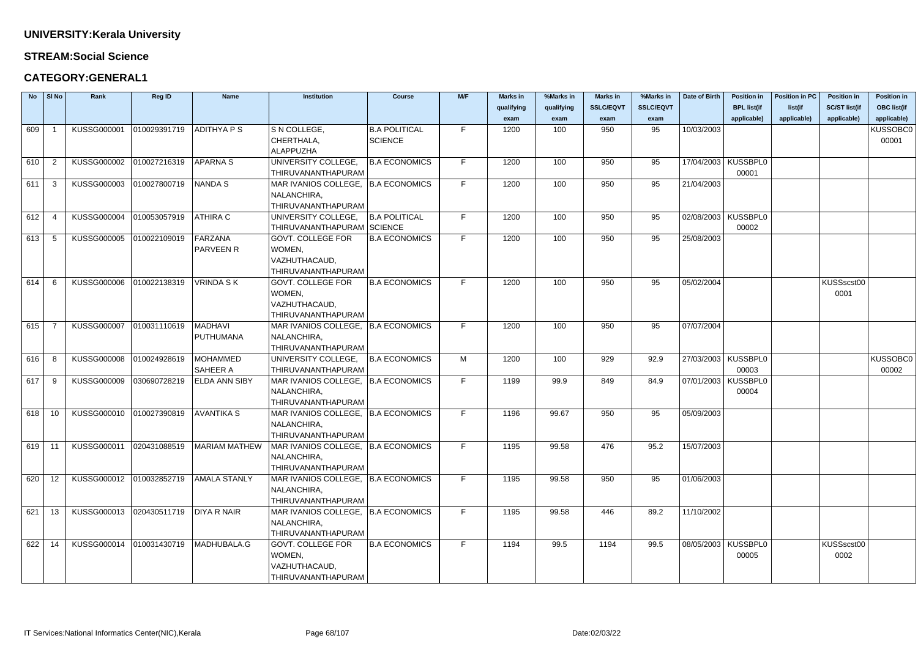**UNIVERSITY:Kerala University**

**STREAM:Social Science**

**CATEGORY:GENERAL1**

| No | Sl No | Rank | Reg ID | Name | Institution | Course | M/F | Marks in qualifying exam | %Marks in qualifying exam | Marks in SSLC/EQVT exam | %Marks in SSLC/EQVT exam | Date of Birth | Position in BPL list(if applicable) | Position in PC list(if applicable) | Position in SC/ST list(if applicable) | Position in OBC list(if applicable) |
|---|---|---|---|---|---|---|---|---|---|---|---|---|---|---|---|---|
| 609 | 1 | KUSSG000001 | 010029391719 | ADITHYA P S | S N COLLEGE, CHERTHALA, ALAPPUZHA | B.A POLITICAL SCIENCE | F | 1200 | 100 | 950 | 95 | 10/03/2003 | | | | KUSSOBC000001 |
| 610 | 2 | KUSSG000002 | 010027216319 | APARNA S | UNIVERSITY COLLEGE, THIRUVANANTHAPURAM | B.A ECONOMICS | F | 1200 | 100 | 950 | 95 | 17/04/2003 | KUSSBPL000001 | | | |
| 611 | 3 | KUSSG000003 | 010027800719 | NANDA S | MAR IVANIOS COLLEGE, NALANCHIRA, THIRUVANANTHAPURAM | B.A ECONOMICS | F | 1200 | 100 | 950 | 95 | 21/04/2003 | | | | |
| 612 | 4 | KUSSG000004 | 010053057919 | ATHIRA C | UNIVERSITY COLLEGE, THIRUVANANTHAPURAM | B.A POLITICAL SCIENCE | F | 1200 | 100 | 950 | 95 | 02/08/2003 | KUSSBPL000002 | | | |
| 613 | 5 | KUSSG000005 | 010022109019 | FARZANA PARVEEN R | GOVT. COLLEGE FOR WOMEN, VAZHUTHACAUD, THIRUVANANTHAPURAM | B.A ECONOMICS | F | 1200 | 100 | 950 | 95 | 25/08/2003 | | | | |
| 614 | 6 | KUSSG000006 | 010022138319 | VRINDA S K | GOVT. COLLEGE FOR WOMEN, VAZHUTHACAUD, THIRUVANANTHAPURAM | B.A ECONOMICS | F | 1200 | 100 | 950 | 95 | 05/02/2004 | | | KUSSscst000001 | |
| 615 | 7 | KUSSG000007 | 010031110619 | MADHAVI PUTHUMANA | MAR IVANIOS COLLEGE, NALANCHIRA, THIRUVANANTHAPURAM | B.A ECONOMICS | F | 1200 | 100 | 950 | 95 | 07/07/2004 | | | | |
| 616 | 8 | KUSSG000008 | 010024928619 | MOHAMMED SAHEER A | UNIVERSITY COLLEGE, THIRUVANANTHAPURAM | B.A ECONOMICS | M | 1200 | 100 | 929 | 92.9 | 27/03/2003 | KUSSBPL000003 | | | KUSSOBC000002 |
| 617 | 9 | KUSSG000009 | 030690728219 | ELDA ANN SIBY | MAR IVANIOS COLLEGE, NALANCHIRA, THIRUVANANTHAPURAM | B.A ECONOMICS | F | 1199 | 99.9 | 849 | 84.9 | 07/01/2003 | KUSSBPL000004 | | | |
| 618 | 10 | KUSSG000010 | 010027390819 | AVANTIKA S | MAR IVANIOS COLLEGE, NALANCHIRA, THIRUVANANTHAPURAM | B.A ECONOMICS | F | 1196 | 99.67 | 950 | 95 | 05/09/2003 | | | | |
| 619 | 11 | KUSSG000011 | 020431088519 | MARIAM MATHEW | MAR IVANIOS COLLEGE, NALANCHIRA, THIRUVANANTHAPURAM | B.A ECONOMICS | F | 1195 | 99.58 | 476 | 95.2 | 15/07/2003 | | | | |
| 620 | 12 | KUSSG000012 | 010032852719 | AMALA STANLY | MAR IVANIOS COLLEGE, NALANCHIRA, THIRUVANANTHAPURAM | B.A ECONOMICS | F | 1195 | 99.58 | 950 | 95 | 01/06/2003 | | | | |
| 621 | 13 | KUSSG000013 | 020430511719 | DIYA R NAIR | MAR IVANIOS COLLEGE, NALANCHIRA, THIRUVANANTHAPURAM | B.A ECONOMICS | F | 1195 | 99.58 | 446 | 89.2 | 11/10/2002 | | | | |
| 622 | 14 | KUSSG000014 | 010031430719 | MADHUBALA.G | GOVT. COLLEGE FOR WOMEN, VAZHUTHACAUD, THIRUVANANTHAPURAM | B.A ECONOMICS | F | 1194 | 99.5 | 1194 | 99.5 | 08/05/2003 | KUSSBPL000005 | | KUSSscst000002 | |

IT Services:National Informatics Center(NIC),Kerala Date:02/03/22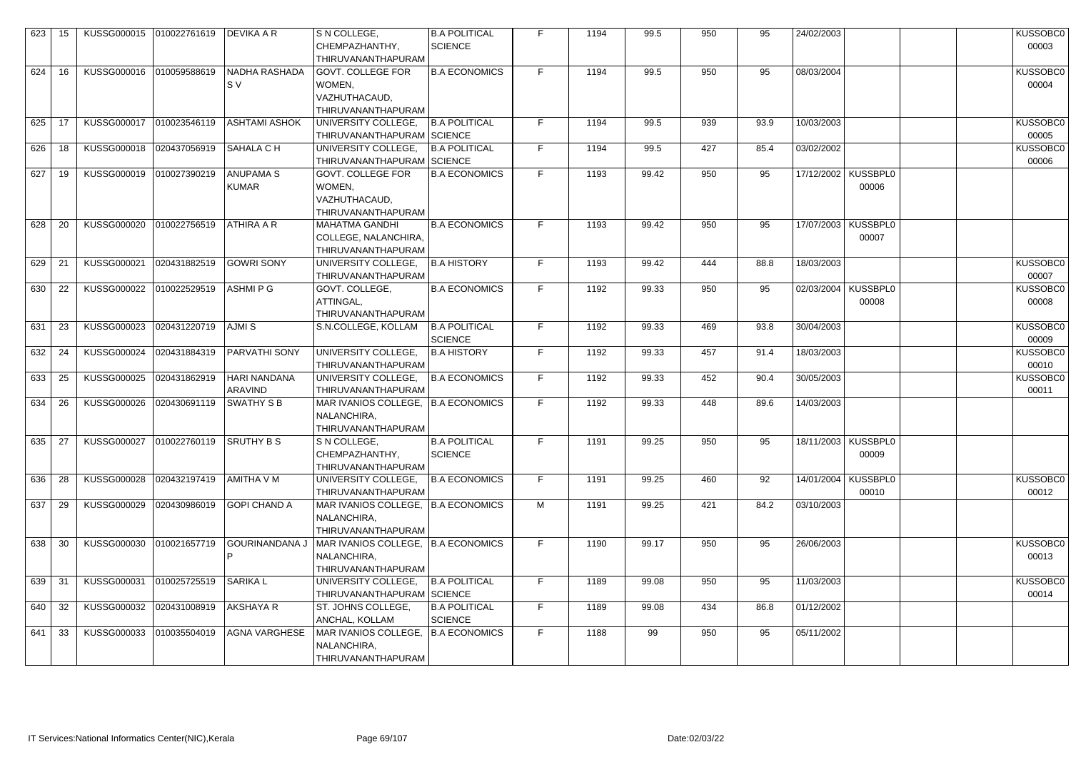| | | | | | | | | | | | | | | | | | |
|---|---|---|---|---|---|---|---|---|---|---|---|---|---|---|---|---|---|
| 623 | 15 | KUSSG000015 | 010022761619 | DEVIKA A R | S N COLLEGE, CHEMPAZHANTHY, THIRUVANANTHAPURAM | B.A POLITICAL SCIENCE | F | 1194 | 99.5 | 950 | 95 | 24/02/2003 | | | | KUSSOBC000003 |
| 624 | 16 | KUSSG000016 | 010059588619 | NADHA RASHADA S V | GOVT. COLLEGE FOR WOMEN, VAZHUTHACAUD, THIRUVANANTHAPURAM | B.A ECONOMICS | F | 1194 | 99.5 | 950 | 95 | 08/03/2004 | | | | KUSSOBC000004 |
| 625 | 17 | KUSSG000017 | 010023546119 | ASHTAMI ASHOK | UNIVERSITY COLLEGE, THIRUVANANTHAPURAM | B.A POLITICAL SCIENCE | F | 1194 | 99.5 | 939 | 93.9 | 10/03/2003 | | | | KUSSOBC000005 |
| 626 | 18 | KUSSG000018 | 020437056919 | SAHALA C H | UNIVERSITY COLLEGE, THIRUVANANTHAPURAM | B.A POLITICAL SCIENCE | F | 1194 | 99.5 | 427 | 85.4 | 03/02/2002 | | | | KUSSOBC000006 |
| 627 | 19 | KUSSG000019 | 010027390219 | ANUPAMA S KUMAR | GOVT. COLLEGE FOR WOMEN, VAZHUTHACAUD, THIRUVANANTHAPURAM | B.A ECONOMICS | F | 1193 | 99.42 | 950 | 95 | 17/12/2002 | KUSSBPL000006 | | | |
| 628 | 20 | KUSSG000020 | 010022756519 | ATHIRA A R | MAHATMA GANDHI COLLEGE, NALANCHIRA, THIRUVANANTHAPURAM | B.A ECONOMICS | F | 1193 | 99.42 | 950 | 95 | 17/07/2003 | KUSSBPL000007 | | | |
| 629 | 21 | KUSSG000021 | 020431882519 | GOWRI SONY | UNIVERSITY COLLEGE, THIRUVANANTHAPURAM | B.A HISTORY | F | 1193 | 99.42 | 444 | 88.8 | 18/03/2003 | | | | KUSSOBC000007 |
| 630 | 22 | KUSSG000022 | 010022529519 | ASHMI P G | GOVT. COLLEGE, ATTINGAL, THIRUVANANTHAPURAM | B.A ECONOMICS | F | 1192 | 99.33 | 950 | 95 | 02/03/2004 | KUSSBPL000008 | | | KUSSOBC000008 |
| 631 | 23 | KUSSG000023 | 020431220719 | AJMI S | S.N.COLLEGE, KOLLAM | B.A POLITICAL SCIENCE | F | 1192 | 99.33 | 469 | 93.8 | 30/04/2003 | | | | KUSSOBC000009 |
| 632 | 24 | KUSSG000024 | 020431884319 | PARVATHI SONY | UNIVERSITY COLLEGE, THIRUVANANTHAPURAM | B.A HISTORY | F | 1192 | 99.33 | 457 | 91.4 | 18/03/2003 | | | | KUSSOBC000010 |
| 633 | 25 | KUSSG000025 | 020431862919 | HARI NANDANA ARAVIND | UNIVERSITY COLLEGE, THIRUVANANTHAPURAM | B.A ECONOMICS | F | 1192 | 99.33 | 452 | 90.4 | 30/05/2003 | | | | KUSSOBC000011 |
| 634 | 26 | KUSSG000026 | 020430691119 | SWATHY S B | MAR IVANIOS COLLEGE, NALANCHIRA, THIRUVANANTHAPURAM | B.A ECONOMICS | F | 1192 | 99.33 | 448 | 89.6 | 14/03/2003 | | | | |
| 635 | 27 | KUSSG000027 | 010022760119 | SRUTHY B S | S N COLLEGE, CHEMPAZHANTHY, THIRUVANANTHAPURAM | B.A POLITICAL SCIENCE | F | 1191 | 99.25 | 950 | 95 | 18/11/2003 | KUSSBPL000009 | | | |
| 636 | 28 | KUSSG000028 | 020432197419 | AMITHA V M | UNIVERSITY COLLEGE, THIRUVANANTHAPURAM | B.A ECONOMICS | F | 1191 | 99.25 | 460 | 92 | 14/01/2004 | KUSSBPL000010 | | | KUSSOBC000012 |
| 637 | 29 | KUSSG000029 | 020430986019 | GOPI CHAND A | MAR IVANIOS COLLEGE, NALANCHIRA, THIRUVANANTHAPURAM | B.A ECONOMICS | M | 1191 | 99.25 | 421 | 84.2 | 03/10/2003 | | | | |
| 638 | 30 | KUSSG000030 | 010021657719 | GOURINANDANA J P | MAR IVANIOS COLLEGE, NALANCHIRA, THIRUVANANTHAPURAM | B.A ECONOMICS | F | 1190 | 99.17 | 950 | 95 | 26/06/2003 | | | | KUSSOBC000013 |
| 639 | 31 | KUSSG000031 | 010025725519 | SARIKA L | UNIVERSITY COLLEGE, THIRUVANANTHAPURAM | B.A POLITICAL SCIENCE | F | 1189 | 99.08 | 950 | 95 | 11/03/2003 | | | | KUSSOBC000014 |
| 640 | 32 | KUSSG000032 | 020431008919 | AKSHAYA R | ST. JOHNS COLLEGE, ANCHAL, KOLLAM | B.A POLITICAL SCIENCE | F | 1189 | 99.08 | 434 | 86.8 | 01/12/2002 | | | | |
| 641 | 33 | KUSSG000033 | 010035504019 | AGNA VARGHESE | MAR IVANIOS COLLEGE, NALANCHIRA, THIRUVANANTHAPURAM | B.A ECONOMICS | F | 1188 | 99 | 950 | 95 | 05/11/2002 | | | | |

IT Services:National Informatics Center(NIC),Kerala

Date:02/03/22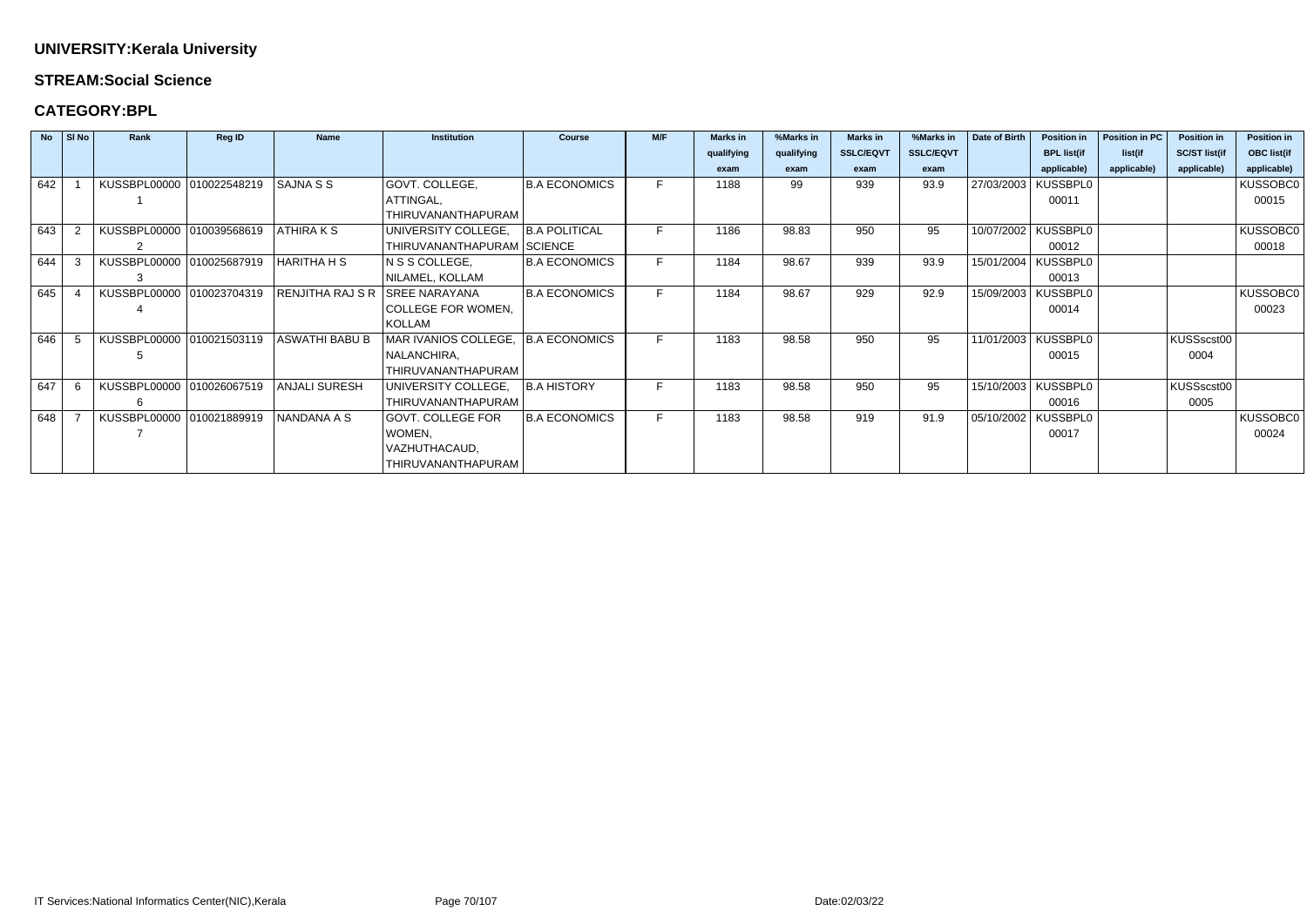**UNIVERSITY:Kerala University**

**STREAM:Social Science**

**CATEGORY:BPL**

| No | Sl No | Rank | Reg ID | Name | Institution | Course | M/F | Marks in qualifying exam | %Marks in qualifying exam | Marks in SSLC/EQVT exam | %Marks in SSLC/EQVT exam | Date of Birth | Position in BPL list(if applicable) | Position in PC list(if applicable) | Position in SC/ST list(if applicable) | Position in OBC list(if applicable) |
|---|---|---|---|---|---|---|---|---|---|---|---|---|---|---|---|---|
| 642 | 1 | KUSSBPL000001 | 010022548219 | SAJNA S S | GOVT. COLLEGE, ATTINGAL, THIRUVANANTHAPURAM | B.A ECONOMICS | F | 1188 | 99 | 939 | 93.9 | 27/03/2003 | KUSSBPL000011 | | | KUSSOBC000015 |
| 643 | 2 | KUSSBPL000002 | 010039568619 | ATHIRA K S | UNIVERSITY COLLEGE, THIRUVANANTHAPURAM | B.A POLITICAL SCIENCE | F | 1186 | 98.83 | 950 | 95 | 10/07/2002 | KUSSBPL000012 | | | KUSSOBC000018 |
| 644 | 3 | KUSSBPL000003 | 010025687919 | HARITHA H S | N S S COLLEGE, NILAMEL, KOLLAM | B.A ECONOMICS | F | 1184 | 98.67 | 939 | 93.9 | 15/01/2004 | KUSSBPL000013 | | | |
| 645 | 4 | KUSSBPL000004 | 010023704319 | RENJITHA RAJ S R | SREE NARAYANA COLLEGE FOR WOMEN, KOLLAM | B.A ECONOMICS | F | 1184 | 98.67 | 929 | 92.9 | 15/09/2003 | KUSSBPL000014 | | | KUSSOBC000023 |
| 646 | 5 | KUSSBPL000005 | 010021503119 | ASWATHI BABU B | MAR IVANIOS COLLEGE, NALANCHIRA, THIRUVANANTHAPURAM | B.A ECONOMICS | F | 1183 | 98.58 | 950 | 95 | 11/01/2003 | KUSSBPL000015 | | KUSSscst000004 | |
| 647 | 6 | KUSSBPL000006 | 010026067519 | ANJALI SURESH | UNIVERSITY COLLEGE, THIRUVANANTHAPURAM | B.A HISTORY | F | 1183 | 98.58 | 950 | 95 | 15/10/2003 | KUSSBPL000016 | | KUSSscst000005 | |
| 648 | 7 | KUSSBPL000007 | 010021889919 | NANDANA A S | GOVT. COLLEGE FOR WOMEN, VAZHUTHACAUD, THIRUVANANTHAPURAM | B.A ECONOMICS | F | 1183 | 98.58 | 919 | 91.9 | 05/10/2002 | KUSSBPL000017 | | | KUSSOBC000024 |

IT Services:National Informatics Center(NIC),Kerala

Date:02/03/22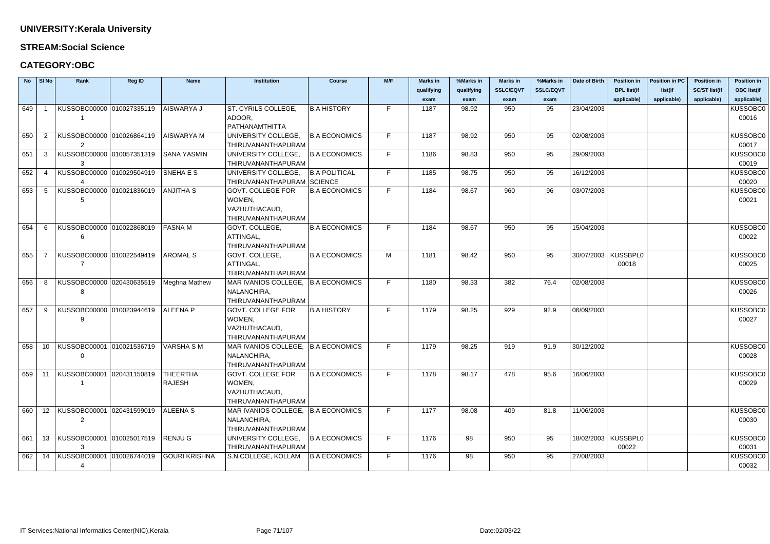**UNIVERSITY:Kerala University**

**STREAM:Social Science**

**CATEGORY:OBC**

| No | Sl No | Rank | Reg ID | Name | Institution | Course | M/F | Marks in qualifying exam | %Marks in qualifying exam | Marks in SSLC/EQVT exam | %Marks in SSLC/EQVT exam | Date of Birth | Position in BPL list(if applicable) | Position in PC list(if applicable) | Position in SC/ST list(if applicable) | Position in OBC list(if applicable) |
|---|---|---|---|---|---|---|---|---|---|---|---|---|---|---|---|---|
| 649 | 1 | KUSSOBC000001 | 010027335119 | AISWARYA J | ST. CYRILS COLLEGE, ADOOR, PATHANAMTHITTA | B.A HISTORY | F | 1187 | 98.92 | 950 | 95 | 23/04/2003 | | | | KUSSOBC000016 |
| 650 | 2 | KUSSOBC000002 | 010026864119 | AISWARYA M | UNIVERSITY COLLEGE, THIRUVANANTHAPURAM | B.A ECONOMICS | F | 1187 | 98.92 | 950 | 95 | 02/08/2003 | | | | KUSSOBC000017 |
| 651 | 3 | KUSSOBC000003 | 010057351319 | SANA YASMIN | UNIVERSITY COLLEGE, THIRUVANANTHAPURAM | B.A ECONOMICS | F | 1186 | 98.83 | 950 | 95 | 29/09/2003 | | | | KUSSOBC000019 |
| 652 | 4 | KUSSOBC000004 | 010029504919 | SNEHA E S | UNIVERSITY COLLEGE, THIRUVANANTHAPURAM | B.A POLITICAL SCIENCE | F | 1185 | 98.75 | 950 | 95 | 16/12/2003 | | | | KUSSOBC000020 |
| 653 | 5 | KUSSOBC000005 | 010021836019 | ANJITHA S | GOVT. COLLEGE FOR WOMEN, VAZHUTHACAUD, THIRUVANANTHAPURAM | B.A ECONOMICS | F | 1184 | 98.67 | 960 | 96 | 03/07/2003 | | | | KUSSOBC000021 |
| 654 | 6 | KUSSOBC000006 | 010022868019 | FASNA M | GOVT. COLLEGE, ATTINGAL, THIRUVANANTHAPURAM | B.A ECONOMICS | F | 1184 | 98.67 | 950 | 95 | 15/04/2003 | | | | KUSSOBC000022 |
| 655 | 7 | KUSSOBC000007 | 010022549419 | AROMAL S | GOVT. COLLEGE, ATTINGAL, THIRUVANANTHAPURAM | B.A ECONOMICS | M | 1181 | 98.42 | 950 | 95 | 30/07/2003 | KUSSBPL000018 | | | KUSSOBC000025 |
| 656 | 8 | KUSSOBC000008 | 020430635519 | Meghna Mathew | MAR IVANIOS COLLEGE, NALANCHIRA, THIRUVANANTHAPURAM | B.A ECONOMICS | F | 1180 | 98.33 | 382 | 76.4 | 02/08/2003 | | | | KUSSOBC000026 |
| 657 | 9 | KUSSOBC000009 | 010023944619 | ALEENA P | GOVT. COLLEGE FOR WOMEN, VAZHUTHACAUD, THIRUVANANTHAPURAM | B.A HISTORY | F | 1179 | 98.25 | 929 | 92.9 | 06/09/2003 | | | | KUSSOBC000027 |
| 658 | 10 | KUSSOBC000010 | 010021536719 | VARSHA S M | MAR IVANIOS COLLEGE, NALANCHIRA, THIRUVANANTHAPURAM | B.A ECONOMICS | F | 1179 | 98.25 | 919 | 91.9 | 30/12/2002 | | | | KUSSOBC000028 |
| 659 | 11 | KUSSOBC000011 | 020431150819 | THEERTHA RAJESH | GOVT. COLLEGE FOR WOMEN, VAZHUTHACAUD, THIRUVANANTHAPURAM | B.A ECONOMICS | F | 1178 | 98.17 | 478 | 95.6 | 16/06/2003 | | | | KUSSOBC000029 |
| 660 | 12 | KUSSOBC000012 | 020431599019 | ALEENA S | MAR IVANIOS COLLEGE, NALANCHIRA, THIRUVANANTHAPURAM | B.A ECONOMICS | F | 1177 | 98.08 | 409 | 81.8 | 11/06/2003 | | | | KUSSOBC000030 |
| 661 | 13 | KUSSOBC000013 | 010025017519 | RENJU G | UNIVERSITY COLLEGE, THIRUVANANTHAPURAM | B.A ECONOMICS | F | 1176 | 98 | 950 | 95 | 18/02/2003 | KUSSBPL000022 | | | KUSSOBC000031 |
| 662 | 14 | KUSSOBC000014 | 010026744019 | GOURI KRISHNA | S.N.COLLEGE, KOLLAM | B.A ECONOMICS | F | 1176 | 98 | 950 | 95 | 27/08/2003 | | | | KUSSOBC000032 |

IT Services:National Informatics Center(NIC),Kerala | Date:02/03/22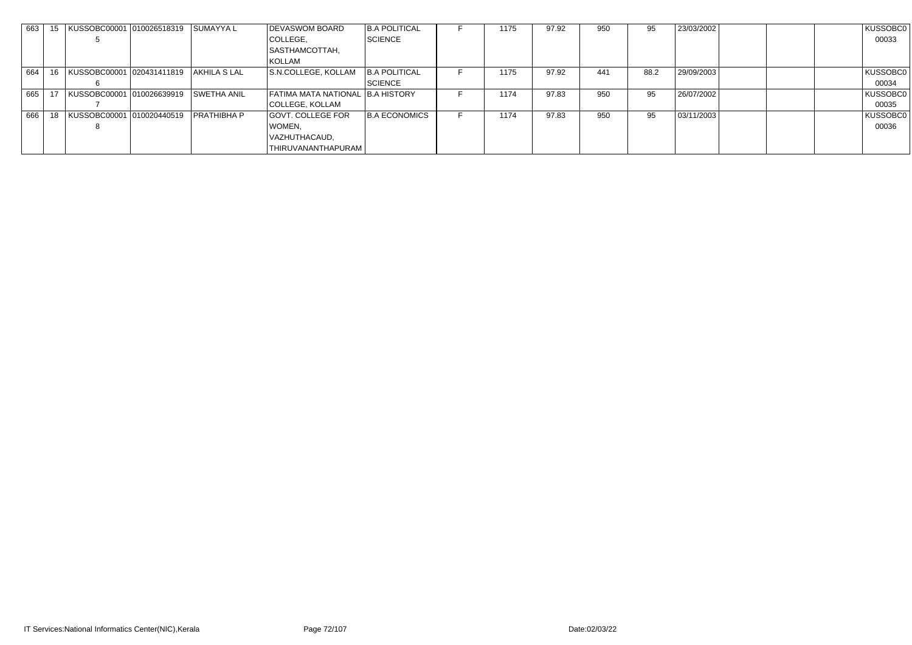| 663 | 15 | KUSSOBC000015 | 010026518319 | SUMAYYA L | DEVASWOM BOARD COLLEGE, SASTHAMCOTTAH, KOLLAM | B.A POLITICAL SCIENCE | F | 1175 | 97.92 | 950 | 95 | 23/03/2002 | | | | KUSSOBC000033 |
|---|---|---|---|---|---|---|---|---|---|---|---|---|---|---|---|---|
| 664 | 16 | KUSSOBC000016 | 020431411819 | AKHILA S LAL | S.N.COLLEGE, KOLLAM | B.A POLITICAL SCIENCE | F | 1175 | 97.92 | 441 | 88.2 | 29/09/2003 | | | | KUSSOBC000034 |
| 665 | 17 | KUSSOBC000017 | 010026639919 | SWETHA ANIL | FATIMA MATA NATIONAL COLLEGE, KOLLAM | B.A HISTORY | F | 1174 | 97.83 | 950 | 95 | 26/07/2002 | | | | KUSSOBC000035 |
| 666 | 18 | KUSSOBC000018 | 010020440519 | PRATHIBHA P | GOVT. COLLEGE FOR WOMEN, VAZHUTHACAUD, THIRUVANANTHAPURAM | B.A ECONOMICS | F | 1174 | 97.83 | 950 | 95 | 03/11/2003 | | | | KUSSOBC000036 |

IT Services:National Informatics Center(NIC),Kerala

Date:02/03/22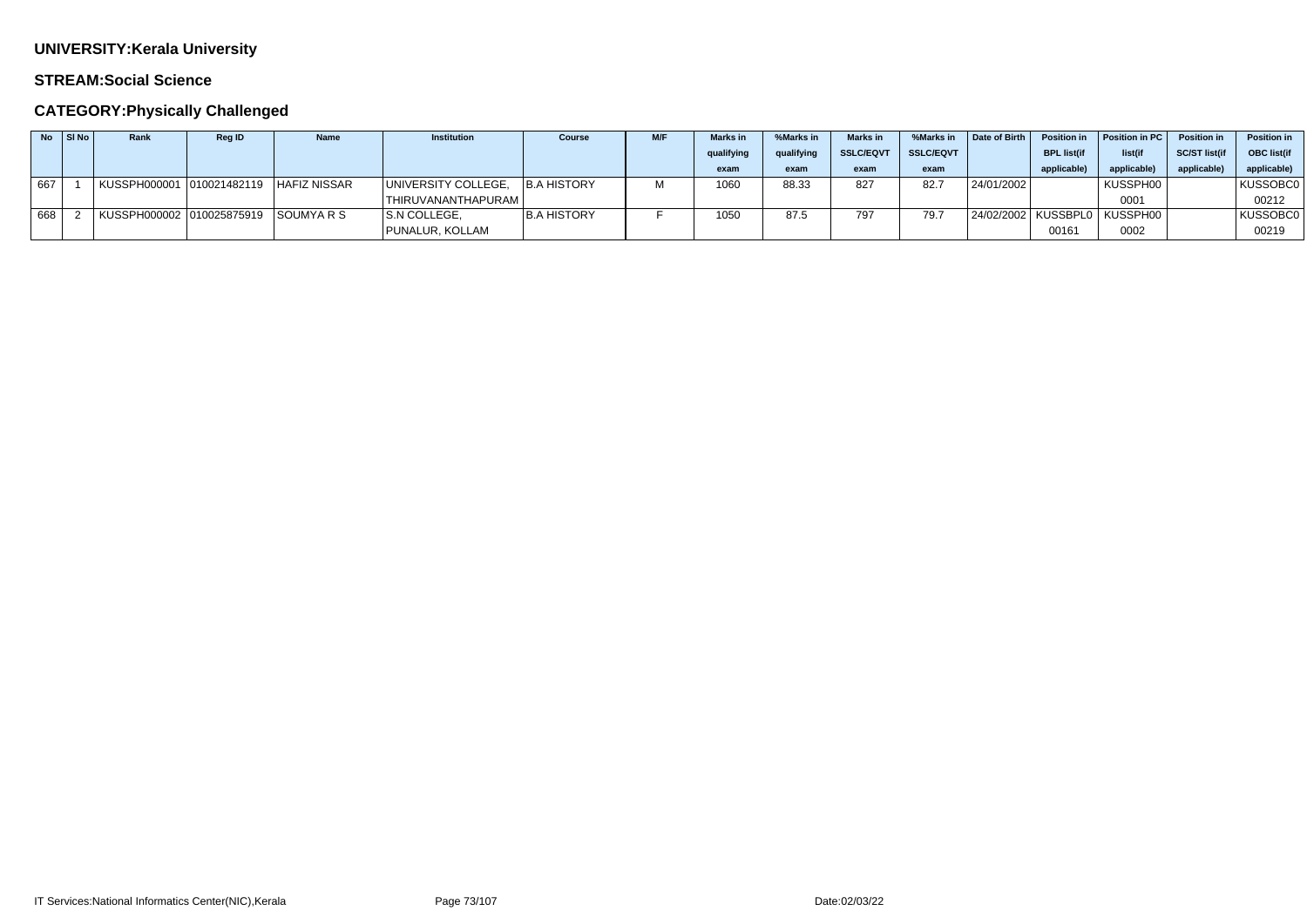**UNIVERSITY:Kerala University**

**STREAM:Social Science**

**CATEGORY:Physically Challenged**

| No | Sl No | Rank | Reg ID | Name | Institution | Course | M/F | Marks in qualifying exam | %Marks in qualifying exam | Marks in SSLC/EQVT exam | %Marks in SSLC/EQVT exam | Date of Birth | Position in BPL list(if applicable) | Position in PC list(if applicable) | Position in SC/ST list(if applicable) | Position in OBC list(if applicable) |
|---|---|---|---|---|---|---|---|---|---|---|---|---|---|---|---|---|
| 667 | 1 | KUSSPH000001 | 010021482119 | HAFIZ NISSAR | UNIVERSITY COLLEGE, THIRUVANANTHAPURAM | B.A HISTORY | M | 1060 | 88.33 | 827 | 82.7 | 24/01/2002 | | KUSSPH000001 | | KUSSOBC000212 |
| 668 | 2 | KUSSPH000002 | 010025875919 | SOUMYA R S | S.N COLLEGE, PUNALUR, KOLLAM | B.A HISTORY | F | 1050 | 87.5 | 797 | 79.7 | 24/02/2002 | KUSSBPL000161 | KUSSPH000002 | | KUSSOBC000219 |

IT Services:National Informatics Center(NIC),Kerala

Date:02/03/22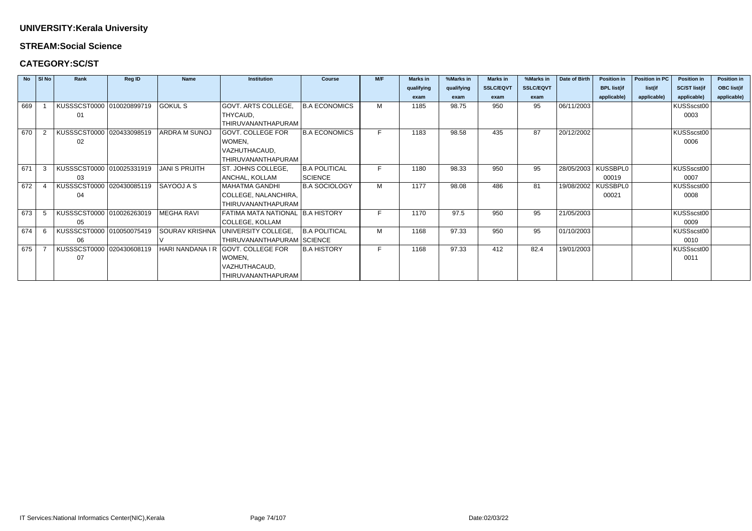**UNIVERSITY:Kerala University**

**STREAM:Social Science**

**CATEGORY:SC/ST**

| No | Sl No | Rank | Reg ID | Name | Institution | Course | M/F | Marks in qualifying exam | %Marks in qualifying exam | Marks in SSLC/EQVT exam | %Marks in SSLC/EQVT exam | Date of Birth | Position in BPL list(if applicable) | Position in PC list(if applicable) | Position in SC/ST list(if applicable) | Position in OBC list(if applicable) |
|---|---|---|---|---|---|---|---|---|---|---|---|---|---|---|---|---|
| 669 | 1 | KUSSSCST000001 | 010020899719 | GOKUL S | GOVT. ARTS COLLEGE, THYCAUD, THIRUVANANTHAPURAM | B.A ECONOMICS | M | 1185 | 98.75 | 950 | 95 | 06/11/2003 | | | KUSSscst000003 | |
| 670 | 2 | KUSSSCST000002 | 020433098519 | ARDRA M SUNOJ | GOVT. COLLEGE FOR WOMEN, VAZHUTHACAUD, THIRUVANANTHAPURAM | B.A ECONOMICS | F | 1183 | 98.58 | 435 | 87 | 20/12/2002 | | | KUSSscst000006 | |
| 671 | 3 | KUSSSCST000003 | 010025331919 | JANI S PRIJITH | ST. JOHNS COLLEGE, ANCHAL, KOLLAM | B.A POLITICAL SCIENCE | F | 1180 | 98.33 | 950 | 95 | 28/05/2003 | KUSSBPL000019 | | KUSSscst000007 | |
| 672 | 4 | KUSSSCST000004 | 020430085119 | SAYOOJ A S | MAHATMA GANDHI COLLEGE, NALANCHIRA, THIRUVANANTHAPURAM | B.A SOCIOLOGY | M | 1177 | 98.08 | 486 | 81 | 19/08/2002 | KUSSBPL000021 | | KUSSscst000008 | |
| 673 | 5 | KUSSSCST000005 | 010026263019 | MEGHA RAVI | FATIMA MATA NATIONAL COLLEGE, KOLLAM | B.A HISTORY | F | 1170 | 97.5 | 950 | 95 | 21/05/2003 | | | KUSSscst000009 | |
| 674 | 6 | KUSSSCST000006 | 010050075419 | SOURAV KRISHNA V | UNIVERSITY COLLEGE, THIRUVANANTHAPURAM | B.A POLITICAL SCIENCE | M | 1168 | 97.33 | 950 | 95 | 01/10/2003 | | | KUSSscst000010 | |
| 675 | 7 | KUSSSCST000007 | 020430608119 | HARI NANDANA I R | GOVT. COLLEGE FOR WOMEN, VAZHUTHACAUD, THIRUVANANTHAPURAM | B.A HISTORY | F | 1168 | 97.33 | 412 | 82.4 | 19/01/2003 | | | KUSSscst000011 | |

IT Services:National Informatics Center(NIC),Kerala

Date:02/03/22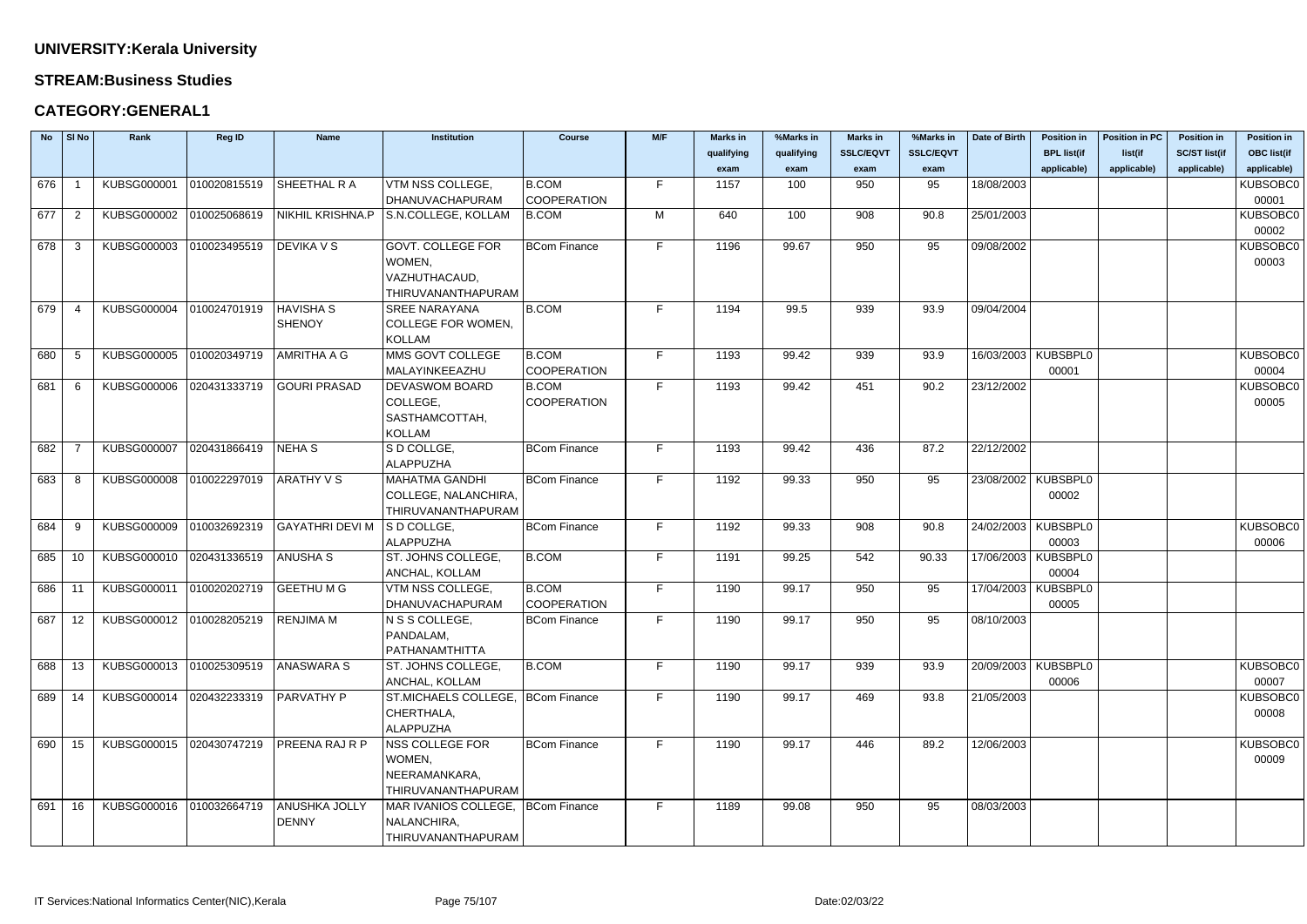**UNIVERSITY:Kerala University**

**STREAM:Business Studies**

**CATEGORY:GENERAL1**

| No | Sl No | Rank | Reg ID | Name | Institution | Course | M/F | Marks in qualifying exam | %Marks in qualifying exam | Marks in SSLC/EQVT exam | %Marks in SSLC/EQVT exam | Date of Birth | Position in BPL list(if applicable) | Position in PC list(if applicable) | Position in SC/ST list(if applicable) | Position in OBC list(if applicable) |
|---|---|---|---|---|---|---|---|---|---|---|---|---|---|---|---|---|
| 676 | 1 | KUBSG000001 | 010020815519 | SHEETHAL R A | VTM NSS COLLEGE, DHANUVACHAPURAM | B.COM COOPERATION | F | 1157 | 100 | 950 | 95 | 18/08/2003 | | | | KUBSOBC000001 |
| 677 | 2 | KUBSG000002 | 010025068619 | NIKHIL KRISHNA.P | S.N.COLLEGE, KOLLAM | B.COM | M | 640 | 100 | 908 | 90.8 | 25/01/2003 | | | | KUBSOBC000002 |
| 678 | 3 | KUBSG000003 | 010023495519 | DEVIKA V S | GOVT. COLLEGE FOR WOMEN, VAZHUTHACAUD, THIRUVANANTHAPURAM | BCom Finance | F | 1196 | 99.67 | 950 | 95 | 09/08/2002 | | | | KUBSOBC000003 |
| 679 | 4 | KUBSG000004 | 010024701919 | HAVISHA S SHENOY | SREE NARAYANA COLLEGE FOR WOMEN, KOLLAM | B.COM | F | 1194 | 99.5 | 939 | 93.9 | 09/04/2004 | | | | |
| 680 | 5 | KUBSG000005 | 010020349719 | AMRITHA A G | MMS GOVT COLLEGE MALAYINKEEZHU | B.COM COOPERATION | F | 1193 | 99.42 | 939 | 93.9 | 16/03/2003 | KUBSBPL000001 | | | KUBSOBC000004 |
| 681 | 6 | KUBSG000006 | 020431333719 | GOURI PRASAD | DEVASWOM BOARD COLLEGE, SASTHAMCOTTAH, KOLLAM | B.COM COOPERATION | F | 1193 | 99.42 | 451 | 90.2 | 23/12/2002 | | | | KUBSOBC000005 |
| 682 | 7 | KUBSG000007 | 020431866419 | NEHA S | S D COLLGE, ALAPPUZHA | BCom Finance | F | 1193 | 99.42 | 436 | 87.2 | 22/12/2002 | | | | |
| 683 | 8 | KUBSG000008 | 010022297019 | ARATHY V S | MAHATMA GANDHI COLLEGE, NALANCHIRA, THIRUVANANTHAPURAM | BCom Finance | F | 1192 | 99.33 | 950 | 95 | 23/08/2002 | KUBSBPL000002 | | | |
| 684 | 9 | KUBSG000009 | 010032692319 | GAYATHRI DEVI M | S D COLLGE, ALAPPUZHA | BCom Finance | F | 1192 | 99.33 | 908 | 90.8 | 24/02/2003 | KUBSBPL000003 | | | KUBSOBC000006 |
| 685 | 10 | KUBSG000010 | 020431336519 | ANUSHA S | ST. JOHNS COLLEGE, ANCHAL, KOLLAM | B.COM | F | 1191 | 99.25 | 542 | 90.33 | 17/06/2003 | KUBSBPL000004 | | | |
| 686 | 11 | KUBSG000011 | 010020202719 | GEETHU M G | VTM NSS COLLEGE, DHANUVACHAPURAM | B.COM COOPERATION | F | 1190 | 99.17 | 950 | 95 | 17/04/2003 | KUBSBPL000005 | | | |
| 687 | 12 | KUBSG000012 | 010028205219 | RENJIMA M | N S S COLLEGE, PANDALAM, PATHANAMTHITTA | BCom Finance | F | 1190 | 99.17 | 950 | 95 | 08/10/2003 | | | | |
| 688 | 13 | KUBSG000013 | 010025309519 | ANASWARA S | ST. JOHNS COLLEGE, ANCHAL, KOLLAM | B.COM | F | 1190 | 99.17 | 939 | 93.9 | 20/09/2003 | KUBSBPL000006 | | | KUBSOBC000007 |
| 689 | 14 | KUBSG000014 | 020432233319 | PARVATHY P | ST.MICHAELS COLLEGE, CHERTHALA, ALAPPUZHA | BCom Finance | F | 1190 | 99.17 | 469 | 93.8 | 21/05/2003 | | | | KUBSOBC000008 |
| 690 | 15 | KUBSG000015 | 020430747219 | PREENA RAJ R P | NSS COLLEGE FOR WOMEN, NEERAMANKARA, THIRUVANANTHAPURAM | BCom Finance | F | 1190 | 99.17 | 446 | 89.2 | 12/06/2003 | | | | KUBSOBC000009 |
| 691 | 16 | KUBSG000016 | 010032664719 | ANUSHKA JOLLY DENNY | MAR IVANIOS COLLEGE, NALANCHIRA, THIRUVANANTHAPURAM | BCom Finance | F | 1189 | 99.08 | 950 | 95 | 08/03/2003 | | | | |

IT Services:National Informatics Center(NIC),Kerala Date:02/03/22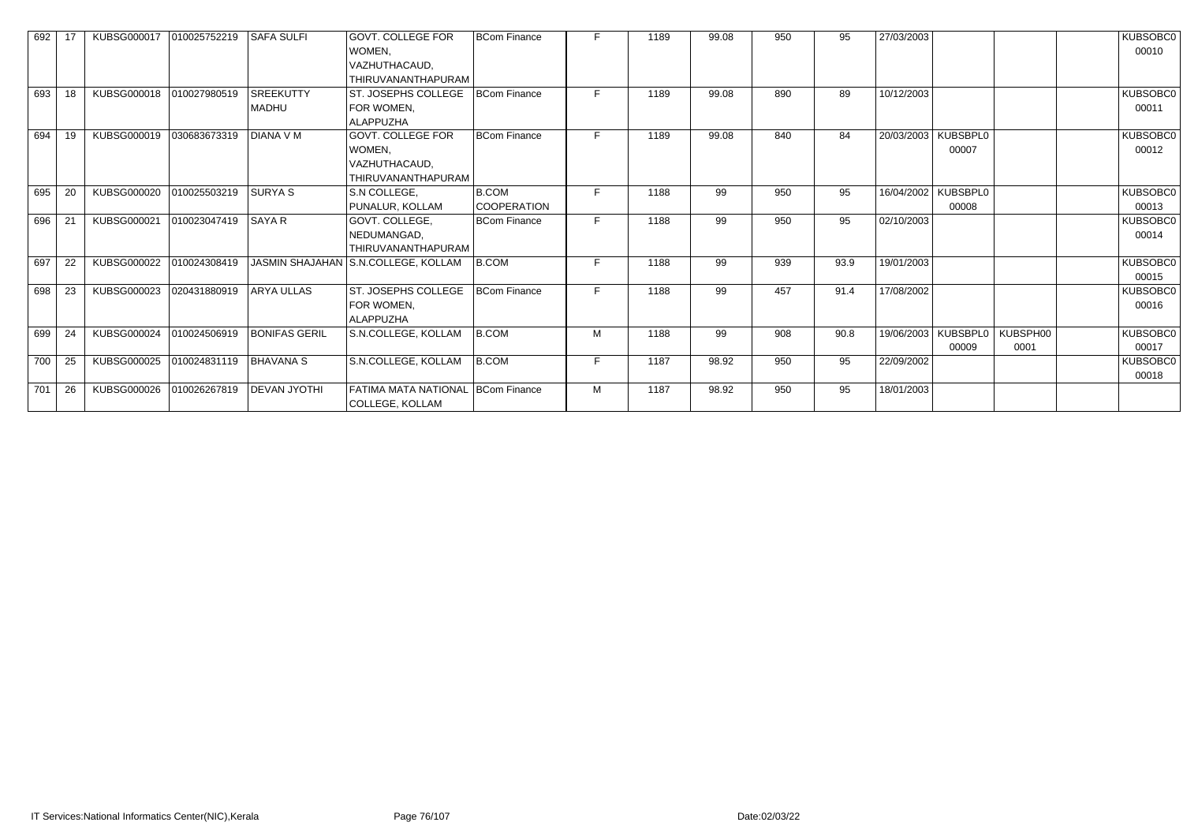| 692 | 17 | KUBSG000017 | 010025752219 | SAFA SULFI | GOVT. COLLEGE FOR WOMEN, VAZHUTHACAUD, THIRUVANANTHAPURAM | BCom Finance | F | 1189 | 99.08 | 950 | 95 | 27/03/2003 | | | | KUBSOBC000010 |
|---|---|---|---|---|---|---|---|---|---|---|---|---|---|---|---|---|
| 693 | 18 | KUBSG000018 | 010027980519 | SREEKUTTY MADHU | ST. JOSEPHS COLLEGE FOR WOMEN, ALAPPUZHA | BCom Finance | F | 1189 | 99.08 | 890 | 89 | 10/12/2003 | | | | KUBSOBC000011 |
| 694 | 19 | KUBSG000019 | 030683673319 | DIANA V M | GOVT. COLLEGE FOR WOMEN, VAZHUTHACAUD, THIRUVANANTHAPURAM | BCom Finance | F | 1189 | 99.08 | 840 | 84 | 20/03/2003 | KUBSBPL000007 | | | KUBSOBC000012 |
| 695 | 20 | KUBSG000020 | 010025503219 | SURYA S | S.N COLLEGE, PUNALUR, KOLLAM | B.COM COOPERATION | F | 1188 | 99 | 950 | 95 | 16/04/2002 | KUBSBPL000008 | | | KUBSOBC000013 |
| 696 | 21 | KUBSG000021 | 010023047419 | SAYA R | GOVT. COLLEGE, NEDUMANGAD, THIRUVANANTHAPURAM | BCom Finance | F | 1188 | 99 | 950 | 95 | 02/10/2003 | | | | KUBSOBC000014 |
| 697 | 22 | KUBSG000022 | 010024308419 | JASMIN SHAJAHAN | S.N.COLLEGE, KOLLAM | B.COM | F | 1188 | 99 | 939 | 93.9 | 19/01/2003 | | | | KUBSOBC000015 |
| 698 | 23 | KUBSG000023 | 020431880919 | ARYA ULLAS | ST. JOSEPHS COLLEGE FOR WOMEN, ALAPPUZHA | BCom Finance | F | 1188 | 99 | 457 | 91.4 | 17/08/2002 | | | | KUBSOBC000016 |
| 699 | 24 | KUBSG000024 | 010024506919 | BONIFAS GERIL | S.N.COLLEGE, KOLLAM | B.COM | M | 1188 | 99 | 908 | 90.8 | 19/06/2003 | KUBSBPL000009 | KUBSPH000001 | | KUBSOBC000017 |
| 700 | 25 | KUBSG000025 | 010024831119 | BHAVANA S | S.N.COLLEGE, KOLLAM | B.COM | F | 1187 | 98.92 | 950 | 95 | 22/09/2002 | | | | KUBSOBC000018 |
| 701 | 26 | KUBSG000026 | 010026267819 | DEVAN JYOTHI | FATIMA MATA NATIONAL COLLEGE, KOLLAM | BCom Finance | M | 1187 | 98.92 | 950 | 95 | 18/01/2003 | | | | |

IT Services:National Informatics Center(NIC),Kerala

Date:02/03/22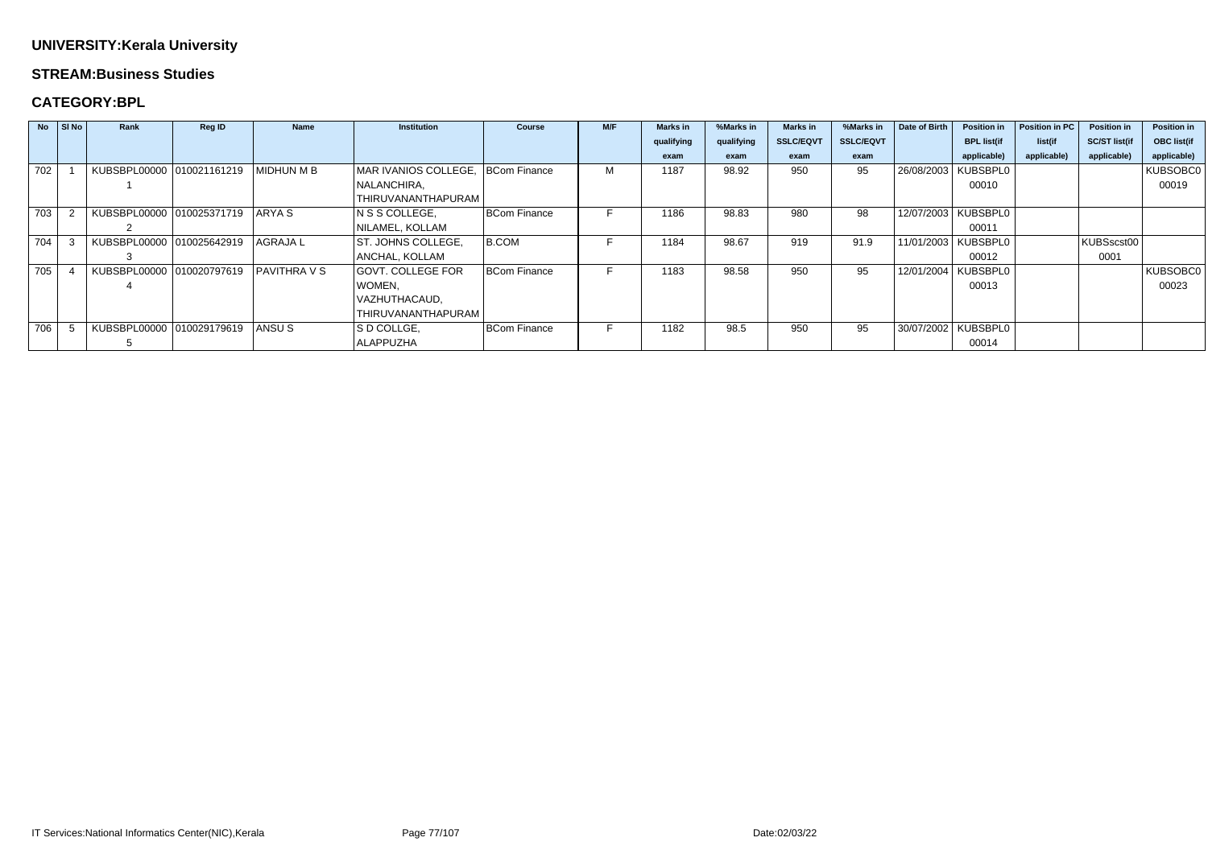**UNIVERSITY:Kerala University**

**STREAM:Business Studies**

**CATEGORY:BPL**

| No | Sl No | Rank | Reg ID | Name | Institution | Course | M/F | Marks in qualifying exam | %Marks in qualifying exam | Marks in SSLC/EQVT exam | %Marks in SSLC/EQVT exam | Date of Birth | Position in BPL list(if applicable) | Position in PC list(if applicable) | Position in SC/ST list(if applicable) | Position in OBC list(if applicable) |
|---|---|---|---|---|---|---|---|---|---|---|---|---|---|---|---|---|
| 702 | 1 | KUBSBPL000001 | 010021161219 | MIDHUN M B | MAR IVANIOS COLLEGE, NALANCHIRA, THIRUVANANTHAPURAM | BCom Finance | M | 1187 | 98.92 | 950 | 95 | 26/08/2003 | KUBSBPL000010 | | | KUBSOBC000019 |
| 703 | 2 | KUBSBPL000002 | 010025371719 | ARYA S | N S S COLLEGE, NILAMEL, KOLLAM | BCom Finance | F | 1186 | 98.83 | 980 | 98 | 12/07/2003 | KUBSBPL000011 | | | |
| 704 | 3 | KUBSBPL000003 | 010025642919 | AGRAJA L | ST. JOHNS COLLEGE, ANCHAL, KOLLAM | B.COM | F | 1184 | 98.67 | 919 | 91.9 | 11/01/2003 | KUBSBPL000012 | | KUBSscst000001 | |
| 705 | 4 | KUBSBPL000004 | 010020797619 | PAVITHRA V S | GOVT. COLLEGE FOR WOMEN, VAZHUTHACAUD, THIRUVANANTHAPURAM | BCom Finance | F | 1183 | 98.58 | 950 | 95 | 12/01/2004 | KUBSBPL000013 | | | KUBSOBC000023 |
| 706 | 5 | KUBSBPL000005 | 010029179619 | ANSU S | S D COLLGE, ALAPPUZHA | BCom Finance | F | 1182 | 98.5 | 950 | 95 | 30/07/2002 | KUBSBPL000014 | | | |

IT Services:National Informatics Center(NIC),Kerala

Date:02/03/22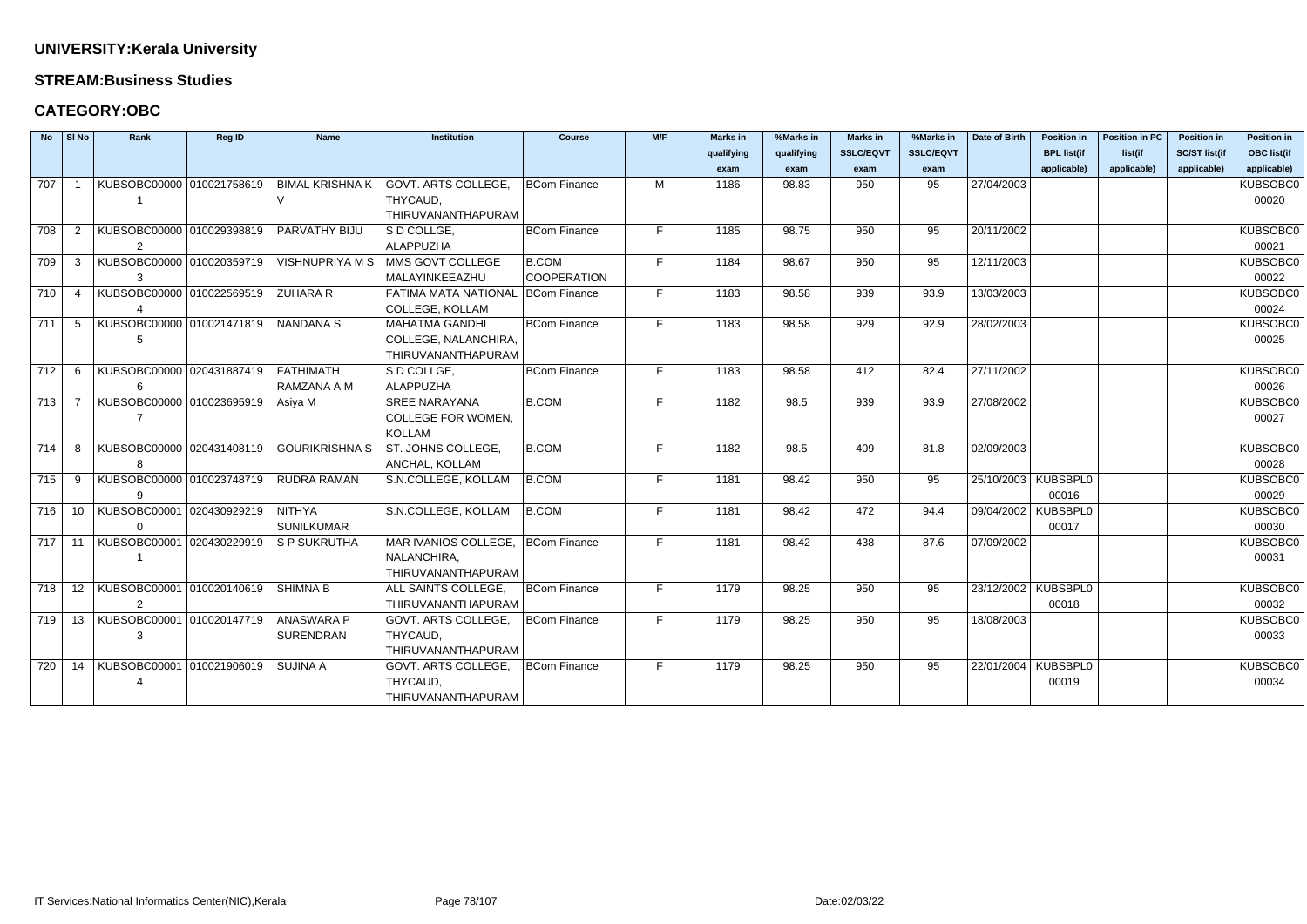**UNIVERSITY:Kerala University**

**STREAM:Business Studies**

**CATEGORY:OBC**

| No | Sl No | Rank | Reg ID | Name | Institution | Course | M/F | Marks in qualifying exam | %Marks in qualifying exam | Marks in SSLC/EQVT exam | %Marks in SSLC/EQVT exam | Date of Birth | Position in BPL list(if applicable) | Position in PC list(if applicable) | Position in SC/ST list(if applicable) | Position in OBC list(if applicable) |
|---|---|---|---|---|---|---|---|---|---|---|---|---|---|---|---|---|
| 707 | 1 | KUBSOBC000001 | 010021758619 | BIMAL KRISHNA K V | GOVT. ARTS COLLEGE, THYCAUD, THIRUVANANTHAPURAM | BCom Finance | M | 1186 | 98.83 | 950 | 95 | 27/04/2003 | | | | KUBSOBC000020 |
| 708 | 2 | KUBSOBC000002 | 010029398819 | PARVATHY BIJU | S D COLLGE, ALAPPUZHA | BCom Finance | F | 1185 | 98.75 | 950 | 95 | 20/11/2002 | | | | KUBSOBC000021 |
| 709 | 3 | KUBSOBC000003 | 010020359719 | VISHNUPRIYA M S | MMS GOVT COLLEGE MALAYINKEEAZHU | B.COM COOPERATION | F | 1184 | 98.67 | 950 | 95 | 12/11/2003 | | | | KUBSOBC000022 |
| 710 | 4 | KUBSOBC000004 | 010022569519 | ZUHARA R | FATIMA MATA NATIONAL COLLEGE, KOLLAM | BCom Finance | F | 1183 | 98.58 | 939 | 93.9 | 13/03/2003 | | | | KUBSOBC000024 |
| 711 | 5 | KUBSOBC000005 | 010021471819 | NANDANA S | MAHATMA GANDHI COLLEGE, NALANCHIRA, THIRUVANANTHAPURAM | BCom Finance | F | 1183 | 98.58 | 929 | 92.9 | 28/02/2003 | | | | KUBSOBC000025 |
| 712 | 6 | KUBSOBC000006 | 020431887419 | FATHIMATH RAMZANA A M | S D COLLGE, ALAPPUZHA | BCom Finance | F | 1183 | 98.58 | 412 | 82.4 | 27/11/2002 | | | | KUBSOBC000026 |
| 713 | 7 | KUBSOBC000007 | 010023695919 | Asiya M | SREE NARAYANA COLLEGE FOR WOMEN, KOLLAM | B.COM | F | 1182 | 98.5 | 939 | 93.9 | 27/08/2002 | | | | KUBSOBC000027 |
| 714 | 8 | KUBSOBC000008 | 020431408119 | GOURIKRISHNA S | ST. JOHNS COLLEGE, ANCHAL, KOLLAM | B.COM | F | 1182 | 98.5 | 409 | 81.8 | 02/09/2003 | | | | KUBSOBC000028 |
| 715 | 9 | KUBSOBC000009 | 010023748719 | RUDRA RAMAN | S.N.COLLEGE, KOLLAM | B.COM | F | 1181 | 98.42 | 950 | 95 | 25/10/2003 | KUBSBPL000016 | | | KUBSOBC000029 |
| 716 | 10 | KUBSOBC000010 | 020430929219 | NITHYA SUNILKUMAR | S.N.COLLEGE, KOLLAM | B.COM | F | 1181 | 98.42 | 472 | 94.4 | 09/04/2002 | KUBSBPL000017 | | | KUBSOBC000030 |
| 717 | 11 | KUBSOBC000011 | 020430229919 | S P SUKRUTHA | MAR IVANIOS COLLEGE, NALANCHIRA, THIRUVANANTHAPURAM | BCom Finance | F | 1181 | 98.42 | 438 | 87.6 | 07/09/2002 | | | | KUBSOBC000031 |
| 718 | 12 | KUBSOBC000012 | 010020140619 | SHIMNA B | ALL SAINTS COLLEGE, THIRUVANANTHAPURAM | BCom Finance | F | 1179 | 98.25 | 950 | 95 | 23/12/2002 | KUBSBPL000018 | | | KUBSOBC000032 |
| 719 | 13 | KUBSOBC000013 | 010020147719 | ANASWARA P SURENDRAN | GOVT. ARTS COLLEGE, THYCAUD, THIRUVANANTHAPURAM | BCom Finance | F | 1179 | 98.25 | 950 | 95 | 18/08/2003 | | | | KUBSOBC000033 |
| 720 | 14 | KUBSOBC000014 | 010021906019 | SUJINA A | GOVT. ARTS COLLEGE, THYCAUD, THIRUVANANTHAPURAM | BCom Finance | F | 1179 | 98.25 | 950 | 95 | 22/01/2004 | KUBSBPL000019 | | | KUBSOBC000034 |

IT Services:National Informatics Center(NIC),Kerala

Date:02/03/22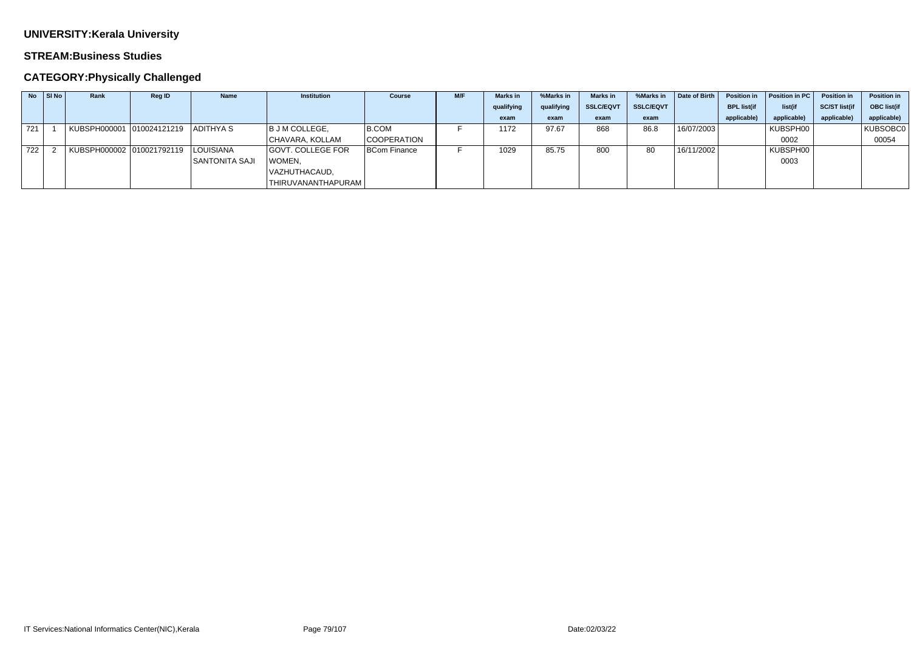**UNIVERSITY:Kerala University**

**STREAM:Business Studies**

**CATEGORY:Physically Challenged**

| No | Sl No | Rank | Reg ID | Name | Institution | Course | M/F | Marks in qualifying exam | %Marks in qualifying exam | Marks in SSLC/EQVT exam | %Marks in SSLC/EQVT exam | Date of Birth | Position in BPL list(if applicable) | Position in PC list(if applicable) | Position in SC/ST list(if applicable) | Position in OBC list(if applicable) |
|---|---|---|---|---|---|---|---|---|---|---|---|---|---|---|---|---|
| 721 | 1 | KUBSPH000001 | 010024121219 | ADITHYA S | B J M COLLEGE, CHAVARA, KOLLAM | B.COM COOPERATION | F | 1172 | 97.67 | 868 | 86.8 | 16/07/2003 | | KUBSPH000002 | | KUBSOBC000054 |
| 722 | 2 | KUBSPH000002 | 010021792119 | LOUISIANA SANTONITA SAJI | GOVT. COLLEGE FOR WOMEN, VAZHUTHACAUD, THIRUVANANTHAPURAM | BCom Finance | F | 1029 | 85.75 | 800 | 80 | 16/11/2002 | | KUBSPH000003 | | |

IT Services:National Informatics Center(NIC),Kerala

Date:02/03/22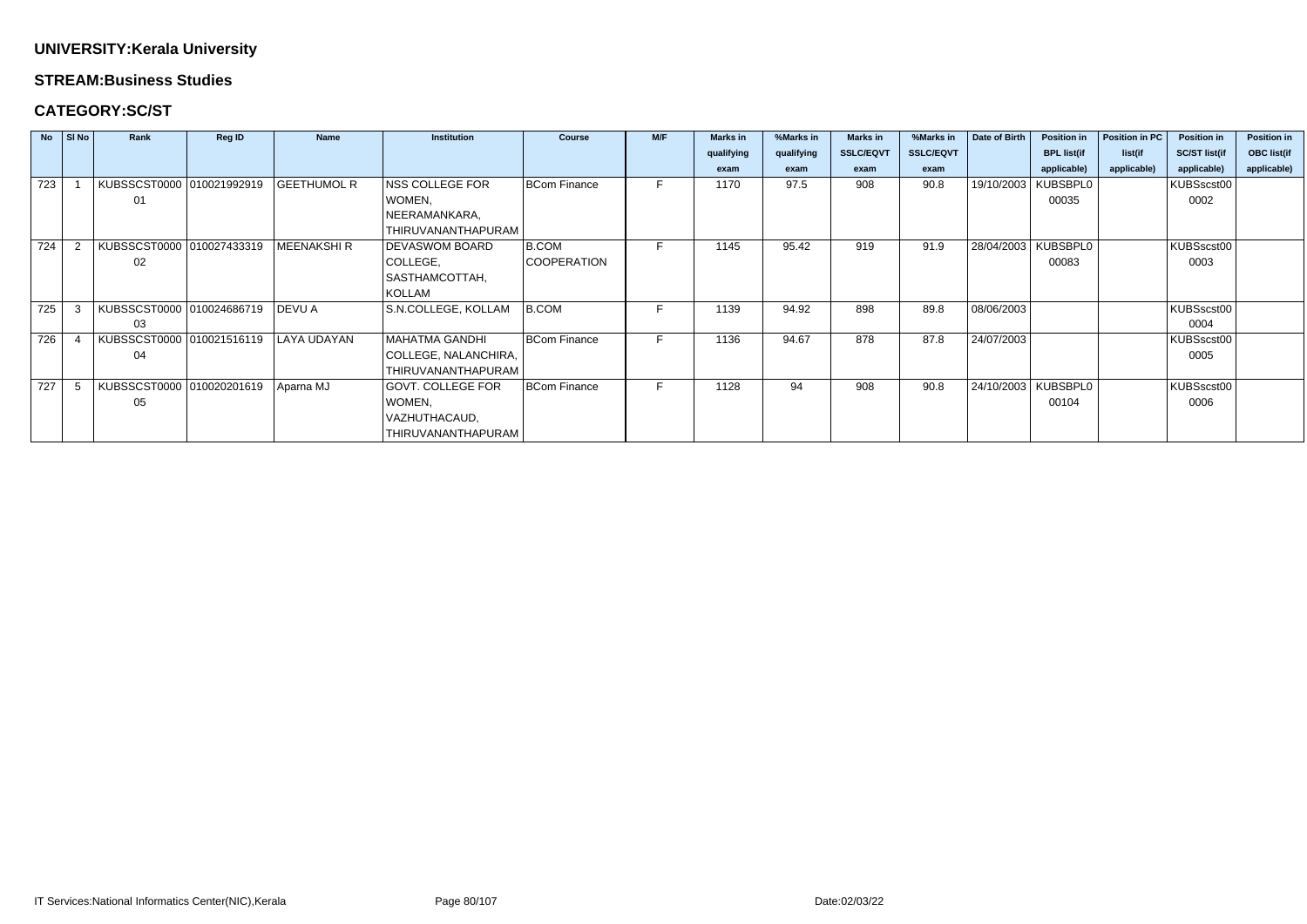**UNIVERSITY:Kerala University**

**STREAM:Business Studies**

**CATEGORY:SC/ST**

| No | Sl No | Rank | Reg ID | Name | Institution | Course | M/F | Marks in qualifying exam | %Marks in qualifying exam | Marks in SSLC/EQVT exam | %Marks in SSLC/EQVT exam | Date of Birth | Position in BPL list(if applicable) | Position in PC list(if applicable) | Position in SC/ST list(if applicable) | Position in OBC list(if applicable) |
|---|---|---|---|---|---|---|---|---|---|---|---|---|---|---|---|---|
| 723 | 1 | KUBSSCST000001 | 010021992919 | GEETHUMOL R | NSS COLLEGE FOR WOMEN, NEERAMANKARA, THIRUVANANTHAPURAM | BCom Finance | F | 1170 | 97.5 | 908 | 90.8 | 19/10/2003 | KUBSBPL000035 | | KUBSscst000002 | |
| 724 | 2 | KUBSSCST000002 | 010027433319 | MEENAKSHI R | DEVASWOM BOARD COLLEGE, SASTHAMCOTTAH, KOLLAM | B.COM COOPERATION | F | 1145 | 95.42 | 919 | 91.9 | 28/04/2003 | KUBSBPL000083 | | KUBSscst000003 | |
| 725 | 3 | KUBSSCST000003 | 010024686719 | DEVU A | S.N.COLLEGE, KOLLAM | B.COM | F | 1139 | 94.92 | 898 | 89.8 | 08/06/2003 | | | KUBSscst000004 | |
| 726 | 4 | KUBSSCST000004 | 010021516119 | LAYA UDAYAN | MAHATMA GANDHI COLLEGE, NALANCHIRA, THIRUVANANTHAPURAM | BCom Finance | F | 1136 | 94.67 | 878 | 87.8 | 24/07/2003 | | | KUBSscst000005 | |
| 727 | 5 | KUBSSCST000005 | 010020201619 | Aparna MJ | GOVT. COLLEGE FOR WOMEN, VAZHUTHACAUD, THIRUVANANTHAPURAM | BCom Finance | F | 1128 | 94 | 908 | 90.8 | 24/10/2003 | KUBSBPL000104 | | KUBSscst000006 | |

IT Services:National Informatics Center(NIC),Kerala

Date:02/03/22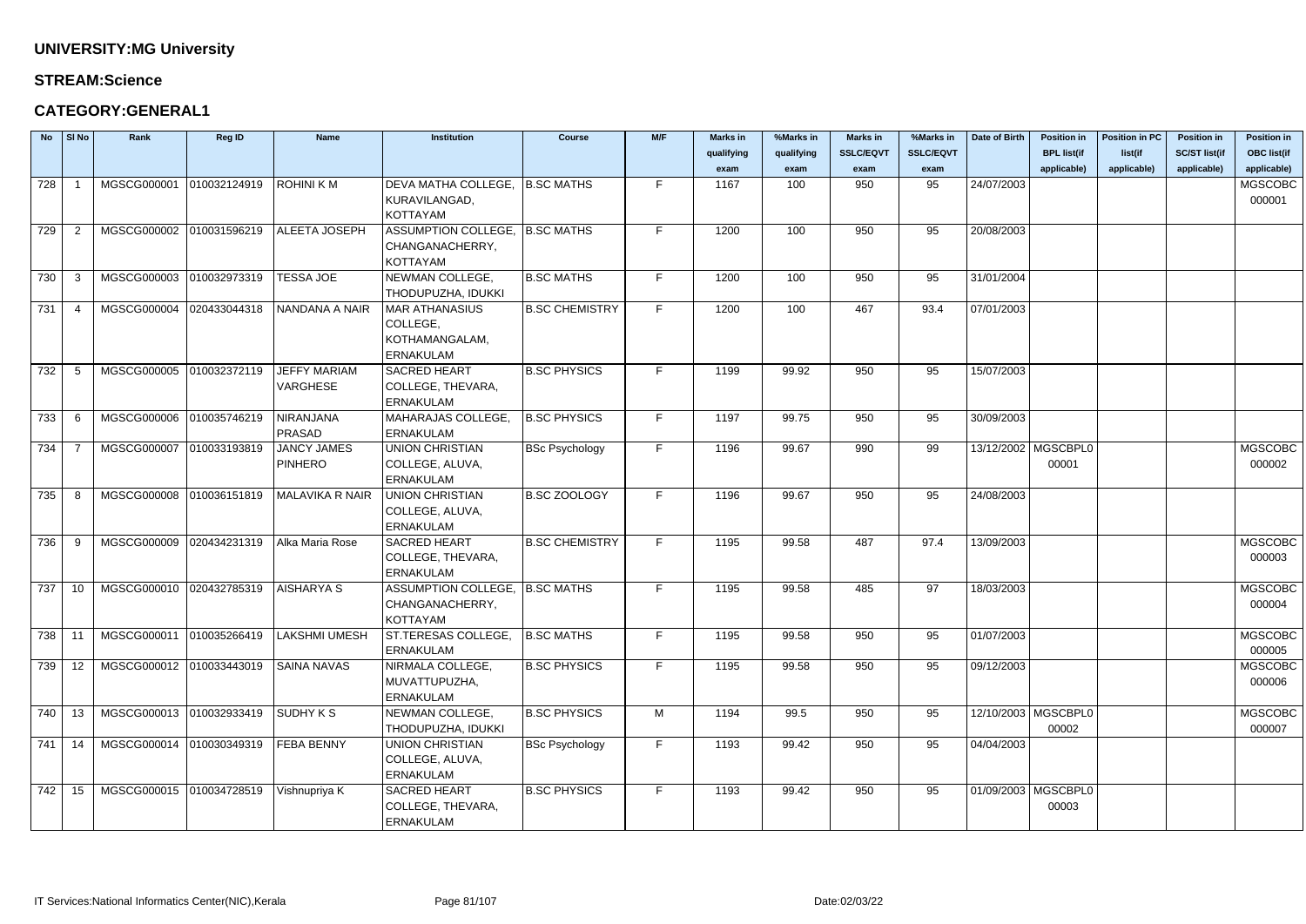**UNIVERSITY:MG University**

**STREAM:Science**

**CATEGORY:GENERAL1**

| No | Sl No | Rank | Reg ID | Name | Institution | Course | M/F | Marks in qualifying exam | %Marks in qualifying exam | Marks in SSLC/EQVT exam | %Marks in SSLC/EQVT exam | Date of Birth | Position in BPL list(if applicable) | Position in PC list(if applicable) | Position in SC/ST list(if applicable) | Position in OBC list(if applicable) |
|---|---|---|---|---|---|---|---|---|---|---|---|---|---|---|---|---|
| 728 | 1 | MGSCG000001 | 010032124919 | ROHINI K M | DEVA MATHA COLLEGE, KURAVILANGAD, KOTTAYAM | B.SC MATHS | F | 1167 | 100 | 950 | 95 | 24/07/2003 | | | | MGSCOBC 000001 |
| 729 | 2 | MGSCG000002 | 010031596219 | ALEETA JOSEPH | ASSUMPTION COLLEGE, CHANGANACHERRY, KOTTAYAM | B.SC MATHS | F | 1200 | 100 | 950 | 95 | 20/08/2003 | | | | |
| 730 | 3 | MGSCG000003 | 010032973319 | TESSA JOE | NEWMAN COLLEGE, THODUPUZHA, IDUKKI | B.SC MATHS | F | 1200 | 100 | 950 | 95 | 31/01/2004 | | | | |
| 731 | 4 | MGSCG000004 | 020433044318 | NANDANA A NAIR | MAR ATHANASIUS COLLEGE, KOTHAMANGALAM, ERNAKULAM | B.SC CHEMISTRY | F | 1200 | 100 | 467 | 93.4 | 07/01/2003 | | | | |
| 732 | 5 | MGSCG000005 | 010032372119 | JEFFY MARIAM VARGHESE | SACRED HEART COLLEGE, THEVARA, ERNAKULAM | B.SC PHYSICS | F | 1199 | 99.92 | 950 | 95 | 15/07/2003 | | | | |
| 733 | 6 | MGSCG000006 | 010035746219 | NIRANJANA PRASAD | MAHARAJAS COLLEGE, ERNAKULAM | B.SC PHYSICS | F | 1197 | 99.75 | 950 | 95 | 30/09/2003 | | | | |
| 734 | 7 | MGSCG000007 | 010033193819 | JANCY JAMES PINHERO | UNION CHRISTIAN COLLEGE, ALUVA, ERNAKULAM | BSc Psychology | F | 1196 | 99.67 | 990 | 99 | 13/12/2002 | MGSCBPL0 00001 | | | MGSCOBC 000002 |
| 735 | 8 | MGSCG000008 | 010036151819 | MALAVIKA R NAIR | UNION CHRISTIAN COLLEGE, ALUVA, ERNAKULAM | B.SC ZOOLOGY | F | 1196 | 99.67 | 950 | 95 | 24/08/2003 | | | | |
| 736 | 9 | MGSCG000009 | 020434231319 | Alka Maria Rose | SACRED HEART COLLEGE, THEVARA, ERNAKULAM | B.SC CHEMISTRY | F | 1195 | 99.58 | 487 | 97.4 | 13/09/2003 | | | | MGSCOBC 000003 |
| 737 | 10 | MGSCG000010 | 020432785319 | AISHARYA S | ASSUMPTION COLLEGE, CHANGANACHERRY, KOTTAYAM | B.SC MATHS | F | 1195 | 99.58 | 485 | 97 | 18/03/2003 | | | | MGSCOBC 000004 |
| 738 | 11 | MGSCG000011 | 010035266419 | LAKSHMI UMESH | ST.TERESAS COLLEGE, ERNAKULAM | B.SC MATHS | F | 1195 | 99.58 | 950 | 95 | 01/07/2003 | | | | MGSCOBC 000005 |
| 739 | 12 | MGSCG000012 | 010033443019 | SAINA NAVAS | NIRMALA COLLEGE, MUVATTUPUZHA, ERNAKULAM | B.SC PHYSICS | F | 1195 | 99.58 | 950 | 95 | 09/12/2003 | | | | MGSCOBC 000006 |
| 740 | 13 | MGSCG000013 | 010032933419 | SUDHY K S | NEWMAN COLLEGE, THODUPUZHA, IDUKKI | B.SC PHYSICS | M | 1194 | 99.5 | 950 | 95 | 12/10/2003 | MGSCBPL0 00002 | | | MGSCOBC 000007 |
| 741 | 14 | MGSCG000014 | 010030349319 | FEBA BENNY | UNION CHRISTIAN COLLEGE, ALUVA, ERNAKULAM | BSc Psychology | F | 1193 | 99.42 | 950 | 95 | 04/04/2003 | | | | |
| 742 | 15 | MGSCG000015 | 010034728519 | Vishnupriya K | SACRED HEART COLLEGE, THEVARA, ERNAKULAM | B.SC PHYSICS | F | 1193 | 99.42 | 950 | 95 | 01/09/2003 | MGSCBPL0 00003 | | | |

IT Services:National Informatics Center(NIC),Kerala | Date:02/03/22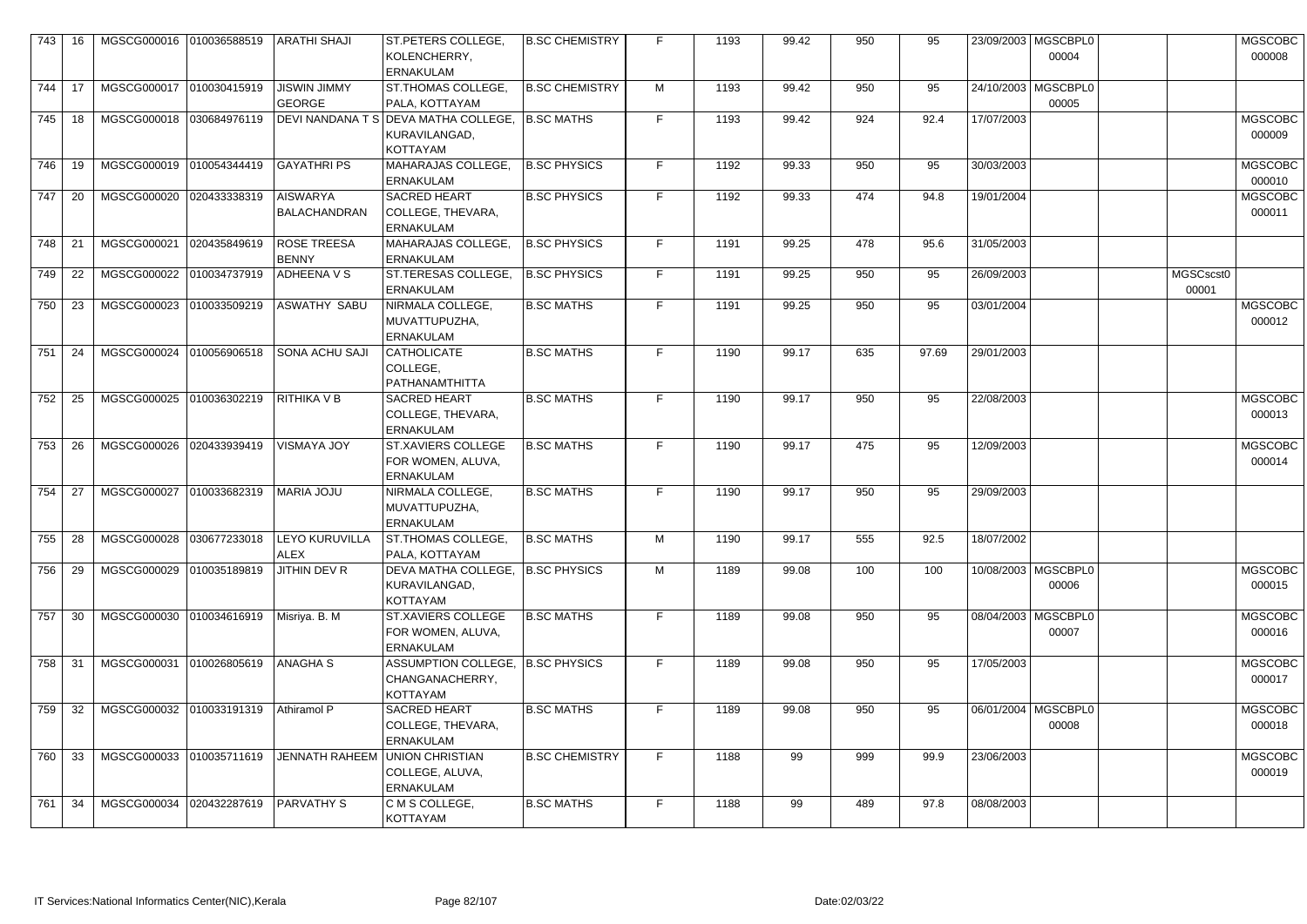| | | | | | | | | | | | | | | | | | |
|---|---|---|---|---|---|---|---|---|---|---|---|---|---|---|---|---|---|
| 743 | 16 | MGSCG000016 | 010036588519 | ARATHI SHAJI | ST.PETERS COLLEGE, KOLENCHERRY, ERNAKULAM | B.SC CHEMISTRY | F | 1193 | 99.42 | 950 | 95 | 23/09/2003 | MGSCBPL000004 | | | MGSCOBC000008 |
| 744 | 17 | MGSCG000017 | 010030415919 | JISWIN JIMMY GEORGE | ST.THOMAS COLLEGE, PALA, KOTTAYAM | B.SC CHEMISTRY | M | 1193 | 99.42 | 950 | 95 | 24/10/2003 | MGSCBPL000005 | | | |
| 745 | 18 | MGSCG000018 | 030684976119 | DEVI NANDANA T S | DEVA MATHA COLLEGE, KURAVILANGAD, KOTTAYAM | B.SC MATHS | F | 1193 | 99.42 | 924 | 92.4 | 17/07/2003 | | | | MGSCOBC000009 |
| 746 | 19 | MGSCG000019 | 010054344419 | GAYATHRI PS | MAHARAJAS COLLEGE, ERNAKULAM | B.SC PHYSICS | F | 1192 | 99.33 | 950 | 95 | 30/03/2003 | | | | MGSCOBC000010 |
| 747 | 20 | MGSCG000020 | 020433338319 | AISWARYA BALACHANDRAN | SACRED HEART COLLEGE, THEVARA, ERNAKULAM | B.SC PHYSICS | F | 1192 | 99.33 | 474 | 94.8 | 19/01/2004 | | | | MGSCOBC000011 |
| 748 | 21 | MGSCG000021 | 020435849619 | ROSE TREESA BENNY | MAHARAJAS COLLEGE, ERNAKULAM | B.SC PHYSICS | F | 1191 | 99.25 | 478 | 95.6 | 31/05/2003 | | | | |
| 749 | 22 | MGSCG000022 | 010034737919 | ADHEENA V S | ST.TERESAS COLLEGE, ERNAKULAM | B.SC PHYSICS | F | 1191 | 99.25 | 950 | 95 | 26/09/2003 | | | MGSCscst000001 | |
| 750 | 23 | MGSCG000023 | 010033509219 | ASWATHY SABU | NIRMALA COLLEGE, MUVATTUPUZHA, ERNAKULAM | B.SC MATHS | F | 1191 | 99.25 | 950 | 95 | 03/01/2004 | | | | MGSCOBC000012 |
| 751 | 24 | MGSCG000024 | 010056906518 | SONA ACHU SAJI | CATHOLICATE COLLEGE, PATHANAMTHITTA | B.SC MATHS | F | 1190 | 99.17 | 635 | 97.69 | 29/01/2003 | | | | |
| 752 | 25 | MGSCG000025 | 010036302219 | RITHIKA V B | SACRED HEART COLLEGE, THEVARA, ERNAKULAM | B.SC MATHS | F | 1190 | 99.17 | 950 | 95 | 22/08/2003 | | | | MGSCOBC000013 |
| 753 | 26 | MGSCG000026 | 020433939419 | VISMAYA JOY | ST.XAVIERS COLLEGE FOR WOMEN, ALUVA, ERNAKULAM | B.SC MATHS | F | 1190 | 99.17 | 475 | 95 | 12/09/2003 | | | | MGSCOBC000014 |
| 754 | 27 | MGSCG000027 | 010033682319 | MARIA JOJU | NIRMALA COLLEGE, MUVATTUPUZHA, ERNAKULAM | B.SC MATHS | F | 1190 | 99.17 | 950 | 95 | 29/09/2003 | | | | |
| 755 | 28 | MGSCG000028 | 030677233018 | LEYO KURUVILLA ALEX | ST.THOMAS COLLEGE, PALA, KOTTAYAM | B.SC MATHS | M | 1190 | 99.17 | 555 | 92.5 | 18/07/2002 | | | | |
| 756 | 29 | MGSCG000029 | 010035189819 | JITHIN DEV R | DEVA MATHA COLLEGE, KURAVILANGAD, KOTTAYAM | B.SC PHYSICS | M | 1189 | 99.08 | 100 | 100 | 10/08/2003 | MGSCBPL000006 | | | MGSCOBC000015 |
| 757 | 30 | MGSCG000030 | 010034616919 | Misriya. B. M | ST.XAVIERS COLLEGE FOR WOMEN, ALUVA, ERNAKULAM | B.SC MATHS | F | 1189 | 99.08 | 950 | 95 | 08/04/2003 | MGSCBPL000007 | | | MGSCOBC000016 |
| 758 | 31 | MGSCG000031 | 010026805619 | ANAGHA S | ASSUMPTION COLLEGE, CHANGANACHERRY, KOTTAYAM | B.SC PHYSICS | F | 1189 | 99.08 | 950 | 95 | 17/05/2003 | | | | MGSCOBC000017 |
| 759 | 32 | MGSCG000032 | 010033191319 | Athiramol P | SACRED HEART COLLEGE, THEVARA, ERNAKULAM | B.SC MATHS | F | 1189 | 99.08 | 950 | 95 | 06/01/2004 | MGSCBPL000008 | | | MGSCOBC000018 |
| 760 | 33 | MGSCG000033 | 010035711619 | JENNATH RAHEEM | UNION CHRISTIAN COLLEGE, ALUVA, ERNAKULAM | B.SC CHEMISTRY | F | 1188 | 99 | 999 | 99.9 | 23/06/2003 | | | | MGSCOBC000019 |
| 761 | 34 | MGSCG000034 | 020432287619 | PARVATHY S | C M S COLLEGE, KOTTAYAM | B.SC MATHS | F | 1188 | 99 | 489 | 97.8 | 08/08/2003 | | | | |

IT Services:National Informatics Center(NIC),Kerala Date:02/03/22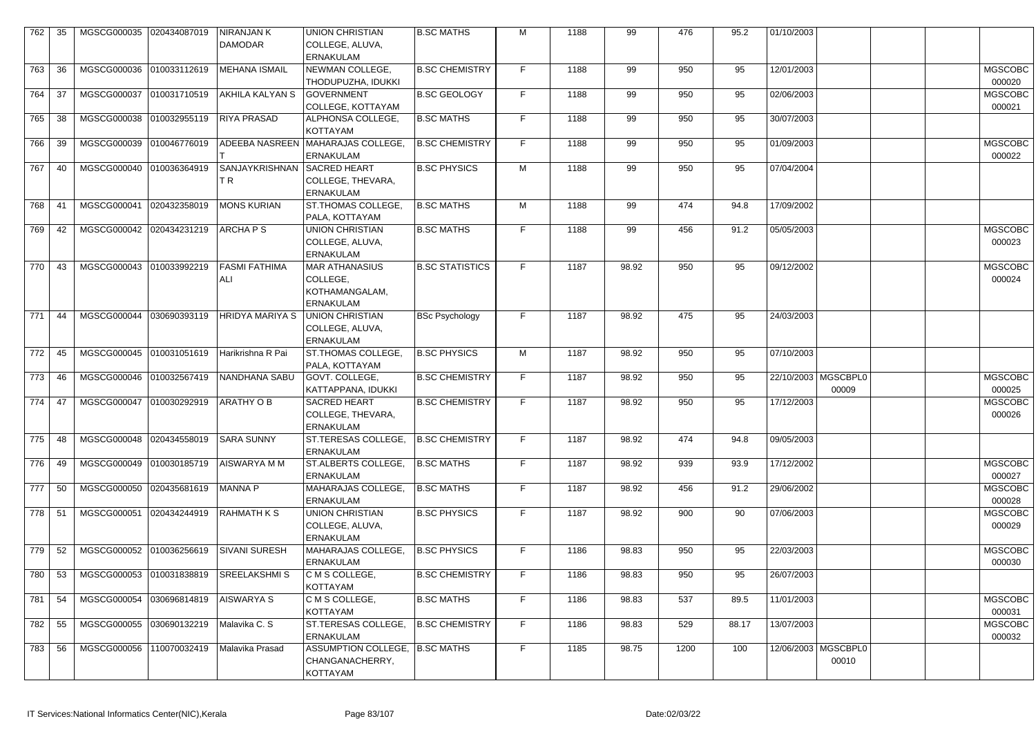| 762 | 35 | MGSCG000035 | 020434087019 | NIRANJAN K DAMODAR | UNION CHRISTIAN COLLEGE, ALUVA, ERNAKULAM | B.SC MATHS | M | 1188 | 99 | 476 | 95.2 | 01/10/2003 | | | | |
|---|---|---|---|---|---|---|---|---|---|---|---|---|---|---|---|---|
| 763 | 36 | MGSCG000036 | 010033112619 | MEHANA ISMAIL | NEWMAN COLLEGE, THODUPUZHA, IDUKKI | B.SC CHEMISTRY | F | 1188 | 99 | 950 | 95 | 12/01/2003 | | | | MGSCOBC 000020 |
| 764 | 37 | MGSCG000037 | 010031710519 | AKHILA KALYAN S | GOVERNMENT COLLEGE, KOTTAYAM | B.SC GEOLOGY | F | 1188 | 99 | 950 | 95 | 02/06/2003 | | | | MGSCOBC 000021 |
| 765 | 38 | MGSCG000038 | 010032955119 | RIYA PRASAD | ALPHONSA COLLEGE, KOTTAYAM | B.SC MATHS | F | 1188 | 99 | 950 | 95 | 30/07/2003 | | | | |
| 766 | 39 | MGSCG000039 | 010046776019 | ADEEBA NASREEN T | MAHARAJAS COLLEGE, ERNAKULAM | B.SC CHEMISTRY | F | 1188 | 99 | 950 | 95 | 01/09/2003 | | | | MGSCOBC 000022 |
| 767 | 40 | MGSCG000040 | 010036364919 | SANJAYKRISHNAN T R | SACRED HEART COLLEGE, THEVARA, ERNAKULAM | B.SC PHYSICS | M | 1188 | 99 | 950 | 95 | 07/04/2004 | | | | |
| 768 | 41 | MGSCG000041 | 020432358019 | MONS KURIAN | ST.THOMAS COLLEGE, PALA, KOTTAYAM | B.SC MATHS | M | 1188 | 99 | 474 | 94.8 | 17/09/2002 | | | | |
| 769 | 42 | MGSCG000042 | 020434231219 | ARCHA P S | UNION CHRISTIAN COLLEGE, ALUVA, ERNAKULAM | B.SC MATHS | F | 1188 | 99 | 456 | 91.2 | 05/05/2003 | | | | MGSCOBC 000023 |
| 770 | 43 | MGSCG000043 | 010033992219 | FASMI FATHIMA ALI | MAR ATHANASIUS COLLEGE, KOTHAMANGALAM, ERNAKULAM | B.SC STATISTICS | F | 1187 | 98.92 | 950 | 95 | 09/12/2002 | | | | MGSCOBC 000024 |
| 771 | 44 | MGSCG000044 | 030690393119 | HRIDYA MARIYA S | UNION CHRISTIAN COLLEGE, ALUVA, ERNAKULAM | BSc Psychology | F | 1187 | 98.92 | 475 | 95 | 24/03/2003 | | | | |
| 772 | 45 | MGSCG000045 | 010031051619 | Harikrishna R Pai | ST.THOMAS COLLEGE, PALA, KOTTAYAM | B.SC PHYSICS | M | 1187 | 98.92 | 950 | 95 | 07/10/2003 | | | | |
| 773 | 46 | MGSCG000046 | 010032567419 | NANDHANA SABU | GOVT. COLLEGE, KATTAPPANA, IDUKKI | B.SC CHEMISTRY | F | 1187 | 98.92 | 950 | 95 | 22/10/2003 | MGSCBPL0 00009 | | | MGSCOBC 000025 |
| 774 | 47 | MGSCG000047 | 010030292919 | ARATHY O B | SACRED HEART COLLEGE, THEVARA, ERNAKULAM | B.SC CHEMISTRY | F | 1187 | 98.92 | 950 | 95 | 17/12/2003 | | | | MGSCOBC 000026 |
| 775 | 48 | MGSCG000048 | 020434558019 | SARA SUNNY | ST.TERESAS COLLEGE, ERNAKULAM | B.SC CHEMISTRY | F | 1187 | 98.92 | 474 | 94.8 | 09/05/2003 | | | | |
| 776 | 49 | MGSCG000049 | 010030185719 | AISWARYA M M | ST.ALBERTS COLLEGE, ERNAKULAM | B.SC MATHS | F | 1187 | 98.92 | 939 | 93.9 | 17/12/2002 | | | | MGSCOBC 000027 |
| 777 | 50 | MGSCG000050 | 020435681619 | MANNA P | MAHARAJAS COLLEGE, ERNAKULAM | B.SC MATHS | F | 1187 | 98.92 | 456 | 91.2 | 29/06/2002 | | | | MGSCOBC 000028 |
| 778 | 51 | MGSCG000051 | 020434244919 | RAHMATH K S | UNION CHRISTIAN COLLEGE, ALUVA, ERNAKULAM | B.SC PHYSICS | F | 1187 | 98.92 | 900 | 90 | 07/06/2003 | | | | MGSCOBC 000029 |
| 779 | 52 | MGSCG000052 | 010036256619 | SIVANI SURESH | MAHARAJAS COLLEGE, ERNAKULAM | B.SC PHYSICS | F | 1186 | 98.83 | 950 | 95 | 22/03/2003 | | | | MGSCOBC 000030 |
| 780 | 53 | MGSCG000053 | 010031838819 | SREELAKSHMI S | C M S COLLEGE, KOTTAYAM | B.SC CHEMISTRY | F | 1186 | 98.83 | 950 | 95 | 26/07/2003 | | | | |
| 781 | 54 | MGSCG000054 | 030696814819 | AISWARYA S | C M S COLLEGE, KOTTAYAM | B.SC MATHS | F | 1186 | 98.83 | 537 | 89.5 | 11/01/2003 | | | | MGSCOBC 000031 |
| 782 | 55 | MGSCG000055 | 030690132219 | Malavika C. S | ST.TERESAS COLLEGE, ERNAKULAM | B.SC CHEMISTRY | F | 1186 | 98.83 | 529 | 88.17 | 13/07/2003 | | | | MGSCOBC 000032 |
| 783 | 56 | MGSCG000056 | 110070032419 | Malavika Prasad | ASSUMPTION COLLEGE, CHANGANACHERRY, KOTTAYAM | B.SC MATHS | F | 1185 | 98.75 | 1200 | 100 | 12/06/2003 | MGSCBPL0 00010 | | | |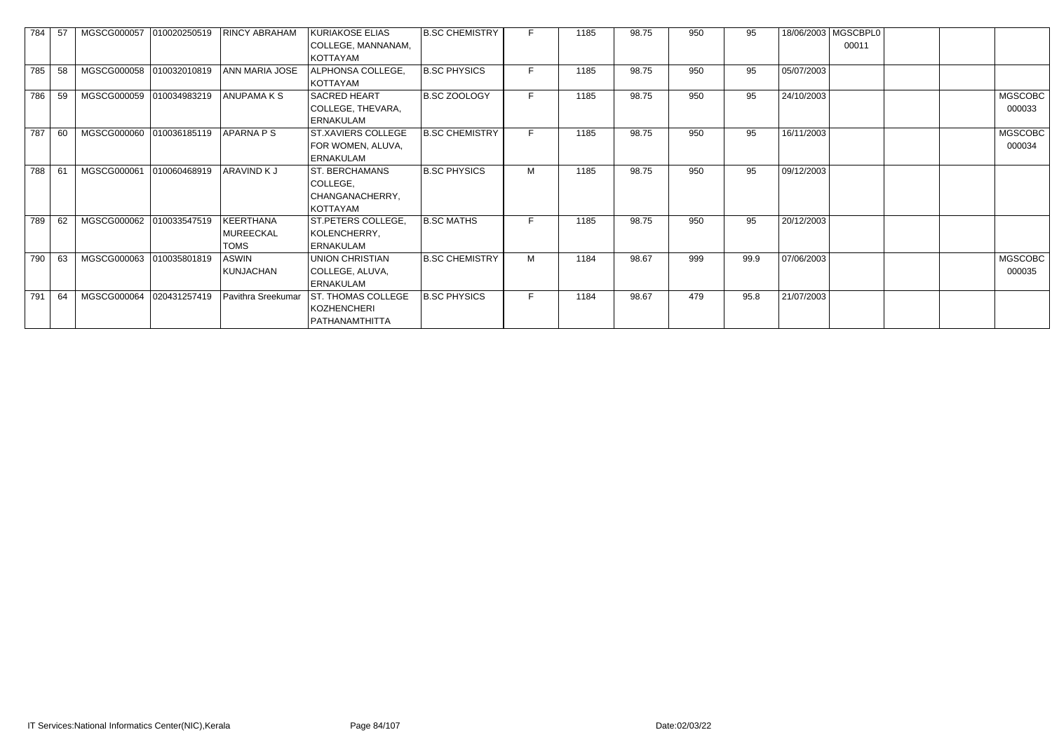| | | | | | | | | | | | | | | | | |
|---|---|---|---|---|---|---|---|---|---|---|---|---|---|---|---|---|
| 784 | 57 | MGSCG000057 | 010020250519 | RINCY ABRAHAM | KURIAKOSE ELIAS COLLEGE, MANNANAM, KOTTAYAM | B.SC CHEMISTRY | F | 1185 | 98.75 | 950 | 95 | 18/06/2003 | MGSCBPL000011 | | | |
| 785 | 58 | MGSCG000058 | 010032010819 | ANN MARIA JOSE | ALPHONSA COLLEGE, KOTTAYAM | B.SC PHYSICS | F | 1185 | 98.75 | 950 | 95 | 05/07/2003 | | | | |
| 786 | 59 | MGSCG000059 | 010034983219 | ANUPAMA K S | SACRED HEART COLLEGE, THEVARA, ERNAKULAM | B.SC ZOOLOGY | F | 1185 | 98.75 | 950 | 95 | 24/10/2003 | | | | MGSCOBC000033 |
| 787 | 60 | MGSCG000060 | 010036185119 | APARNA P S | ST.XAVIERS COLLEGE FOR WOMEN, ALUVA, ERNAKULAM | B.SC CHEMISTRY | F | 1185 | 98.75 | 950 | 95 | 16/11/2003 | | | | MGSCOBC000034 |
| 788 | 61 | MGSCG000061 | 010060468919 | ARAVIND K J | ST. BERCHAMANS COLLEGE, CHANGANACHERRY, KOTTAYAM | B.SC PHYSICS | M | 1185 | 98.75 | 950 | 95 | 09/12/2003 | | | | |
| 789 | 62 | MGSCG000062 | 010033547519 | KEERTHANA MUREECKAL TOMS | ST.PETERS COLLEGE, KOLENCHERRY, ERNAKULAM | B.SC MATHS | F | 1185 | 98.75 | 950 | 95 | 20/12/2003 | | | | |
| 790 | 63 | MGSCG000063 | 010035801819 | ASWIN KUNJACHAN | UNION CHRISTIAN COLLEGE, ALUVA, ERNAKULAM | B.SC CHEMISTRY | M | 1184 | 98.67 | 999 | 99.9 | 07/06/2003 | | | | MGSCOBC000035 |
| 791 | 64 | MGSCG000064 | 020431257419 | Pavithra Sreekumar | ST. THOMAS COLLEGE KOZHENCHERI PATHANAMTHITTA | B.SC PHYSICS | F | 1184 | 98.67 | 479 | 95.8 | 21/07/2003 | | | | |

IT Services:National Informatics Center(NIC),Kerala

Date:02/03/22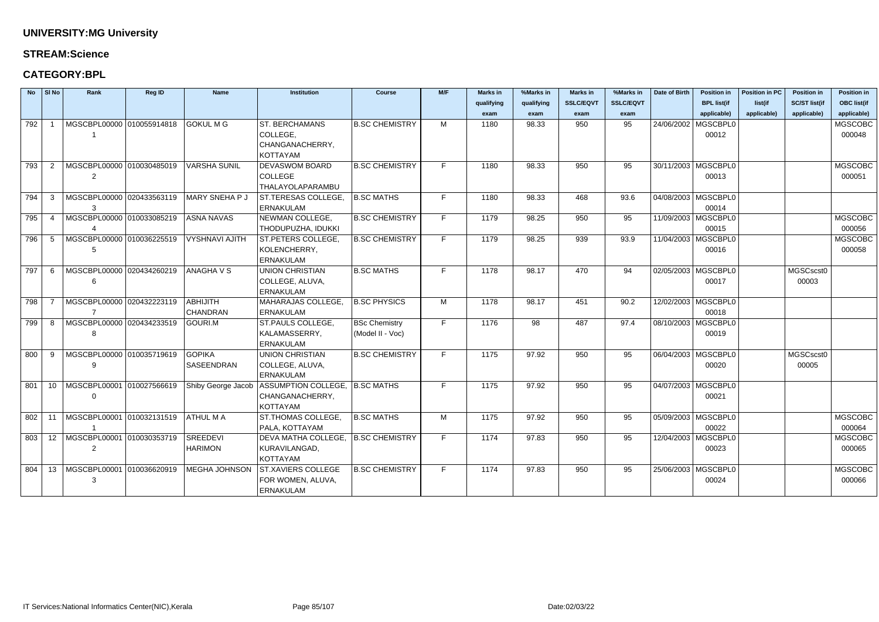## UNIVERSITY:MG University

## STREAM:Science

## CATEGORY:BPL

| No | Sl No | Rank | Reg ID | Name | Institution | Course | M/F | Marks in qualifying exam | %Marks in qualifying exam | Marks in SSLC/EQVT exam | %Marks in SSLC/EQVT exam | Date of Birth | Position in BPL list(if applicable) | Position in PC list(if applicable) | Position in SC/ST list(if applicable) | Position in OBC list(if applicable) |
|---|---|---|---|---|---|---|---|---|---|---|---|---|---|---|---|---|
| 792 | 1 | MGSCBPL000001 | 010055914818 | GOKUL M G | ST. BERCHAMANS COLLEGE, CHANGANACHERRY, KOTTAYAM | B.SC CHEMISTRY | M | 1180 | 98.33 | 950 | 95 | 24/06/2002 | MGSCBPL000012 | | | MGSCOBC000048 |
| 793 | 2 | MGSCBPL000002 | 010030485019 | VARSHA SUNIL | DEVASWOM BOARD COLLEGE THALAYOLAPARAMBU | B.SC CHEMISTRY | F | 1180 | 98.33 | 950 | 95 | 30/11/2003 | MGSCBPL000013 | | | MGSCOBC000051 |
| 794 | 3 | MGSCBPL000003 | 020433563119 | MARY SNEHA P J | ST.TERESAS COLLEGE, ERNAKULAM | B.SC MATHS | F | 1180 | 98.33 | 468 | 93.6 | 04/08/2003 | MGSCBPL000014 | | | |
| 795 | 4 | MGSCBPL000004 | 010033085219 | ASNA NAVAS | NEWMAN COLLEGE, THODUPUZHA, IDUKKI | B.SC CHEMISTRY | F | 1179 | 98.25 | 950 | 95 | 11/09/2003 | MGSCBPL000015 | | | MGSCOBC000056 |
| 796 | 5 | MGSCBPL000005 | 010036225519 | VYSHNAVI AJITH | ST.PETERS COLLEGE, KOLENCHERRY, ERNAKULAM | B.SC CHEMISTRY | F | 1179 | 98.25 | 939 | 93.9 | 11/04/2003 | MGSCBPL000016 | | | MGSCOBC000058 |
| 797 | 6 | MGSCBPL000006 | 020434260219 | ANAGHA V S | UNION CHRISTIAN COLLEGE, ALUVA, ERNAKULAM | B.SC MATHS | F | 1178 | 98.17 | 470 | 94 | 02/05/2003 | MGSCBPL000017 | | MGSCscst000003 | |
| 798 | 7 | MGSCBPL000007 | 020432223119 | ABHIJITH CHANDRAN | MAHARAJAS COLLEGE, ERNAKULAM | B.SC PHYSICS | M | 1178 | 98.17 | 451 | 90.2 | 12/02/2003 | MGSCBPL000018 | | | |
| 799 | 8 | MGSCBPL000008 | 020434233519 | GOURI.M | ST.PAULS COLLEGE, KALAMASSERRY, ERNAKULAM | BSc Chemistry (Model II - Voc) | F | 1176 | 98 | 487 | 97.4 | 08/10/2003 | MGSCBPL000019 | | | |
| 800 | 9 | MGSCBPL000009 | 010035719619 | GOPIKA SASEENDRAN | UNION CHRISTIAN COLLEGE, ALUVA, ERNAKULAM | B.SC CHEMISTRY | F | 1175 | 97.92 | 950 | 95 | 06/04/2003 | MGSCBPL000020 | | MGSCscst000005 | |
| 801 | 10 | MGSCBPL000010 | 010027566619 | Shiby George Jacob | ASSUMPTION COLLEGE, CHANGANACHERRY, KOTTAYAM | B.SC MATHS | F | 1175 | 97.92 | 950 | 95 | 04/07/2003 | MGSCBPL000021 | | | |
| 802 | 11 | MGSCBPL000011 | 010032131519 | ATHUL M A | ST.THOMAS COLLEGE, PALA, KOTTAYAM | B.SC MATHS | M | 1175 | 97.92 | 950 | 95 | 05/09/2003 | MGSCBPL000022 | | | MGSCOBC000064 |
| 803 | 12 | MGSCBPL000012 | 010030353719 | SREEDEVI HARIMON | DEVA MATHA COLLEGE, KURAVILANGAD, KOTTAYAM | B.SC CHEMISTRY | F | 1174 | 97.83 | 950 | 95 | 12/04/2003 | MGSCBPL000023 | | | MGSCOBC000065 |
| 804 | 13 | MGSCBPL000013 | 010036620919 | MEGHA JOHNSON | ST.XAVIERS COLLEGE FOR WOMEN, ALUVA, ERNAKULAM | B.SC CHEMISTRY | F | 1174 | 97.83 | 950 | 95 | 25/06/2003 | MGSCBPL000024 | | | MGSCOBC000066 |

IT Services:National Informatics Center(NIC),Kerala

Date:02/03/22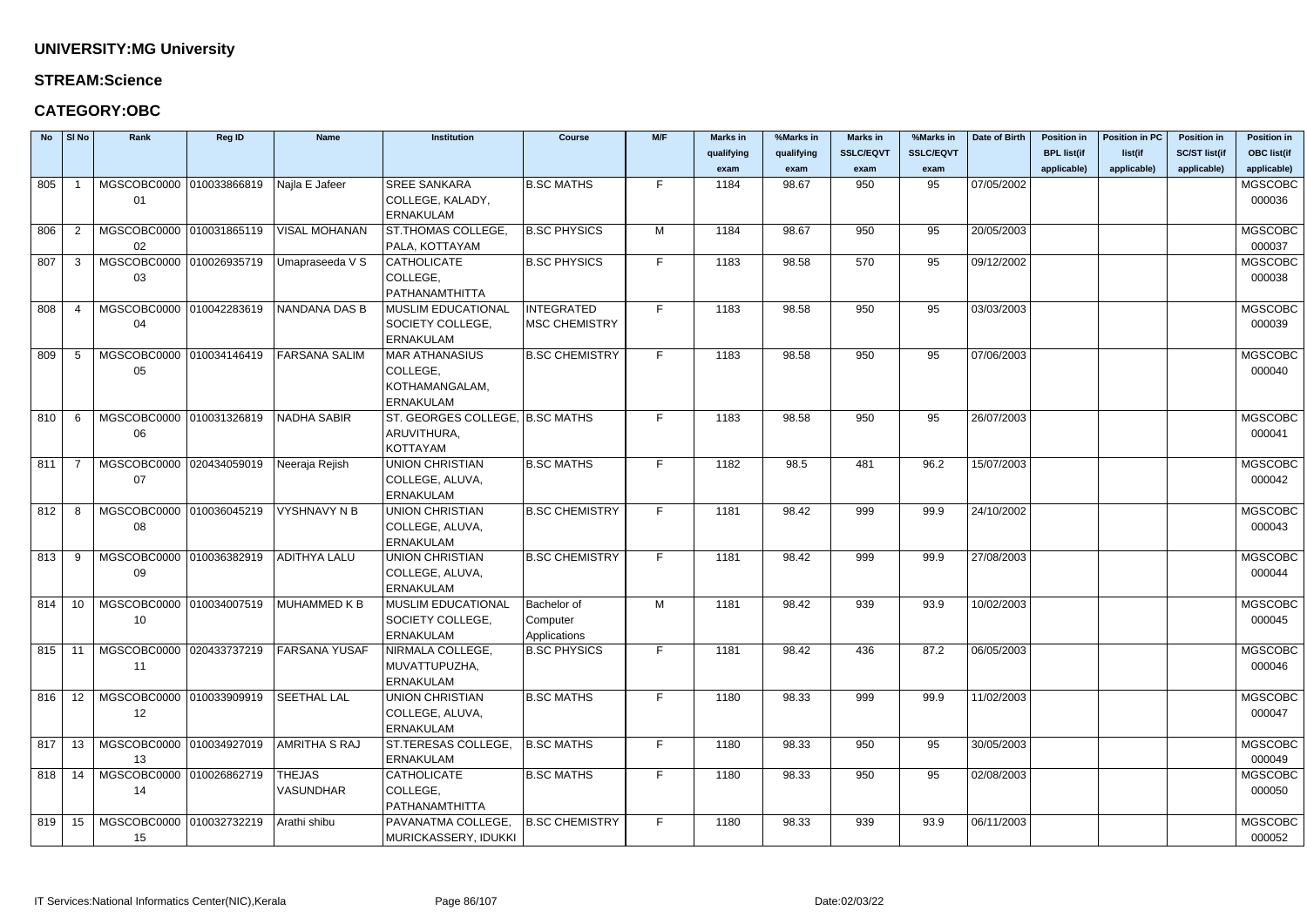## UNIVERSITY:MG University

### STREAM:Science

### CATEGORY:OBC

| No | Sl No | Rank | Reg ID | Name | Institution | Course | M/F | Marks in qualifying exam | %Marks in qualifying exam | Marks in SSLC/EQVT exam | %Marks in SSLC/EQVT exam | Date of Birth | Position in BPL list(if applicable) | Position in PC list(if applicable) | Position in SC/ST list(if applicable) | Position in OBC list(if applicable) |
|---|---|---|---|---|---|---|---|---|---|---|---|---|---|---|---|---|
| 805 | 1 | MGSCOBC000001 | 010033866819 | Najla E Jafeer | SREE SANKARA COLLEGE, KALADY, ERNAKULAM | B.SC MATHS | F | 1184 | 98.67 | 950 | 95 | 07/05/2002 | | | | MGSCOBC000036 |
| 806 | 2 | MGSCOBC000002 | 010031865119 | VISAL MOHANAN | ST.THOMAS COLLEGE, PALA, KOTTAYAM | B.SC PHYSICS | M | 1184 | 98.67 | 950 | 95 | 20/05/2003 | | | | MGSCOBC000037 |
| 807 | 3 | MGSCOBC000003 | 010026935719 | Umapraseeda V S | CATHOLICATE COLLEGE, PATHANAMTHITTA | B.SC PHYSICS | F | 1183 | 98.58 | 570 | 95 | 09/12/2002 | | | | MGSCOBC000038 |
| 808 | 4 | MGSCOBC000004 | 010042283619 | NANDANA DAS B | MUSLIM EDUCATIONAL SOCIETY COLLEGE, ERNAKULAM | INTEGRATED MSC CHEMISTRY | F | 1183 | 98.58 | 950 | 95 | 03/03/2003 | | | | MGSCOBC000039 |
| 809 | 5 | MGSCOBC000005 | 010034146419 | FARSANA SALIM | MAR ATHANASIUS COLLEGE, KOTHAMANGALAM, ERNAKULAM | B.SC CHEMISTRY | F | 1183 | 98.58 | 950 | 95 | 07/06/2003 | | | | MGSCOBC000040 |
| 810 | 6 | MGSCOBC000006 | 010031326819 | NADHA SABIR | ST. GEORGES COLLEGE, ARUVITHURA, KOTTAYAM | B.SC MATHS | F | 1183 | 98.58 | 950 | 95 | 26/07/2003 | | | | MGSCOBC000041 |
| 811 | 7 | MGSCOBC000007 | 020434059019 | Neeraja Rejish | UNION CHRISTIAN COLLEGE, ALUVA, ERNAKULAM | B.SC MATHS | F | 1182 | 98.5 | 481 | 96.2 | 15/07/2003 | | | | MGSCOBC000042 |
| 812 | 8 | MGSCOBC000008 | 010036045219 | VYSHNAVY N B | UNION CHRISTIAN COLLEGE, ALUVA, ERNAKULAM | B.SC CHEMISTRY | F | 1181 | 98.42 | 999 | 99.9 | 24/10/2002 | | | | MGSCOBC000043 |
| 813 | 9 | MGSCOBC000009 | 010036382919 | ADITHYA LALU | UNION CHRISTIAN COLLEGE, ALUVA, ERNAKULAM | B.SC CHEMISTRY | F | 1181 | 98.42 | 999 | 99.9 | 27/08/2003 | | | | MGSCOBC000044 |
| 814 | 10 | MGSCOBC000010 | 010034007519 | MUHAMMED K B | MUSLIM EDUCATIONAL SOCIETY COLLEGE, ERNAKULAM | Bachelor of Computer Applications | M | 1181 | 98.42 | 939 | 93.9 | 10/02/2003 | | | | MGSCOBC000045 |
| 815 | 11 | MGSCOBC000011 | 020433737219 | FARSANA YUSAF | NIRMALA COLLEGE, MUVATTUPUZHA, ERNAKULAM | B.SC PHYSICS | F | 1181 | 98.42 | 436 | 87.2 | 06/05/2003 | | | | MGSCOBC000046 |
| 816 | 12 | MGSCOBC000012 | 010033909919 | SEETHAL LAL | UNION CHRISTIAN COLLEGE, ALUVA, ERNAKULAM | B.SC MATHS | F | 1180 | 98.33 | 999 | 99.9 | 11/02/2003 | | | | MGSCOBC000047 |
| 817 | 13 | MGSCOBC000013 | 010034927019 | AMRITHA S RAJ | ST.TERESAS COLLEGE, ERNAKULAM | B.SC MATHS | F | 1180 | 98.33 | 950 | 95 | 30/05/2003 | | | | MGSCOBC000049 |
| 818 | 14 | MGSCOBC000014 | 010026862719 | THEJAS VASUNDHAR | CATHOLICATE COLLEGE, PATHANAMTHITTA | B.SC MATHS | F | 1180 | 98.33 | 950 | 95 | 02/08/2003 | | | | MGSCOBC000050 |
| 819 | 15 | MGSCOBC000015 | 010032732219 | Arathi shibu | PAVANATMA COLLEGE, MURICKASSERY, IDUKKI | B.SC CHEMISTRY | F | 1180 | 98.33 | 939 | 93.9 | 06/11/2003 | | | | MGSCOBC000052 |

IT Services:National Informatics Center(NIC),Kerala    Date:02/03/22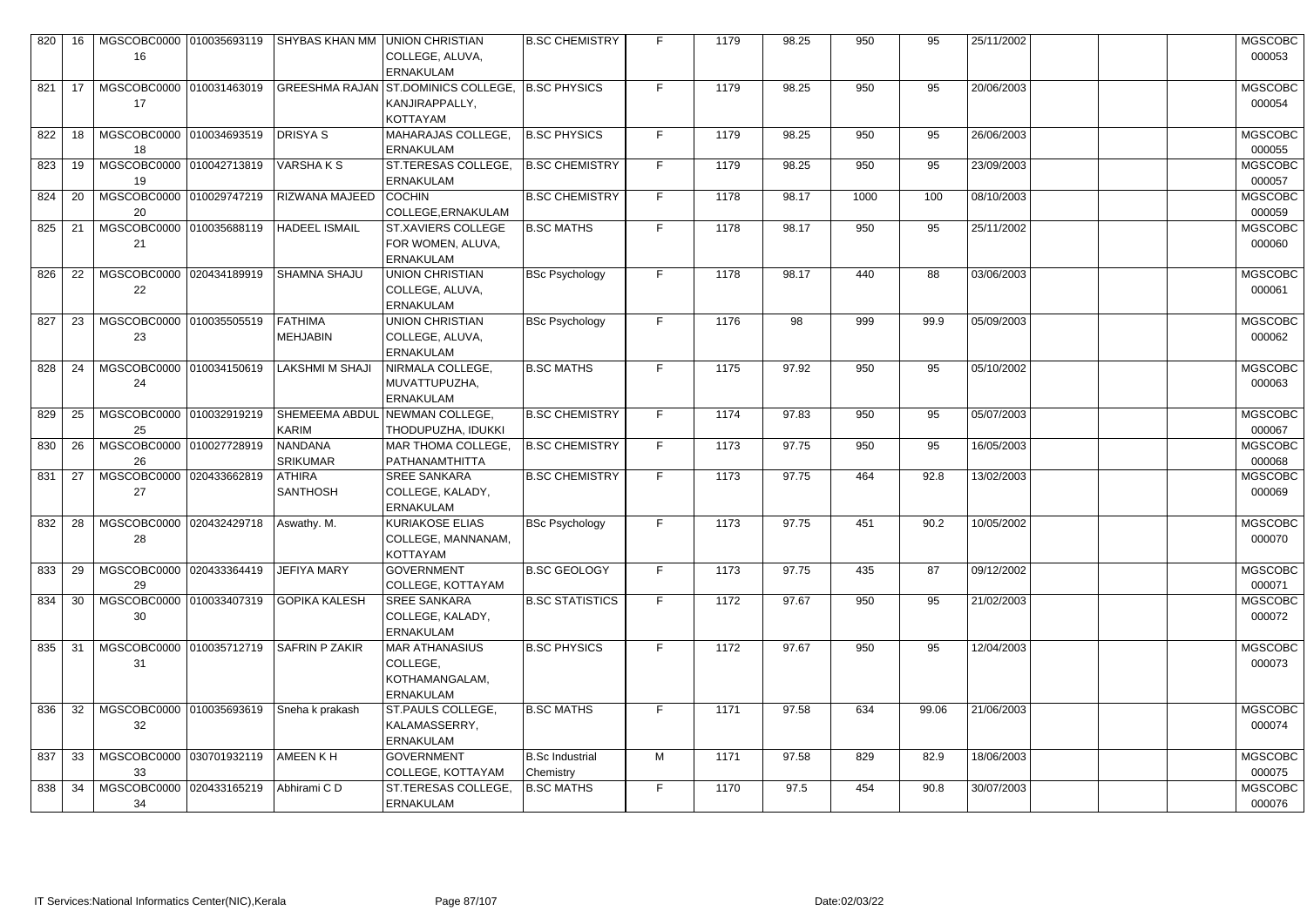| | | | | | | | | | | | | | | | | |
|---|---|---|---|---|---|---|---|---|---|---|---|---|---|---|---|---|
| 820 | 16 | MGSCOBC0000 16 | 010035693119 | SHYBAS KHAN MM | UNION CHRISTIAN COLLEGE, ALUVA, ERNAKULAM | B.SC CHEMISTRY | F | 1179 | 98.25 | 950 | 95 | 25/11/2002 | | | | MGSCOBC 000053 |
| 821 | 17 | MGSCOBC0000 17 | 010031463019 | GREESHMA RAJAN | ST.DOMINICS COLLEGE, KANJIRAPPALLY, KOTTAYAM | B.SC PHYSICS | F | 1179 | 98.25 | 950 | 95 | 20/06/2003 | | | | MGSCOBC 000054 |
| 822 | 18 | MGSCOBC0000 18 | 010034693519 | DRISYA S | MAHARAJAS COLLEGE, ERNAKULAM | B.SC PHYSICS | F | 1179 | 98.25 | 950 | 95 | 26/06/2003 | | | | MGSCOBC 000055 |
| 823 | 19 | MGSCOBC0000 19 | 010042713819 | VARSHA K S | ST.TERESAS COLLEGE, ERNAKULAM | B.SC CHEMISTRY | F | 1179 | 98.25 | 950 | 95 | 23/09/2003 | | | | MGSCOBC 000057 |
| 824 | 20 | MGSCOBC0000 20 | 010029747219 | RIZWANA MAJEED | COCHIN COLLEGE,ERNAKULAM | B.SC CHEMISTRY | F | 1178 | 98.17 | 1000 | 100 | 08/10/2003 | | | | MGSCOBC 000059 |
| 825 | 21 | MGSCOBC0000 21 | 010035688119 | HADEEL ISMAIL | ST.XAVIERS COLLEGE FOR WOMEN, ALUVA, ERNAKULAM | B.SC MATHS | F | 1178 | 98.17 | 950 | 95 | 25/11/2002 | | | | MGSCOBC 000060 |
| 826 | 22 | MGSCOBC0000 22 | 020434189919 | SHAMNA SHAJU | UNION CHRISTIAN COLLEGE, ALUVA, ERNAKULAM | BSc Psychology | F | 1178 | 98.17 | 440 | 88 | 03/06/2003 | | | | MGSCOBC 000061 |
| 827 | 23 | MGSCOBC0000 23 | 010035505519 | FATHIMA MEHJABIN | UNION CHRISTIAN COLLEGE, ALUVA, ERNAKULAM | BSc Psychology | F | 1176 | 98 | 999 | 99.9 | 05/09/2003 | | | | MGSCOBC 000062 |
| 828 | 24 | MGSCOBC0000 24 | 010034150619 | LAKSHMI M SHAJI | NIRMALA COLLEGE, MUVATTUPUZHA, ERNAKULAM | B.SC MATHS | F | 1175 | 97.92 | 950 | 95 | 05/10/2002 | | | | MGSCOBC 000063 |
| 829 | 25 | MGSCOBC0000 25 | 010032919219 | SHEMEEMA ABDUL KARIM | NEWMAN COLLEGE, THODUPUZHA, IDUKKI | B.SC CHEMISTRY | F | 1174 | 97.83 | 950 | 95 | 05/07/2003 | | | | MGSCOBC 000067 |
| 830 | 26 | MGSCOBC0000 26 | 010027728919 | NANDANA SRIKUMAR | MAR THOMA COLLEGE, PATHANAMTHITTA | B.SC CHEMISTRY | F | 1173 | 97.75 | 950 | 95 | 16/05/2003 | | | | MGSCOBC 000068 |
| 831 | 27 | MGSCOBC0000 27 | 020433662819 | ATHIRA SANTHOSH | SREE SANKARA COLLEGE, KALADY, ERNAKULAM | B.SC CHEMISTRY | F | 1173 | 97.75 | 464 | 92.8 | 13/02/2003 | | | | MGSCOBC 000069 |
| 832 | 28 | MGSCOBC0000 28 | 020432429718 | Aswathy. M. | KURIAKOSE ELIAS COLLEGE, MANNANAM, KOTTAYAM | BSc Psychology | F | 1173 | 97.75 | 451 | 90.2 | 10/05/2002 | | | | MGSCOBC 000070 |
| 833 | 29 | MGSCOBC0000 29 | 020433364419 | JEFIYA MARY | GOVERNMENT COLLEGE, KOTTAYAM | B.SC GEOLOGY | F | 1173 | 97.75 | 435 | 87 | 09/12/2002 | | | | MGSCOBC 000071 |
| 834 | 30 | MGSCOBC0000 30 | 010033407319 | GOPIKA KALESH | SREE SANKARA COLLEGE, KALADY, ERNAKULAM | B.SC STATISTICS | F | 1172 | 97.67 | 950 | 95 | 21/02/2003 | | | | MGSCOBC 000072 |
| 835 | 31 | MGSCOBC0000 31 | 010035712719 | SAFRIN P ZAKIR | MAR ATHANASIUS COLLEGE, KOTHAMANGALAM, ERNAKULAM | B.SC PHYSICS | F | 1172 | 97.67 | 950 | 95 | 12/04/2003 | | | | MGSCOBC 000073 |
| 836 | 32 | MGSCOBC0000 32 | 010035693619 | Sneha k prakash | ST.PAULS COLLEGE, KALAMASSERRY, ERNAKULAM | B.SC MATHS | F | 1171 | 97.58 | 634 | 99.06 | 21/06/2003 | | | | MGSCOBC 000074 |
| 837 | 33 | MGSCOBC0000 33 | 030701932119 | AMEEN K H | GOVERNMENT COLLEGE, KOTTAYAM | B.Sc Industrial Chemistry | M | 1171 | 97.58 | 829 | 82.9 | 18/06/2003 | | | | MGSCOBC 000075 |
| 838 | 34 | MGSCOBC0000 34 | 020433165219 | Abhirami C D | ST.TERESAS COLLEGE, ERNAKULAM | B.SC MATHS | F | 1170 | 97.5 | 454 | 90.8 | 30/07/2003 | | | | MGSCOBC 000076 |

IT Services:National Informatics Center(NIC),Kerala Date:02/03/22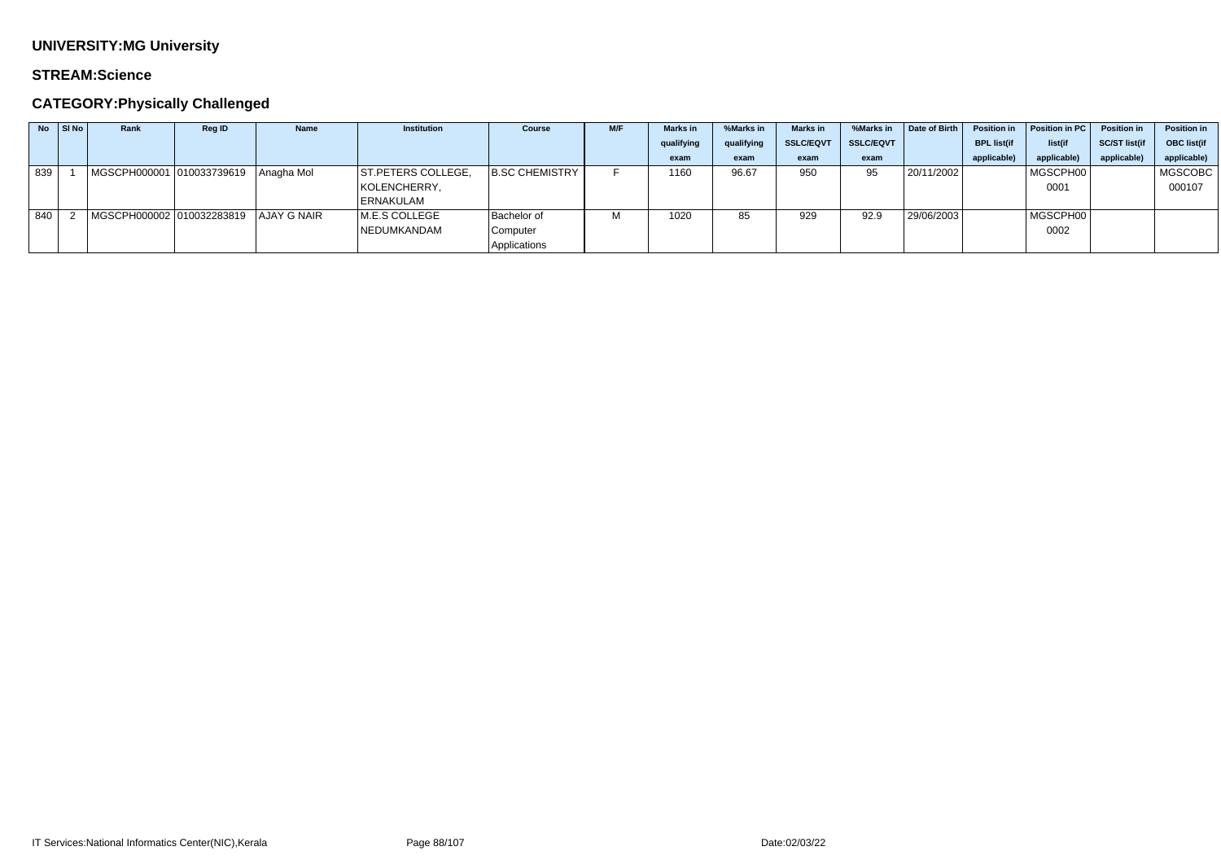**UNIVERSITY:MG University**

**STREAM:Science**

**CATEGORY:Physically Challenged**

| No | Sl No | Rank | Reg ID | Name | Institution | Course | M/F | Marks in qualifying exam | %Marks in qualifying exam | Marks in SSLC/EQVT exam | %Marks in SSLC/EQVT exam | Date of Birth | Position in BPL list(if applicable) | Position in PC list(if applicable) | Position in SC/ST list(if applicable) | Position in OBC list(if applicable) |
|---|---|---|---|---|---|---|---|---|---|---|---|---|---|---|---|---|
| 839 | 1 | MGSCPH000001 | 010033739619 | Anagha Mol | ST.PETERS COLLEGE, KOLENCHERRY, ERNAKULAM | B.SC CHEMISTRY | F | 1160 | 96.67 | 950 | 95 | 20/11/2002 | | MGSCPH000001 | | MGSCOBC000107 |
| 840 | 2 | MGSCPH000002 | 010032283819 | AJAY G NAIR | M.E.S COLLEGE NEDUMKANDAM | Bachelor of Computer Applications | M | 1020 | 85 | 929 | 92.9 | 29/06/2003 | | MGSCPH000002 | | |

IT Services:National Informatics Center(NIC),Kerala

Date:02/03/22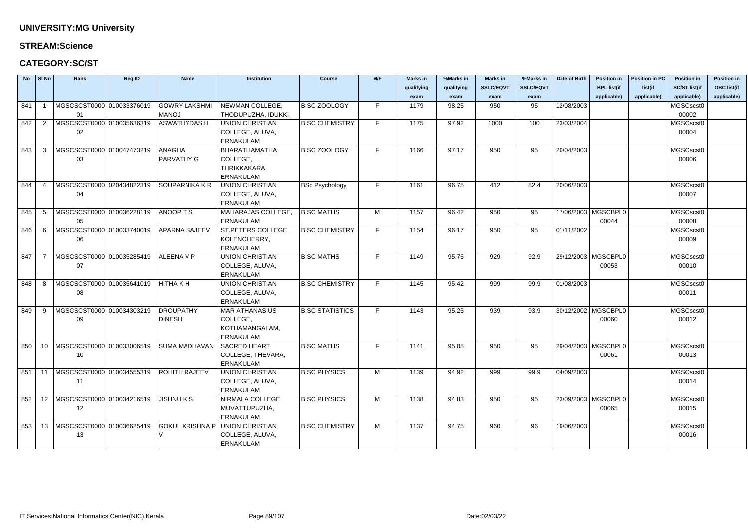## UNIVERSITY:MG University

### STREAM:Science

### CATEGORY:SC/ST

| No | Sl No | Rank | Reg ID | Name | Institution | Course | M/F | Marks in qualifying exam | %Marks in qualifying exam | Marks in SSLC/EQVT exam | %Marks in SSLC/EQVT exam | Date of Birth | Position in BPL list(if applicable) | Position in PC list(if applicable) | Position in SC/ST list(if applicable) | Position in OBC list(if applicable) |
|---|---|---|---|---|---|---|---|---|---|---|---|---|---|---|---|---|
| 841 | 1 | MGSCSCST000001 | 010033376019 | GOWRY LAKSHMI MANOJ | NEWMAN COLLEGE, THODUPUZHA, IDUKKI | B.SC ZOOLOGY | F | 1179 | 98.25 | 950 | 95 | 12/08/2003 | | | MGSCscst000002 | |
| 842 | 2 | MGSCSCST000002 | 010035636319 | ASWATHYDAS H | UNION CHRISTIAN COLLEGE, ALUVA, ERNAKULAM | B.SC CHEMISTRY | F | 1175 | 97.92 | 1000 | 100 | 23/03/2004 | | | MGSCscst000004 | |
| 843 | 3 | MGSCSCST000003 | 010047473219 | ANAGHA PARVATHY G | BHARATHAMATHA COLLEGE, THRIKKAKARA, ERNAKULAM | B.SC ZOOLOGY | F | 1166 | 97.17 | 950 | 95 | 20/04/2003 | | | MGSCscst000006 | |
| 844 | 4 | MGSCSCST000004 | 020434822319 | SOUPARNIKA K R | UNION CHRISTIAN COLLEGE, ALUVA, ERNAKULAM | BSc Psychology | F | 1161 | 96.75 | 412 | 82.4 | 20/06/2003 | | | MGSCscst000007 | |
| 845 | 5 | MGSCSCST000005 | 010036228119 | ANOOP T S | MAHARAJAS COLLEGE, ERNAKULAM | B.SC MATHS | M | 1157 | 96.42 | 950 | 95 | 17/06/2003 | MGSCBPL000044 | | MGSCscst000008 | |
| 846 | 6 | MGSCSCST000006 | 010033740019 | APARNA SAJEEV | ST.PETERS COLLEGE, KOLENCHERRY, ERNAKULAM | B.SC CHEMISTRY | F | 1154 | 96.17 | 950 | 95 | 01/11/2002 | | | MGSCscst000009 | |
| 847 | 7 | MGSCSCST000007 | 010035285419 | ALEENA V P | UNION CHRISTIAN COLLEGE, ALUVA, ERNAKULAM | B.SC MATHS | F | 1149 | 95.75 | 929 | 92.9 | 29/12/2003 | MGSCBPL000053 | | MGSCscst000010 | |
| 848 | 8 | MGSCSCST000008 | 010035641019 | HITHA K H | UNION CHRISTIAN COLLEGE, ALUVA, ERNAKULAM | B.SC CHEMISTRY | F | 1145 | 95.42 | 999 | 99.9 | 01/08/2003 | | | MGSCscst000011 | |
| 849 | 9 | MGSCSCST000009 | 010034303219 | DROUPATHY DINESH | MAR ATHANASIUS COLLEGE, KOTHAMANGALAM, ERNAKULAM | B.SC STATISTICS | F | 1143 | 95.25 | 939 | 93.9 | 30/12/2002 | MGSCBPL000060 | | MGSCscst000012 | |
| 850 | 10 | MGSCSCST000010 | 010033006519 | SUMA MADHAVAN | SACRED HEART COLLEGE, THEVARA, ERNAKULAM | B.SC MATHS | F | 1141 | 95.08 | 950 | 95 | 29/04/2003 | MGSCBPL000061 | | MGSCscst000013 | |
| 851 | 11 | MGSCSCST000011 | 010034555319 | ROHITH RAJEEV | UNION CHRISTIAN COLLEGE, ALUVA, ERNAKULAM | B.SC PHYSICS | M | 1139 | 94.92 | 999 | 99.9 | 04/09/2003 | | | MGSCscst000014 | |
| 852 | 12 | MGSCSCST000012 | 010034216519 | JISHNU K S | NIRMALA COLLEGE, MUVATTUPUZHA, ERNAKULAM | B.SC PHYSICS | M | 1138 | 94.83 | 950 | 95 | 23/09/2003 | MGSCBPL000065 | | MGSCscst000015 | |
| 853 | 13 | MGSCSCST000013 | 010036625419 | GOKUL KRISHNA P V | UNION CHRISTIAN COLLEGE, ALUVA, ERNAKULAM | B.SC CHEMISTRY | M | 1137 | 94.75 | 960 | 96 | 19/06/2003 | | | MGSCscst000016 | |

IT Services:National Informatics Center(NIC),Kerala    Date:02/03/22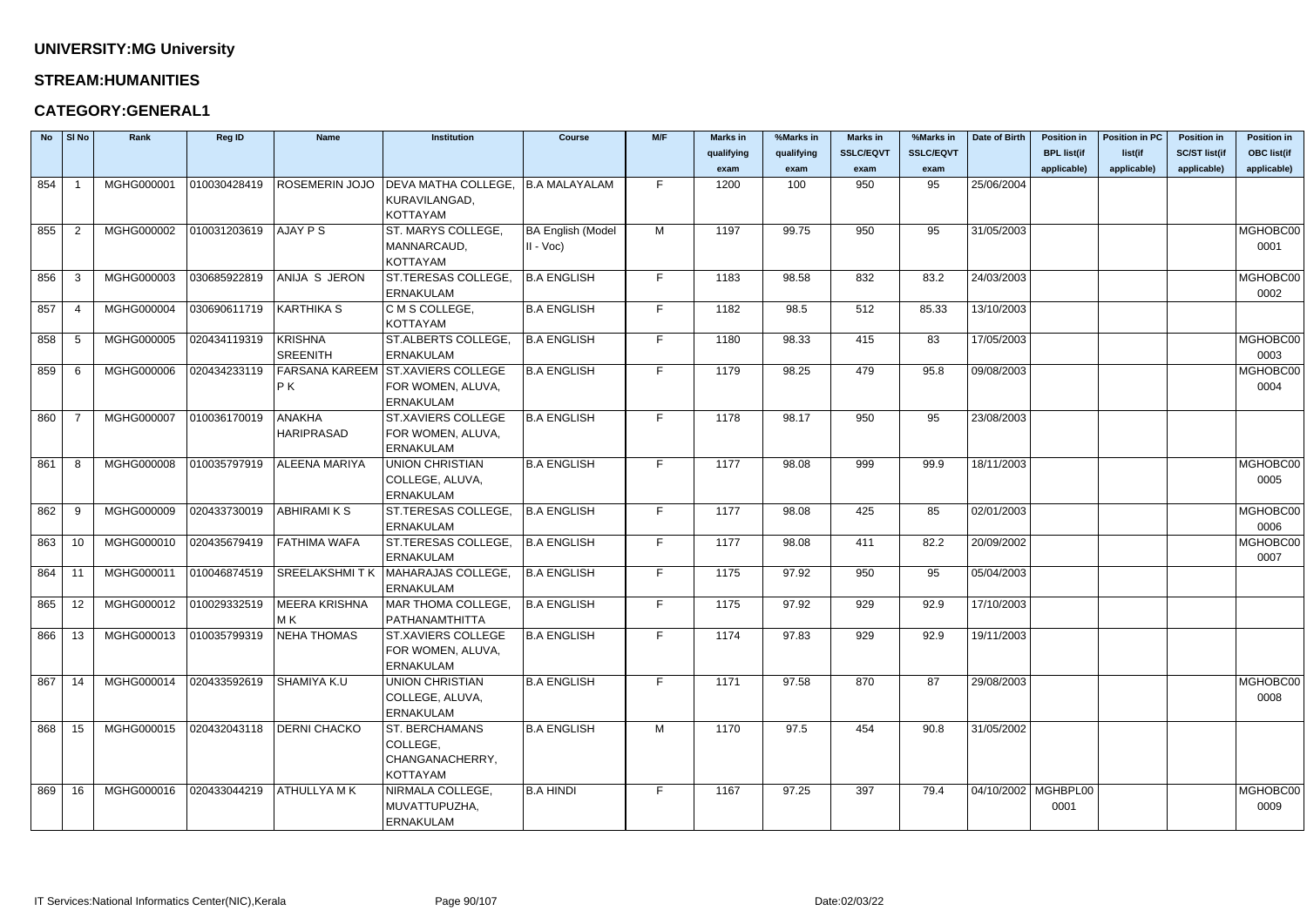**UNIVERSITY:MG University**

**STREAM:HUMANITIES**

**CATEGORY:GENERAL1**

| No | Sl No | Rank | Reg ID | Name | Institution | Course | M/F | Marks in qualifying exam | %Marks in qualifying exam | Marks in SSLC/EQVT exam | %Marks in SSLC/EQVT exam | Date of Birth | Position in BPL list(if applicable) | Position in PC list(if applicable) | Position in SC/ST list(if applicable) | Position in OBC list(if applicable) |
|---|---|---|---|---|---|---|---|---|---|---|---|---|---|---|---|---|
| 854 | 1 | MGHG000001 | 010030428419 | ROSEMERIN JOJO | DEVA MATHA COLLEGE, KURAVILANGAD, KOTTAYAM | B.A MALAYALAM | F | 1200 | 100 | 950 | 95 | 25/06/2004 | | | | |
| 855 | 2 | MGHG000002 | 010031203619 | AJAY P S | ST. MARYS COLLEGE, MANNARCAUD, KOTTAYAM | BA English (Model II - Voc) | M | 1197 | 99.75 | 950 | 95 | 31/05/2003 | | | | MGHOBC000001 |
| 856 | 3 | MGHG000003 | 030685922819 | ANIJA S JERON | ST.TERESAS COLLEGE, ERNAKULAM | B.A ENGLISH | F | 1183 | 98.58 | 832 | 83.2 | 24/03/2003 | | | | MGHOBC000002 |
| 857 | 4 | MGHG000004 | 030690611719 | KARTHIKA S | C M S COLLEGE, KOTTAYAM | B.A ENGLISH | F | 1182 | 98.5 | 512 | 85.33 | 13/10/2003 | | | | |
| 858 | 5 | MGHG000005 | 020434119319 | KRISHNA SREENITH | ST.ALBERTS COLLEGE, ERNAKULAM | B.A ENGLISH | F | 1180 | 98.33 | 415 | 83 | 17/05/2003 | | | | MGHOBC000003 |
| 859 | 6 | MGHG000006 | 020434233119 | FARSANA KAREEM P K | ST.XAVIERS COLLEGE FOR WOMEN, ALUVA, ERNAKULAM | B.A ENGLISH | F | 1179 | 98.25 | 479 | 95.8 | 09/08/2003 | | | | MGHOBC000004 |
| 860 | 7 | MGHG000007 | 010036170019 | ANAKHA HARIPRASAD | ST.XAVIERS COLLEGE FOR WOMEN, ALUVA, ERNAKULAM | B.A ENGLISH | F | 1178 | 98.17 | 950 | 95 | 23/08/2003 | | | | |
| 861 | 8 | MGHG000008 | 010035797919 | ALEENA MARIYA | UNION CHRISTIAN COLLEGE, ALUVA, ERNAKULAM | B.A ENGLISH | F | 1177 | 98.08 | 999 | 99.9 | 18/11/2003 | | | | MGHOBC000005 |
| 862 | 9 | MGHG000009 | 020433730019 | ABHIRAMI K S | ST.TERESAS COLLEGE, ERNAKULAM | B.A ENGLISH | F | 1177 | 98.08 | 425 | 85 | 02/01/2003 | | | | MGHOBC000006 |
| 863 | 10 | MGHG000010 | 020435679419 | FATHIMA WAFA | ST.TERESAS COLLEGE, ERNAKULAM | B.A ENGLISH | F | 1177 | 98.08 | 411 | 82.2 | 20/09/2002 | | | | MGHOBC000007 |
| 864 | 11 | MGHG000011 | 010046874519 | SREELAKSHMI T K | MAHARAJAS COLLEGE, ERNAKULAM | B.A ENGLISH | F | 1175 | 97.92 | 950 | 95 | 05/04/2003 | | | | |
| 865 | 12 | MGHG000012 | 010029332519 | MEERA KRISHNA M K | MAR THOMA COLLEGE, PATHANAMTHITTA | B.A ENGLISH | F | 1175 | 97.92 | 929 | 92.9 | 17/10/2003 | | | | |
| 866 | 13 | MGHG000013 | 010035799319 | NEHA THOMAS | ST.XAVIERS COLLEGE FOR WOMEN, ALUVA, ERNAKULAM | B.A ENGLISH | F | 1174 | 97.83 | 929 | 92.9 | 19/11/2003 | | | | |
| 867 | 14 | MGHG000014 | 020433592619 | SHAMIYA K.U | UNION CHRISTIAN COLLEGE, ALUVA, ERNAKULAM | B.A ENGLISH | F | 1171 | 97.58 | 870 | 87 | 29/08/2003 | | | | MGHOBC000008 |
| 868 | 15 | MGHG000015 | 020432043118 | DERNI CHACKO | ST. BERCHAMANS COLLEGE, CHANGANACHERRY, KOTTAYAM | B.A ENGLISH | M | 1170 | 97.5 | 454 | 90.8 | 31/05/2002 | | | | |
| 869 | 16 | MGHG000016 | 020433044219 | ATHULLYA M K | NIRMALA COLLEGE, MUVATTUPUZHA, ERNAKULAM | B.A HINDI | F | 1167 | 97.25 | 397 | 79.4 | 04/10/2002 | MGHBPL000001 | | | MGHOBC000009 |

IT Services:National Informatics Center(NIC),Kerala Date:02/03/22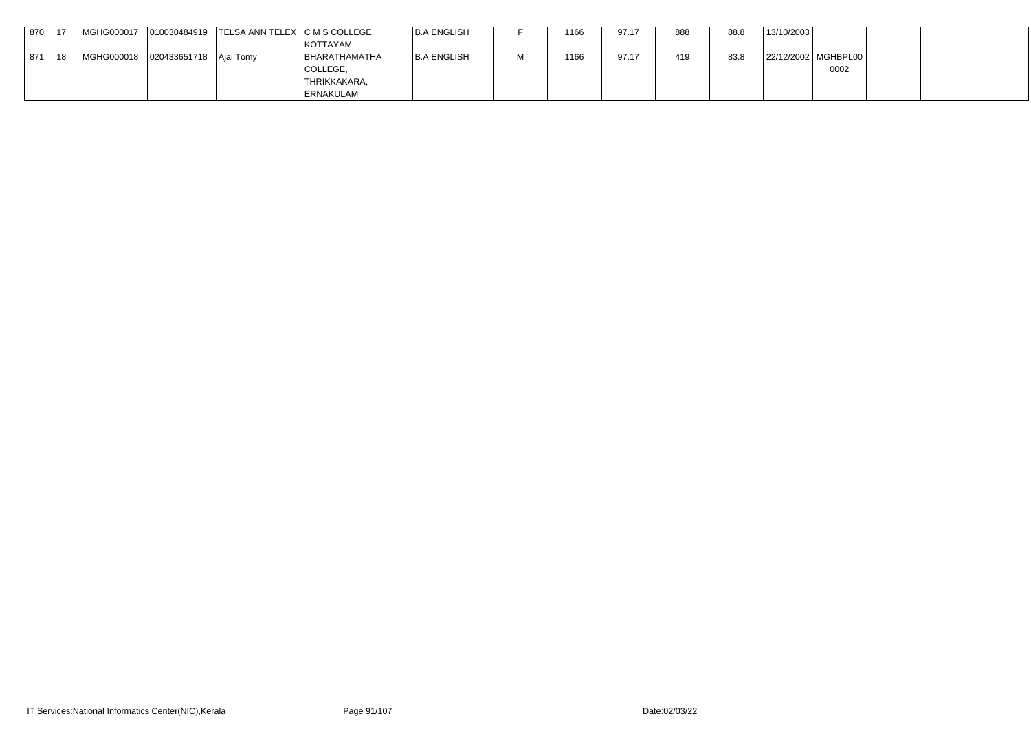| | | | | | | | | | | | | | | | | | |
|---|---|---|---|---|---|---|---|---|---|---|---|---|---|---|---|---|---|
| 870 | 17 | MGHG000017 | 010030484919 | TELSA ANN TELEX | C M S COLLEGE, KOTTAYAM | B.A ENGLISH | F | 1166 | 97.17 | 888 | 88.8 | 13/10/2003 | | | | |
| 871 | 18 | MGHG000018 | 020433651718 | Ajai Tomy | BHARATHAMATHA COLLEGE, THRIKKAKARA, ERNAKULAM | B.A ENGLISH | M | 1166 | 97.17 | 419 | 83.8 | 22/12/2002 | MGHBPL00 0002 | | | |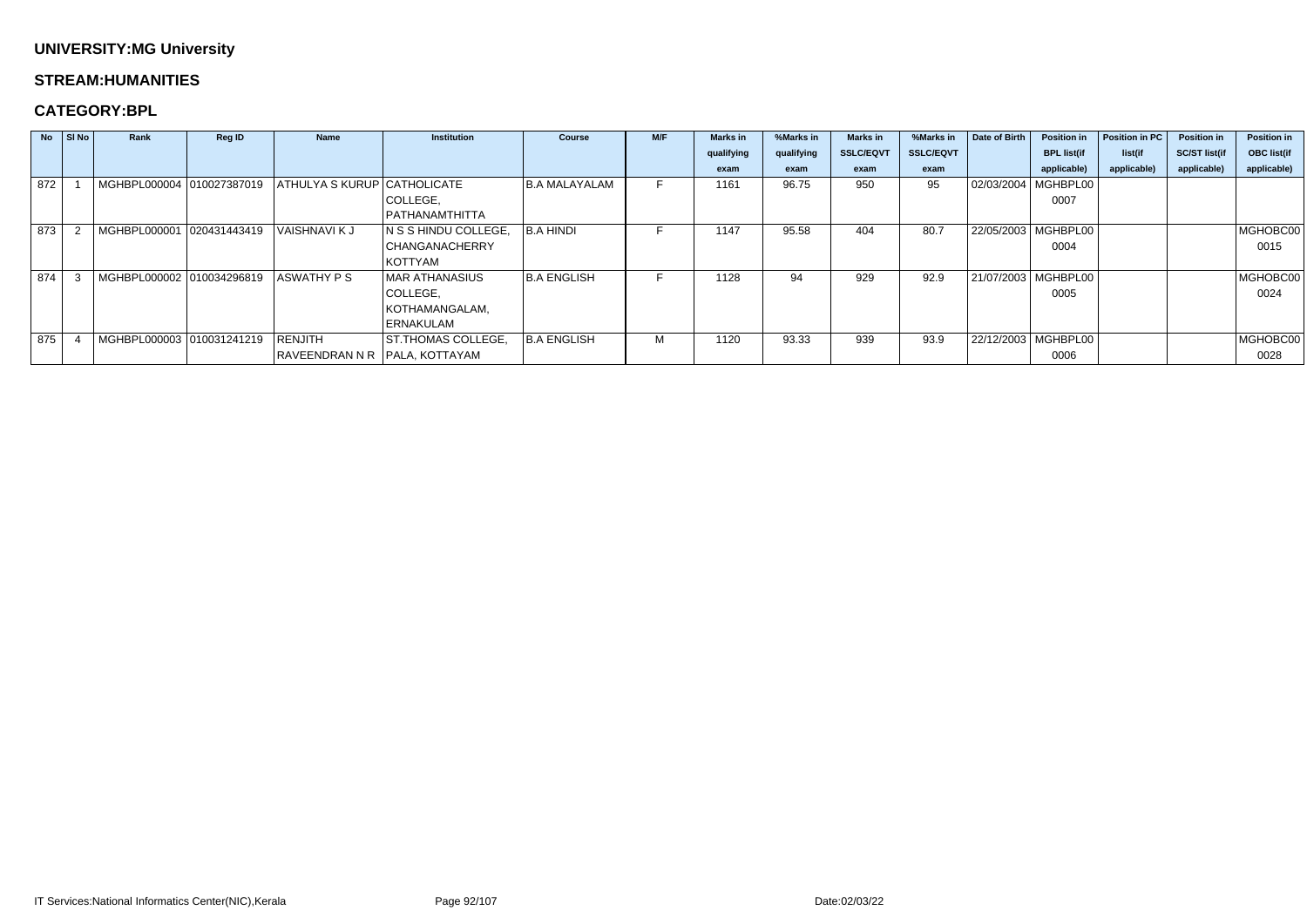**UNIVERSITY:MG University**

**STREAM:HUMANITIES**

**CATEGORY:BPL**

| No | Sl No | Rank | Reg ID | Name | Institution | Course | M/F | Marks in qualifying exam | %Marks in qualifying exam | Marks in SSLC/EQVT exam | %Marks in SSLC/EQVT exam | Date of Birth | Position in BPL list(if applicable) | Position in PC list(if applicable) | Position in SC/ST list(if applicable) | Position in OBC list(if applicable) |
|---|---|---|---|---|---|---|---|---|---|---|---|---|---|---|---|---|
| 872 | 1 | MGHBPL000004 | 010027387019 | ATHULYA S KURUP | CATHOLICATE COLLEGE, PATHANAMTHITTA | B.A MALAYALAM | F | 1161 | 96.75 | 950 | 95 | 02/03/2004 | MGHBPL000007 | | | |
| 873 | 2 | MGHBPL000001 | 020431443419 | VAISHNAVI K J | N S S HINDU COLLEGE, CHANGANACHERRY KOTTYAM | B.A HINDI | F | 1147 | 95.58 | 404 | 80.7 | 22/05/2003 | MGHBPL000004 | | | MGHOBC000015 |
| 874 | 3 | MGHBPL000002 | 010034296819 | ASWATHY P S | MAR ATHANASIUS COLLEGE, KOTHAMANGALAM, ERNAKULAM | B.A ENGLISH | F | 1128 | 94 | 929 | 92.9 | 21/07/2003 | MGHBPL000005 | | | MGHOBC000024 |
| 875 | 4 | MGHBPL000003 | 010031241219 | RENJITH RAVEENDRAN N R | ST.THOMAS COLLEGE, PALA, KOTTAYAM | B.A ENGLISH | M | 1120 | 93.33 | 939 | 93.9 | 22/12/2003 | MGHBPL000006 | | | MGHOBC000028 |

IT Services:National Informatics Center(NIC),Kerala Date:02/03/22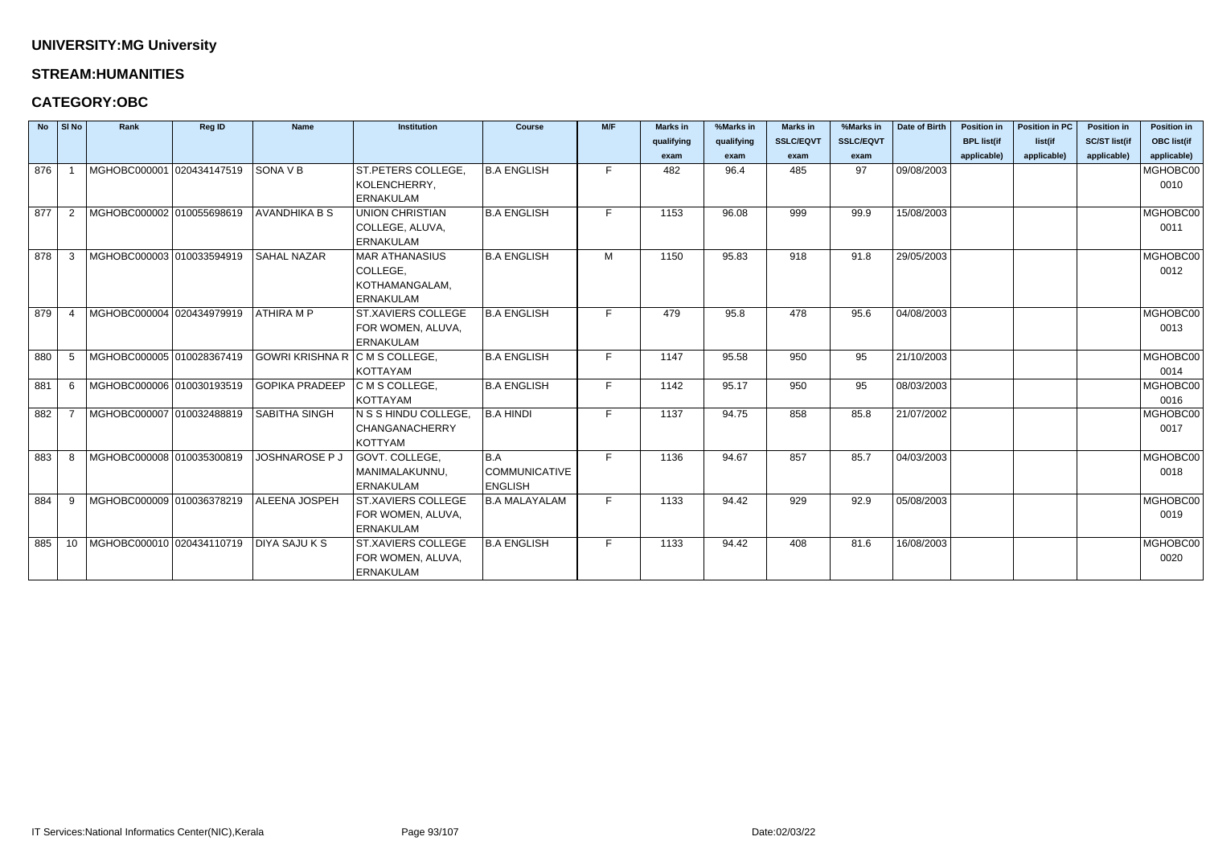**UNIVERSITY:MG University**

**STREAM:HUMANITIES**

**CATEGORY:OBC**

| No | Sl No | Rank | Reg ID | Name | Institution | Course | M/F | Marks in qualifying exam | %Marks in qualifying exam | Marks in SSLC/EQVT exam | %Marks in SSLC/EQVT exam | Date of Birth | Position in BPL list(if applicable) | Position in PC list(if applicable) | Position in SC/ST list(if applicable) | Position in OBC list(if applicable) |
|---|---|---|---|---|---|---|---|---|---|---|---|---|---|---|---|---|
| 876 | 1 | MGHOBC000001 | 020434147519 | SONA V B | ST.PETERS COLLEGE, KOLENCHERRY, ERNAKULAM | B.A ENGLISH | F | 482 | 96.4 | 485 | 97 | 09/08/2003 | | | | MGHOBC000010 |
| 877 | 2 | MGHOBC000002 | 010055698619 | AVANDHIKA B S | UNION CHRISTIAN COLLEGE, ALUVA, ERNAKULAM | B.A ENGLISH | F | 1153 | 96.08 | 999 | 99.9 | 15/08/2003 | | | | MGHOBC000011 |
| 878 | 3 | MGHOBC000003 | 010033594919 | SAHAL NAZAR | MAR ATHANASIUS COLLEGE, KOTHAMANGALAM, ERNAKULAM | B.A ENGLISH | M | 1150 | 95.83 | 918 | 91.8 | 29/05/2003 | | | | MGHOBC000012 |
| 879 | 4 | MGHOBC000004 | 020434979919 | ATHIRA M P | ST.XAVIERS COLLEGE FOR WOMEN, ALUVA, ERNAKULAM | B.A ENGLISH | F | 479 | 95.8 | 478 | 95.6 | 04/08/2003 | | | | MGHOBC000013 |
| 880 | 5 | MGHOBC000005 | 010028367419 | GOWRI KRISHNA R | C M S COLLEGE, KOTTAYAM | B.A ENGLISH | F | 1147 | 95.58 | 950 | 95 | 21/10/2003 | | | | MGHOBC000014 |
| 881 | 6 | MGHOBC000006 | 010030193519 | GOPIKA PRADEEP | C M S COLLEGE, KOTTAYAM | B.A ENGLISH | F | 1142 | 95.17 | 950 | 95 | 08/03/2003 | | | | MGHOBC000016 |
| 882 | 7 | MGHOBC000007 | 010032488819 | SABITHA SINGH | N S S HINDU COLLEGE, CHANGANACHERRY KOTTYAM | B.A HINDI | F | 1137 | 94.75 | 858 | 85.8 | 21/07/2002 | | | | MGHOBC000017 |
| 883 | 8 | MGHOBC000008 | 010035300819 | JOSHNAROSE P J | GOVT. COLLEGE, MANIMALAKUNNU, ERNAKULAM | B.A COMMUNICATIVE ENGLISH | F | 1136 | 94.67 | 857 | 85.7 | 04/03/2003 | | | | MGHOBC000018 |
| 884 | 9 | MGHOBC000009 | 010036378219 | ALEENA JOSPEH | ST.XAVIERS COLLEGE FOR WOMEN, ALUVA, ERNAKULAM | B.A MALAYALAM | F | 1133 | 94.42 | 929 | 92.9 | 05/08/2003 | | | | MGHOBC000019 |
| 885 | 10 | MGHOBC000010 | 020434110719 | DIYA SAJU K S | ST.XAVIERS COLLEGE FOR WOMEN, ALUVA, ERNAKULAM | B.A ENGLISH | F | 1133 | 94.42 | 408 | 81.6 | 16/08/2003 | | | | MGHOBC000020 |

IT Services:National Informatics Center(NIC),Kerala Date:02/03/22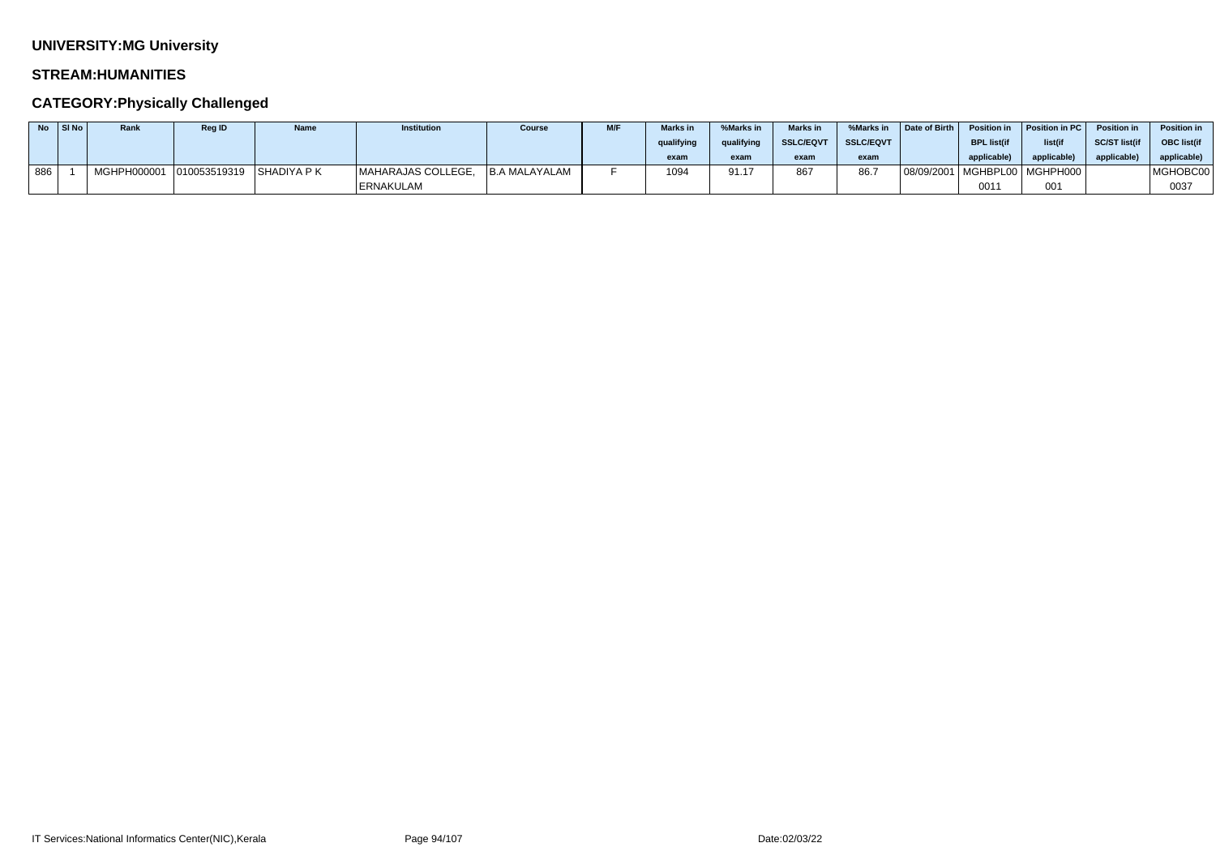**UNIVERSITY:MG University**

**STREAM:HUMANITIES**

**CATEGORY:Physically Challenged**

| No | Sl No | Rank | Reg ID | Name | Institution | Course | M/F | Marks in qualifying exam | %Marks in qualifying exam | Marks in SSLC/EQVT exam | %Marks in SSLC/EQVT exam | Date of Birth | Position in BPL list(if applicable) | Position in PC list(if applicable) | Position in SC/ST list(if applicable) | Position in OBC list(if applicable) |
|---|---|---|---|---|---|---|---|---|---|---|---|---|---|---|---|---|
| 886 | 1 | MGHPH000001 | 010053519319 | SHADIYA P K | MAHARAJAS COLLEGE, ERNAKULAM | B.A MALAYALAM | F | 1094 | 91.17 | 867 | 86.7 | 08/09/2001 | MGHBPL000011 | MGHPH000001 | | MGHOBC000037 |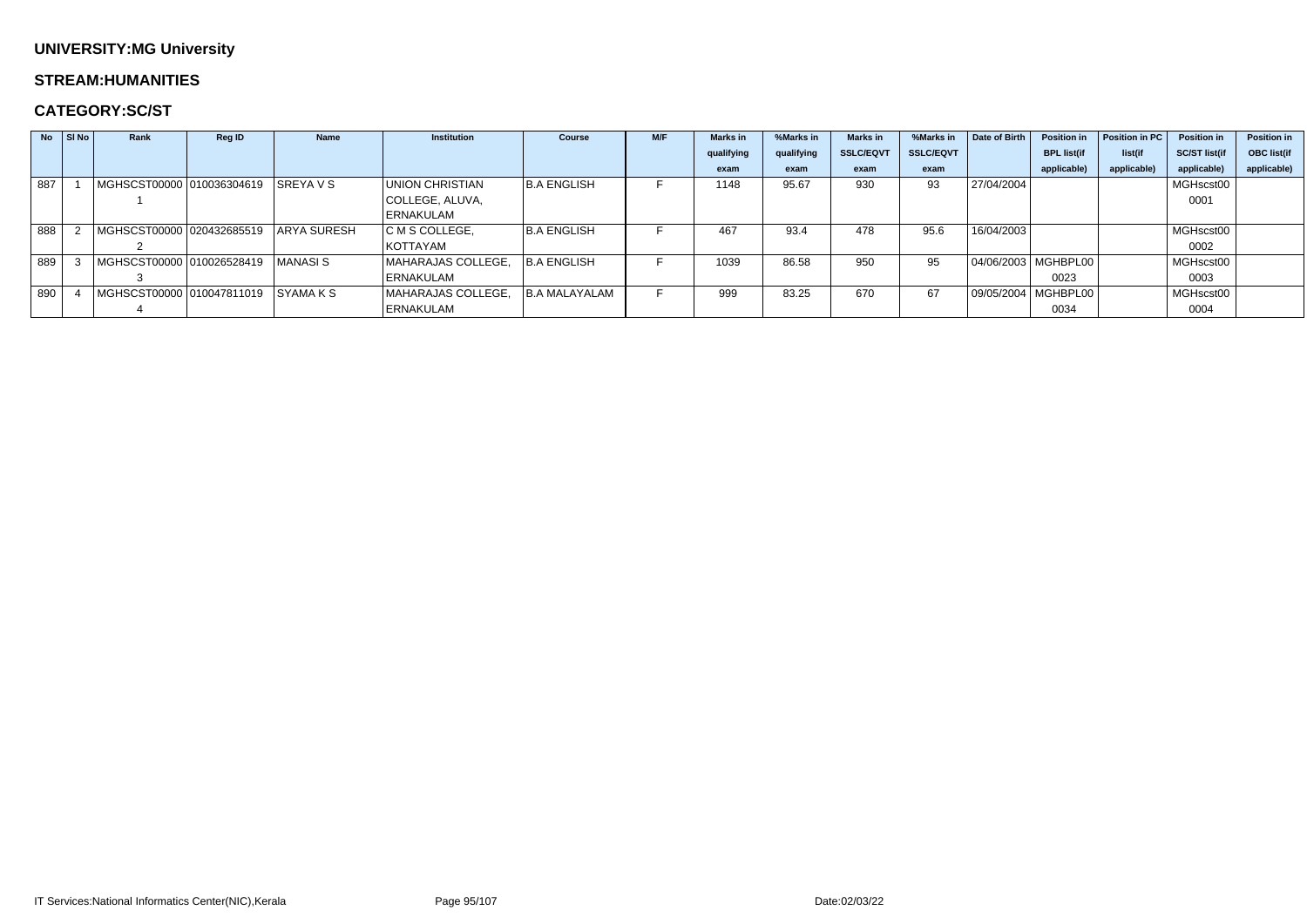**UNIVERSITY:MG University**

**STREAM:HUMANITIES**

**CATEGORY:SC/ST**

| No | Sl No | Rank | Reg ID | Name | Institution | Course | M/F | Marks in qualifying exam | %Marks in qualifying exam | Marks in SSLC/EQVT exam | %Marks in SSLC/EQVT exam | Date of Birth | Position in BPL list(if applicable) | Position in PC list(if applicable) | Position in SC/ST list(if applicable) | Position in OBC list(if applicable) |
|---|---|---|---|---|---|---|---|---|---|---|---|---|---|---|---|---|
| 887 | 1 | MGHSCST000001 | 010036304619 | SREYA V S | UNION CHRISTIAN COLLEGE, ALUVA, ERNAKULAM | B.A ENGLISH | F | 1148 | 95.67 | 930 | 93 | 27/04/2004 | | | MGHscst000001 | |
| 888 | 2 | MGHSCST000002 | 020432685519 | ARYA SURESH | C M S COLLEGE, KOTTAYAM | B.A ENGLISH | F | 467 | 93.4 | 478 | 95.6 | 16/04/2003 | | | MGHscst000002 | |
| 889 | 3 | MGHSCST000003 | 010026528419 | MANASI S | MAHARAJAS COLLEGE, ERNAKULAM | B.A ENGLISH | F | 1039 | 86.58 | 950 | 95 | 04/06/2003 | MGHBPL000023 | | MGHscst000003 | |
| 890 | 4 | MGHSCST000004 | 010047811019 | SYAMA K S | MAHARAJAS COLLEGE, ERNAKULAM | B.A MALAYALAM | F | 999 | 83.25 | 670 | 67 | 09/05/2004 | MGHBPL000034 | | MGHscst000004 | |

IT Services:National Informatics Center(NIC),Kerala

Date:02/03/22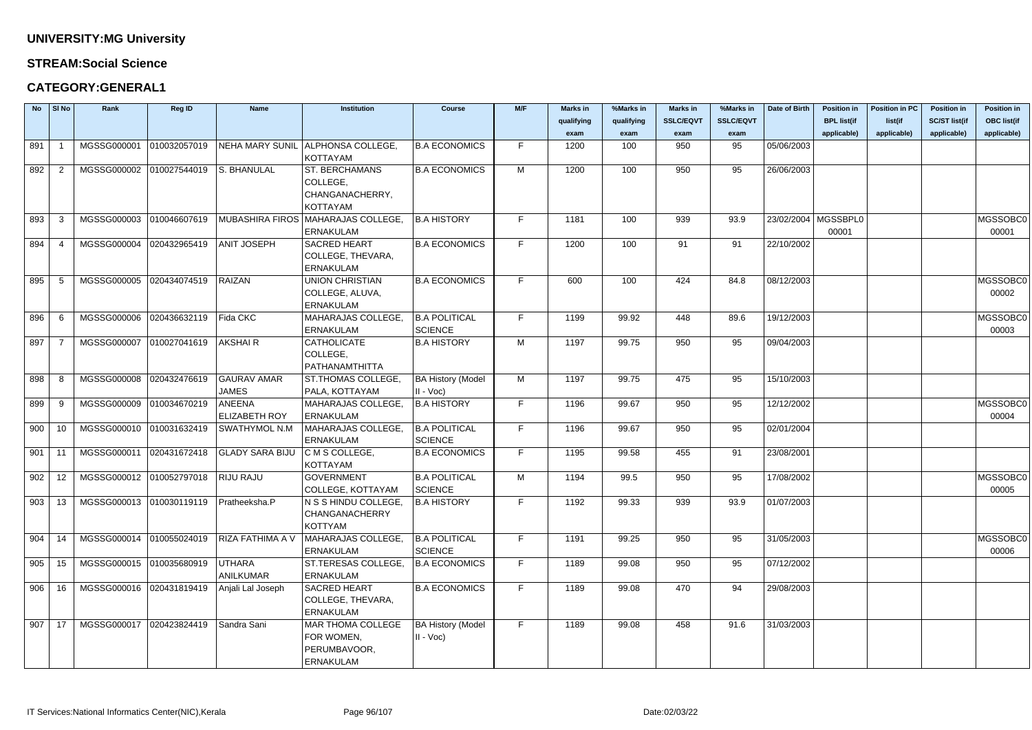**UNIVERSITY:MG University**

**STREAM:Social Science**

**CATEGORY:GENERAL1**

| No | Sl No | Rank | Reg ID | Name | Institution | Course | M/F | Marks in qualifying exam | %Marks in qualifying exam | Marks in SSLC/EQVT exam | %Marks in SSLC/EQVT exam | Date of Birth | Position in BPL list(if applicable) | Position in PC list(if applicable) | Position in SC/ST list(if applicable) | Position in OBC list(if applicable) |
|---|---|---|---|---|---|---|---|---|---|---|---|---|---|---|---|---|
| 891 | 1 | MGSSG000001 | 010032057019 | NEHA MARY SUNIL | ALPHONSA COLLEGE, KOTTAYAM | B.A ECONOMICS | F | 1200 | 100 | 950 | 95 | 05/06/2003 | | | | |
| 892 | 2 | MGSSG000002 | 010027544019 | S. BHANULAL | ST. BERCHAMANS COLLEGE, CHANGANACHERRY, KOTTAYAM | B.A ECONOMICS | M | 1200 | 100 | 950 | 95 | 26/06/2003 | | | | |
| 893 | 3 | MGSSG000003 | 010046607619 | MUBASHIRA FIROS | MAHARAJAS COLLEGE, ERNAKULAM | B.A HISTORY | F | 1181 | 100 | 939 | 93.9 | 23/02/2004 | MGSSBPL000001 | | | MGSSOBC000001 |
| 894 | 4 | MGSSG000004 | 020432965419 | ANIT JOSEPH | SACRED HEART COLLEGE, THEVARA, ERNAKULAM | B.A ECONOMICS | F | 1200 | 100 | 91 | 91 | 22/10/2002 | | | | |
| 895 | 5 | MGSSG000005 | 020434074519 | RAIZAN | UNION CHRISTIAN COLLEGE, ALUVA, ERNAKULAM | B.A ECONOMICS | F | 600 | 100 | 424 | 84.8 | 08/12/2003 | | | | MGSSOBC000002 |
| 896 | 6 | MGSSG000006 | 020436632119 | Fida CKC | MAHARAJAS COLLEGE, ERNAKULAM | B.A POLITICAL SCIENCE | F | 1199 | 99.92 | 448 | 89.6 | 19/12/2003 | | | | MGSSOBC000003 |
| 897 | 7 | MGSSG000007 | 010027041619 | AKSHAI R | CATHOLICATE COLLEGE, PATHANAMTHITTA | B.A HISTORY | M | 1197 | 99.75 | 950 | 95 | 09/04/2003 | | | | |
| 898 | 8 | MGSSG000008 | 020432476619 | GAURAV AMAR JAMES | ST.THOMAS COLLEGE, PALA, KOTTAYAM | BA History (Model II - Voc) | M | 1197 | 99.75 | 475 | 95 | 15/10/2003 | | | | |
| 899 | 9 | MGSSG000009 | 010034670219 | ANEENA ELIZABETH ROY | MAHARAJAS COLLEGE, ERNAKULAM | B.A HISTORY | F | 1196 | 99.67 | 950 | 95 | 12/12/2002 | | | | MGSSOBC000004 |
| 900 | 10 | MGSSG000010 | 010031632419 | SWATHYMOL N.M | MAHARAJAS COLLEGE, ERNAKULAM | B.A POLITICAL SCIENCE | F | 1196 | 99.67 | 950 | 95 | 02/01/2004 | | | | |
| 901 | 11 | MGSSG000011 | 020431672418 | GLADY SARA BIJU | C M S COLLEGE, KOTTAYAM | B.A ECONOMICS | F | 1195 | 99.58 | 455 | 91 | 23/08/2001 | | | | |
| 902 | 12 | MGSSG000012 | 010052797018 | RIJU RAJU | GOVERNMENT COLLEGE, KOTTAYAM | B.A POLITICAL SCIENCE | M | 1194 | 99.5 | 950 | 95 | 17/08/2002 | | | | MGSSOBC000005 |
| 903 | 13 | MGSSG000013 | 010030119119 | Pratheeksha.P | N S S HINDU COLLEGE, CHANGANACHERRY KOTTYAM | B.A HISTORY | F | 1192 | 99.33 | 939 | 93.9 | 01/07/2003 | | | | |
| 904 | 14 | MGSSG000014 | 010055024019 | RIZA FATHIMA A V | MAHARAJAS COLLEGE, ERNAKULAM | B.A POLITICAL SCIENCE | F | 1191 | 99.25 | 950 | 95 | 31/05/2003 | | | | MGSSOBC000006 |
| 905 | 15 | MGSSG000015 | 010035680919 | UTHARA ANILKUMAR | ST.TERESAS COLLEGE, ERNAKULAM | B.A ECONOMICS | F | 1189 | 99.08 | 950 | 95 | 07/12/2002 | | | | |
| 906 | 16 | MGSSG000016 | 020431819419 | Anjali Lal Joseph | SACRED HEART COLLEGE, THEVARA, ERNAKULAM | B.A ECONOMICS | F | 1189 | 99.08 | 470 | 94 | 29/08/2003 | | | | |
| 907 | 17 | MGSSG000017 | 020423824419 | Sandra Sani | MAR THOMA COLLEGE FOR WOMEN, PERUMBAVOOR, ERNAKULAM | BA History (Model II - Voc) | F | 1189 | 99.08 | 458 | 91.6 | 31/03/2003 | | | | |

IT Services:National Informatics Center(NIC),Kerala — Date:02/03/22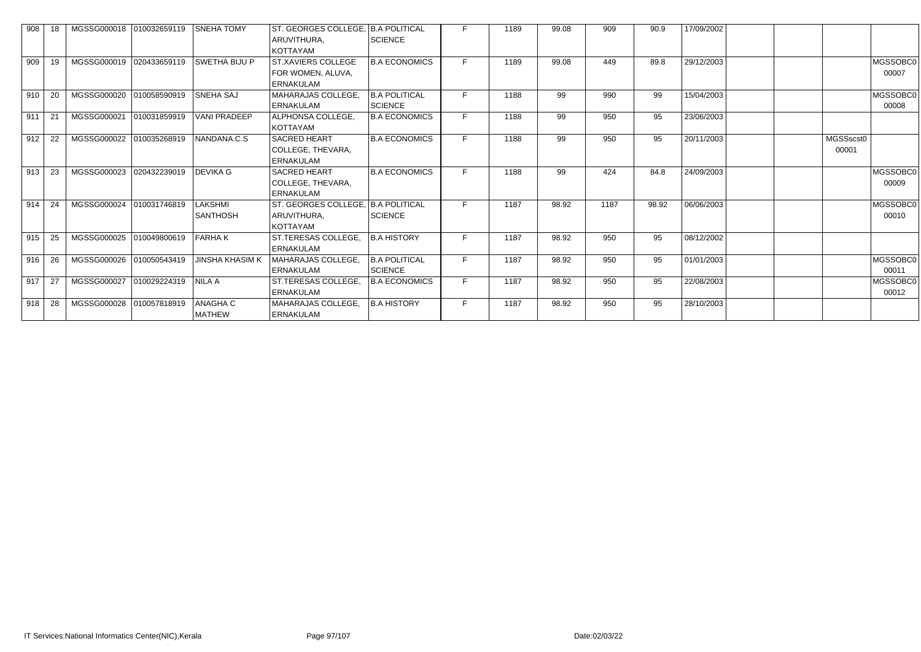| 908 | 18 | MGSSG000018 | 010032659119 | SNEHA TOMY | ST. GEORGES COLLEGE, ARUVITHURA, KOTTAYAM | B.A POLITICAL SCIENCE | F | 1189 | 99.08 | 909 | 90.9 | 17/09/2002 | | | | |
|---|---|---|---|---|---|---|---|---|---|---|---|---|---|---|---|---|
| 909 | 19 | MGSSG000019 | 020433659119 | SWETHA BIJU P | ST.XAVIERS COLLEGE FOR WOMEN, ALUVA, ERNAKULAM | B.A ECONOMICS | F | 1189 | 99.08 | 449 | 89.8 | 29/12/2003 | | | | MGSSOBC000007 |
| 910 | 20 | MGSSG000020 | 010058590919 | SNEHA SAJ | MAHARAJAS COLLEGE, ERNAKULAM | B.A POLITICAL SCIENCE | F | 1188 | 99 | 990 | 99 | 15/04/2003 | | | | MGSSOBC000008 |
| 911 | 21 | MGSSG000021 | 010031859919 | VANI PRADEEP | ALPHONSA COLLEGE, KOTTAYAM | B.A ECONOMICS | F | 1188 | 99 | 950 | 95 | 23/06/2003 | | | | |
| 912 | 22 | MGSSG000022 | 010035268919 | NANDANA.C.S | SACRED HEART COLLEGE, THEVARA, ERNAKULAM | B.A ECONOMICS | F | 1188 | 99 | 950 | 95 | 20/11/2003 | | | MGSSscst000001 | |
| 913 | 23 | MGSSG000023 | 020432239019 | DEVIKA G | SACRED HEART COLLEGE, THEVARA, ERNAKULAM | B.A ECONOMICS | F | 1188 | 99 | 424 | 84.8 | 24/09/2003 | | | | MGSSOBC000009 |
| 914 | 24 | MGSSG000024 | 010031746819 | LAKSHMI SANTHOSH | ST. GEORGES COLLEGE, ARUVITHURA, KOTTAYAM | B.A POLITICAL SCIENCE | F | 1187 | 98.92 | 1187 | 98.92 | 06/06/2003 | | | | MGSSOBC000010 |
| 915 | 25 | MGSSG000025 | 010049800619 | FARHA K | ST.TERESAS COLLEGE, ERNAKULAM | B.A HISTORY | F | 1187 | 98.92 | 950 | 95 | 08/12/2002 | | | | |
| 916 | 26 | MGSSG000026 | 010050543419 | JINSHA KHASIM K | MAHARAJAS COLLEGE, ERNAKULAM | B.A POLITICAL SCIENCE | F | 1187 | 98.92 | 950 | 95 | 01/01/2003 | | | | MGSSOBC000011 |
| 917 | 27 | MGSSG000027 | 010029224319 | NILA A | ST.TERESAS COLLEGE, ERNAKULAM | B.A ECONOMICS | F | 1187 | 98.92 | 950 | 95 | 22/08/2003 | | | | MGSSOBC000012 |
| 918 | 28 | MGSSG000028 | 010057818919 | ANAGHA C MATHEW | MAHARAJAS COLLEGE, ERNAKULAM | B.A HISTORY | F | 1187 | 98.92 | 950 | 95 | 28/10/2003 | | | | |

IT Services:National Informatics Center(NIC),Kerala

Date:02/03/22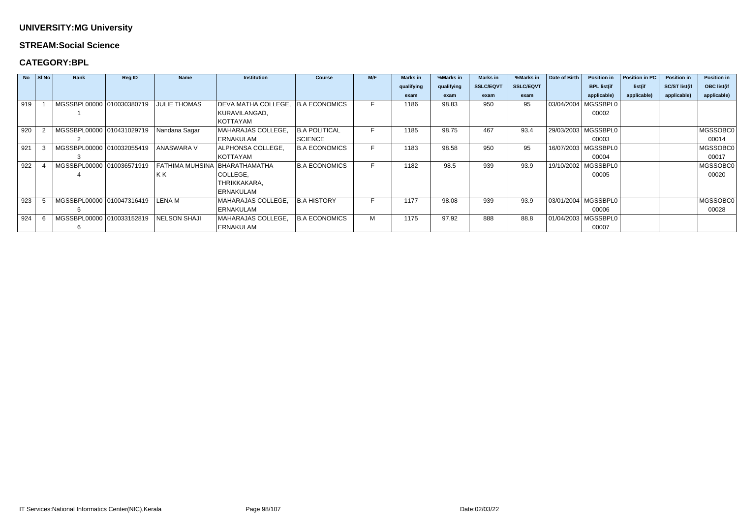**UNIVERSITY:MG University**

**STREAM:Social Science**

**CATEGORY:BPL**

| No | Sl No | Rank | Reg ID | Name | Institution | Course | M/F | Marks in qualifying exam | %Marks in qualifying exam | Marks in SSLC/EQVT exam | %Marks in SSLC/EQVT exam | Date of Birth | Position in BPL list(if applicable) | Position in PC list(if applicable) | Position in SC/ST list(if applicable) | Position in OBC list(if applicable) |
|---|---|---|---|---|---|---|---|---|---|---|---|---|---|---|---|---|
| 919 | 1 | MGSSBPL000001 | 010030380719 | JULIE THOMAS | DEVA MATHA COLLEGE, KURAVILANGAD, KOTTAYAM | B.A ECONOMICS | F | 1186 | 98.83 | 950 | 95 | 03/04/2004 | MGSSBPL000002 | | | |
| 920 | 2 | MGSSBPL000002 | 010431029719 | Nandana Sagar | MAHARAJAS COLLEGE, ERNAKULAM | B.A POLITICAL SCIENCE | F | 1185 | 98.75 | 467 | 93.4 | 29/03/2003 | MGSSBPL000003 | | | MGSSOBC000014 |
| 921 | 3 | MGSSBPL000003 | 010032055419 | ANASWARA V | ALPHONSA COLLEGE, KOTTAYAM | B.A ECONOMICS | F | 1183 | 98.58 | 950 | 95 | 16/07/2003 | MGSSBPL000004 | | | MGSSOBC000017 |
| 922 | 4 | MGSSBPL000004 | 010036571919 | FATHIMA MUHSINA K K | BHARATHAMATHA COLLEGE, THRIKKAKARA, ERNAKULAM | B.A ECONOMICS | F | 1182 | 98.5 | 939 | 93.9 | 19/10/2002 | MGSSBPL000005 | | | MGSSOBC000020 |
| 923 | 5 | MGSSBPL000005 | 010047316419 | LENA M | MAHARAJAS COLLEGE, ERNAKULAM | B.A HISTORY | F | 1177 | 98.08 | 939 | 93.9 | 03/01/2004 | MGSSBPL000006 | | | MGSSOBC000028 |
| 924 | 6 | MGSSBPL000006 | 010033152819 | NELSON SHAJI | MAHARAJAS COLLEGE, ERNAKULAM | B.A ECONOMICS | M | 1175 | 97.92 | 888 | 88.8 | 01/04/2003 | MGSSBPL000007 | | | |

IT Services:National Informatics Center(NIC),Kerala Date:02/03/22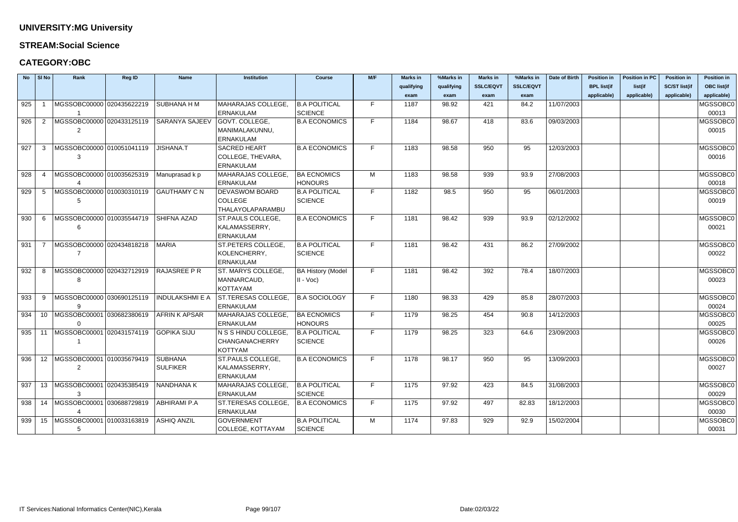**UNIVERSITY:MG University**

**STREAM:Social Science**

**CATEGORY:OBC**

| No | Sl No | Rank | Reg ID | Name | Institution | Course | M/F | Marks in qualifying exam | %Marks in qualifying exam | Marks in SSLC/EQVT exam | %Marks in SSLC/EQVT exam | Date of Birth | Position in BPL list(if applicable) | Position in PC list(if applicable) | Position in SC/ST list(if applicable) | Position in OBC list(if applicable) |
|---|---|---|---|---|---|---|---|---|---|---|---|---|---|---|---|---|
| 925 | 1 | MGSSOBC000001 | 020435622219 | SUBHANA H M | MAHARAJAS COLLEGE, ERNAKULAM | B.A POLITICAL SCIENCE | F | 1187 | 98.92 | 421 | 84.2 | 11/07/2003 | | | | MGSSOBC000013 |
| 926 | 2 | MGSSOBC000002 | 020433125119 | SARANYA SAJEEV | GOVT. COLLEGE, MANIMALAKUNNU, ERNAKULAM | B.A ECONOMICS | F | 1184 | 98.67 | 418 | 83.6 | 09/03/2003 | | | | MGSSOBC000015 |
| 927 | 3 | MGSSOBC000003 | 010051041119 | JISHANA.T | SACRED HEART COLLEGE, THEVARA, ERNAKULAM | B.A ECONOMICS | F | 1183 | 98.58 | 950 | 95 | 12/03/2003 | | | | MGSSOBC000016 |
| 928 | 4 | MGSSOBC000004 | 010035625319 | Manuprasad k p | MAHARAJAS COLLEGE, ERNAKULAM | BA ECNOMICS HONOURS | M | 1183 | 98.58 | 939 | 93.9 | 27/08/2003 | | | | MGSSOBC000018 |
| 929 | 5 | MGSSOBC000005 | 010030310119 | GAUTHAMY C N | DEVASWOM BOARD COLLEGE THALAYOLAPARAMBU | B.A POLITICAL SCIENCE | F | 1182 | 98.5 | 950 | 95 | 06/01/2003 | | | | MGSSOBC000019 |
| 930 | 6 | MGSSOBC000006 | 010035544719 | SHIFNA AZAD | ST.PAULS COLLEGE, KALAMASSERRY, ERNAKULAM | B.A ECONOMICS | F | 1181 | 98.42 | 939 | 93.9 | 02/12/2002 | | | | MGSSOBC000021 |
| 931 | 7 | MGSSOBC000007 | 020434818218 | MARIA | ST.PETERS COLLEGE, KOLENCHERRY, ERNAKULAM | B.A POLITICAL SCIENCE | F | 1181 | 98.42 | 431 | 86.2 | 27/09/2002 | | | | MGSSOBC000022 |
| 932 | 8 | MGSSOBC000008 | 020432712919 | RAJASREE P R | ST. MARYS COLLEGE, MANNARCAUD, KOTTAYAM | BA History (Model II - Voc) | F | 1181 | 98.42 | 392 | 78.4 | 18/07/2003 | | | | MGSSOBC000023 |
| 933 | 9 | MGSSOBC000009 | 030690125119 | INDULAKSHMI E A | ST.TERESAS COLLEGE, ERNAKULAM | B.A SOCIOLOGY | F | 1180 | 98.33 | 429 | 85.8 | 28/07/2003 | | | | MGSSOBC000024 |
| 934 | 10 | MGSSOBC000010 | 030682380619 | AFRIN K APSAR | MAHARAJAS COLLEGE, ERNAKULAM | BA ECNOMICS HONOURS | F | 1179 | 98.25 | 454 | 90.8 | 14/12/2003 | | | | MGSSOBC000025 |
| 935 | 11 | MGSSOBC000011 | 020431574119 | GOPIKA SIJU | N S S HINDU COLLEGE, CHANGANACHERRY KOTTYAM | B.A POLITICAL SCIENCE | F | 1179 | 98.25 | 323 | 64.6 | 23/09/2003 | | | | MGSSOBC000026 |
| 936 | 12 | MGSSOBC000012 | 010035679419 | SUBHANA SULFIKER | ST.PAULS COLLEGE, KALAMASSERRY, ERNAKULAM | B.A ECONOMICS | F | 1178 | 98.17 | 950 | 95 | 13/09/2003 | | | | MGSSOBC000027 |
| 937 | 13 | MGSSOBC000013 | 020435385419 | NANDHANA K | MAHARAJAS COLLEGE, ERNAKULAM | B.A POLITICAL SCIENCE | F | 1175 | 97.92 | 423 | 84.5 | 31/08/2003 | | | | MGSSOBC000029 |
| 938 | 14 | MGSSOBC000014 | 030688729819 | ABHIRAMI P.A | ST.TERESAS COLLEGE, ERNAKULAM | B.A ECONOMICS | F | 1175 | 97.92 | 497 | 82.83 | 18/12/2003 | | | | MGSSOBC000030 |
| 939 | 15 | MGSSOBC000015 | 010033163819 | ASHIQ ANZIL | GOVERNMENT COLLEGE, KOTTAYAM | B.A POLITICAL SCIENCE | M | 1174 | 97.83 | 929 | 92.9 | 15/02/2004 | | | | MGSSOBC000031 |

IT Services:National Informatics Center(NIC),Kerala

Date:02/03/22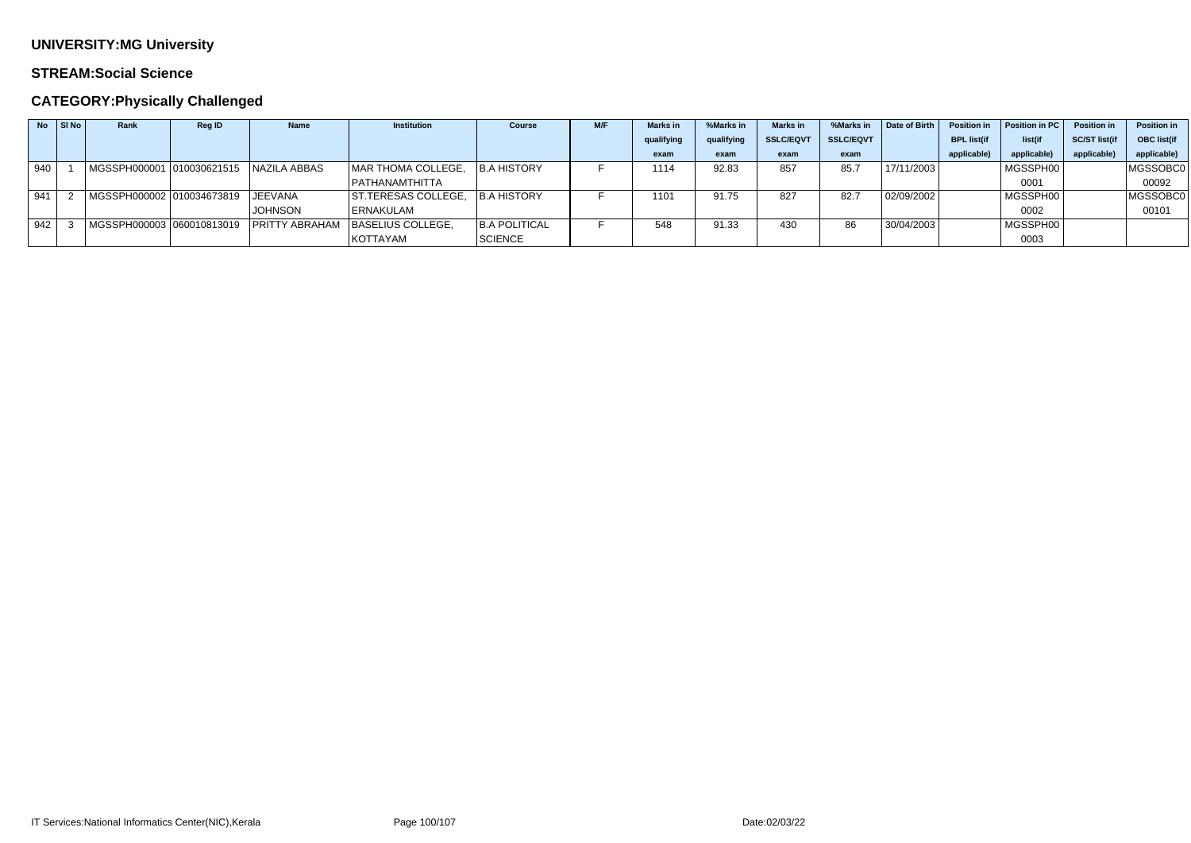**UNIVERSITY:MG University**

**STREAM:Social Science**

**CATEGORY:Physically Challenged**

| No | Sl No | Rank | Reg ID | Name | Institution | Course | M/F | Marks in qualifying exam | %Marks in qualifying exam | Marks in SSLC/EQVT exam | %Marks in SSLC/EQVT exam | Date of Birth | Position in BPL list(if applicable) | Position in PC list(if applicable) | Position in SC/ST list(if applicable) | Position in OBC list(if applicable) |
|---|---|---|---|---|---|---|---|---|---|---|---|---|---|---|---|---|
| 940 | 1 | MGSSPH000001 | 010030621515 | NAZILA ABBAS | MAR THOMA COLLEGE, PATHANAMTHITTA | B.A HISTORY | F | 1114 | 92.83 | 857 | 85.7 | 17/11/2003 | | MGSSPH000001 | | MGSSOBC000092 |
| 941 | 2 | MGSSPH000002 | 010034673819 | JEEVANA JOHNSON | ST.TERESAS COLLEGE, ERNAKULAM | B.A HISTORY | F | 1101 | 91.75 | 827 | 82.7 | 02/09/2002 | | MGSSPH000002 | | MGSSOBC000101 |
| 942 | 3 | MGSSPH000003 | 060010813019 | PRITTY ABRAHAM | BASELIUS COLLEGE, KOTTAYAM | B.A POLITICAL SCIENCE | F | 548 | 91.33 | 430 | 86 | 30/04/2003 | | MGSSPH000003 | | |

IT Services:National Informatics Center(NIC),Kerala

Date:02/03/22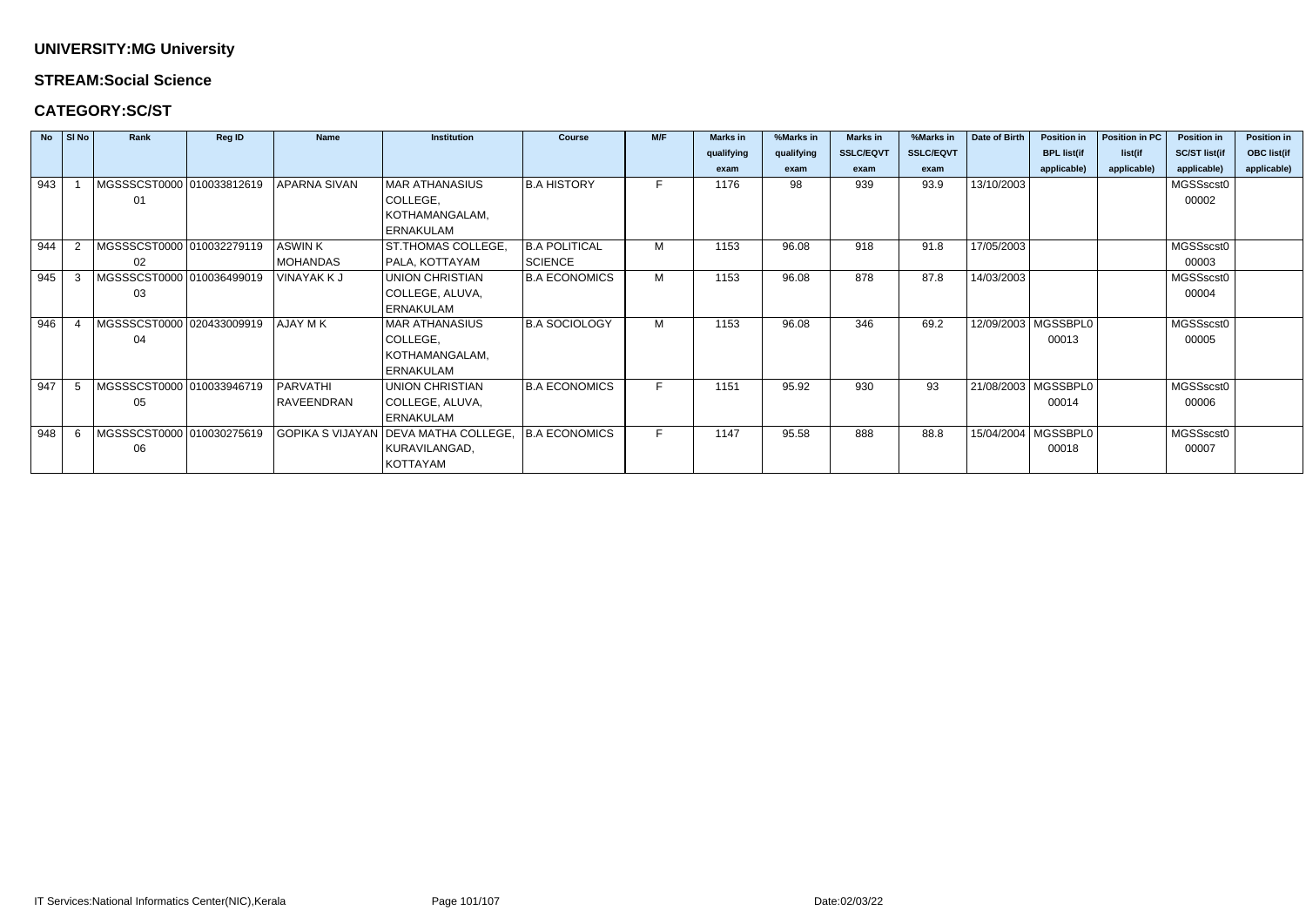**UNIVERSITY:MG University**

**STREAM:Social Science**

**CATEGORY:SC/ST**

| No | Sl No | Rank | Reg ID | Name | Institution | Course | M/F | Marks in qualifying exam | %Marks in qualifying exam | Marks in SSLC/EQVT exam | %Marks in SSLC/EQVT exam | Date of Birth | Position in BPL list(if applicable) | Position in PC list(if applicable) | Position in SC/ST list(if applicable) | Position in OBC list(if applicable) |
|---|---|---|---|---|---|---|---|---|---|---|---|---|---|---|---|---|
| 943 | 1 | MGSSSCST000001 | 010033812619 | APARNA SIVAN | MAR ATHANASIUS COLLEGE, KOTHAMANGALAM, ERNAKULAM | B.A HISTORY | F | 1176 | 98 | 939 | 93.9 | 13/10/2003 | | | MGSSscst000002 | |
| 944 | 2 | MGSSSCST000002 | 010032279119 | ASWIN K MOHANDAS | ST.THOMAS COLLEGE, PALA, KOTTAYAM | B.A POLITICAL SCIENCE | M | 1153 | 96.08 | 918 | 91.8 | 17/05/2003 | | | MGSSscst000003 | |
| 945 | 3 | MGSSSCST000003 | 010036499019 | VINAYAK K J | UNION CHRISTIAN COLLEGE, ALUVA, ERNAKULAM | B.A ECONOMICS | M | 1153 | 96.08 | 878 | 87.8 | 14/03/2003 | | | MGSSscst000004 | |
| 946 | 4 | MGSSSCST000004 | 020433009919 | AJAY M K | MAR ATHANASIUS COLLEGE, KOTHAMANGALAM, ERNAKULAM | B.A SOCIOLOGY | M | 1153 | 96.08 | 346 | 69.2 | 12/09/2003 | MGSSBPL000013 | | MGSSscst000005 | |
| 947 | 5 | MGSSSCST000005 | 010033946719 | PARVATHI RAVEENDRAN | UNION CHRISTIAN COLLEGE, ALUVA, ERNAKULAM | B.A ECONOMICS | F | 1151 | 95.92 | 930 | 93 | 21/08/2003 | MGSSBPL000014 | | MGSSscst000006 | |
| 948 | 6 | MGSSSCST000006 | 010030275619 | GOPIKA S VIJAYAN | DEVA MATHA COLLEGE, KURAVILANGAD, KOTTAYAM | B.A ECONOMICS | F | 1147 | 95.58 | 888 | 88.8 | 15/04/2004 | MGSSBPL000018 | | MGSSscst000007 | |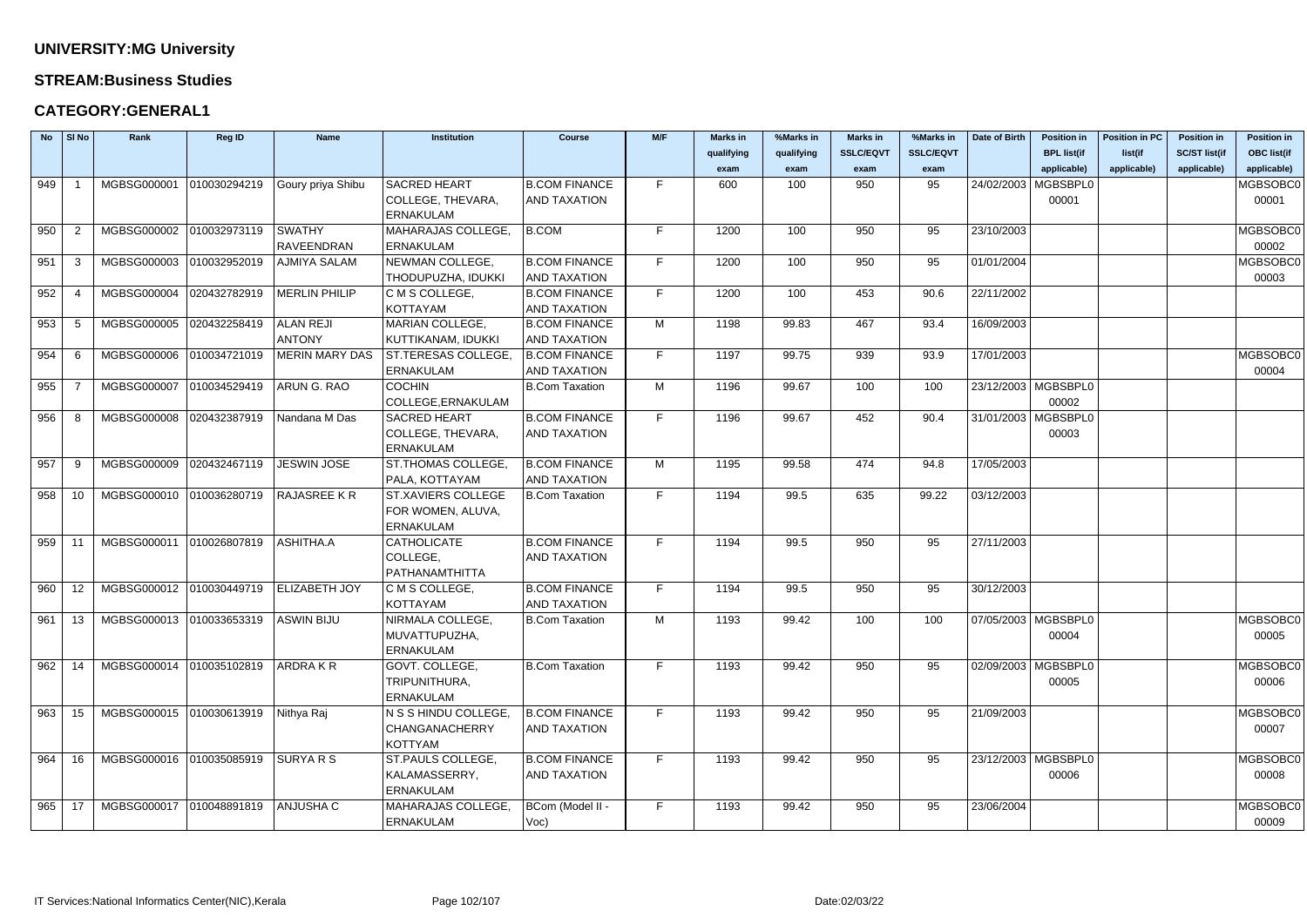**UNIVERSITY:MG University**

**STREAM:Business Studies**

**CATEGORY:GENERAL1**

| No | Sl No | Rank | Reg ID | Name | Institution | Course | M/F | Marks in qualifying exam | %Marks in qualifying exam | Marks in SSLC/EQVT exam | %Marks in SSLC/EQVT exam | Date of Birth | Position in BPL list(if applicable) | Position in PC list(if applicable) | Position in SC/ST list(if applicable) | Position in OBC list(if applicable) |
|---|---|---|---|---|---|---|---|---|---|---|---|---|---|---|---|---|
| 949 | 1 | MGBSG000001 | 010030294219 | Goury priya Shibu | SACRED HEART COLLEGE, THEVARA, ERNAKULAM | B.COM FINANCE AND TAXATION | F | 600 | 100 | 950 | 95 | 24/02/2003 | MGBSBPL000001 | | | MGBSOBC000001 |
| 950 | 2 | MGBSG000002 | 010032973119 | SWATHY RAVEENDRAN | MAHARAJAS COLLEGE, ERNAKULAM | B.COM | F | 1200 | 100 | 950 | 95 | 23/10/2003 | | | | MGBSOBC000002 |
| 951 | 3 | MGBSG000003 | 010032952019 | AJMIYA SALAM | NEWMAN COLLEGE, THODUPUZHA, IDUKKI | B.COM FINANCE AND TAXATION | F | 1200 | 100 | 950 | 95 | 01/01/2004 | | | | MGBSOBC000003 |
| 952 | 4 | MGBSG000004 | 020432782919 | MERLIN PHILIP | C M S COLLEGE, KOTTAYAM | B.COM FINANCE AND TAXATION | F | 1200 | 100 | 453 | 90.6 | 22/11/2002 | | | | |
| 953 | 5 | MGBSG000005 | 020432258419 | ALAN REJI ANTONY | MARIAN COLLEGE, KUTTIKANAM, IDUKKI | B.COM FINANCE AND TAXATION | M | 1198 | 99.83 | 467 | 93.4 | 16/09/2003 | | | | |
| 954 | 6 | MGBSG000006 | 010034721019 | MERIN MARY DAS | ST.TERESAS COLLEGE, ERNAKULAM | B.COM FINANCE AND TAXATION | F | 1197 | 99.75 | 939 | 93.9 | 17/01/2003 | | | | MGBSOBC000004 |
| 955 | 7 | MGBSG000007 | 010034529419 | ARUN G. RAO | COCHIN COLLEGE,ERNAKULAM | B.Com Taxation | M | 1196 | 99.67 | 100 | 100 | 23/12/2003 | MGBSBPL000002 | | | |
| 956 | 8 | MGBSG000008 | 020432387919 | Nandana M Das | SACRED HEART COLLEGE, THEVARA, ERNAKULAM | B.COM FINANCE AND TAXATION | F | 1196 | 99.67 | 452 | 90.4 | 31/01/2003 | MGBSBPL000003 | | | |
| 957 | 9 | MGBSG000009 | 020432467119 | JESWIN JOSE | ST.THOMAS COLLEGE, PALA, KOTTAYAM | B.COM FINANCE AND TAXATION | M | 1195 | 99.58 | 474 | 94.8 | 17/05/2003 | | | | |
| 958 | 10 | MGBSG000010 | 010036280719 | RAJASREE K R | ST.XAVIERS COLLEGE FOR WOMEN, ALUVA, ERNAKULAM | B.Com Taxation | F | 1194 | 99.5 | 635 | 99.22 | 03/12/2003 | | | | |
| 959 | 11 | MGBSG000011 | 010026807819 | ASHITHA.A | CATHOLICATE COLLEGE, PATHANAMTHITTA | B.COM FINANCE AND TAXATION | F | 1194 | 99.5 | 950 | 95 | 27/11/2003 | | | | |
| 960 | 12 | MGBSG000012 | 010030449719 | ELIZABETH JOY | C M S COLLEGE, KOTTAYAM | B.COM FINANCE AND TAXATION | F | 1194 | 99.5 | 950 | 95 | 30/12/2003 | | | | |
| 961 | 13 | MGBSG000013 | 010033653319 | ASWIN BIJU | NIRMALA COLLEGE, MUVATTUPUZHA, ERNAKULAM | B.Com Taxation | M | 1193 | 99.42 | 100 | 100 | 07/05/2003 | MGBSBPL000004 | | | MGBSOBC000005 |
| 962 | 14 | MGBSG000014 | 010035102819 | ARDRA K R | GOVT. COLLEGE, TRIPUNITHURA, ERNAKULAM | B.Com Taxation | F | 1193 | 99.42 | 950 | 95 | 02/09/2003 | MGBSBPL000005 | | | MGBSOBC000006 |
| 963 | 15 | MGBSG000015 | 010030613919 | Nithya Raj | N S S HINDU COLLEGE, CHANGANACHERRY KOTTYAM | B.COM FINANCE AND TAXATION | F | 1193 | 99.42 | 950 | 95 | 21/09/2003 | | | | MGBSOBC000007 |
| 964 | 16 | MGBSG000016 | 010035085919 | SURYA R S | ST.PAULS COLLEGE, KALAMASSERRY, ERNAKULAM | B.COM FINANCE AND TAXATION | F | 1193 | 99.42 | 950 | 95 | 23/12/2003 | MGBSBPL000006 | | | MGBSOBC000008 |
| 965 | 17 | MGBSG000017 | 010048891819 | ANJUSHA C | MAHARAJAS COLLEGE, ERNAKULAM | BCom (Model II - Voc) | F | 1193 | 99.42 | 950 | 95 | 23/06/2004 | | | | MGBSOBC000009 |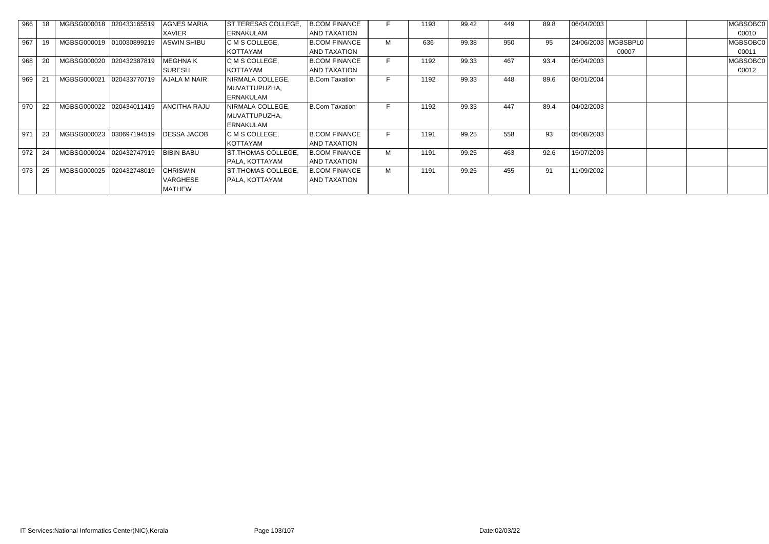| 966 | 18 | MGBSG000018 | 020433165519 | AGNES MARIA XAVIER | ST.TERESAS COLLEGE, ERNAKULAM | B.COM FINANCE AND TAXATION | F | 1193 | 99.42 | 449 | 89.8 | 06/04/2003 | | | | MGBSOBC0 00010 |
|---|---|---|---|---|---|---|---|---|---|---|---|---|---|---|---|---|
| 967 | 19 | MGBSG000019 | 010030899219 | ASWIN SHIBU | C M S COLLEGE, KOTTAYAM | B.COM FINANCE AND TAXATION | M | 636 | 99.38 | 950 | 95 | 24/06/2003 | MGBSBPL0 00007 | | | MGBSOBC0 00011 |
| 968 | 20 | MGBSG000020 | 020432387819 | MEGHNA K SURESH | C M S COLLEGE, KOTTAYAM | B.COM FINANCE AND TAXATION | F | 1192 | 99.33 | 467 | 93.4 | 05/04/2003 | | | | MGBSOBC0 00012 |
| 969 | 21 | MGBSG000021 | 020433770719 | AJALA M NAIR | NIRMALA COLLEGE, MUVATTUPUZHA, ERNAKULAM | B.Com Taxation | F | 1192 | 99.33 | 448 | 89.6 | 08/01/2004 | | | | |
| 970 | 22 | MGBSG000022 | 020434011419 | ANCITHA RAJU | NIRMALA COLLEGE, MUVATTUPUZHA, ERNAKULAM | B.Com Taxation | F | 1192 | 99.33 | 447 | 89.4 | 04/02/2003 | | | | |
| 971 | 23 | MGBSG000023 | 030697194519 | DESSA JACOB | C M S COLLEGE, KOTTAYAM | B.COM FINANCE AND TAXATION | F | 1191 | 99.25 | 558 | 93 | 05/08/2003 | | | | |
| 972 | 24 | MGBSG000024 | 020432747919 | BIBIN BABU | ST.THOMAS COLLEGE, PALA, KOTTAYAM | B.COM FINANCE AND TAXATION | M | 1191 | 99.25 | 463 | 92.6 | 15/07/2003 | | | | |
| 973 | 25 | MGBSG000025 | 020432748019 | CHRISWIN VARGHESE MATHEW | ST.THOMAS COLLEGE, PALA, KOTTAYAM | B.COM FINANCE AND TAXATION | M | 1191 | 99.25 | 455 | 91 | 11/09/2002 | | | | |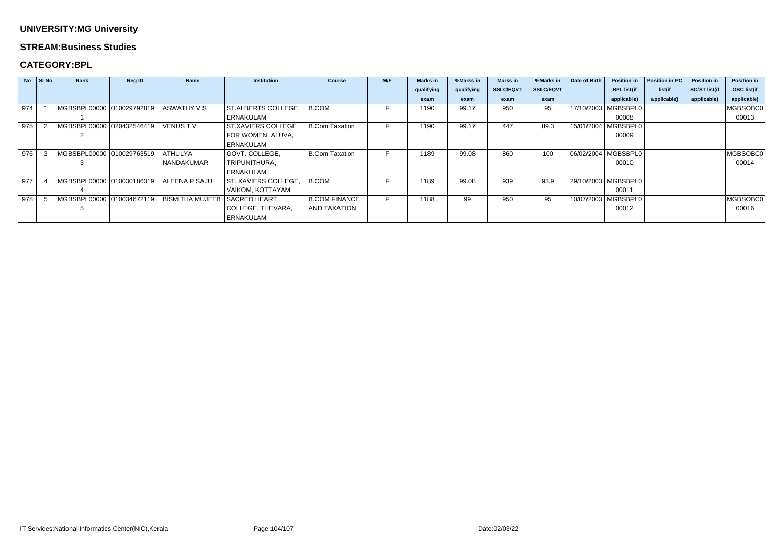**UNIVERSITY:MG University**

**STREAM:Business Studies**

**CATEGORY:BPL**

| No | Sl No | Rank | Reg ID | Name | Institution | Course | M/F | Marks in qualifying exam | %Marks in qualifying exam | Marks in SSLC/EQVT exam | %Marks in SSLC/EQVT exam | Date of Birth | Position in BPL list(if applicable) | Position in PC list(if applicable) | Position in SC/ST list(if applicable) | Position in OBC list(if applicable) |
|---|---|---|---|---|---|---|---|---|---|---|---|---|---|---|---|---|
| 974 | 1 | MGBSBPL000001 | 010029792819 | ASWATHY V S | ST.ALBERTS COLLEGE, ERNAKULAM | B.COM | F | 1190 | 99.17 | 950 | 95 | 17/10/2003 | MGBSBPL000008 | | | MGBSOBC000013 |
| 975 | 2 | MGBSBPL000002 | 020432546419 | VENUS T V | ST.XAVIERS COLLEGE FOR WOMEN, ALUVA, ERNAKULAM | B.Com Taxation | F | 1190 | 99.17 | 447 | 89.3 | 15/01/2004 | MGBSBPL000009 | | | |
| 976 | 3 | MGBSBPL000003 | 010029763519 | ATHULYA NANDAKUMAR | GOVT. COLLEGE, TRIPUNITHURA, ERNAKULAM | B.Com Taxation | F | 1189 | 99.08 | 860 | 100 | 06/02/2004 | MGBSBPL000010 | | | MGBSOBC000014 |
| 977 | 4 | MGBSBPL000004 | 010030186319 | ALEENA P SAJU | ST. XAVIERS COLLEGE, VAIKOM, KOTTAYAM | B.COM | F | 1189 | 99.08 | 939 | 93.9 | 29/10/2003 | MGBSBPL000011 | | | |
| 978 | 5 | MGBSBPL000005 | 010034672119 | BISMITHA MUJEEB | SACRED HEART COLLEGE, THEVARA, ERNAKULAM | B.COM FINANCE AND TAXATION | F | 1188 | 99 | 950 | 95 | 10/07/2003 | MGBSBPL000012 | | | MGBSOBC000016 |

IT Services:National Informatics Center(NIC),Kerala

Date:02/03/22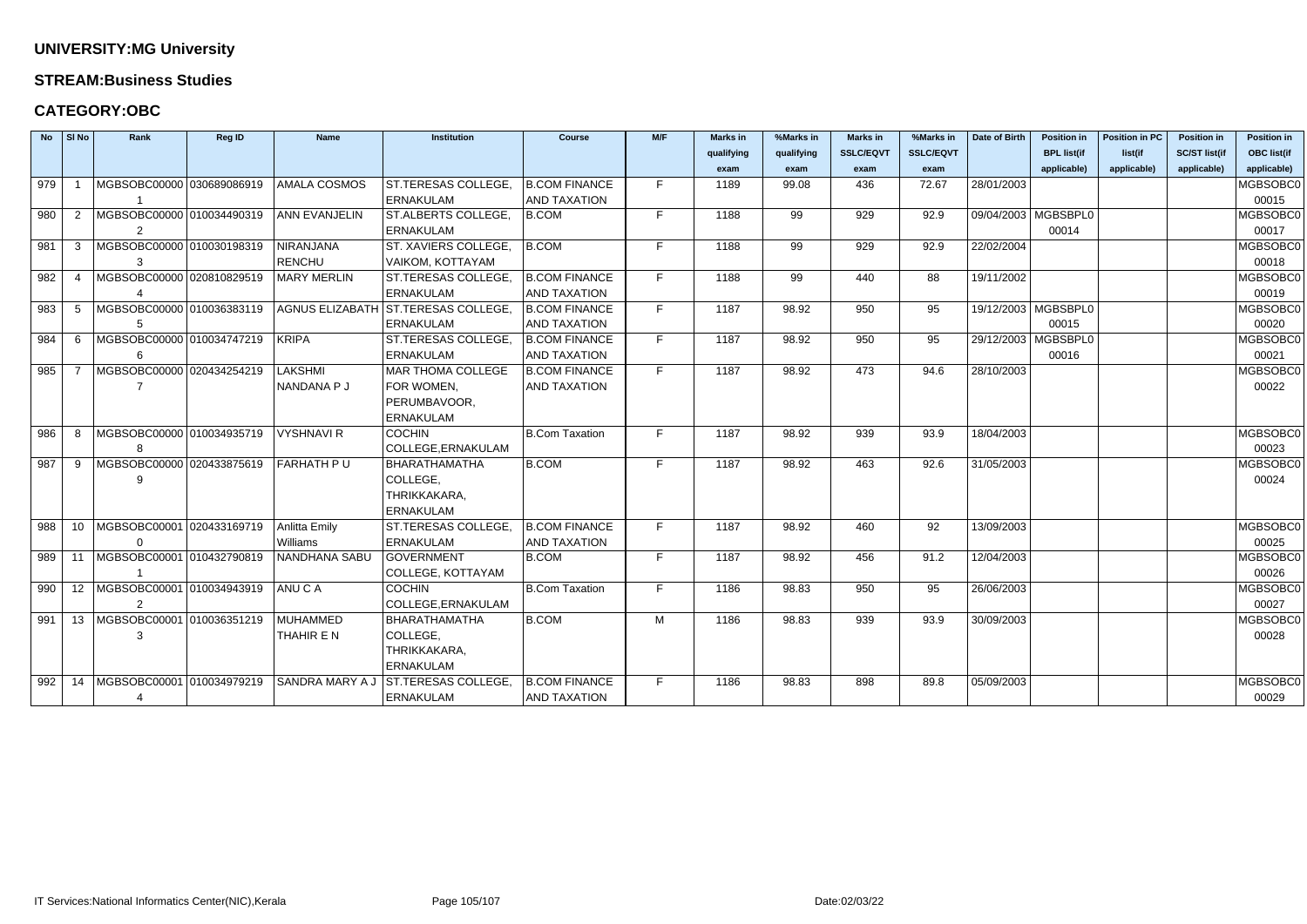## UNIVERSITY:MG University

## STREAM:Business Studies

## CATEGORY:OBC

| No | Sl No | Rank | Reg ID | Name | Institution | Course | M/F | Marks in qualifying exam | %Marks in qualifying exam | Marks in SSLC/EQVT exam | %Marks in SSLC/EQVT exam | Date of Birth | Position in BPL list(if applicable) | Position in PC list(if applicable) | Position in SC/ST list(if applicable) | Position in OBC list(if applicable) |
|---|---|---|---|---|---|---|---|---|---|---|---|---|---|---|---|---|
| 979 | 1 | MGBSOBC000001 | 030689086919 | AMALA COSMOS | ST.TERESAS COLLEGE, ERNAKULAM | B.COM FINANCE AND TAXATION | F | 1189 | 99.08 | 436 | 72.67 | 28/01/2003 | | | | MGBSOBC000015 |
| 980 | 2 | MGBSOBC000002 | 010034490319 | ANN EVANJELIN | ST.ALBERTS COLLEGE, ERNAKULAM | B.COM | F | 1188 | 99 | 929 | 92.9 | 09/04/2003 | MGBSBPL000014 | | | MGBSOBC000017 |
| 981 | 3 | MGBSOBC000003 | 010030198319 | NIRANJANA RENCHU | ST. XAVIERS COLLEGE, VAIKOM, KOTTAYAM | B.COM | F | 1188 | 99 | 929 | 92.9 | 22/02/2004 | | | | MGBSOBC000018 |
| 982 | 4 | MGBSOBC000004 | 020810829519 | MARY MERLIN | ST.TERESAS COLLEGE, ERNAKULAM | B.COM FINANCE AND TAXATION | F | 1188 | 99 | 440 | 88 | 19/11/2002 | | | | MGBSOBC000019 |
| 983 | 5 | MGBSOBC000005 | 010036383119 | AGNUS ELIZABATH | ST.TERESAS COLLEGE, ERNAKULAM | B.COM FINANCE AND TAXATION | F | 1187 | 98.92 | 950 | 95 | 19/12/2003 | MGBSBPL000015 | | | MGBSOBC000020 |
| 984 | 6 | MGBSOBC000006 | 010034747219 | KRIPA | ST.TERESAS COLLEGE, ERNAKULAM | B.COM FINANCE AND TAXATION | F | 1187 | 98.92 | 950 | 95 | 29/12/2003 | MGBSBPL000016 | | | MGBSOBC000021 |
| 985 | 7 | MGBSOBC000007 | 020434254219 | LAKSHMI NANDANA P J | MAR THOMA COLLEGE FOR WOMEN, PERUMBAVOOR, ERNAKULAM | B.COM FINANCE AND TAXATION | F | 1187 | 98.92 | 473 | 94.6 | 28/10/2003 | | | | MGBSOBC000022 |
| 986 | 8 | MGBSOBC000008 | 010034935719 | VYSHNAVI R | COCHIN COLLEGE,ERNAKULAM | B.Com Taxation | F | 1187 | 98.92 | 939 | 93.9 | 18/04/2003 | | | | MGBSOBC000023 |
| 987 | 9 | MGBSOBC000009 | 020433875619 | FARHATH P U | BHARATHAMATHA COLLEGE, THRIKKAKARA, ERNAKULAM | B.COM | F | 1187 | 98.92 | 463 | 92.6 | 31/05/2003 | | | | MGBSOBC000024 |
| 988 | 10 | MGBSOBC000010 | 020433169719 | Anlitta Emily Williams | ST.TERESAS COLLEGE, ERNAKULAM | B.COM FINANCE AND TAXATION | F | 1187 | 98.92 | 460 | 92 | 13/09/2003 | | | | MGBSOBC000025 |
| 989 | 11 | MGBSOBC000011 | 010432790819 | NANDHANA SABU | GOVERNMENT COLLEGE, KOTTAYAM | B.COM | F | 1187 | 98.92 | 456 | 91.2 | 12/04/2003 | | | | MGBSOBC000026 |
| 990 | 12 | MGBSOBC000012 | 010034943919 | ANU C A | COCHIN COLLEGE,ERNAKULAM | B.Com Taxation | F | 1186 | 98.83 | 950 | 95 | 26/06/2003 | | | | MGBSOBC000027 |
| 991 | 13 | MGBSOBC000013 | 010036351219 | MUHAMMED THAHIR E N | BHARATHAMATHA COLLEGE, THRIKKAKARA, ERNAKULAM | B.COM | M | 1186 | 98.83 | 939 | 93.9 | 30/09/2003 | | | | MGBSOBC000028 |
| 992 | 14 | MGBSOBC000014 | 010034979219 | SANDRA MARY A J | ST.TERESAS COLLEGE, ERNAKULAM | B.COM FINANCE AND TAXATION | F | 1186 | 98.83 | 898 | 89.8 | 05/09/2003 | | | | MGBSOBC000029 |

IT Services:National Informatics Center(NIC),Kerala — Date:02/03/22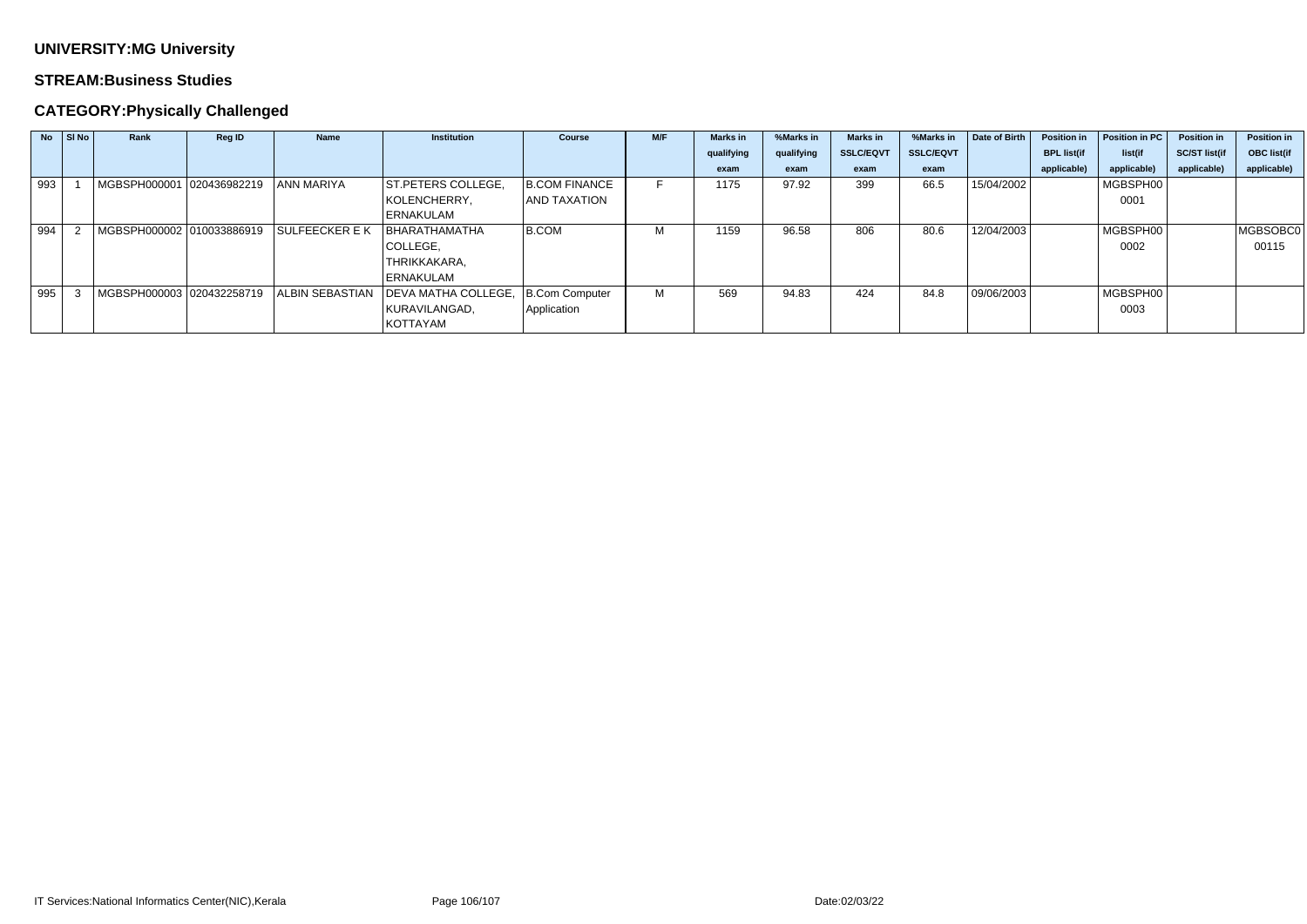**UNIVERSITY:MG University**

**STREAM:Business Studies**

**CATEGORY:Physically Challenged**

| No | Sl No | Rank | Reg ID | Name | Institution | Course | M/F | Marks in qualifying exam | %Marks in qualifying exam | Marks in SSLC/EQVT exam | %Marks in SSLC/EQVT exam | Date of Birth | Position in BPL list(if applicable) | Position in PC list(if applicable) | Position in SC/ST list(if applicable) | Position in OBC list(if applicable) |
|---|---|---|---|---|---|---|---|---|---|---|---|---|---|---|---|---|
| 993 | 1 | MGBSPH000001 | 020436982219 | ANN MARIYA | ST.PETERS COLLEGE, KOLENCHERRY, ERNAKULAM | B.COM FINANCE AND TAXATION | F | 1175 | 97.92 | 399 | 66.5 | 15/04/2002 | | MGBSPH000001 | | |
| 994 | 2 | MGBSPH000002 | 010033886919 | SULFEECKER E K | BHARATHAMATHA COLLEGE, THRIKKAKARA, ERNAKULAM | B.COM | M | 1159 | 96.58 | 806 | 80.6 | 12/04/2003 | | MGBSPH000002 | | MGBSOBC000115 |
| 995 | 3 | MGBSPH000003 | 020432258719 | ALBIN SEBASTIAN | DEVA MATHA COLLEGE, KURAVILANGAD, KOTTAYAM | B.Com Computer Application | M | 569 | 94.83 | 424 | 84.8 | 09/06/2003 | | MGBSPH000003 | | |

IT Services:National Informatics Center(NIC),Kerala

Date:02/03/22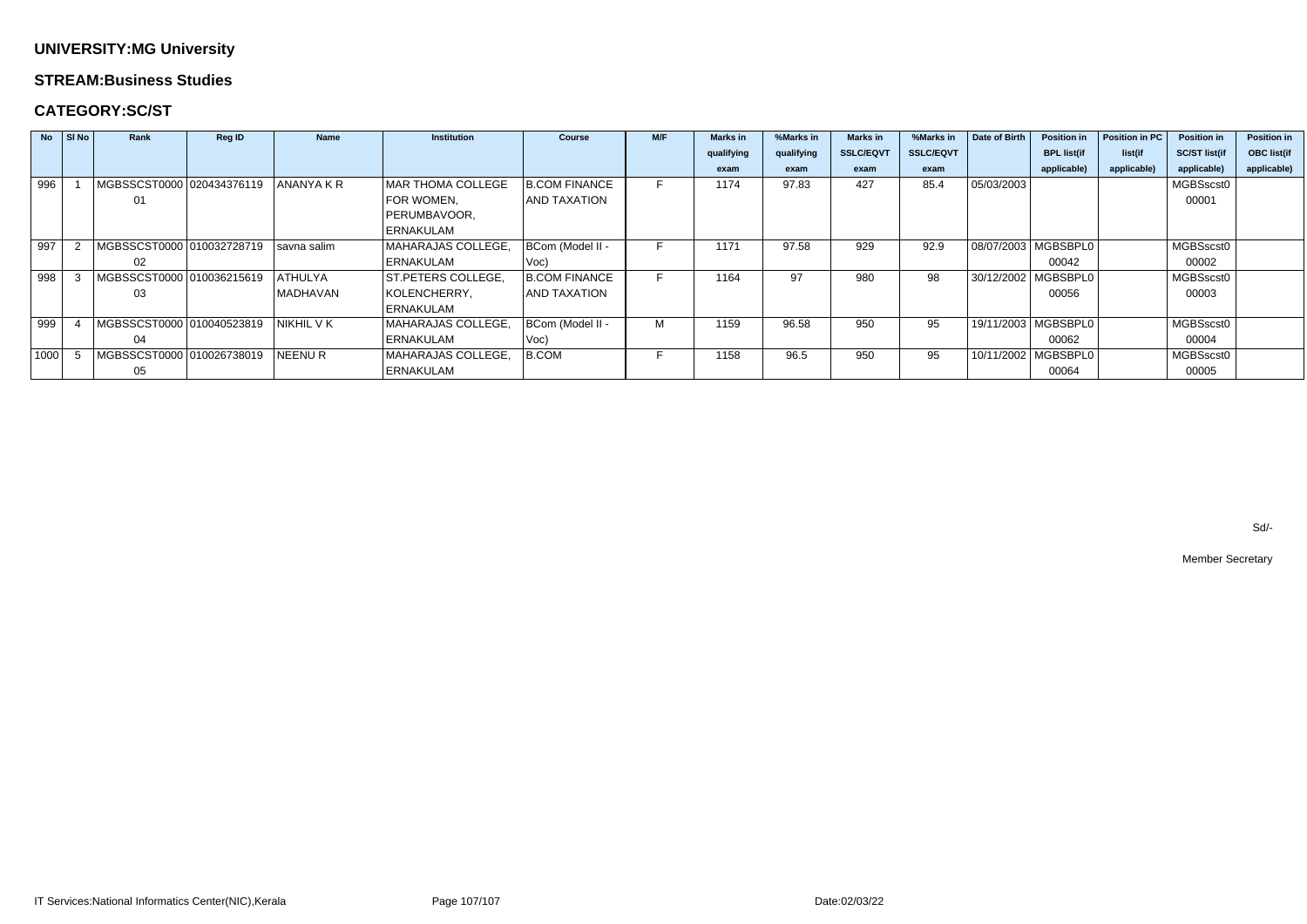**UNIVERSITY:MG University**

**STREAM:Business Studies**

**CATEGORY:SC/ST**

| No | Sl No | Rank | Reg ID | Name | Institution | Course | M/F | Marks in qualifying exam | %Marks in qualifying exam | Marks in SSLC/EQVT exam | %Marks in SSLC/EQVT exam | Date of Birth | Position in BPL list(if applicable) | Position in PC list(if applicable) | Position in SC/ST list(if applicable) | Position in OBC list(if applicable) |
|---|---|---|---|---|---|---|---|---|---|---|---|---|---|---|---|---|
| 996 | 1 | MGBSSCST000001 | 020434376119 | ANANYA K R | MAR THOMA COLLEGE FOR WOMEN, PERUMBAVOOR, ERNAKULAM | B.COM FINANCE AND TAXATION | F | 1174 | 97.83 | 427 | 85.4 | 05/03/2003 | | | MGBSscst000001 | |
| 997 | 2 | MGBSSCST000002 | 010032728719 | savna salim | MAHARAJAS COLLEGE, ERNAKULAM | BCom (Model II - Voc) | F | 1171 | 97.58 | 929 | 92.9 | 08/07/2003 | MGBSBPL000042 | | MGBSscst000002 | |
| 998 | 3 | MGBSSCST000003 | 010036215619 | ATHULYA MADHAVAN | ST.PETERS COLLEGE, KOLENCHERRY, ERNAKULAM | B.COM FINANCE AND TAXATION | F | 1164 | 97 | 980 | 98 | 30/12/2002 | MGBSBPL000056 | | MGBSscst000003 | |
| 999 | 4 | MGBSSCST000004 | 010040523819 | NIKHIL V K | MAHARAJAS COLLEGE, ERNAKULAM | BCom (Model II - Voc) | M | 1159 | 96.58 | 950 | 95 | 19/11/2003 | MGBSBPL000062 | | MGBSscst000004 | |
| 1000 | 5 | MGBSSCST000005 | 010026738019 | NEENU R | MAHARAJAS COLLEGE, ERNAKULAM | B.COM | F | 1158 | 96.5 | 950 | 95 | 10/11/2002 | MGBSBPL000064 | | MGBSscst000005 | |

Sd/-

Member Secretary

IT Services:National Informatics Center(NIC),Kerala

Date:02/03/22